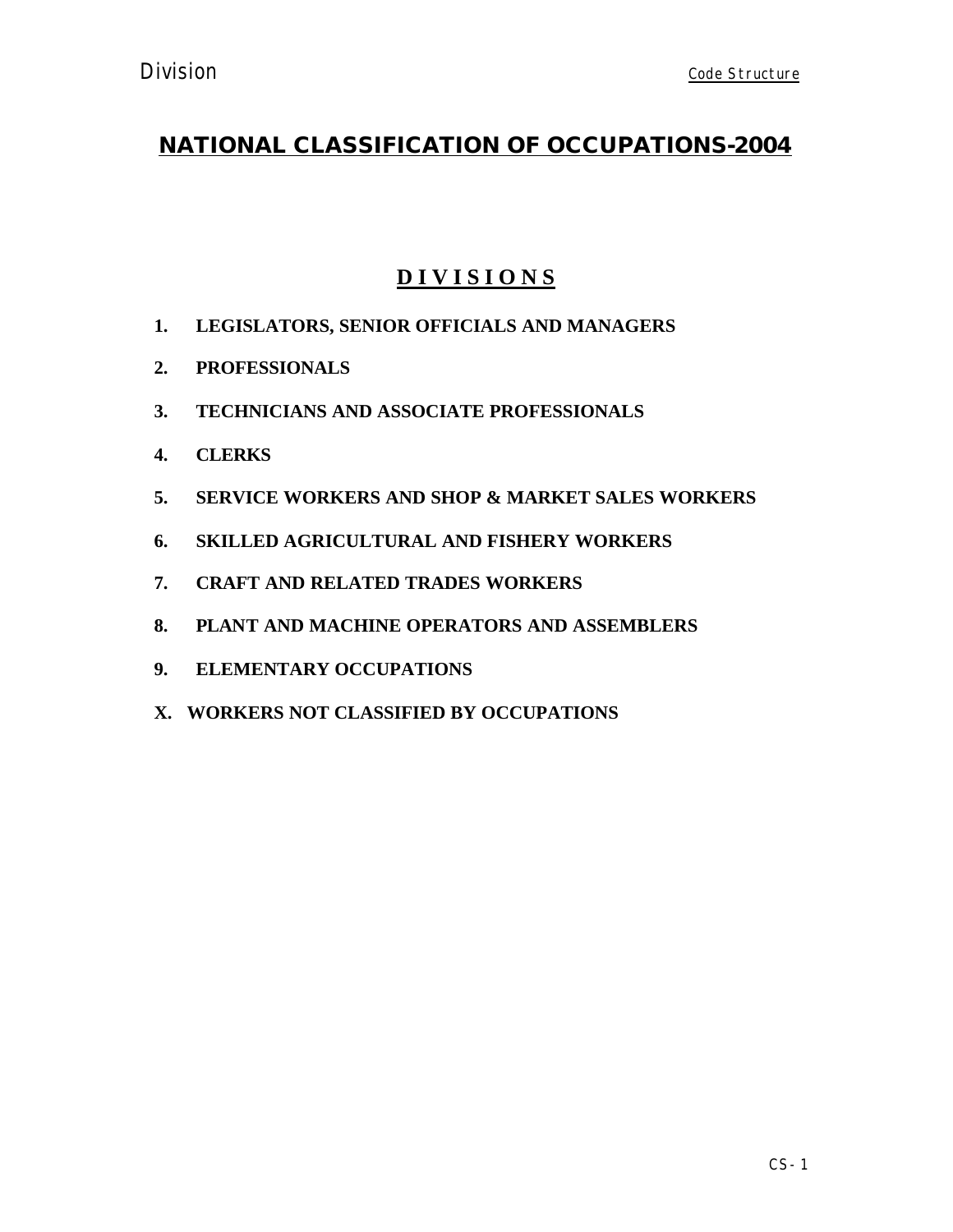# NATIONAL CLASSIFICATION OF OCCUPATIONS-2004

## D I V I S I O N S

1. **LEGISLATORS, SENIOR OFFICIALS AND MANAGERS**
2. **PROFESSIONALS**
3. **TECHNICIANS AND ASSOCIATE PROFESSIONALS**
4. **CLERKS**
5. **SERVICE WORKERS AND SHOP & MARKET SALES WORKERS**
6. **SKILLED AGRICULTURAL AND FISHERY WORKERS**
7. **CRAFT AND RELATED TRADES WORKERS**
8. **PLANT AND MACHINE OPERATORS AND ASSEMBLERS**
9. **ELEMENTARY OCCUPATIONS**

**X. WORKERS NOT CLASSIFIED BY OCCUPATIONS**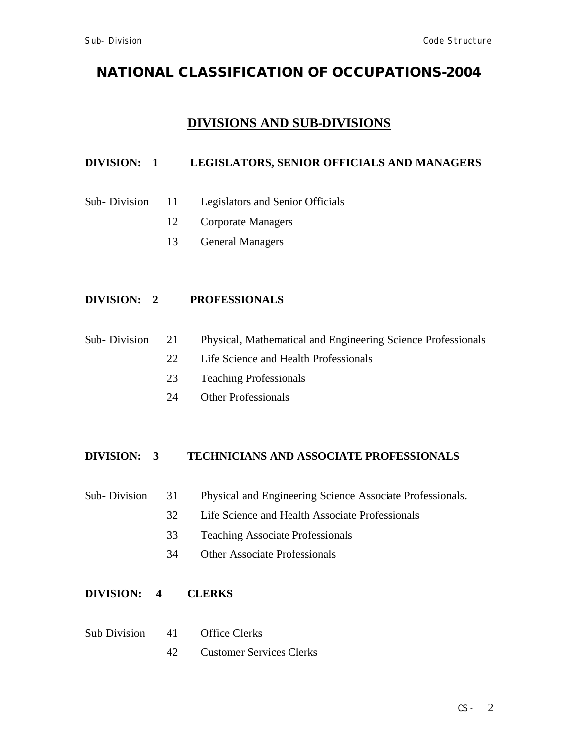# NATIONAL CLASSIFICATION OF OCCUPATIONS-2004

## DIVISIONS AND SUB-DIVISIONS

**DIVISION: 1 LEGISLATORS, SENIOR OFFICIALS AND MANAGERS**

| | | |
|---|---|---|
| Sub- Division | 11 | Legislators and Senior Officials |
| | 12 | Corporate Managers |
| | 13 | General Managers |

**DIVISION: 2 PROFESSIONALS**

| | | |
|---|---|---|
| Sub- Division | 21 | Physical, Mathematical and Engineering Science Professionals |
| | 22 | Life Science and Health Professionals |
| | 23 | Teaching Professionals |
| | 24 | Other Professionals |

**DIVISION: 3 TECHNICIANS AND ASSOCIATE PROFESSIONALS**

| | | |
|---|---|---|
| Sub- Division | 31 | Physical and Engineering Science Associate Professionals. |
| | 32 | Life Science and Health Associate Professionals |
| | 33 | Teaching Associate Professionals |
| | 34 | Other Associate Professionals |

**DIVISION: 4 CLERKS**

| | | |
|---|---|---|
| Sub Division | 41 | Office Clerks |
| | 42 | Customer Services Clerks |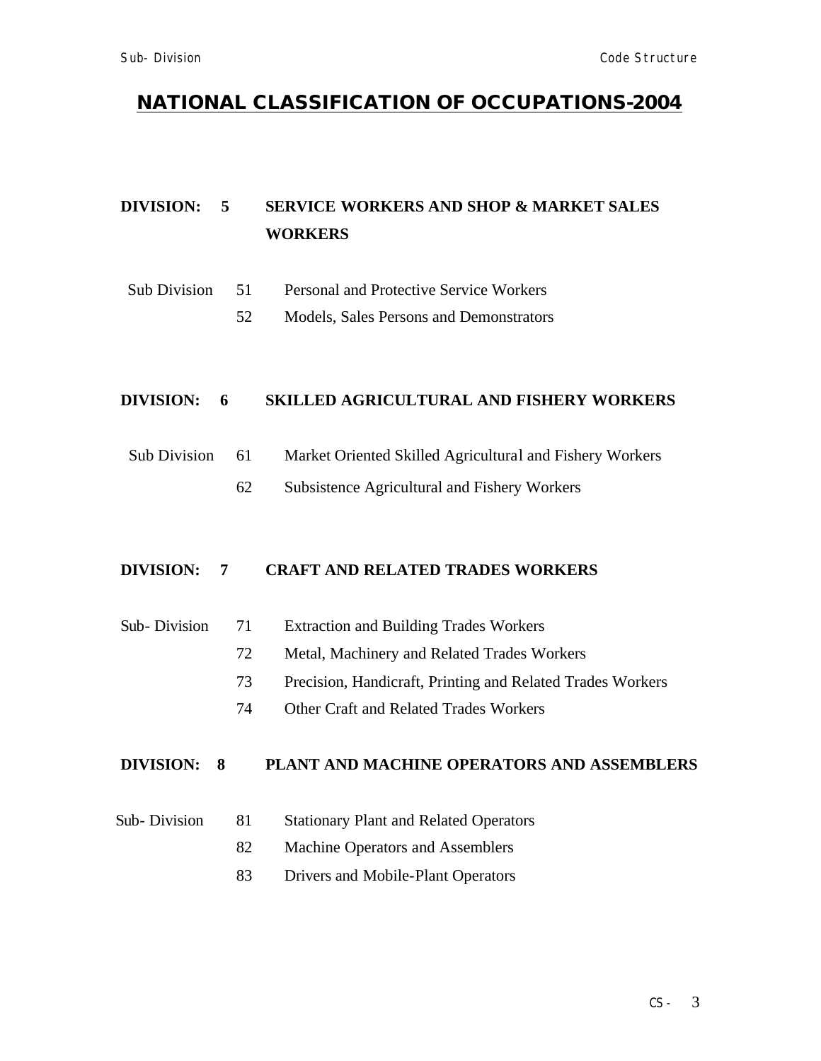# NATIONAL CLASSIFICATION OF OCCUPATIONS-2004

## DIVISION: 5 SERVICE WORKERS AND SHOP & MARKET SALES WORKERS

Sub Division

51 Personal and Protective Service Workers

52 Models, Sales Persons and Demonstrators

## DIVISION: 6 SKILLED AGRICULTURAL AND FISHERY WORKERS

Sub Division

61 Market Oriented Skilled Agricultural and Fishery Workers

62 Subsistence Agricultural and Fishery Workers

## DIVISION: 7 CRAFT AND RELATED TRADES WORKERS

Sub- Division

71 Extraction and Building Trades Workers

72 Metal, Machinery and Related Trades Workers

73 Precision, Handicraft, Printing and Related Trades Workers

74 Other Craft and Related Trades Workers

## DIVISION: 8 PLANT AND MACHINE OPERATORS AND ASSEMBLERS

Sub- Division

81 Stationary Plant and Related Operators

82 Machine Operators and Assemblers

83 Drivers and Mobile-Plant Operators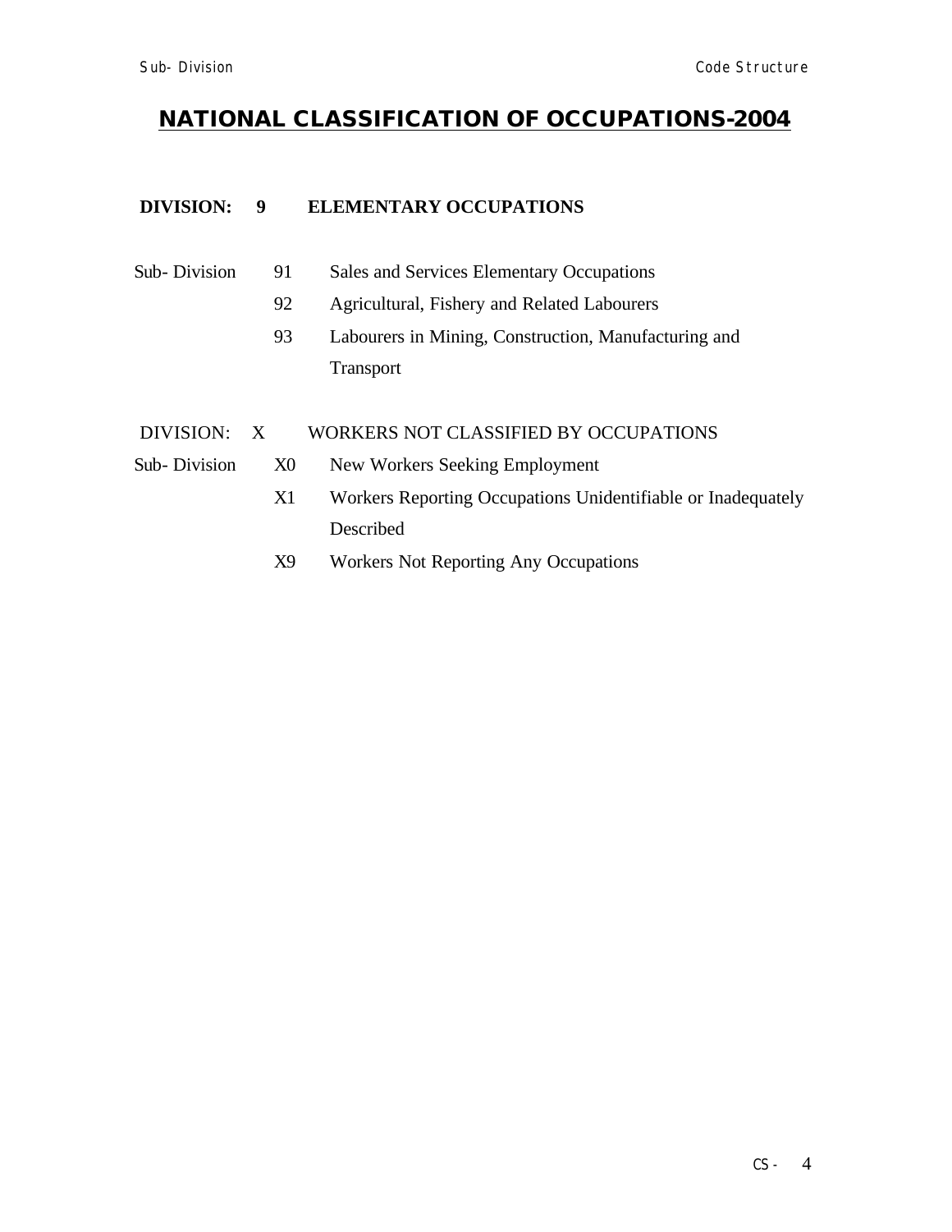# NATIONAL CLASSIFICATION OF OCCUPATIONS-2004

**DIVISION: 9 ELEMENTARY OCCUPATIONS**

| | | |
|---|---|---|
| Sub- Division | 91 | Sales and Services Elementary Occupations |
| | 92 | Agricultural, Fishery and Related Labourers |
| | 93 | Labourers in Mining, Construction, Manufacturing and Transport |

DIVISION: X WORKERS NOT CLASSIFIED BY OCCUPATIONS

| | | |
|---|---|---|
| Sub- Division | X0 | New Workers Seeking Employment |
| | X1 | Workers Reporting Occupations Unidentifiable or Inadequately Described |
| | X9 | Workers Not Reporting Any Occupations |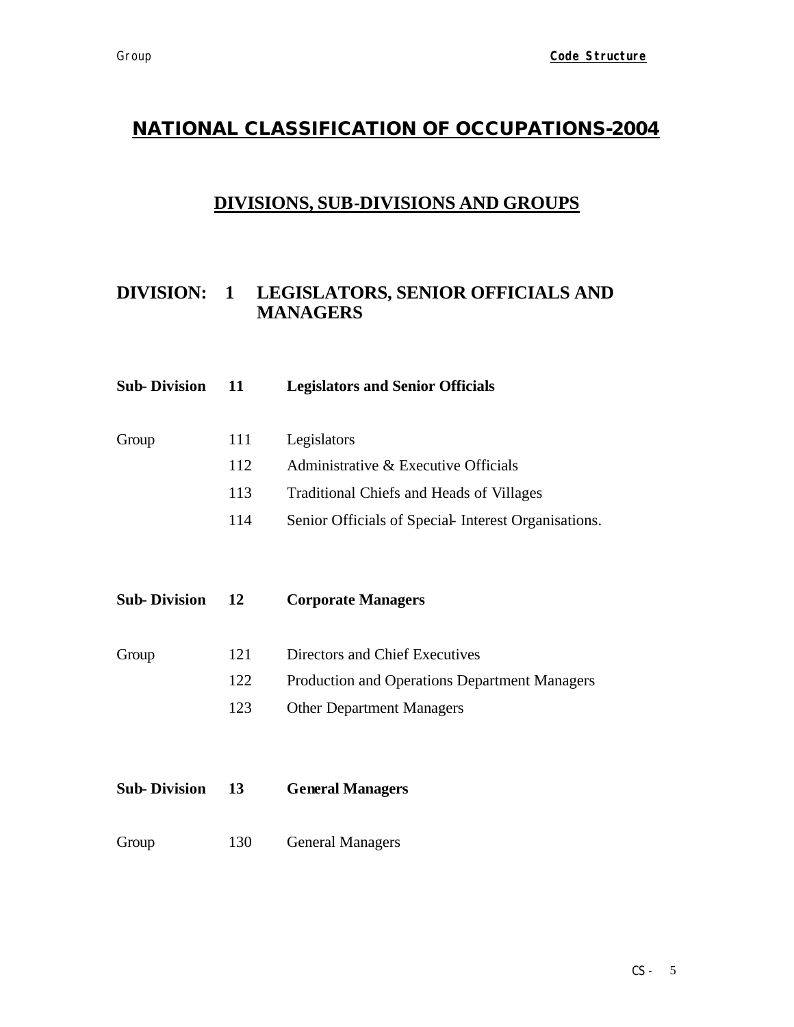# NATIONAL CLASSIFICATION OF OCCUPATIONS-2004

## DIVISIONS, SUB-DIVISIONS AND GROUPS

## DIVISION: 1 LEGISLATORS, SENIOR OFFICIALS AND MANAGERS

**Sub- Division 11 Legislators and Senior Officials**

| | | |
|---|---|---|
| Group | 111 | Legislators |
| | 112 | Administrative & Executive Officials |
| | 113 | Traditional Chiefs and Heads of Villages |
| | 114 | Senior Officials of Special- Interest Organisations. |

**Sub- Division 12 Corporate Managers**

| | | |
|---|---|---|
| Group | 121 | Directors and Chief Executives |
| | 122 | Production and Operations Department Managers |
| | 123 | Other Department Managers |

**Sub- Division 13 General Managers**

| | | |
|---|---|---|
| Group | 130 | General Managers |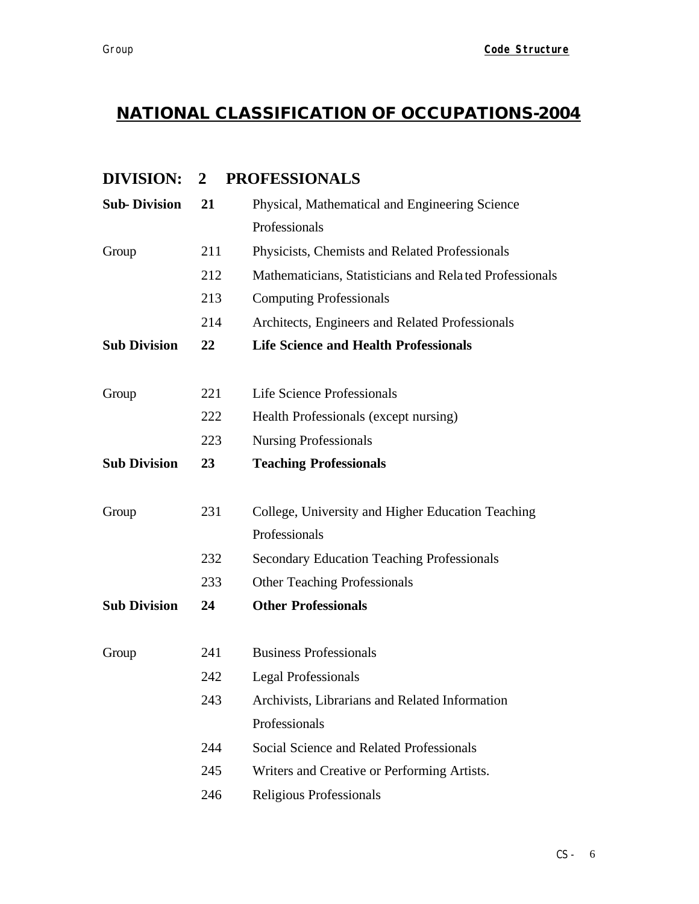# NATIONAL CLASSIFICATION OF OCCUPATIONS-2004

## DIVISION: 2 PROFESSIONALS

| | | |
|---|---|---|
| **Sub- Division** | **21** | Physical, Mathematical and Engineering Science Professionals |
| Group | 211 | Physicists, Chemists and Related Professionals |
| | 212 | Mathematicians, Statisticians and Related Professionals |
| | 213 | Computing Professionals |
| | 214 | Architects, Engineers and Related Professionals |
| **Sub Division** | **22** | **Life Science and Health Professionals** |
| Group | 221 | Life Science Professionals |
| | 222 | Health Professionals (except nursing) |
| | 223 | Nursing Professionals |
| **Sub Division** | **23** | **Teaching Professionals** |
| Group | 231 | College, University and Higher Education Teaching Professionals |
| | 232 | Secondary Education Teaching Professionals |
| | 233 | Other Teaching Professionals |
| **Sub Division** | **24** | **Other Professionals** |
| Group | 241 | Business Professionals |
| | 242 | Legal Professionals |
| | 243 | Archivists, Librarians and Related Information Professionals |
| | 244 | Social Science and Related Professionals |
| | 245 | Writers and Creative or Performing Artists. |
| | 246 | Religious Professionals |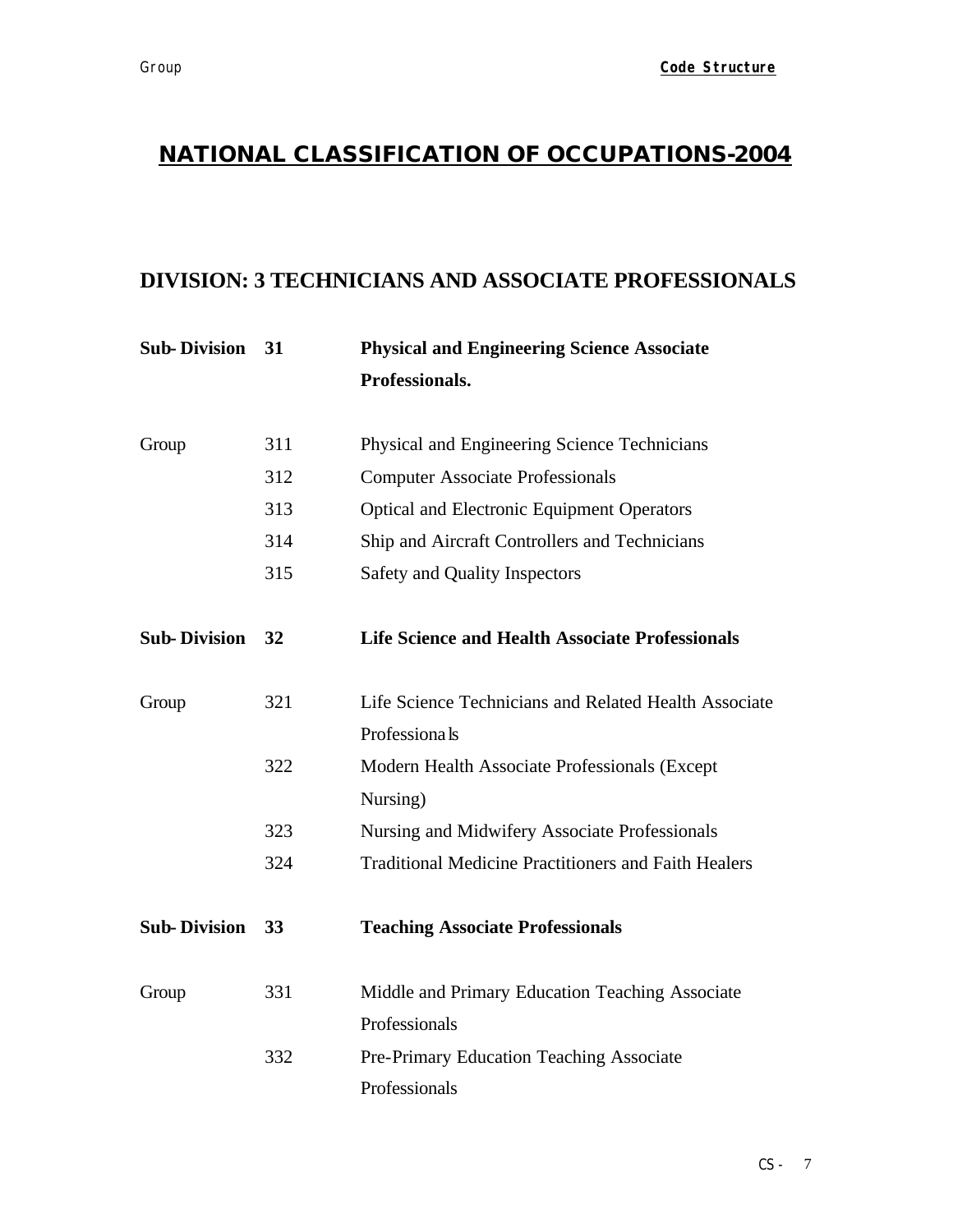# NATIONAL CLASSIFICATION OF OCCUPATIONS-2004

## DIVISION: 3 TECHNICIANS AND ASSOCIATE PROFESSIONALS

| | | |
|---|---|---|
| **Sub-Division** | **31** | **Physical and Engineering Science Associate Professionals.** |
| Group | 311 | Physical and Engineering Science Technicians |
| | 312 | Computer Associate Professionals |
| | 313 | Optical and Electronic Equipment Operators |
| | 314 | Ship and Aircraft Controllers and Technicians |
| | 315 | Safety and Quality Inspectors |
| **Sub-Division** | **32** | **Life Science and Health Associate Professionals** |
| Group | 321 | Life Science Technicians and Related Health Associate Professionals |
| | 322 | Modern Health Associate Professionals (Except Nursing) |
| | 323 | Nursing and Midwifery Associate Professionals |
| | 324 | Traditional Medicine Practitioners and Faith Healers |
| **Sub-Division** | **33** | **Teaching Associate Professionals** |
| Group | 331 | Middle and Primary Education Teaching Associate Professionals |
| | 332 | Pre-Primary Education Teaching Associate Professionals |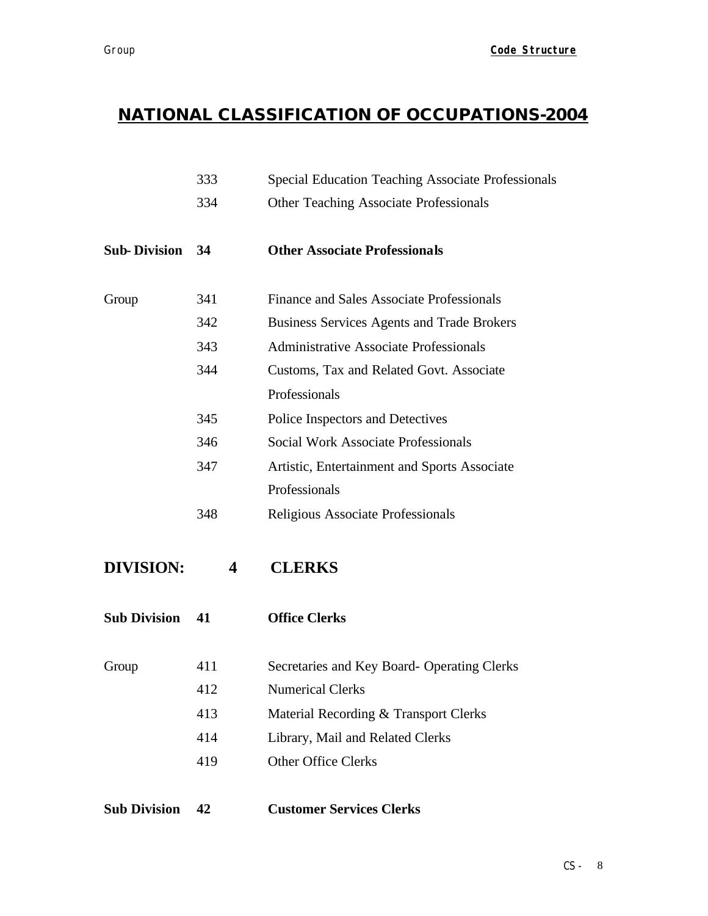# NATIONAL CLASSIFICATION OF OCCUPATIONS-2004

| | | |
|---|---|---|
| | 333 | Special Education Teaching Associate Professionals |
| | 334 | Other Teaching Associate Professionals |
| **Sub- Division** | **34** | **Other Associate Professionals** |
| Group | 341 | Finance and Sales Associate Professionals |
| | 342 | Business Services Agents and Trade Brokers |
| | 343 | Administrative Associate Professionals |
| | 344 | Customs, Tax and Related Govt. Associate Professionals |
| | 345 | Police Inspectors and Detectives |
| | 346 | Social Work Associate Professionals |
| | 347 | Artistic, Entertainment and Sports Associate Professionals |
| | 348 | Religious Associate Professionals |

## DIVISION: 4 CLERKS

| | | |
|---|---|---|
| **Sub Division** | **41** | **Office Clerks** |
| Group | 411 | Secretaries and Key Board- Operating Clerks |
| | 412 | Numerical Clerks |
| | 413 | Material Recording & Transport Clerks |
| | 414 | Library, Mail and Related Clerks |
| | 419 | Other Office Clerks |
| **Sub Division** | **42** | **Customer Services Clerks** |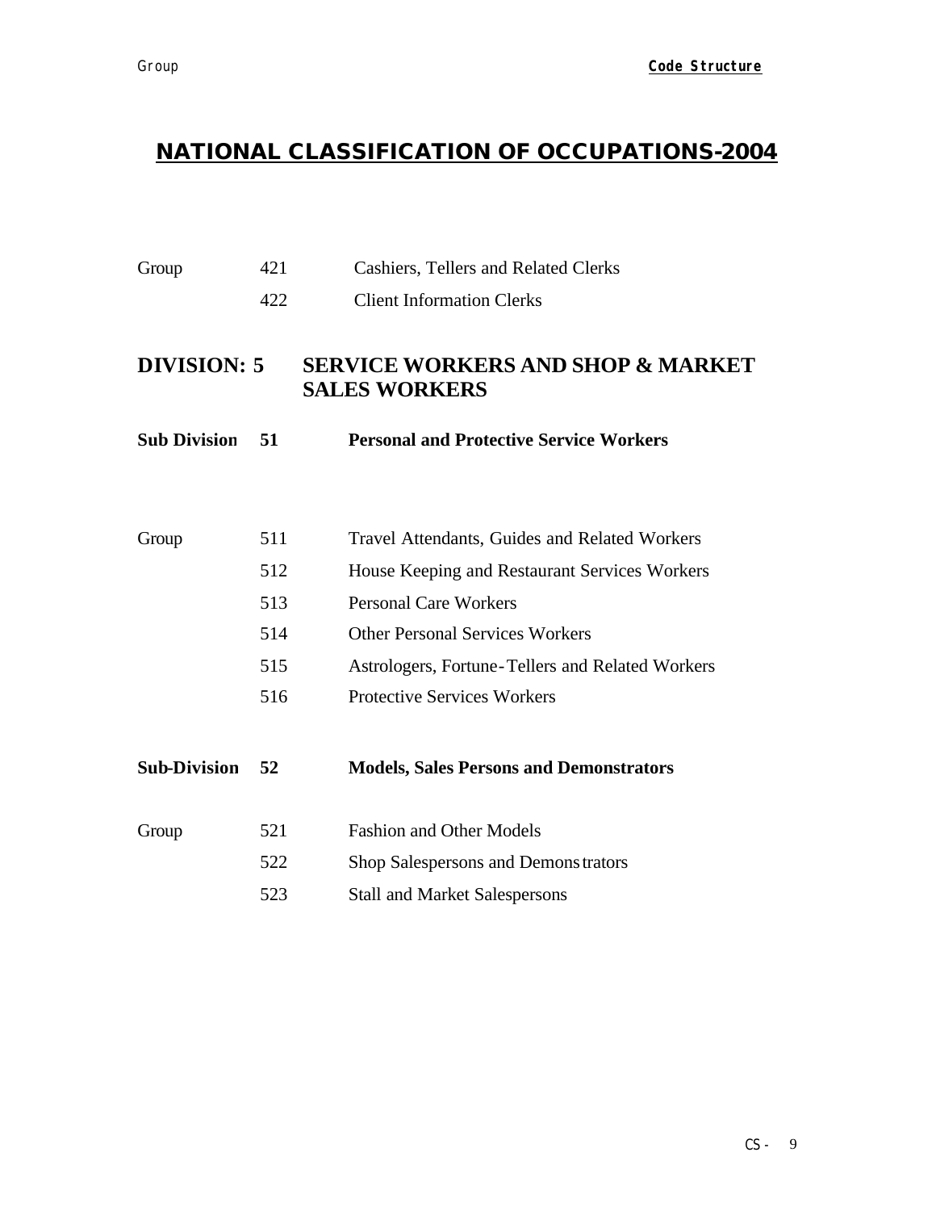# NATIONAL CLASSIFICATION OF OCCUPATIONS-2004

| | | |
|---|---|---|
| Group | 421 | Cashiers, Tellers and Related Clerks |
| | 422 | Client Information Clerks |

## DIVISION: 5 SERVICE WORKERS AND SHOP & MARKET SALES WORKERS

**Sub Division 51 Personal and Protective Service Workers**

| | | |
|---|---|---|
| Group | 511 | Travel Attendants, Guides and Related Workers |
| | 512 | House Keeping and Restaurant Services Workers |
| | 513 | Personal Care Workers |
| | 514 | Other Personal Services Workers |
| | 515 | Astrologers, Fortune-Tellers and Related Workers |
| | 516 | Protective Services Workers |

**Sub-Division 52 Models, Sales Persons and Demonstrators**

| | | |
|---|---|---|
| Group | 521 | Fashion and Other Models |
| | 522 | Shop Salespersons and Demonstrators |
| | 523 | Stall and Market Salespersons |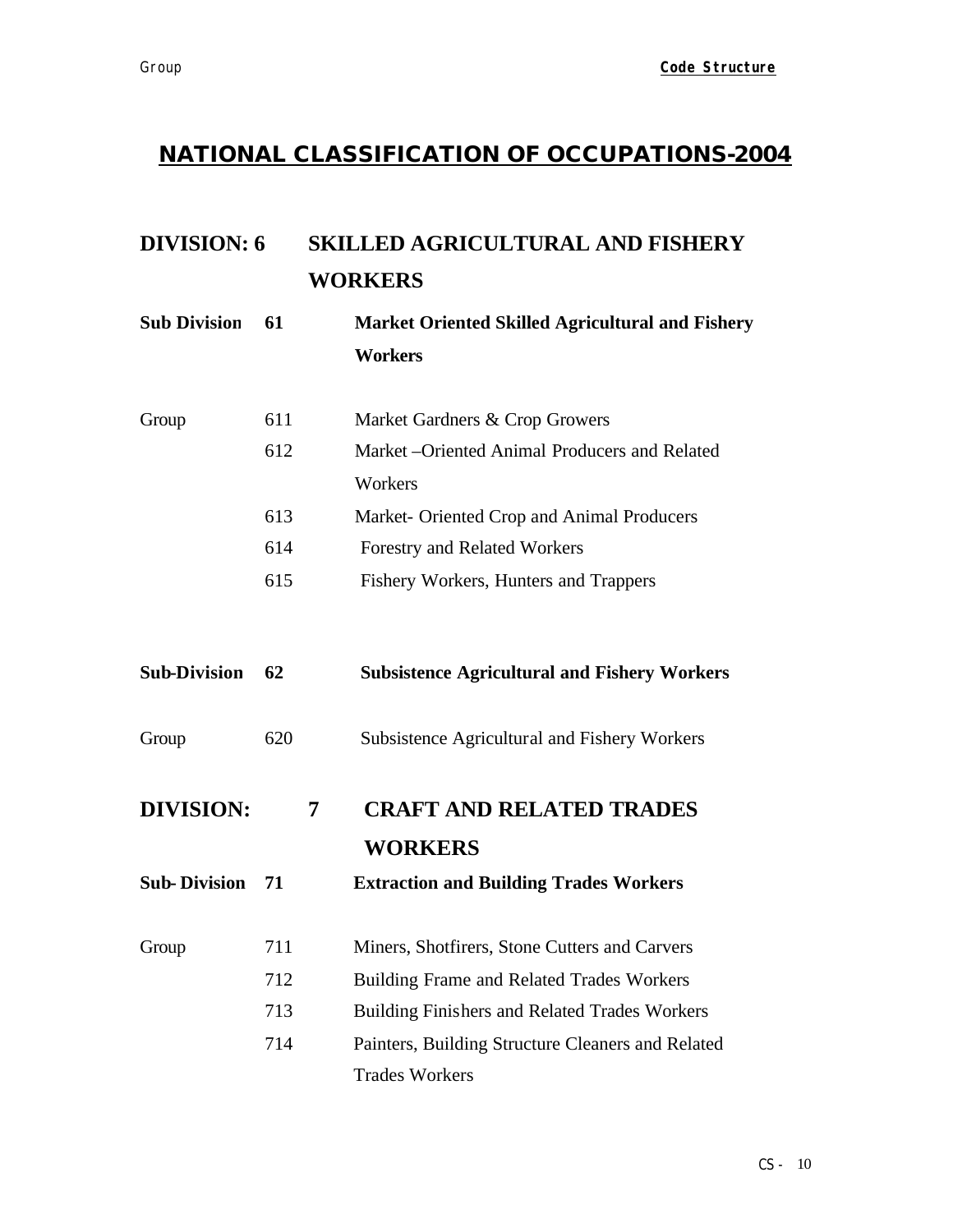# NATIONAL CLASSIFICATION OF OCCUPATIONS-2004

## DIVISION: 6 SKILLED AGRICULTURAL AND FISHERY WORKERS

### Sub Division 61 Market Oriented Skilled Agricultural and Fishery Workers

| | | |
|---|---|---|
| Group | 611 | Market Gardners & Crop Growers |
| | 612 | Market –Oriented Animal Producers and Related Workers |
| | 613 | Market- Oriented Crop and Animal Producers |
| | 614 | Forestry and Related Workers |
| | 615 | Fishery Workers, Hunters and Trappers |

### Sub-Division 62 Subsistence Agricultural and Fishery Workers

| | | |
|---|---|---|
| Group | 620 | Subsistence Agricultural and Fishery Workers |

## DIVISION: 7 CRAFT AND RELATED TRADES WORKERS

### Sub- Division 71 Extraction and Building Trades Workers

| | | |
|---|---|---|
| Group | 711 | Miners, Shotfirers, Stone Cutters and Carvers |
| | 712 | Building Frame and Related Trades Workers |
| | 713 | Building Finishers and Related Trades Workers |
| | 714 | Painters, Building Structure Cleaners and Related Trades Workers |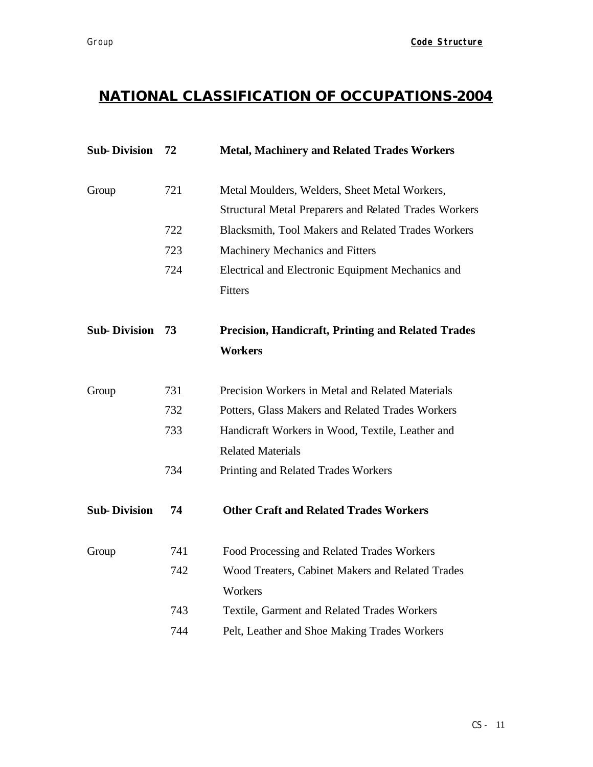# NATIONAL CLASSIFICATION OF OCCUPATIONS-2004

| | | |
|---|---|---|
| **Sub-Division** | **72** | **Metal, Machinery and Related Trades Workers** |
| Group | 721 | Metal Moulders, Welders, Sheet Metal Workers, Structural Metal Preparers and Related Trades Workers |
| | 722 | Blacksmith, Tool Makers and Related Trades Workers |
| | 723 | Machinery Mechanics and Fitters |
| | 724 | Electrical and Electronic Equipment Mechanics and Fitters |
| **Sub-Division** | **73** | **Precision, Handicraft, Printing and Related Trades Workers** |
| Group | 731 | Precision Workers in Metal and Related Materials |
| | 732 | Potters, Glass Makers and Related Trades Workers |
| | 733 | Handicraft Workers in Wood, Textile, Leather and Related Materials |
| | 734 | Printing and Related Trades Workers |
| **Sub-Division** | **74** | **Other Craft and Related Trades Workers** |
| Group | 741 | Food Processing and Related Trades Workers |
| | 742 | Wood Treaters, Cabinet Makers and Related Trades Workers |
| | 743 | Textile, Garment and Related Trades Workers |
| | 744 | Pelt, Leather and Shoe Making Trades Workers |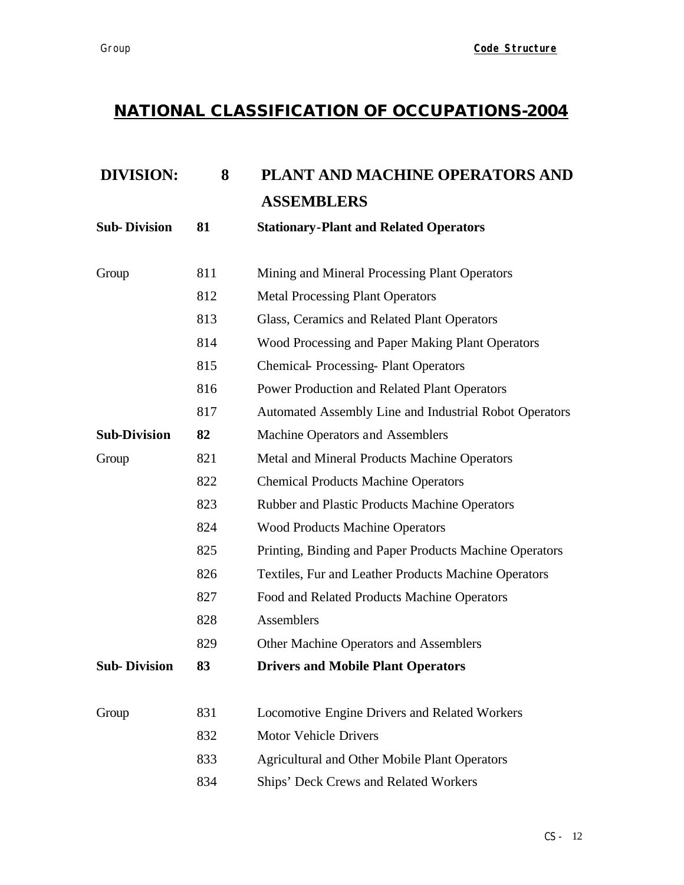## NATIONAL CLASSIFICATION OF OCCUPATIONS-2004

| | | |
|---|---|---|
| **DIVISION:** | **8** | **PLANT AND MACHINE OPERATORS AND ASSEMBLERS** |
| **Sub- Division** | **81** | **Stationary-Plant and Related Operators** |
| Group | 811 | Mining and Mineral Processing Plant Operators |
| | 812 | Metal Processing Plant Operators |
| | 813 | Glass, Ceramics and Related Plant Operators |
| | 814 | Wood Processing and Paper Making Plant Operators |
| | 815 | Chemical- Processing- Plant Operators |
| | 816 | Power Production and Related Plant Operators |
| | 817 | Automated Assembly Line and Industrial Robot Operators |
| **Sub-Division** | **82** | Machine Operators and Assemblers |
| Group | 821 | Metal and Mineral Products Machine Operators |
| | 822 | Chemical Products Machine Operators |
| | 823 | Rubber and Plastic Products Machine Operators |
| | 824 | Wood Products Machine Operators |
| | 825 | Printing, Binding and Paper Products Machine Operators |
| | 826 | Textiles, Fur and Leather Products Machine Operators |
| | 827 | Food and Related Products Machine Operators |
| | 828 | Assemblers |
| | 829 | Other Machine Operators and Assemblers |
| **Sub- Division** | **83** | **Drivers and Mobile Plant Operators** |
| Group | 831 | Locomotive Engine Drivers and Related Workers |
| | 832 | Motor Vehicle Drivers |
| | 833 | Agricultural and Other Mobile Plant Operators |
| | 834 | Ships' Deck Crews and Related Workers |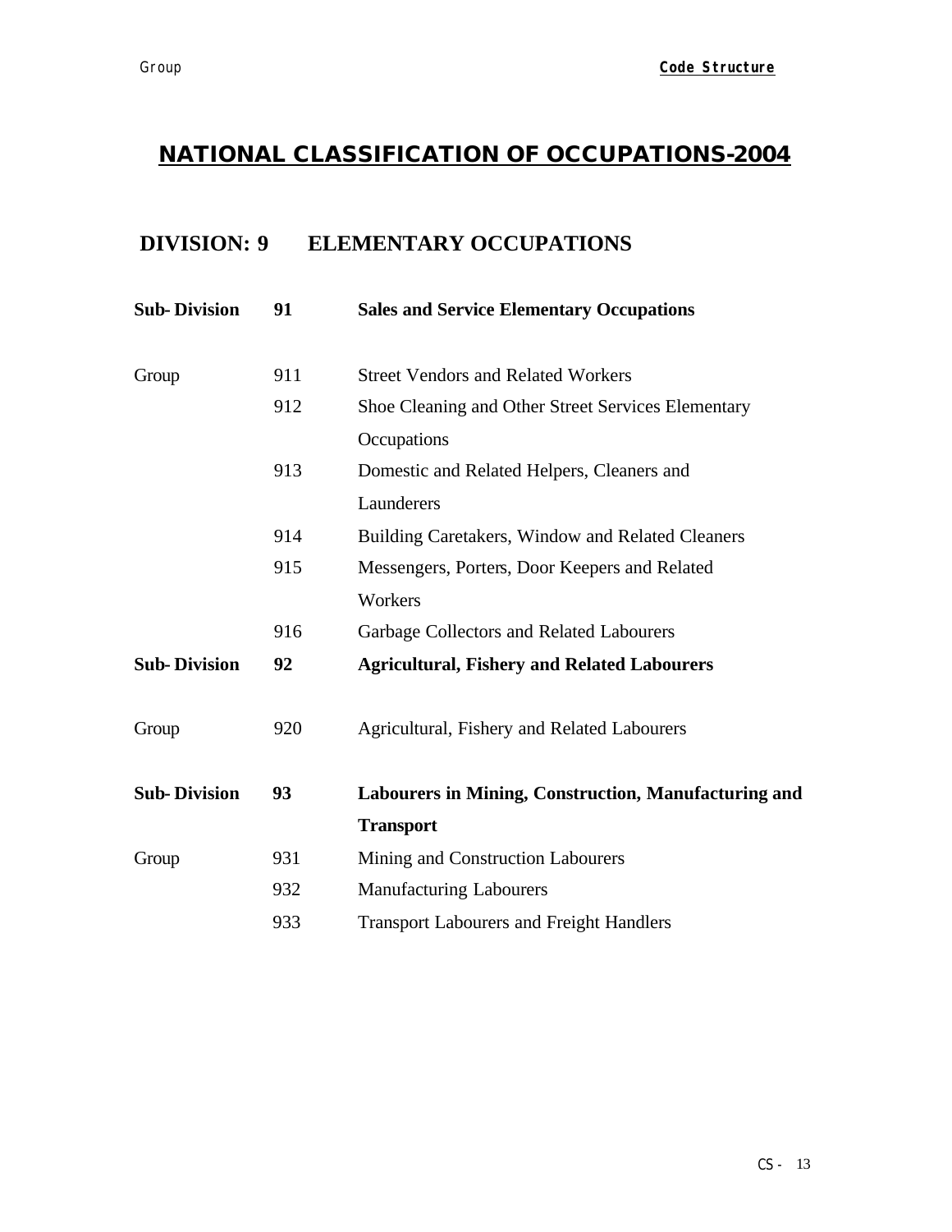# NATIONAL CLASSIFICATION OF OCCUPATIONS-2004

## DIVISION: 9 ELEMENTARY OCCUPATIONS

| | | |
|---|---|---|
| **Sub- Division** | **91** | **Sales and Service Elementary Occupations** |
| Group | 911 | Street Vendors and Related Workers |
| | 912 | Shoe Cleaning and Other Street Services Elementary Occupations |
| | 913 | Domestic and Related Helpers, Cleaners and Launderers |
| | 914 | Building Caretakers, Window and Related Cleaners |
| | 915 | Messengers, Porters, Door Keepers and Related Workers |
| | 916 | Garbage Collectors and Related Labourers |
| **Sub- Division** | **92** | **Agricultural, Fishery and Related Labourers** |
| Group | 920 | Agricultural, Fishery and Related Labourers |
| **Sub- Division** | **93** | **Labourers in Mining, Construction, Manufacturing and Transport** |
| Group | 931 | Mining and Construction Labourers |
| | 932 | Manufacturing Labourers |
| | 933 | Transport Labourers and Freight Handlers |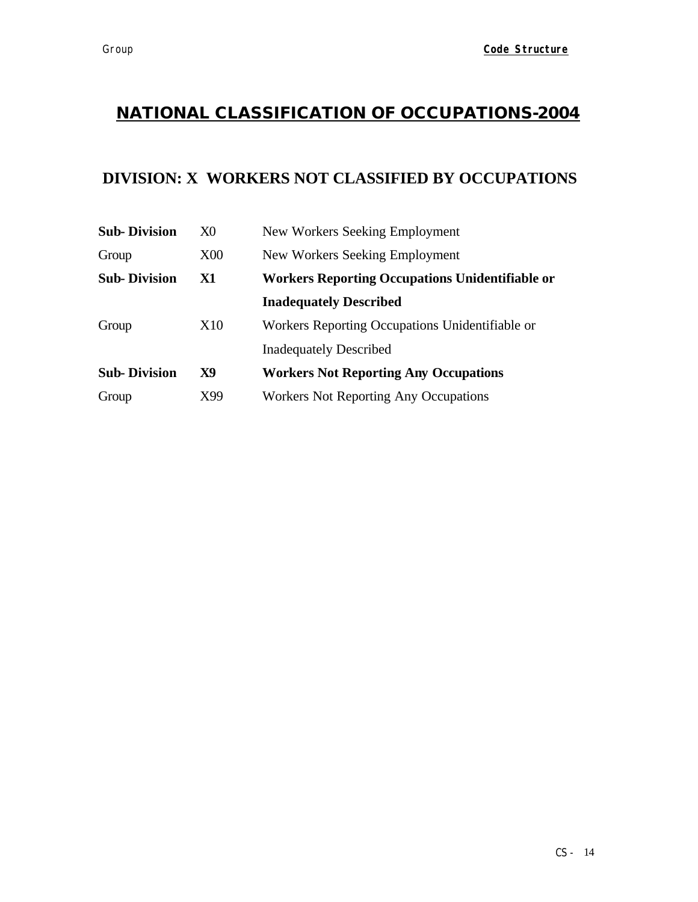# NATIONAL CLASSIFICATION OF OCCUPATIONS-2004

## DIVISION: X WORKERS NOT CLASSIFIED BY OCCUPATIONS

| | | |
|---|---|---|
| **Sub- Division** | X0 | New Workers Seeking Employment |
| Group | X00 | New Workers Seeking Employment |
| **Sub- Division** | **X1** | **Workers Reporting Occupations Unidentifiable or Inadequately Described** |
| Group | X10 | Workers Reporting Occupations Unidentifiable or Inadequately Described |
| **Sub- Division** | **X9** | **Workers Not Reporting Any Occupations** |
| Group | X99 | Workers Not Reporting Any Occupations |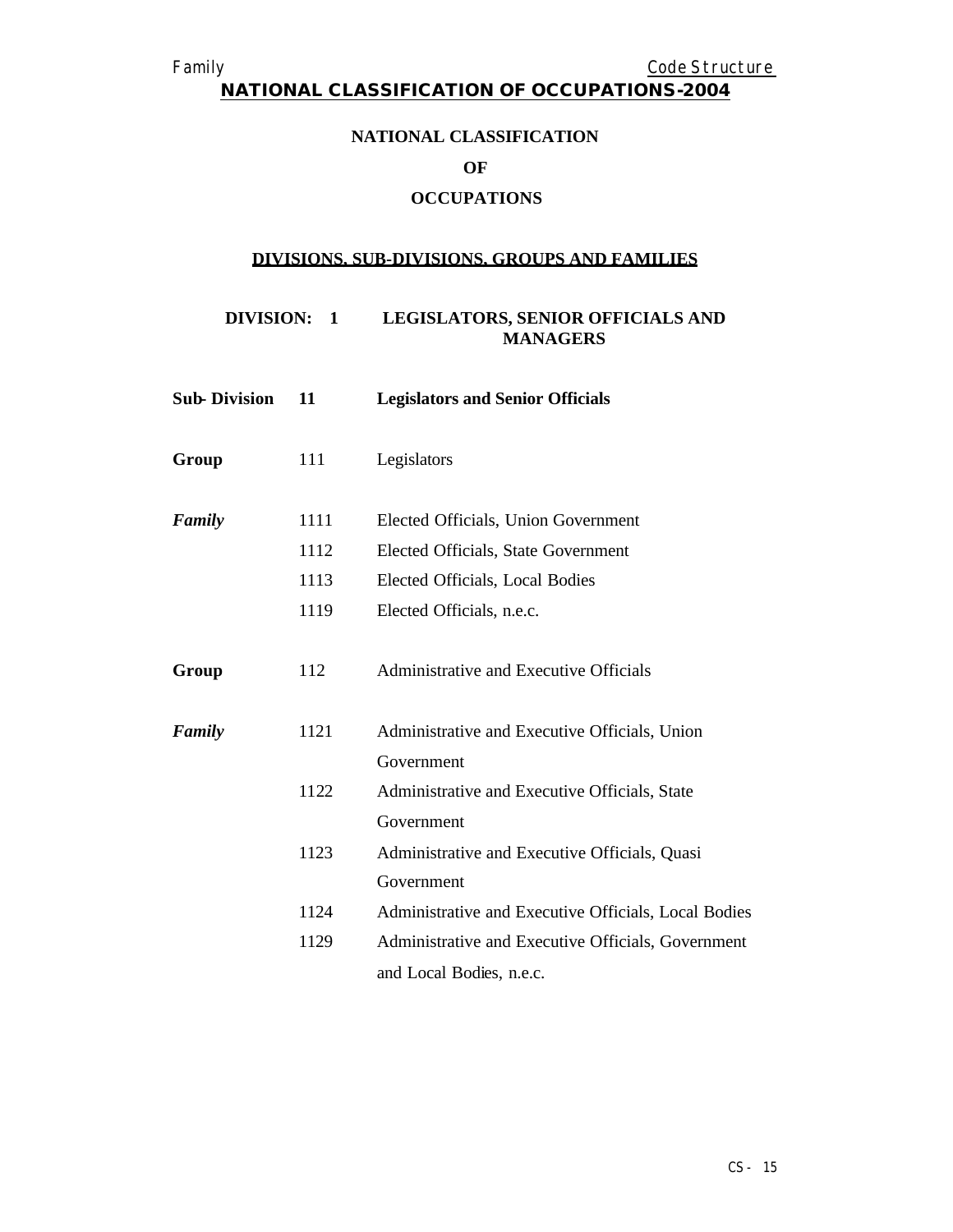# NATIONAL CLASSIFICATION OF OCCUPATIONS-2004

## NATIONAL CLASSIFICATION

## OF

## OCCUPATIONS

### DIVISIONS. SUB-DIVISIONS. GROUPS AND FAMILIES

### DIVISION: 1 LEGISLATORS, SENIOR OFFICIALS AND MANAGERS

**Sub- Division** **11** **Legislators and Senior Officials**

**Group** 111 Legislators

| | | |
|---|---|---|
| ***Family*** | 1111 | Elected Officials, Union Government |
| | 1112 | Elected Officials, State Government |
| | 1113 | Elected Officials, Local Bodies |
| | 1119 | Elected Officials, n.e.c. |

**Group** 112 Administrative and Executive Officials

| | | |
|---|---|---|
| ***Family*** | 1121 | Administrative and Executive Officials, Union Government |
| | 1122 | Administrative and Executive Officials, State Government |
| | 1123 | Administrative and Executive Officials, Quasi Government |
| | 1124 | Administrative and Executive Officials, Local Bodies |
| | 1129 | Administrative and Executive Officials, Government and Local Bodies, n.e.c. |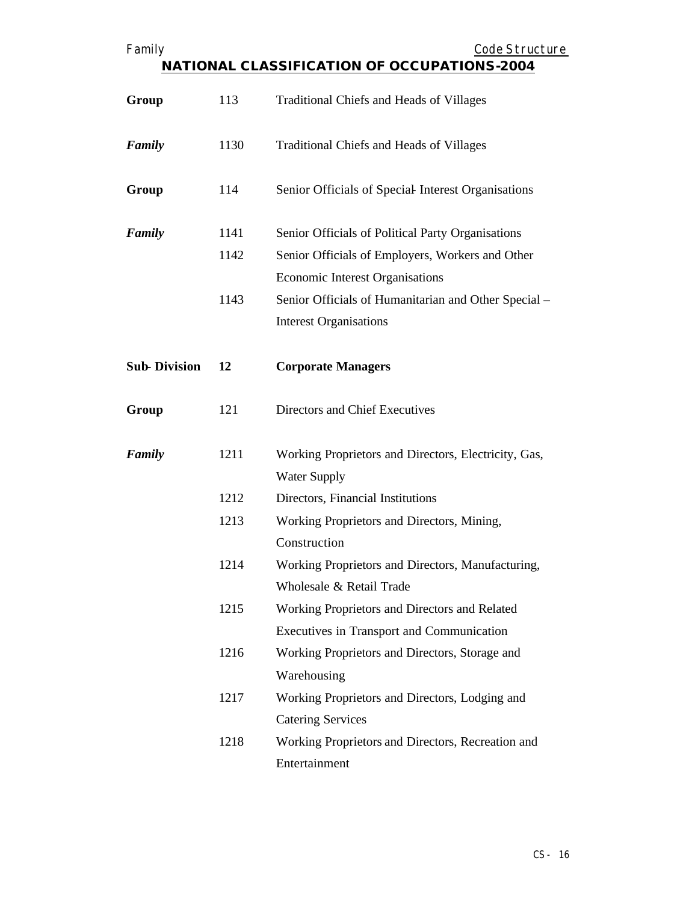| | | |
|---|---|---|
| **Group** | 113 | Traditional Chiefs and Heads of Villages |
| ***Family*** | 1130 | Traditional Chiefs and Heads of Villages |
| **Group** | 114 | Senior Officials of Special- Interest Organisations |
| ***Family*** | 1141 | Senior Officials of Political Party Organisations |
| | 1142 | Senior Officials of Employers, Workers and Other Economic Interest Organisations |
| | 1143 | Senior Officials of Humanitarian and Other Special – Interest Organisations |
| **Sub- Division** | **12** | **Corporate Managers** |
| **Group** | 121 | Directors and Chief Executives |
| ***Family*** | 1211 | Working Proprietors and Directors, Electricity, Gas, Water Supply |
| | 1212 | Directors, Financial Institutions |
| | 1213 | Working Proprietors and Directors, Mining, Construction |
| | 1214 | Working Proprietors and Directors, Manufacturing, Wholesale & Retail Trade |
| | 1215 | Working Proprietors and Directors and Related Executives in Transport and Communication |
| | 1216 | Working Proprietors and Directors, Storage and Warehousing |
| | 1217 | Working Proprietors and Directors, Lodging and Catering Services |
| | 1218 | Working Proprietors and Directors, Recreation and Entertainment |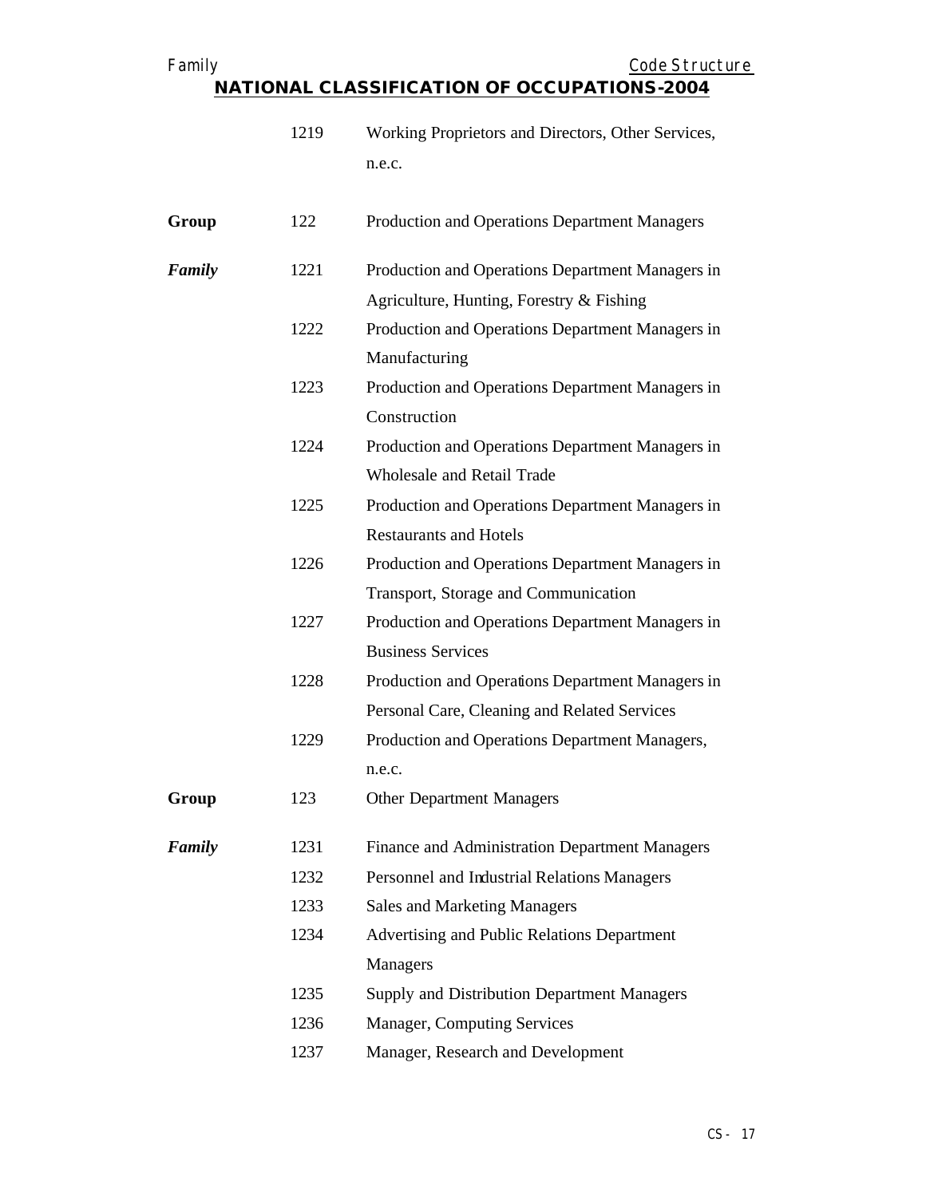| | | |
|---|---|---|
| | 1219 | Working Proprietors and Directors, Other Services, n.e.c. |
| **Group** | 122 | Production and Operations Department Managers |
| ***Family*** | 1221 | Production and Operations Department Managers in Agriculture, Hunting, Forestry & Fishing |
| | 1222 | Production and Operations Department Managers in Manufacturing |
| | 1223 | Production and Operations Department Managers in Construction |
| | 1224 | Production and Operations Department Managers in Wholesale and Retail Trade |
| | 1225 | Production and Operations Department Managers in Restaurants and Hotels |
| | 1226 | Production and Operations Department Managers in Transport, Storage and Communication |
| | 1227 | Production and Operations Department Managers in Business Services |
| | 1228 | Production and Operations Department Managers in Personal Care, Cleaning and Related Services |
| | 1229 | Production and Operations Department Managers, n.e.c. |
| **Group** | 123 | Other Department Managers |
| ***Family*** | 1231 | Finance and Administration Department Managers |
| | 1232 | Personnel and Industrial Relations Managers |
| | 1233 | Sales and Marketing Managers |
| | 1234 | Advertising and Public Relations Department Managers |
| | 1235 | Supply and Distribution Department Managers |
| | 1236 | Manager, Computing Services |
| | 1237 | Manager, Research and Development |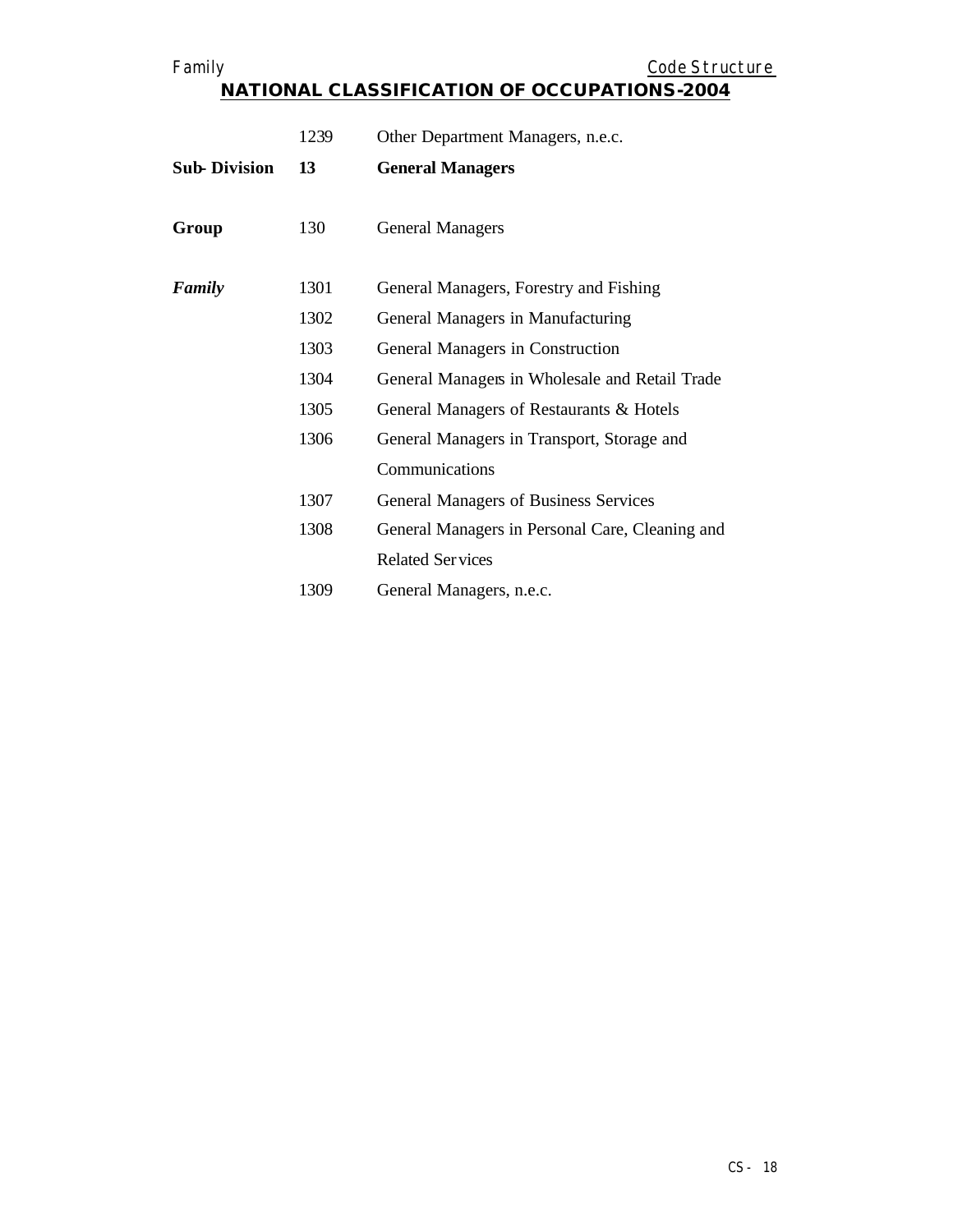| | | |
|---|---|---|
| | 1239 | Other Department Managers, n.e.c. |
| **Sub-Division** | **13** | **General Managers** |
| **Group** | 130 | General Managers |
| ***Family*** | 1301 | General Managers, Forestry and Fishing |
| | 1302 | General Managers in Manufacturing |
| | 1303 | General Managers in Construction |
| | 1304 | General Managers in Wholesale and Retail Trade |
| | 1305 | General Managers of Restaurants & Hotels |
| | 1306 | General Managers in Transport, Storage and Communications |
| | 1307 | General Managers of Business Services |
| | 1308 | General Managers in Personal Care, Cleaning and Related Services |
| | 1309 | General Managers, n.e.c. |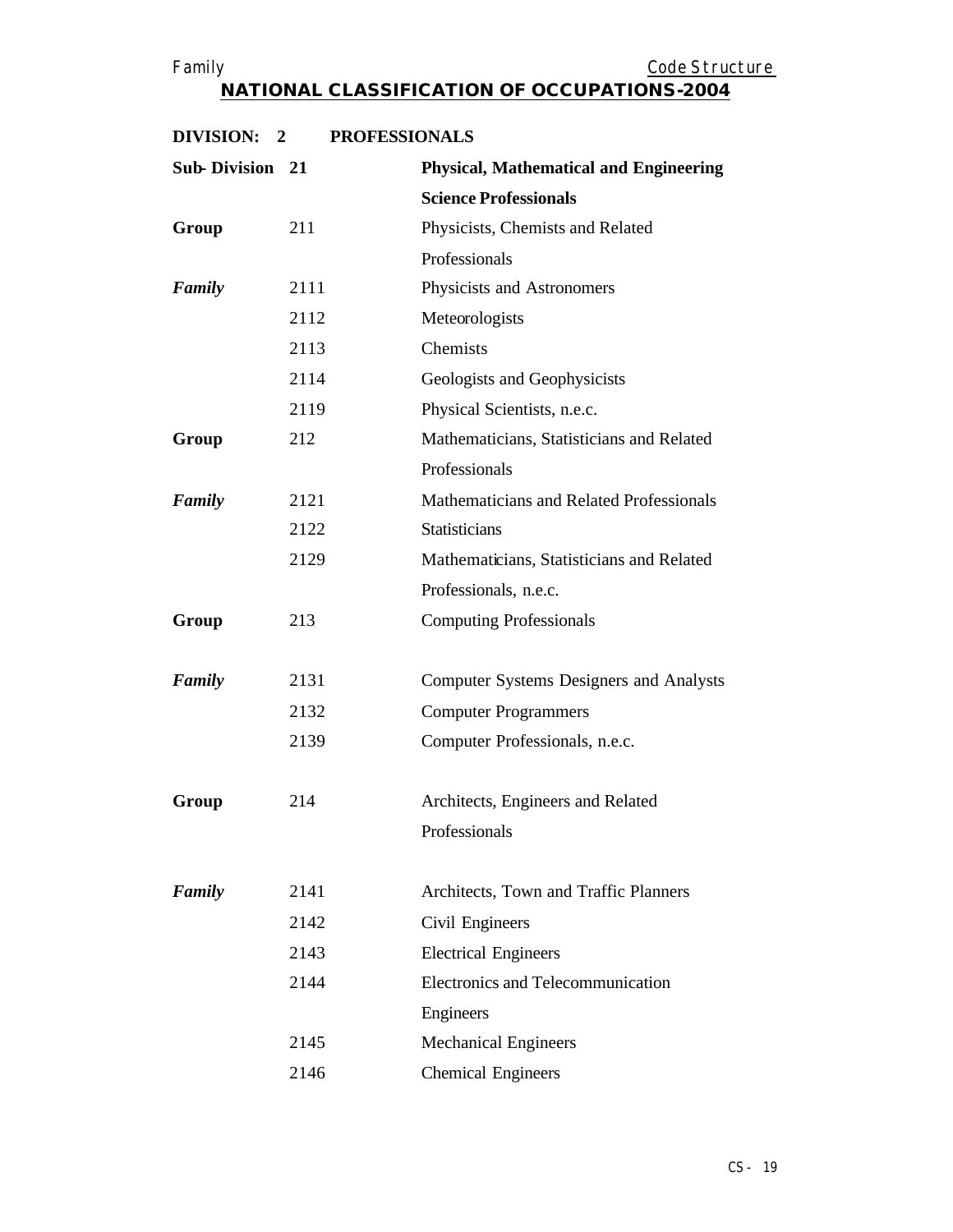## NATIONAL CLASSIFICATION OF OCCUPATIONS-2004

| | | |
|---|---|---|
| **DIVISION:** | **2** | **PROFESSIONALS** |
| **Sub-Division** | **21** | **Physical, Mathematical and Engineering Science Professionals** |
| **Group** | 211 | Physicists, Chemists and Related Professionals |
| ***Family*** | 2111 | Physicists and Astronomers |
| | 2112 | Meteorologists |
| | 2113 | Chemists |
| | 2114 | Geologists and Geophysicists |
| | 2119 | Physical Scientists, n.e.c. |
| **Group** | 212 | Mathematicians, Statisticians and Related Professionals |
| ***Family*** | 2121 | Mathematicians and Related Professionals |
| | 2122 | Statisticians |
| | 2129 | Mathematicians, Statisticians and Related Professionals, n.e.c. |
| **Group** | 213 | Computing Professionals |
| ***Family*** | 2131 | Computer Systems Designers and Analysts |
| | 2132 | Computer Programmers |
| | 2139 | Computer Professionals, n.e.c. |
| **Group** | 214 | Architects, Engineers and Related Professionals |
| ***Family*** | 2141 | Architects, Town and Traffic Planners |
| | 2142 | Civil Engineers |
| | 2143 | Electrical Engineers |
| | 2144 | Electronics and Telecommunication Engineers |
| | 2145 | Mechanical Engineers |
| | 2146 | Chemical Engineers |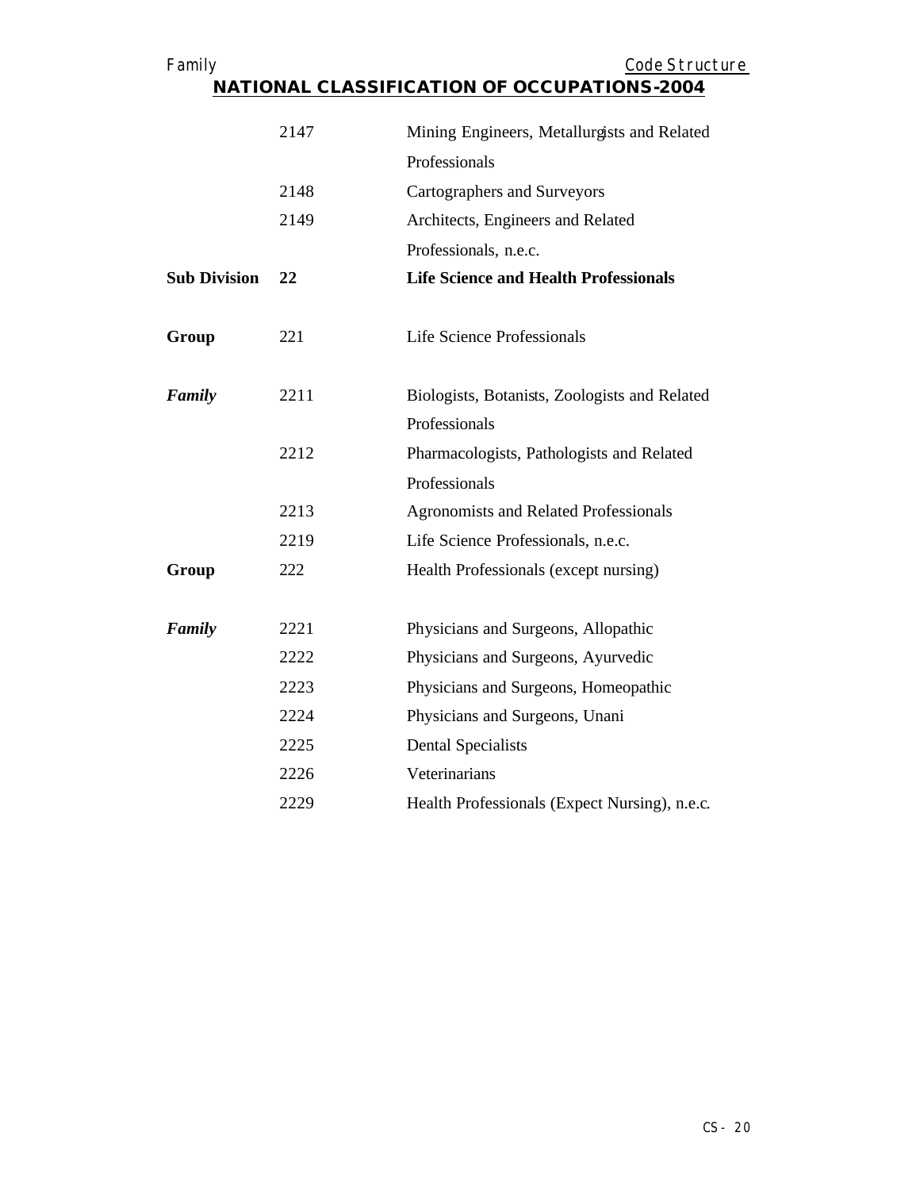| | | |
|---|---|---|
| | 2147 | Mining Engineers, Metallurgists and Related Professionals |
| | 2148 | Cartographers and Surveyors |
| | 2149 | Architects, Engineers and Related Professionals, n.e.c. |
| **Sub Division** | **22** | **Life Science and Health Professionals** |
| **Group** | 221 | Life Science Professionals |
| ***Family*** | 2211 | Biologists, Botanists, Zoologists and Related Professionals |
| | 2212 | Pharmacologists, Pathologists and Related Professionals |
| | 2213 | Agronomists and Related Professionals |
| | 2219 | Life Science Professionals, n.e.c. |
| **Group** | 222 | Health Professionals (except nursing) |
| ***Family*** | 2221 | Physicians and Surgeons, Allopathic |
| | 2222 | Physicians and Surgeons, Ayurvedic |
| | 2223 | Physicians and Surgeons, Homeopathic |
| | 2224 | Physicians and Surgeons, Unani |
| | 2225 | Dental Specialists |
| | 2226 | Veterinarians |
| | 2229 | Health Professionals (Expect Nursing), n.e.c. |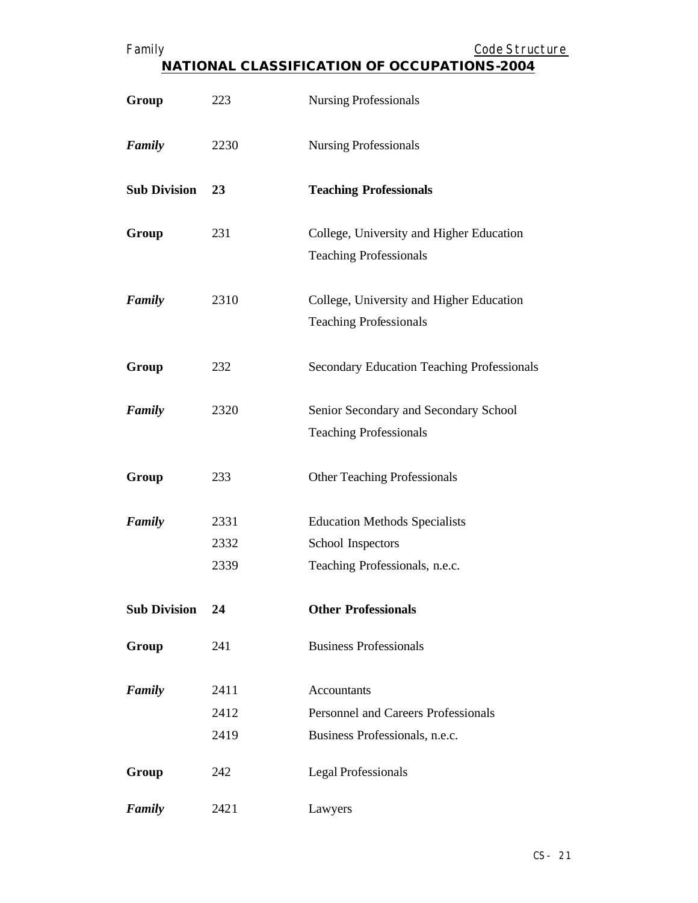| | | |
|---|---|---|
| **Group** | 223 | Nursing Professionals |
| ***Family*** | 2230 | Nursing Professionals |
| **Sub Division** | **23** | **Teaching Professionals** |
| **Group** | 231 | College, University and Higher Education Teaching Professionals |
| ***Family*** | 2310 | College, University and Higher Education Teaching Professionals |
| **Group** | 232 | Secondary Education Teaching Professionals |
| ***Family*** | 2320 | Senior Secondary and Secondary School Teaching Professionals |
| **Group** | 233 | Other Teaching Professionals |
| ***Family*** | 2331 | Education Methods Specialists |
| | 2332 | School Inspectors |
| | 2339 | Teaching Professionals, n.e.c. |
| **Sub Division** | **24** | **Other Professionals** |
| **Group** | 241 | Business Professionals |
| ***Family*** | 2411 | Accountants |
| | 2412 | Personnel and Careers Professionals |
| | 2419 | Business Professionals, n.e.c. |
| **Group** | 242 | Legal Professionals |
| ***Family*** | 2421 | Lawyers |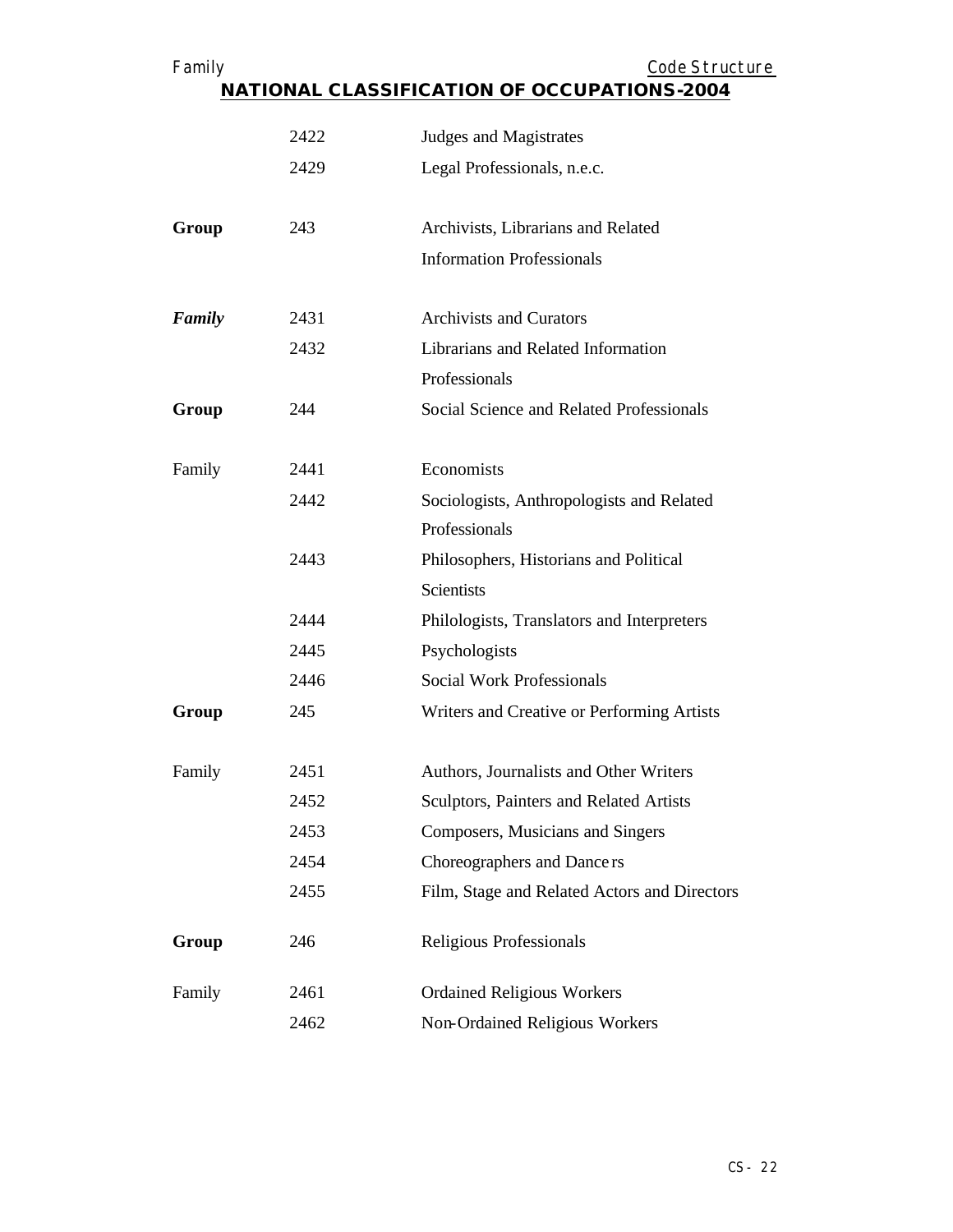## NATIONAL CLASSIFICATION OF OCCUPATIONS-2004

| | | |
|---|---|---|
| | 2422 | Judges and Magistrates |
| | 2429 | Legal Professionals, n.e.c. |
| **Group** | 243 | Archivists, Librarians and Related Information Professionals |
| ***Family*** | 2431 | Archivists and Curators |
| | 2432 | Librarians and Related Information Professionals |
| **Group** | 244 | Social Science and Related Professionals |
| Family | 2441 | Economists |
| | 2442 | Sociologists, Anthropologists and Related Professionals |
| | 2443 | Philosophers, Historians and Political Scientists |
| | 2444 | Philologists, Translators and Interpreters |
| | 2445 | Psychologists |
| | 2446 | Social Work Professionals |
| **Group** | 245 | Writers and Creative or Performing Artists |
| Family | 2451 | Authors, Journalists and Other Writers |
| | 2452 | Sculptors, Painters and Related Artists |
| | 2453 | Composers, Musicians and Singers |
| | 2454 | Choreographers and Dancers |
| | 2455 | Film, Stage and Related Actors and Directors |
| **Group** | 246 | Religious Professionals |
| Family | 2461 | Ordained Religious Workers |
| | 2462 | Non-Ordained Religious Workers |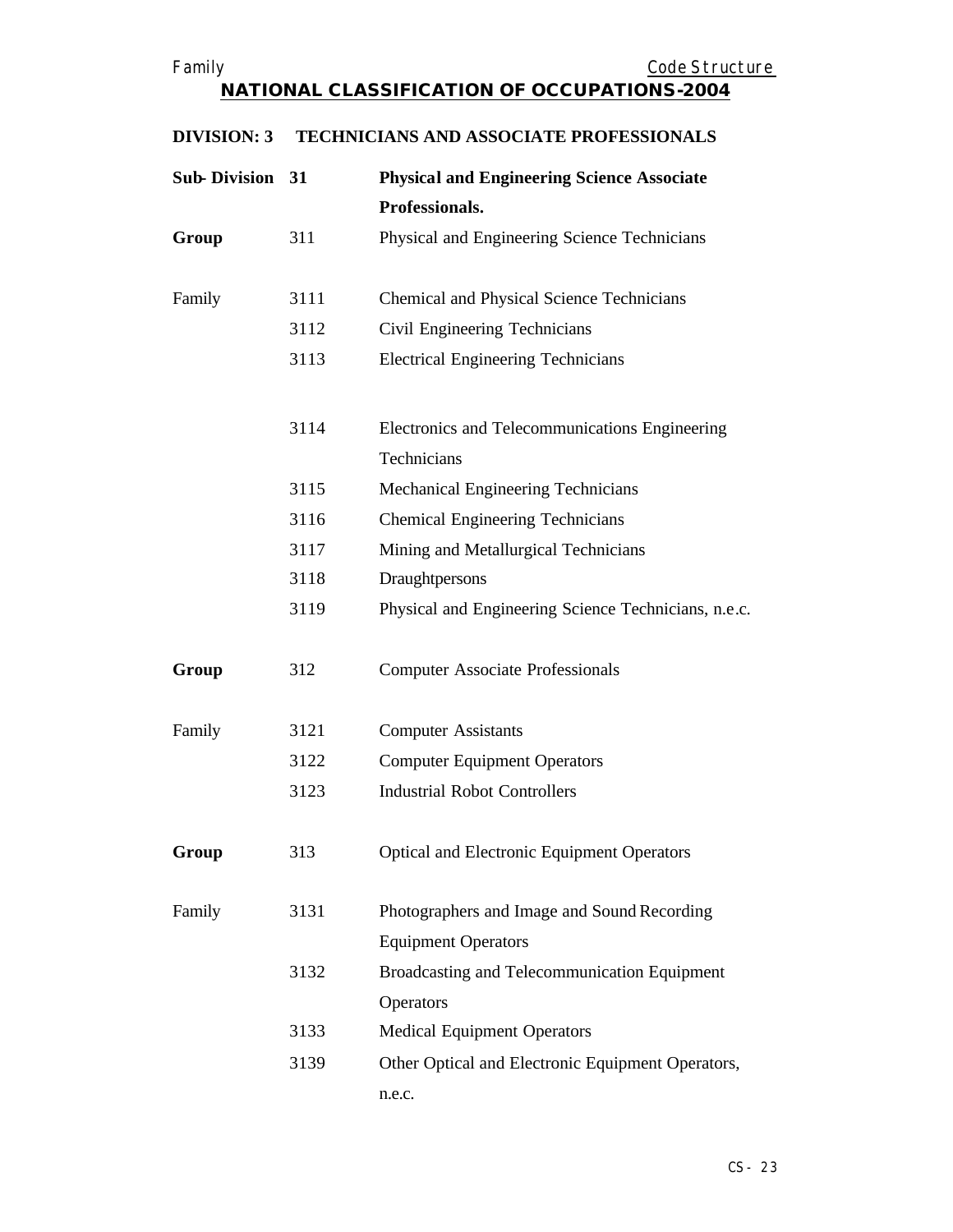## NATIONAL CLASSIFICATION OF OCCUPATIONS-2004

**DIVISION: 3 TECHNICIANS AND ASSOCIATE PROFESSIONALS**

| | | |
|---|---|---|
| **Sub-Division** | **31** | **Physical and Engineering Science Associate Professionals.** |
| **Group** | 311 | Physical and Engineering Science Technicians |
| Family | 3111 | Chemical and Physical Science Technicians |
| | 3112 | Civil Engineering Technicians |
| | 3113 | Electrical Engineering Technicians |
| | 3114 | Electronics and Telecommunications Engineering Technicians |
| | 3115 | Mechanical Engineering Technicians |
| | 3116 | Chemical Engineering Technicians |
| | 3117 | Mining and Metallurgical Technicians |
| | 3118 | Draughtpersons |
| | 3119 | Physical and Engineering Science Technicians, n.e.c. |
| **Group** | 312 | Computer Associate Professionals |
| Family | 3121 | Computer Assistants |
| | 3122 | Computer Equipment Operators |
| | 3123 | Industrial Robot Controllers |
| **Group** | 313 | Optical and Electronic Equipment Operators |
| Family | 3131 | Photographers and Image and Sound Recording Equipment Operators |
| | 3132 | Broadcasting and Telecommunication Equipment Operators |
| | 3133 | Medical Equipment Operators |
| | 3139 | Other Optical and Electronic Equipment Operators, n.e.c. |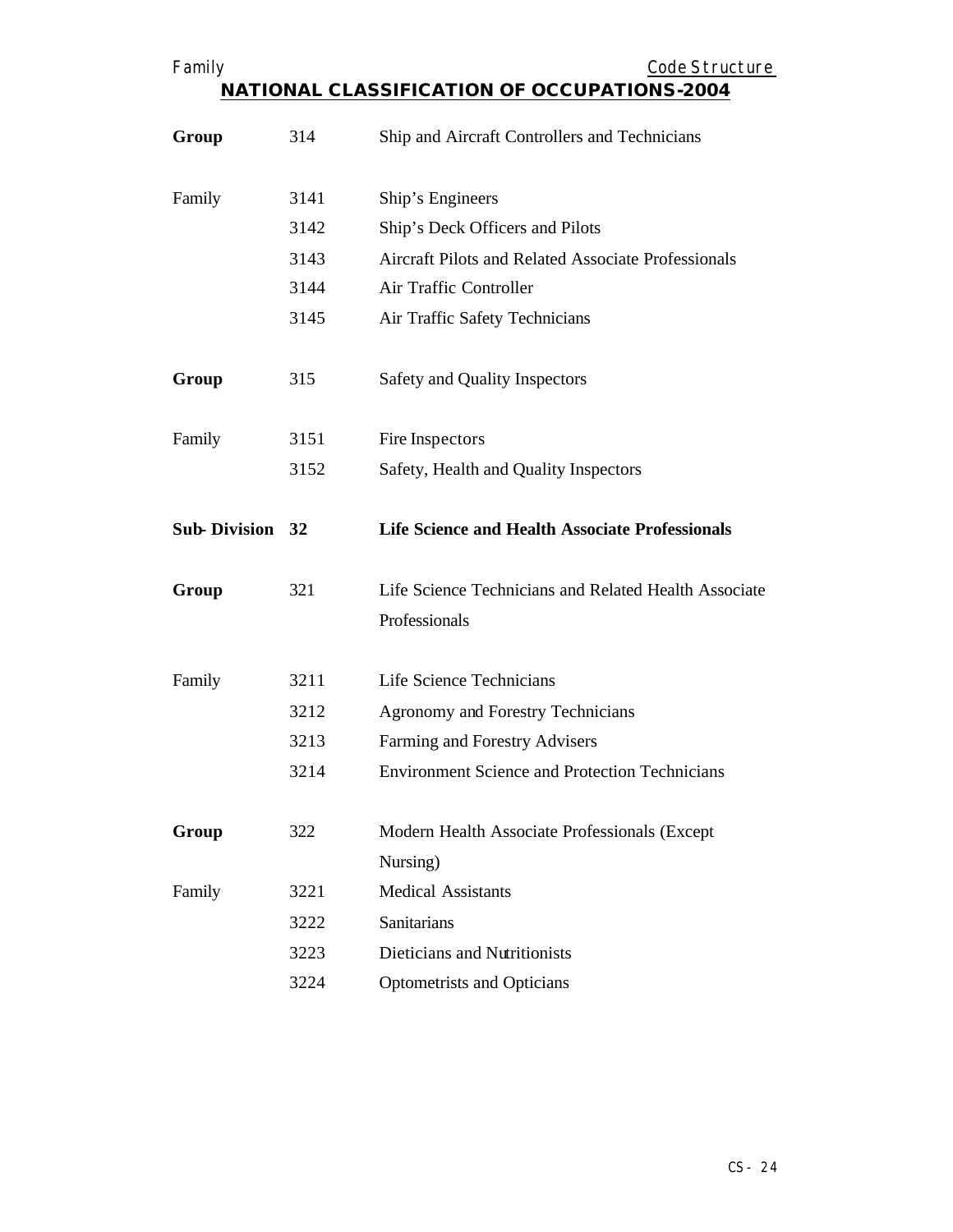| | | |
|---|---|---|
| **Group** | 314 | Ship and Aircraft Controllers and Technicians |
| Family | 3141 | Ship's Engineers |
| | 3142 | Ship's Deck Officers and Pilots |
| | 3143 | Aircraft Pilots and Related Associate Professionals |
| | 3144 | Air Traffic Controller |
| | 3145 | Air Traffic Safety Technicians |
| **Group** | 315 | Safety and Quality Inspectors |
| Family | 3151 | Fire Inspectors |
| | 3152 | Safety, Health and Quality Inspectors |
| **Sub-Division** | **32** | **Life Science and Health Associate Professionals** |
| **Group** | 321 | Life Science Technicians and Related Health Associate Professionals |
| Family | 3211 | Life Science Technicians |
| | 3212 | Agronomy and Forestry Technicians |
| | 3213 | Farming and Forestry Advisers |
| | 3214 | Environment Science and Protection Technicians |
| **Group** | 322 | Modern Health Associate Professionals (Except Nursing) |
| Family | 3221 | Medical Assistants |
| | 3222 | Sanitarians |
| | 3223 | Dieticians and Nutritionists |
| | 3224 | Optometrists and Opticians |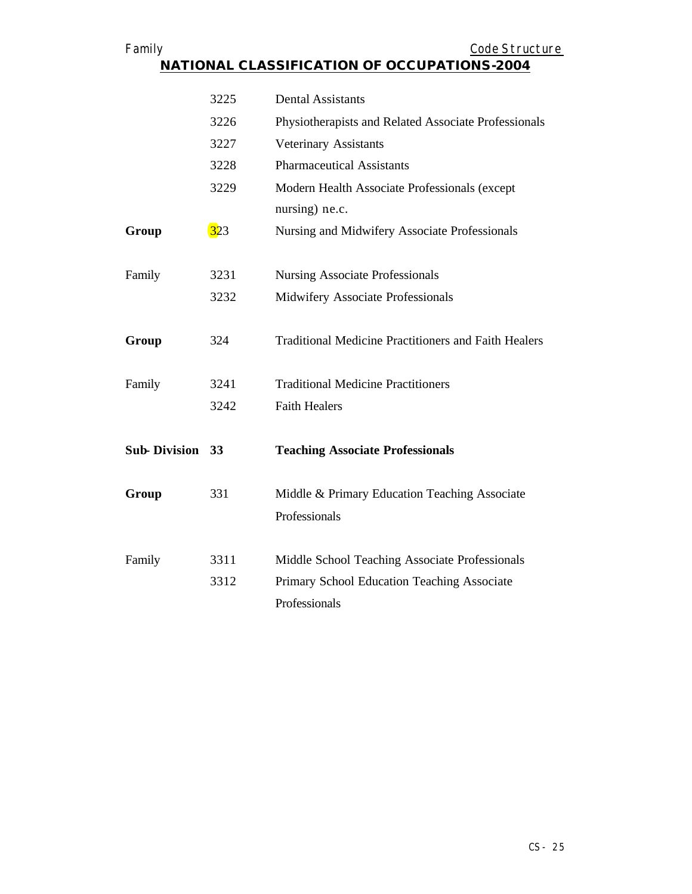| | | |
|---|---|---|
| | 3225 | Dental Assistants |
| | 3226 | Physiotherapists and Related Associate Professionals |
| | 3227 | Veterinary Assistants |
| | 3228 | Pharmaceutical Assistants |
| | 3229 | Modern Health Associate Professionals (except nursing) n.e.c. |
| **Group** | 323 | Nursing and Midwifery Associate Professionals |
| Family | 3231 | Nursing Associate Professionals |
| | 3232 | Midwifery Associate Professionals |
| **Group** | 324 | Traditional Medicine Practitioners and Faith Healers |
| Family | 3241 | Traditional Medicine Practitioners |
| | 3242 | Faith Healers |
| **Sub-Division** | **33** | **Teaching Associate Professionals** |
| **Group** | 331 | Middle & Primary Education Teaching Associate Professionals |
| Family | 3311 | Middle School Teaching Associate Professionals |
| | 3312 | Primary School Education Teaching Associate Professionals |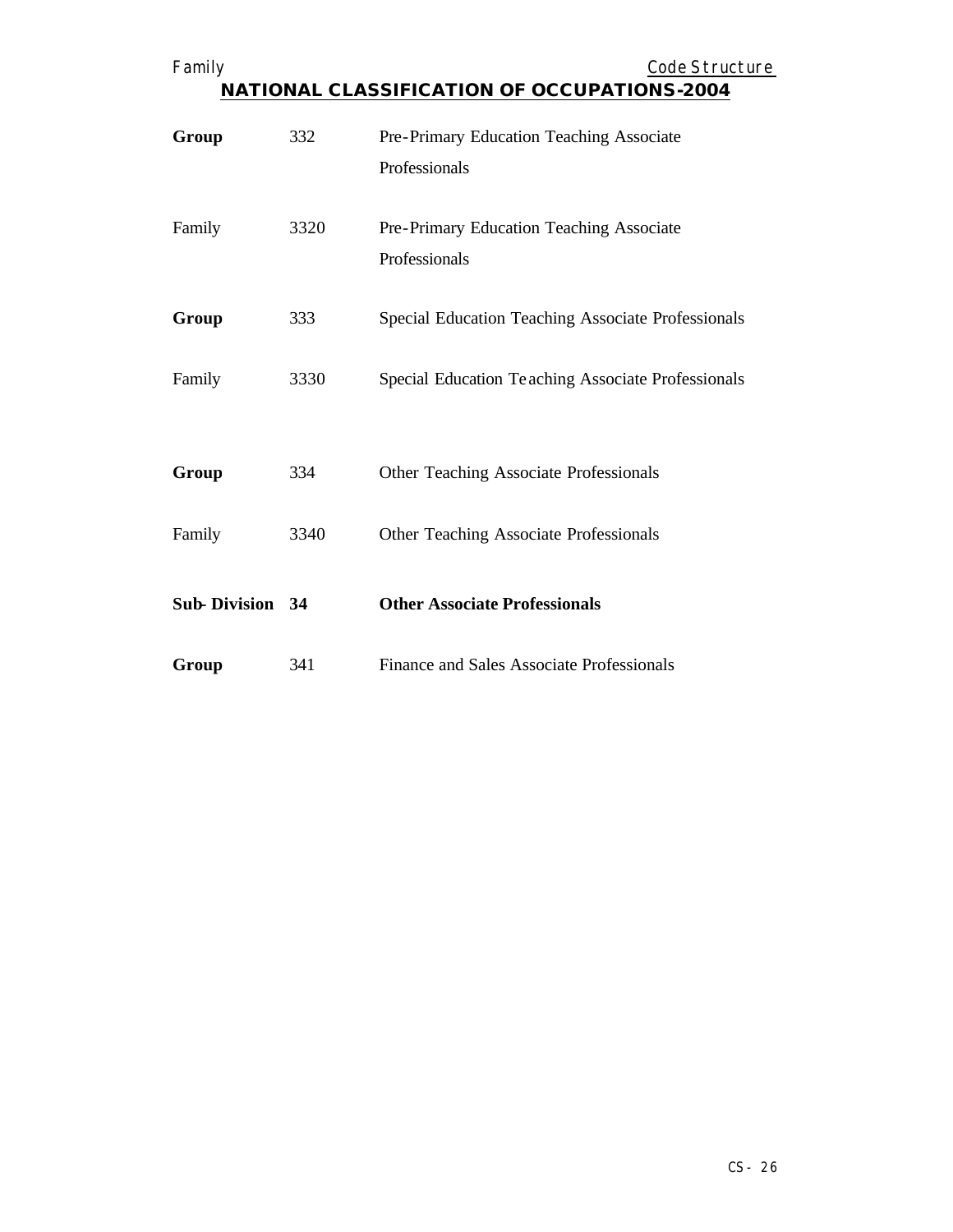| | | |
|---|---|---|
| **Group** | 332 | Pre-Primary Education Teaching Associate Professionals |
| Family | 3320 | Pre-Primary Education Teaching Associate Professionals |
| **Group** | 333 | Special Education Teaching Associate Professionals |
| Family | 3330 | Special Education Teaching Associate Professionals |
| **Group** | 334 | Other Teaching Associate Professionals |
| Family | 3340 | Other Teaching Associate Professionals |
| **Sub-Division** | **34** | **Other Associate Professionals** |
| **Group** | 341 | Finance and Sales Associate Professionals |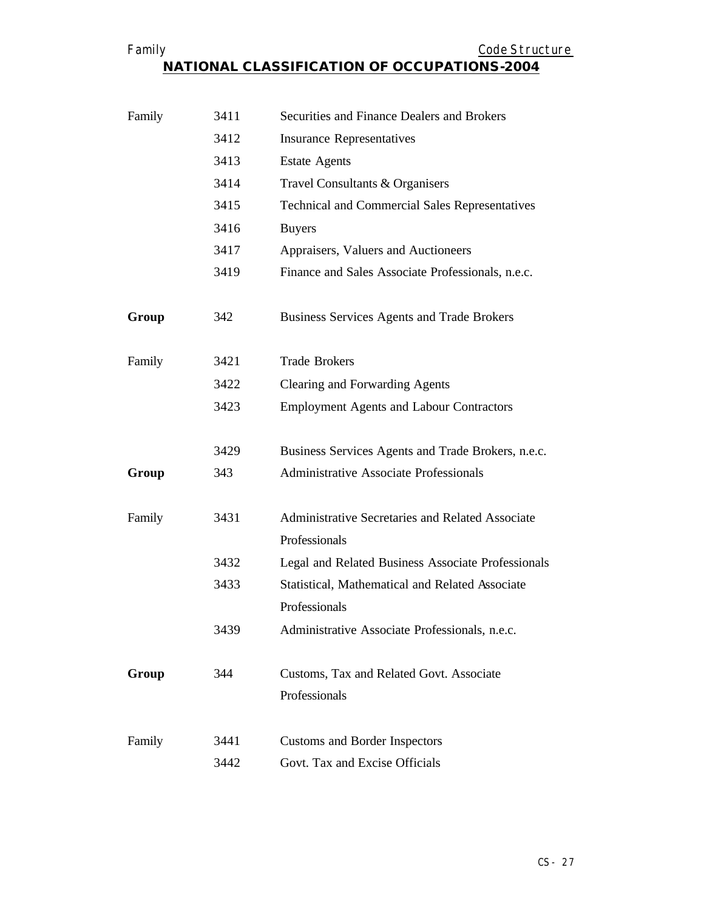| | | |
|---|---|---|
| Family | 3411 | Securities and Finance Dealers and Brokers |
| | 3412 | Insurance Representatives |
| | 3413 | Estate Agents |
| | 3414 | Travel Consultants & Organisers |
| | 3415 | Technical and Commercial Sales Representatives |
| | 3416 | Buyers |
| | 3417 | Appraisers, Valuers and Auctioneers |
| | 3419 | Finance and Sales Associate Professionals, n.e.c. |
| **Group** | 342 | Business Services Agents and Trade Brokers |
| Family | 3421 | Trade Brokers |
| | 3422 | Clearing and Forwarding Agents |
| | 3423 | Employment Agents and Labour Contractors |
| | 3429 | Business Services Agents and Trade Brokers, n.e.c. |
| **Group** | 343 | Administrative Associate Professionals |
| Family | 3431 | Administrative Secretaries and Related Associate Professionals |
| | 3432 | Legal and Related Business Associate Professionals |
| | 3433 | Statistical, Mathematical and Related Associate Professionals |
| | 3439 | Administrative Associate Professionals, n.e.c. |
| **Group** | 344 | Customs, Tax and Related Govt. Associate Professionals |
| Family | 3441 | Customs and Border Inspectors |
| | 3442 | Govt. Tax and Excise Officials |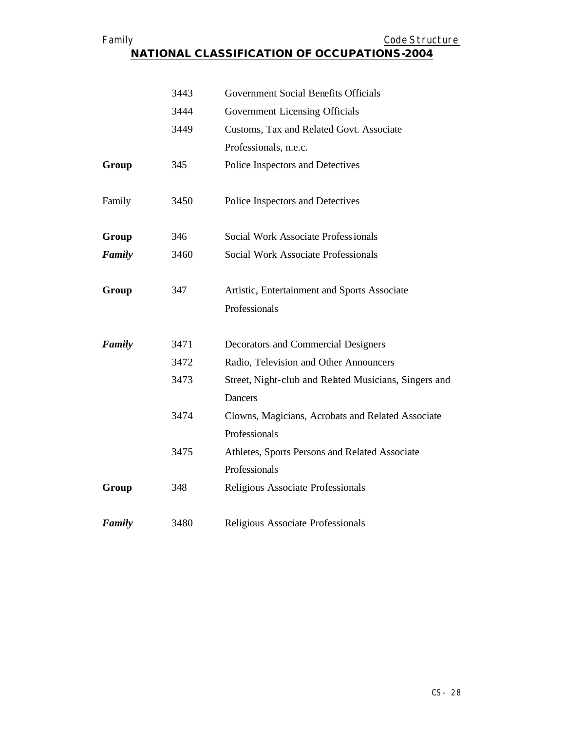| | | |
|---|---|---|
| | 3443 | Government Social Benefits Officials |
| | 3444 | Government Licensing Officials |
| | 3449 | Customs, Tax and Related Govt. Associate Professionals, n.e.c. |
| **Group** | 345 | Police Inspectors and Detectives |
| Family | 3450 | Police Inspectors and Detectives |
| **Group** | 346 | Social Work Associate Professionals |
| ***Family*** | 3460 | Social Work Associate Professionals |
| **Group** | 347 | Artistic, Entertainment and Sports Associate Professionals |
| ***Family*** | 3471 | Decorators and Commercial Designers |
| | 3472 | Radio, Television and Other Announcers |
| | 3473 | Street, Night-club and Related Musicians, Singers and Dancers |
| | 3474 | Clowns, Magicians, Acrobats and Related Associate Professionals |
| | 3475 | Athletes, Sports Persons and Related Associate Professionals |
| **Group** | 348 | Religious Associate Professionals |
| ***Family*** | 3480 | Religious Associate Professionals |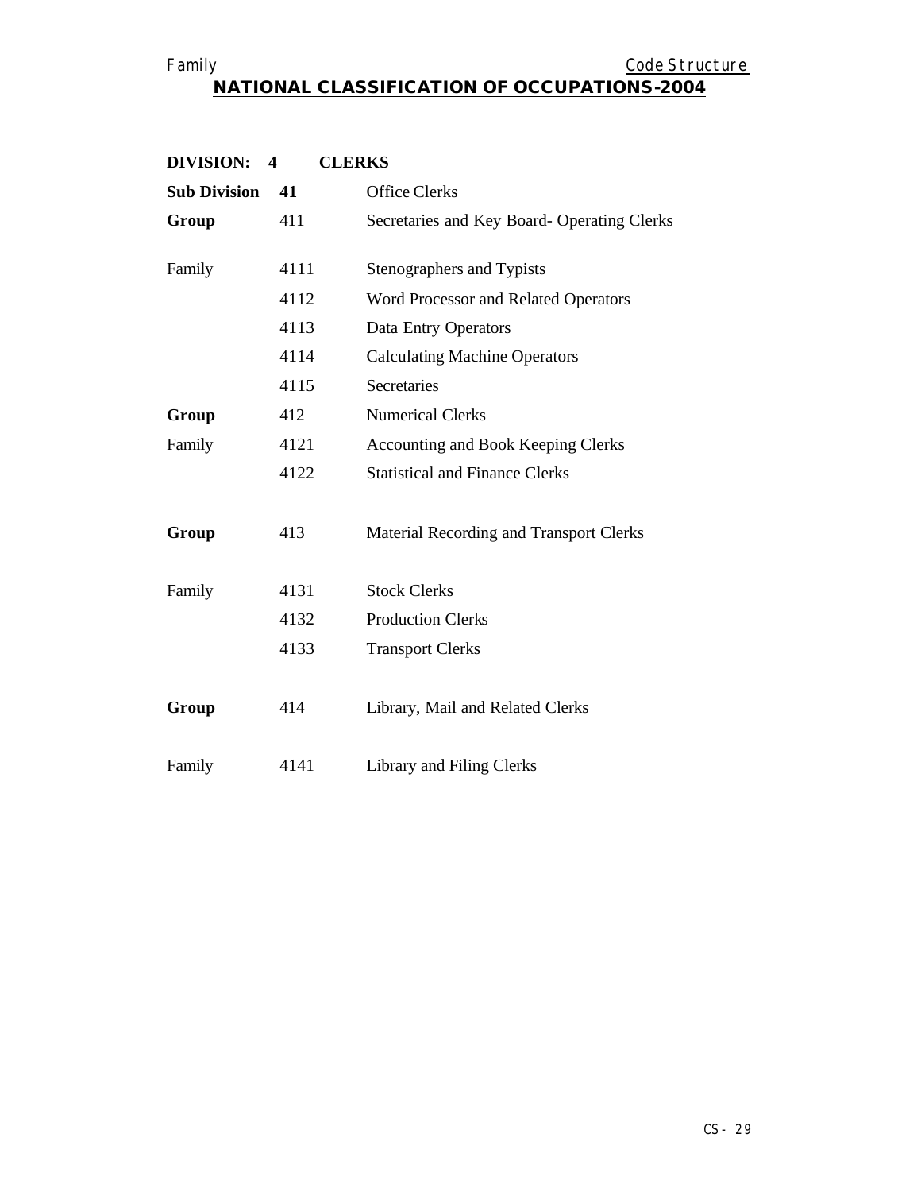# NATIONAL CLASSIFICATION OF OCCUPATIONS-2004

| **DIVISION:** | **4** | **CLERKS** |
|---|---|---|
| **Sub Division** | **41** | Office Clerks |
| **Group** | 411 | Secretaries and Key Board- Operating Clerks |
| Family | 4111 | Stenographers and Typists |
| | 4112 | Word Processor and Related Operators |
| | 4113 | Data Entry Operators |
| | 4114 | Calculating Machine Operators |
| | 4115 | Secretaries |
| **Group** | 412 | Numerical Clerks |
| Family | 4121 | Accounting and Book Keeping Clerks |
| | 4122 | Statistical and Finance Clerks |
| **Group** | 413 | Material Recording and Transport Clerks |
| Family | 4131 | Stock Clerks |
| | 4132 | Production Clerks |
| | 4133 | Transport Clerks |
| **Group** | 414 | Library, Mail and Related Clerks |
| Family | 4141 | Library and Filing Clerks |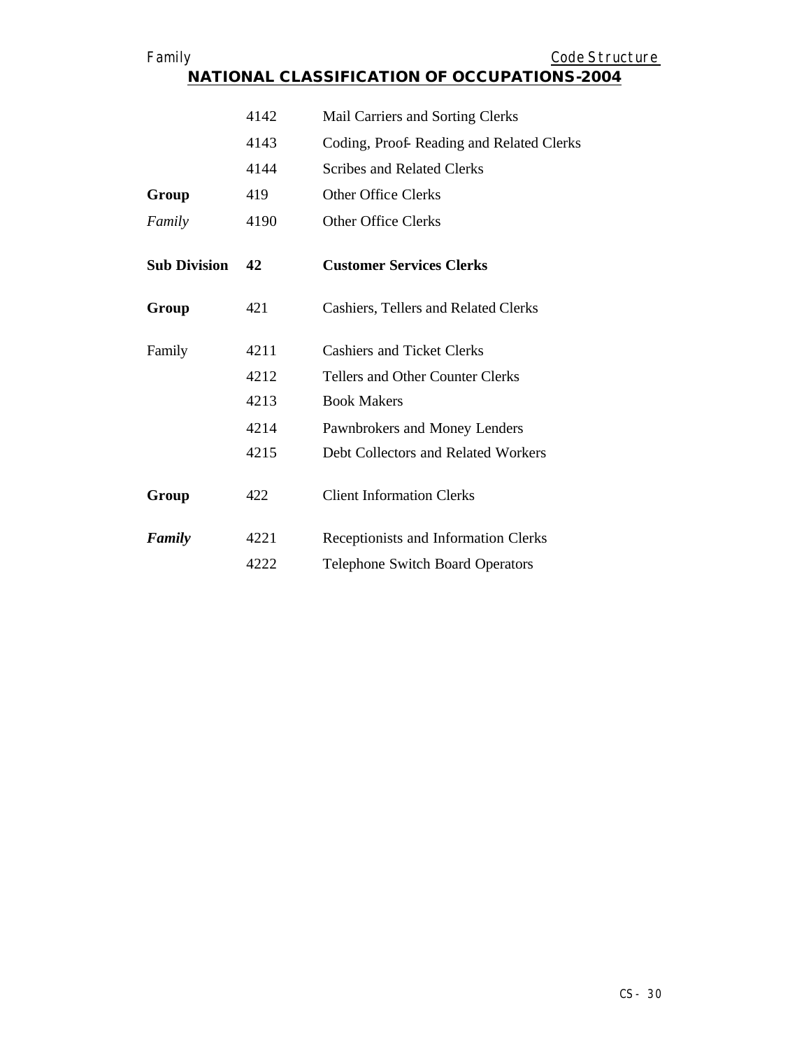| | | |
|---|---|---|
| | 4142 | Mail Carriers and Sorting Clerks |
| | 4143 | Coding, Proof- Reading and Related Clerks |
| | 4144 | Scribes and Related Clerks |
| **Group** | 419 | Other Office Clerks |
| *Family* | 4190 | Other Office Clerks |
| **Sub Division** | **42** | **Customer Services Clerks** |
| **Group** | 421 | Cashiers, Tellers and Related Clerks |
| Family | 4211 | Cashiers and Ticket Clerks |
| | 4212 | Tellers and Other Counter Clerks |
| | 4213 | Book Makers |
| | 4214 | Pawnbrokers and Money Lenders |
| | 4215 | Debt Collectors and Related Workers |
| **Group** | 422 | Client Information Clerks |
| ***Family*** | 4221 | Receptionists and Information Clerks |
| | 4222 | Telephone Switch Board Operators |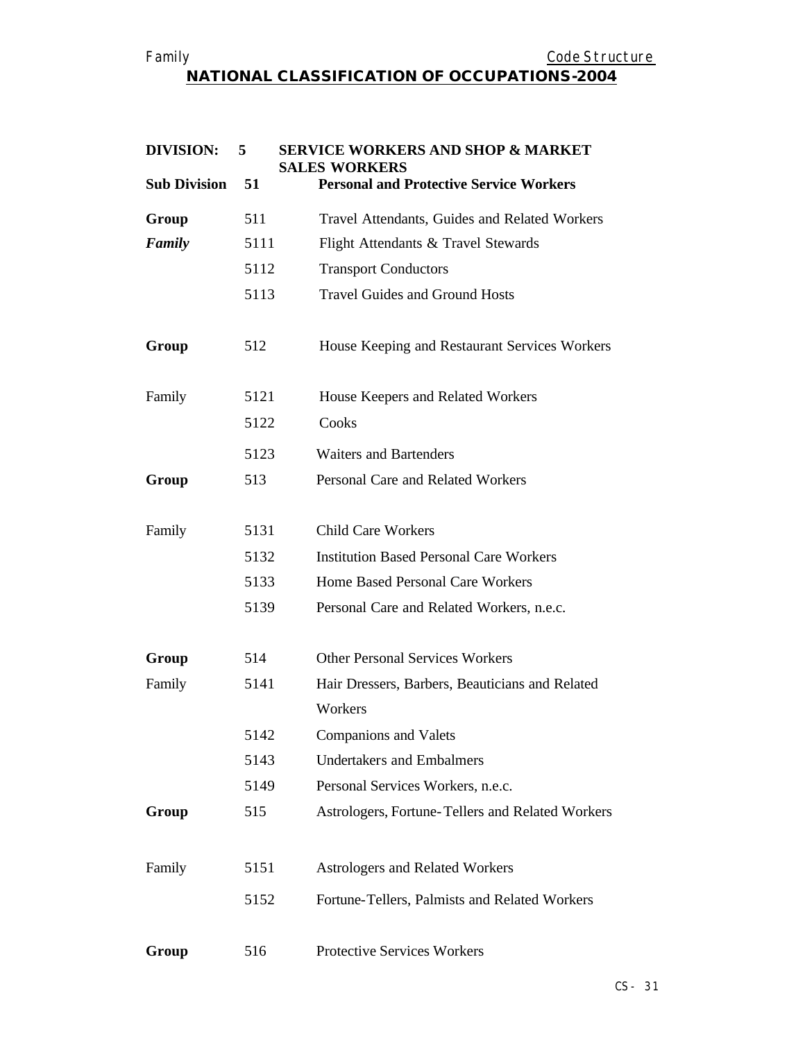## NATIONAL CLASSIFICATION OF OCCUPATIONS-2004

| | | |
|---|---|---|
| **DIVISION:** | **5** | **SERVICE WORKERS AND SHOP & MARKET SALES WORKERS** |
| **Sub Division** | **51** | **Personal and Protective Service Workers** |
| **Group** | 511 | Travel Attendants, Guides and Related Workers |
| ***Family*** | 5111 | Flight Attendants & Travel Stewards |
| | 5112 | Transport Conductors |
| | 5113 | Travel Guides and Ground Hosts |
| **Group** | 512 | House Keeping and Restaurant Services Workers |
| Family | 5121 | House Keepers and Related Workers |
| | 5122 | Cooks |
| | 5123 | Waiters and Bartenders |
| **Group** | 513 | Personal Care and Related Workers |
| Family | 5131 | Child Care Workers |
| | 5132 | Institution Based Personal Care Workers |
| | 5133 | Home Based Personal Care Workers |
| | 5139 | Personal Care and Related Workers, n.e.c. |
| **Group** | 514 | Other Personal Services Workers |
| Family | 5141 | Hair Dressers, Barbers, Beauticians and Related Workers |
| | 5142 | Companions and Valets |
| | 5143 | Undertakers and Embalmers |
| | 5149 | Personal Services Workers, n.e.c. |
| **Group** | 515 | Astrologers, Fortune-Tellers and Related Workers |
| Family | 5151 | Astrologers and Related Workers |
| | 5152 | Fortune-Tellers, Palmists and Related Workers |
| **Group** | 516 | Protective Services Workers |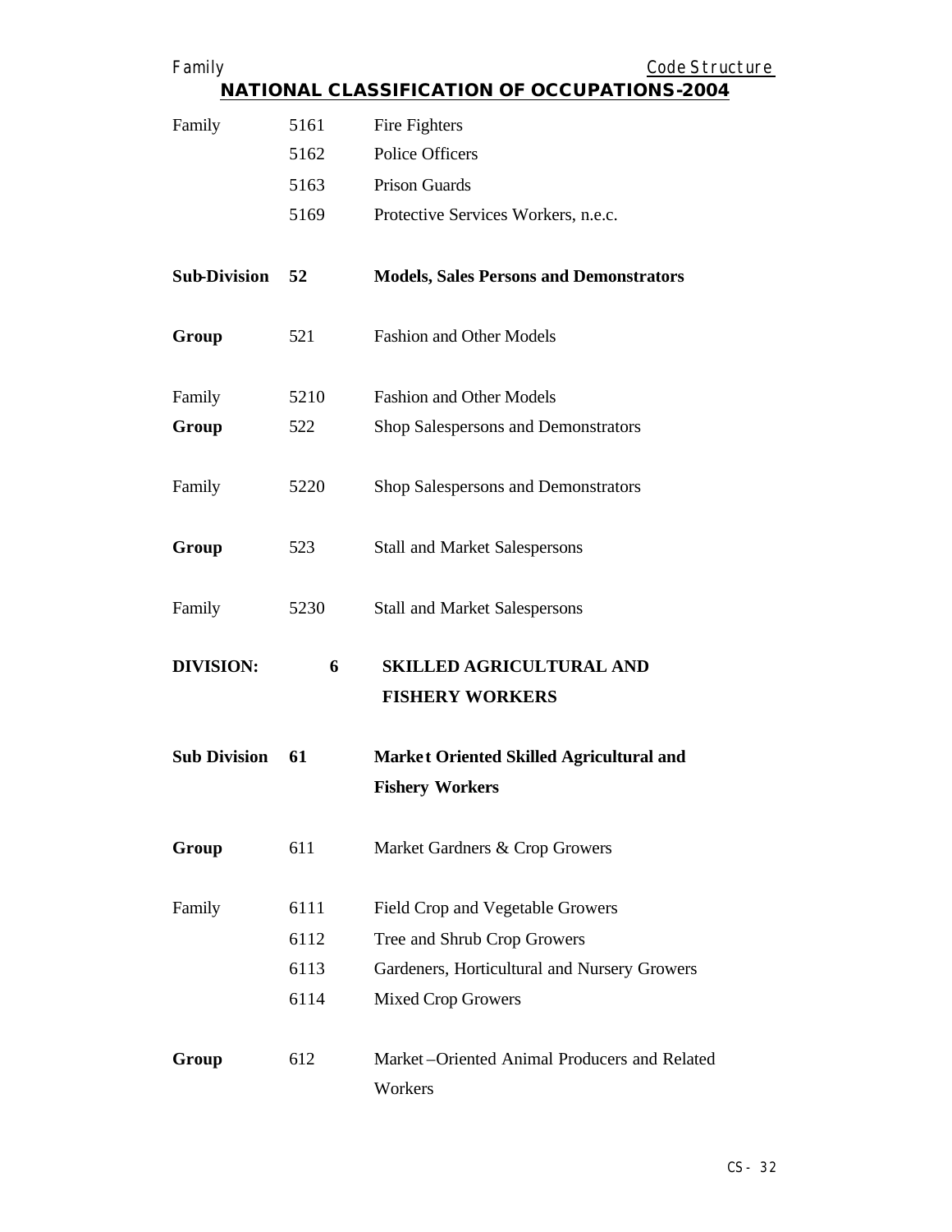## NATIONAL CLASSIFICATION OF OCCUPATIONS-2004

| | | |
|---|---|---|
| Family | 5161 | Fire Fighters |
| | 5162 | Police Officers |
| | 5163 | Prison Guards |
| | 5169 | Protective Services Workers, n.e.c. |
| **Sub-Division** | **52** | **Models, Sales Persons and Demonstrators** |
| **Group** | 521 | Fashion and Other Models |
| Family | 5210 | Fashion and Other Models |
| **Group** | 522 | Shop Salespersons and Demonstrators |
| Family | 5220 | Shop Salespersons and Demonstrators |
| **Group** | 523 | Stall and Market Salespersons |
| Family | 5230 | Stall and Market Salespersons |
| **DIVISION:** | **6** | **SKILLED AGRICULTURAL AND FISHERY WORKERS** |
| **Sub Division** | **61** | **Market Oriented Skilled Agricultural and Fishery Workers** |
| **Group** | 611 | Market Gardners & Crop Growers |
| Family | 6111 | Field Crop and Vegetable Growers |
| | 6112 | Tree and Shrub Crop Growers |
| | 6113 | Gardeners, Horticultural and Nursery Growers |
| | 6114 | Mixed Crop Growers |
| **Group** | 612 | Market –Oriented Animal Producers and Related Workers |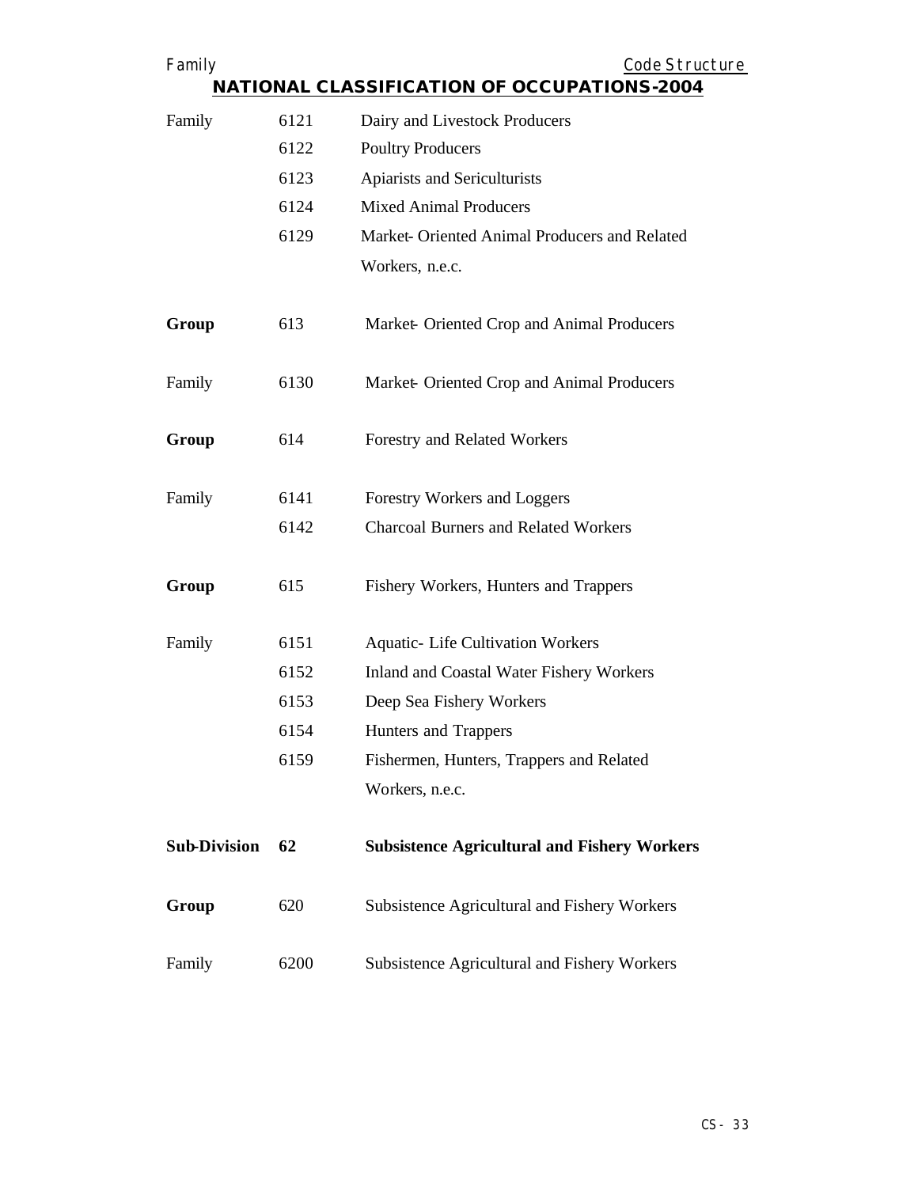## NATIONAL CLASSIFICATION OF OCCUPATIONS-2004

| | | |
|---|---|---|
| Family | 6121 | Dairy and Livestock Producers |
| | 6122 | Poultry Producers |
| | 6123 | Apiarists and Sericulturists |
| | 6124 | Mixed Animal Producers |
| | 6129 | Market- Oriented Animal Producers and Related Workers, n.e.c. |
| **Group** | 613 | Market- Oriented Crop and Animal Producers |
| Family | 6130 | Market- Oriented Crop and Animal Producers |
| **Group** | 614 | Forestry and Related Workers |
| Family | 6141 | Forestry Workers and Loggers |
| | 6142 | Charcoal Burners and Related Workers |
| **Group** | 615 | Fishery Workers, Hunters and Trappers |
| Family | 6151 | Aquatic- Life Cultivation Workers |
| | 6152 | Inland and Coastal Water Fishery Workers |
| | 6153 | Deep Sea Fishery Workers |
| | 6154 | Hunters and Trappers |
| | 6159 | Fishermen, Hunters, Trappers and Related Workers, n.e.c. |
| **Sub-Division** | **62** | **Subsistence Agricultural and Fishery Workers** |
| **Group** | 620 | Subsistence Agricultural and Fishery Workers |
| Family | 6200 | Subsistence Agricultural and Fishery Workers |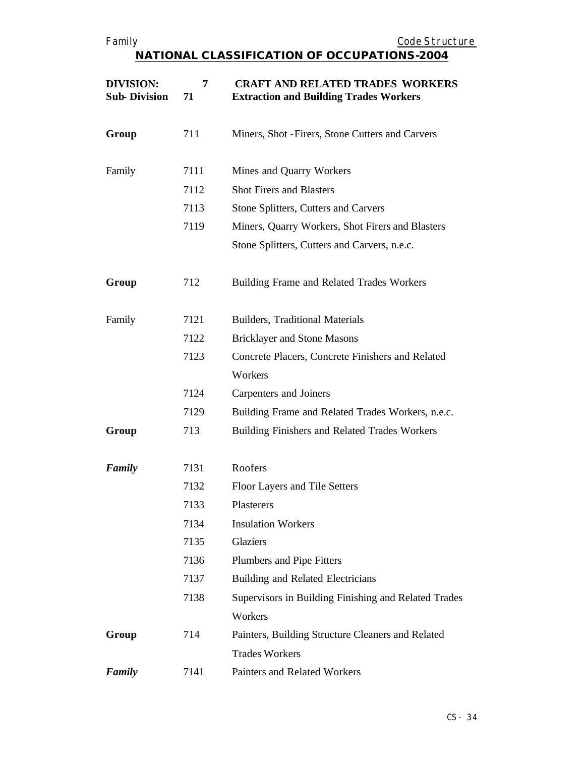## NATIONAL CLASSIFICATION OF OCCUPATIONS-2004

| | | |
|---|---|---|
| **DIVISION:** | **7** | **CRAFT AND RELATED TRADES WORKERS** |
| **Sub-Division** | **71** | **Extraction and Building Trades Workers** |
| **Group** | 711 | Miners, Shot -Firers, Stone Cutters and Carvers |
| Family | 7111 | Mines and Quarry Workers |
| | 7112 | Shot Firers and Blasters |
| | 7113 | Stone Splitters, Cutters and Carvers |
| | 7119 | Miners, Quarry Workers, Shot Firers and Blasters Stone Splitters, Cutters and Carvers, n.e.c. |
| **Group** | 712 | Building Frame and Related Trades Workers |
| Family | 7121 | Builders, Traditional Materials |
| | 7122 | Bricklayer and Stone Masons |
| | 7123 | Concrete Placers, Concrete Finishers and Related Workers |
| | 7124 | Carpenters and Joiners |
| | 7129 | Building Frame and Related Trades Workers, n.e.c. |
| **Group** | 713 | Building Finishers and Related Trades Workers |
| ***Family*** | 7131 | Roofers |
| | 7132 | Floor Layers and Tile Setters |
| | 7133 | Plasterers |
| | 7134 | Insulation Workers |
| | 7135 | Glaziers |
| | 7136 | Plumbers and Pipe Fitters |
| | 7137 | Building and Related Electricians |
| | 7138 | Supervisors in Building Finishing and Related Trades Workers |
| **Group** | 714 | Painters, Building Structure Cleaners and Related Trades Workers |
| ***Family*** | 7141 | Painters and Related Workers |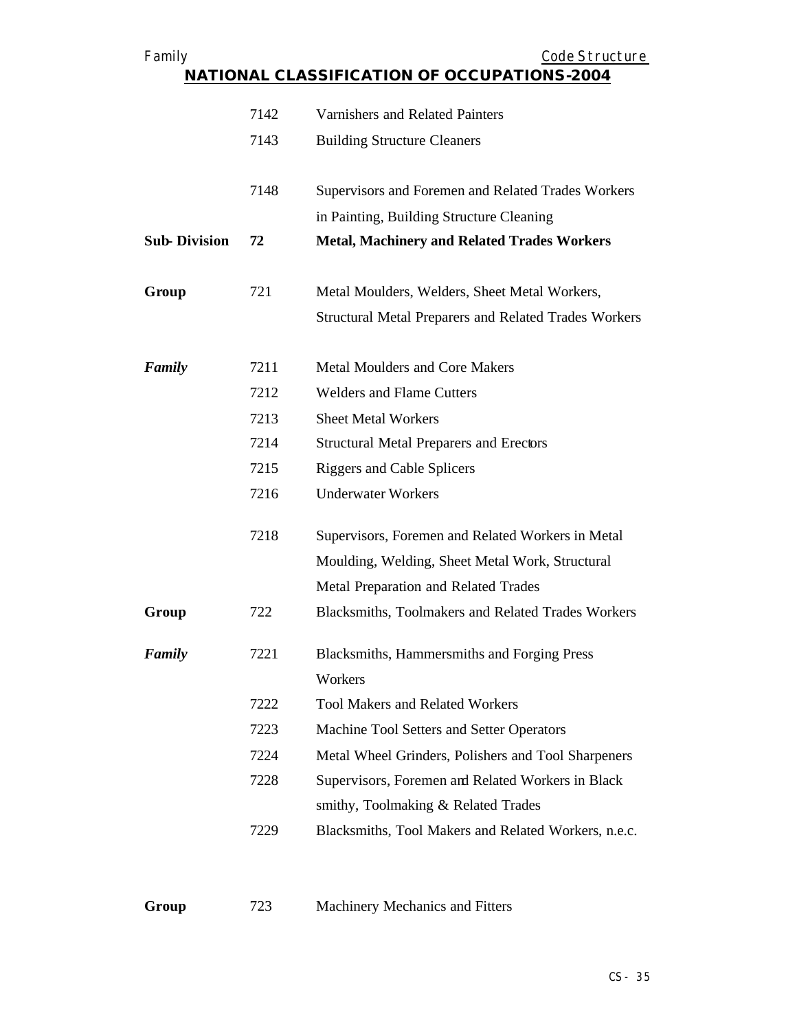| | | |
|---|---|---|
| | 7142 | Varnishers and Related Painters |
| | 7143 | Building Structure Cleaners |
| | 7148 | Supervisors and Foremen and Related Trades Workers in Painting, Building Structure Cleaning |
| **Sub- Division** | **72** | **Metal, Machinery and Related Trades Workers** |
| **Group** | 721 | Metal Moulders, Welders, Sheet Metal Workers, Structural Metal Preparers and Related Trades Workers |
| ***Family*** | 7211 | Metal Moulders and Core Makers |
| | 7212 | Welders and Flame Cutters |
| | 7213 | Sheet Metal Workers |
| | 7214 | Structural Metal Preparers and Erectors |
| | 7215 | Riggers and Cable Splicers |
| | 7216 | Underwater Workers |
| | 7218 | Supervisors, Foremen and Related Workers in Metal Moulding, Welding, Sheet Metal Work, Structural Metal Preparation and Related Trades |
| **Group** | 722 | Blacksmiths, Toolmakers and Related Trades Workers |
| ***Family*** | 7221 | Blacksmiths, Hammersmiths and Forging Press Workers |
| | 7222 | Tool Makers and Related Workers |
| | 7223 | Machine Tool Setters and Setter Operators |
| | 7224 | Metal Wheel Grinders, Polishers and Tool Sharpeners |
| | 7228 | Supervisors, Foremen and Related Workers in Black smithy, Toolmaking & Related Trades |
| | 7229 | Blacksmiths, Tool Makers and Related Workers, n.e.c. |
| **Group** | 723 | Machinery Mechanics and Fitters |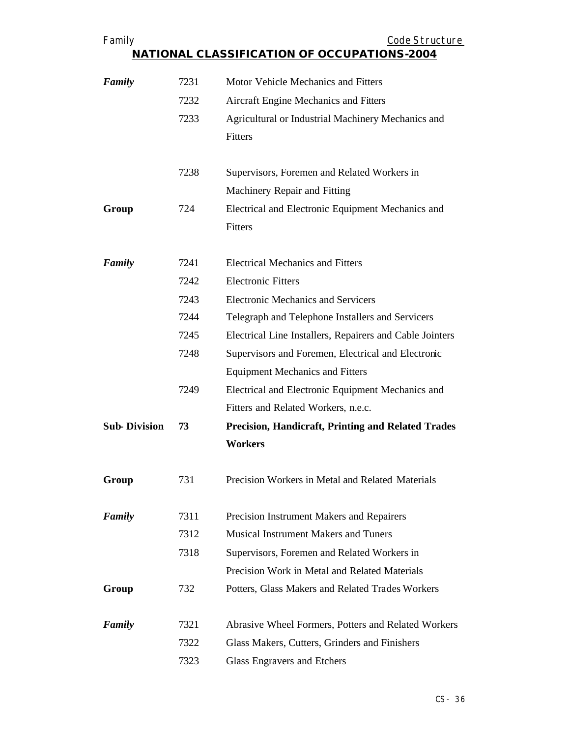## NATIONAL CLASSIFICATION OF OCCUPATIONS-2004

| | | |
|---|---|---|
| ***Family*** | 7231 | Motor Vehicle Mechanics and Fitters |
| | 7232 | Aircraft Engine Mechanics and Fitters |
| | 7233 | Agricultural or Industrial Machinery Mechanics and Fitters |
| | 7238 | Supervisors, Foremen and Related Workers in Machinery Repair and Fitting |
| **Group** | 724 | Electrical and Electronic Equipment Mechanics and Fitters |
| ***Family*** | 7241 | Electrical Mechanics and Fitters |
| | 7242 | Electronic Fitters |
| | 7243 | Electronic Mechanics and Servicers |
| | 7244 | Telegraph and Telephone Installers and Servicers |
| | 7245 | Electrical Line Installers, Repairers and Cable Jointers |
| | 7248 | Supervisors and Foremen, Electrical and Electronic Equipment Mechanics and Fitters |
| | 7249 | Electrical and Electronic Equipment Mechanics and Fitters and Related Workers, n.e.c. |
| **Sub- Division** | **73** | **Precision, Handicraft, Printing and Related Trades Workers** |
| **Group** | 731 | Precision Workers in Metal and Related Materials |
| ***Family*** | 7311 | Precision Instrument Makers and Repairers |
| | 7312 | Musical Instrument Makers and Tuners |
| | 7318 | Supervisors, Foremen and Related Workers in Precision Work in Metal and Related Materials |
| **Group** | 732 | Potters, Glass Makers and Related Trades Workers |
| ***Family*** | 7321 | Abrasive Wheel Formers, Potters and Related Workers |
| | 7322 | Glass Makers, Cutters, Grinders and Finishers |
| | 7323 | Glass Engravers and Etchers |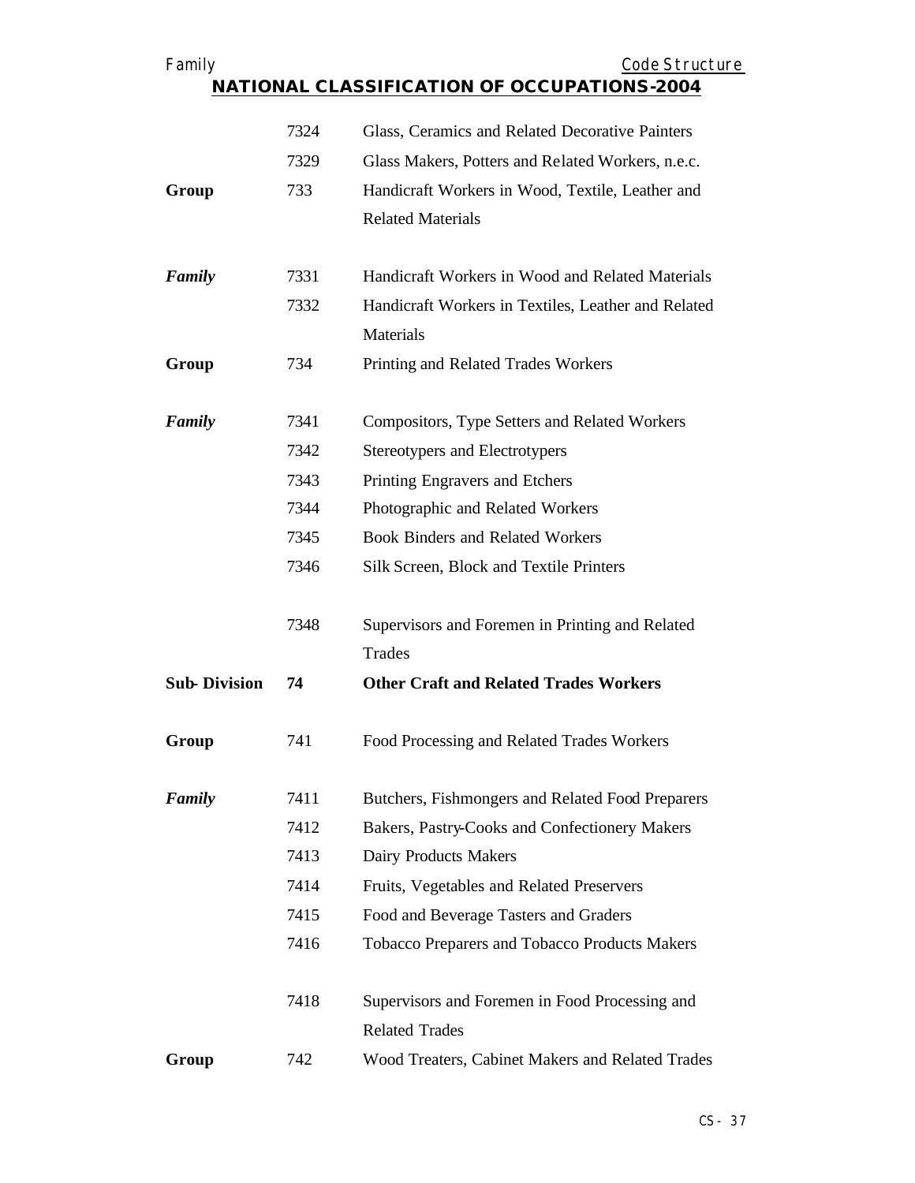## NATIONAL CLASSIFICATION OF OCCUPATIONS-2004

| | | |
|---|---|---|
| | 7324 | Glass, Ceramics and Related Decorative Painters |
| | 7329 | Glass Makers, Potters and Related Workers, n.e.c. |
| **Group** | 733 | Handicraft Workers in Wood, Textile, Leather and Related Materials |
| ***Family*** | 7331 | Handicraft Workers in Wood and Related Materials |
| | 7332 | Handicraft Workers in Textiles, Leather and Related Materials |
| **Group** | 734 | Printing and Related Trades Workers |
| ***Family*** | 7341 | Compositors, Type Setters and Related Workers |
| | 7342 | Stereotypers and Electrotypers |
| | 7343 | Printing Engravers and Etchers |
| | 7344 | Photographic and Related Workers |
| | 7345 | Book Binders and Related Workers |
| | 7346 | Silk Screen, Block and Textile Printers |
| | 7348 | Supervisors and Foremen in Printing and Related Trades |
| **Sub- Division** | **74** | **Other Craft and Related Trades Workers** |
| **Group** | 741 | Food Processing and Related Trades Workers |
| ***Family*** | 7411 | Butchers, Fishmongers and Related Food Preparers |
| | 7412 | Bakers, Pastry-Cooks and Confectionery Makers |
| | 7413 | Dairy Products Makers |
| | 7414 | Fruits, Vegetables and Related Preservers |
| | 7415 | Food and Beverage Tasters and Graders |
| | 7416 | Tobacco Preparers and Tobacco Products Makers |
| | 7418 | Supervisors and Foremen in Food Processing and Related Trades |
| **Group** | 742 | Wood Treaters, Cabinet Makers and Related Trades |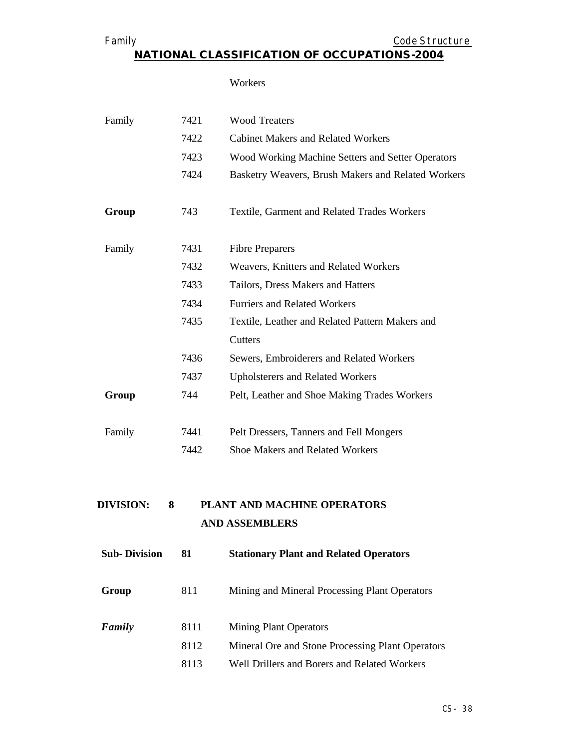Workers

| | | |
|---|---|---|
| Family | 7421 | Wood Treaters |
| | 7422 | Cabinet Makers and Related Workers |
| | 7423 | Wood Working Machine Setters and Setter Operators |
| | 7424 | Basketry Weavers, Brush Makers and Related Workers |
| **Group** | 743 | Textile, Garment and Related Trades Workers |
| Family | 7431 | Fibre Preparers |
| | 7432 | Weavers, Knitters and Related Workers |
| | 7433 | Tailors, Dress Makers and Hatters |
| | 7434 | Furriers and Related Workers |
| | 7435 | Textile, Leather and Related Pattern Makers and Cutters |
| | 7436 | Sewers, Embroiderers and Related Workers |
| | 7437 | Upholsterers and Related Workers |
| **Group** | 744 | Pelt, Leather and Shoe Making Trades Workers |
| Family | 7441 | Pelt Dressers, Tanners and Fell Mongers |
| | 7442 | Shoe Makers and Related Workers |

## DIVISION: 8 PLANT AND MACHINE OPERATORS AND ASSEMBLERS

| | | |
|---|---|---|
| **Sub- Division** | **81** | **Stationary Plant and Related Operators** |
| **Group** | 811 | Mining and Mineral Processing Plant Operators |
| ***Family*** | 8111 | Mining Plant Operators |
| | 8112 | Mineral Ore and Stone Processing Plant Operators |
| | 8113 | Well Drillers and Borers and Related Workers |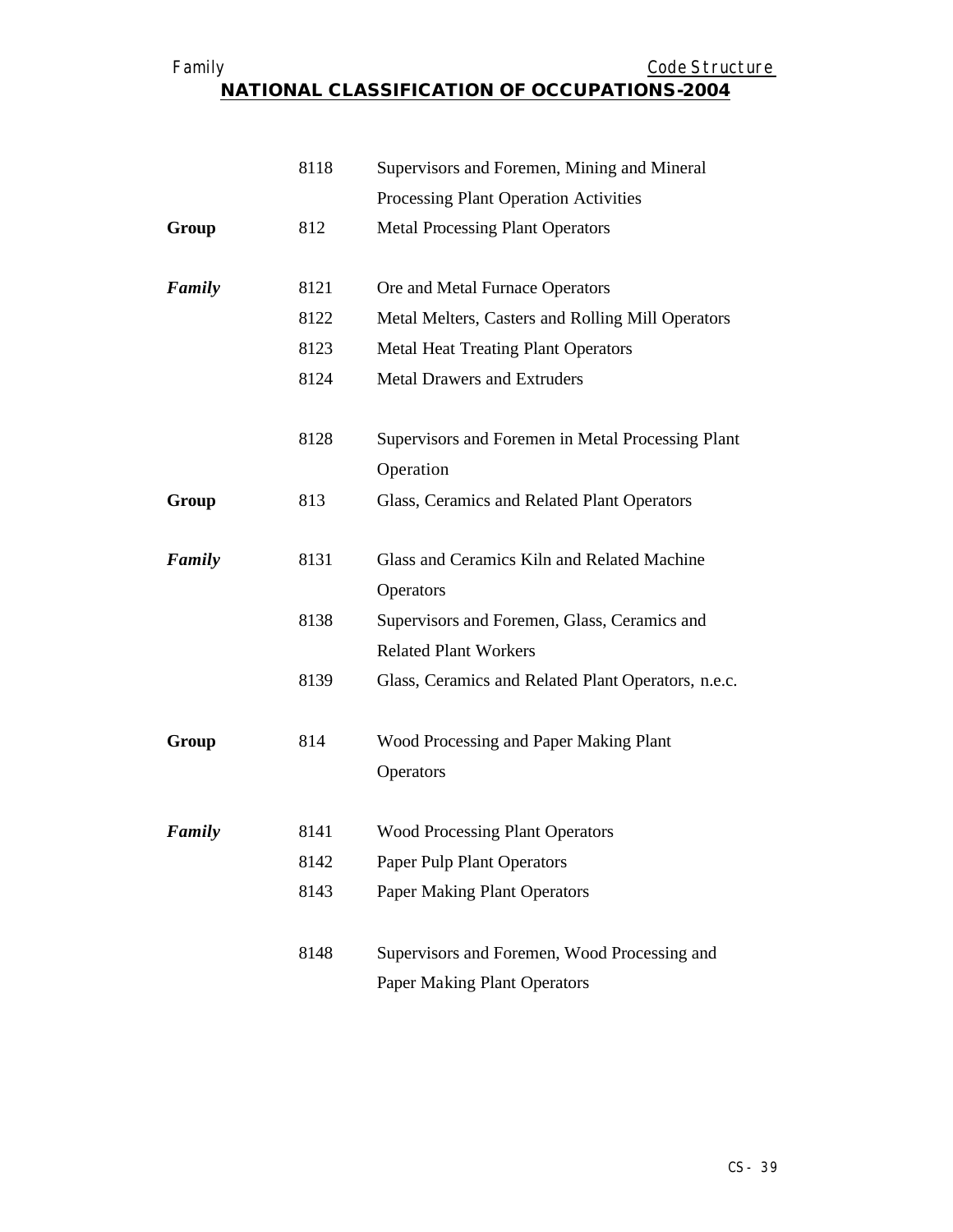| | | |
|---|---|---|
| | 8118 | Supervisors and Foremen, Mining and Mineral Processing Plant Operation Activities |
| **Group** | 812 | Metal Processing Plant Operators |
| ***Family*** | 8121 | Ore and Metal Furnace Operators |
| | 8122 | Metal Melters, Casters and Rolling Mill Operators |
| | 8123 | Metal Heat Treating Plant Operators |
| | 8124 | Metal Drawers and Extruders |
| | 8128 | Supervisors and Foremen in Metal Processing Plant Operation |
| **Group** | 813 | Glass, Ceramics and Related Plant Operators |
| ***Family*** | 8131 | Glass and Ceramics Kiln and Related Machine Operators |
| | 8138 | Supervisors and Foremen, Glass, Ceramics and Related Plant Workers |
| | 8139 | Glass, Ceramics and Related Plant Operators, n.e.c. |
| **Group** | 814 | Wood Processing and Paper Making Plant Operators |
| ***Family*** | 8141 | Wood Processing Plant Operators |
| | 8142 | Paper Pulp Plant Operators |
| | 8143 | Paper Making Plant Operators |
| | 8148 | Supervisors and Foremen, Wood Processing and Paper Making Plant Operators |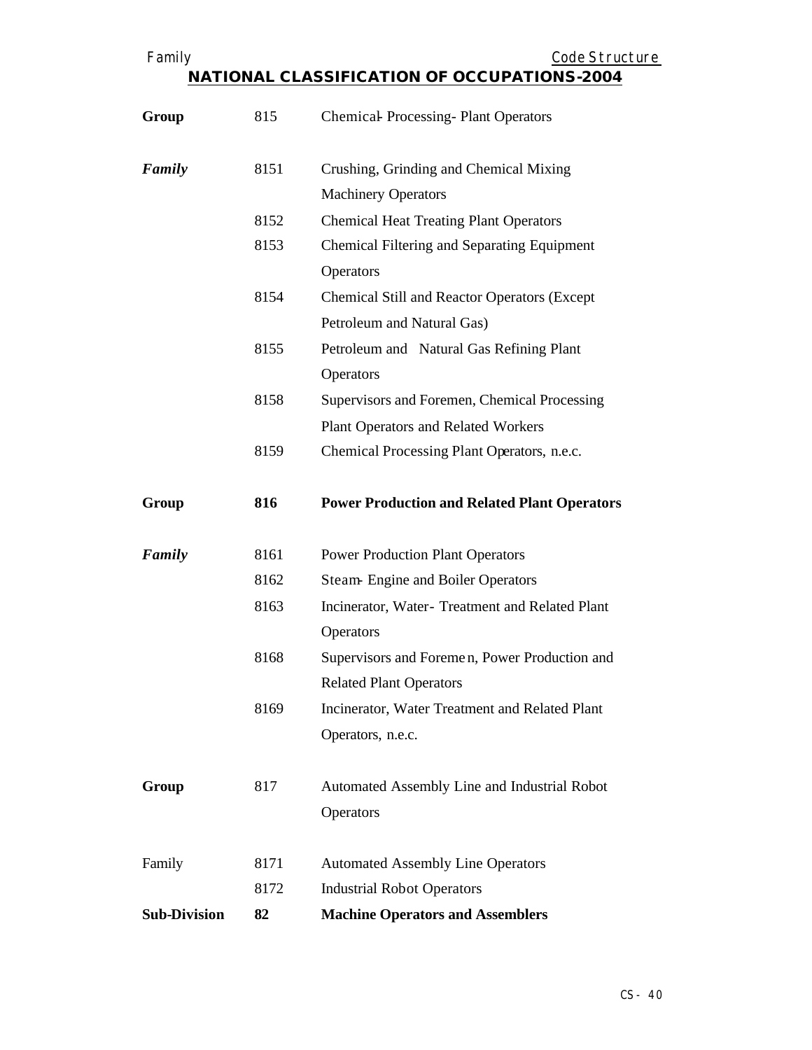| | | |
|---|---|---|
| **Group** | 815 | Chemical- Processing- Plant Operators |
| ***Family*** | 8151 | Crushing, Grinding and Chemical Mixing Machinery Operators |
| | 8152 | Chemical Heat Treating Plant Operators |
| | 8153 | Chemical Filtering and Separating Equipment Operators |
| | 8154 | Chemical Still and Reactor Operators (Except Petroleum and Natural Gas) |
| | 8155 | Petroleum and Natural Gas Refining Plant Operators |
| | 8158 | Supervisors and Foremen, Chemical Processing Plant Operators and Related Workers |
| | 8159 | Chemical Processing Plant Operators, n.e.c. |
| **Group** | **816** | **Power Production and Related Plant Operators** |
| ***Family*** | 8161 | Power Production Plant Operators |
| | 8162 | Steam- Engine and Boiler Operators |
| | 8163 | Incinerator, Water- Treatment and Related Plant Operators |
| | 8168 | Supervisors and Foremen, Power Production and Related Plant Operators |
| | 8169 | Incinerator, Water Treatment and Related Plant Operators, n.e.c. |
| **Group** | 817 | Automated Assembly Line and Industrial Robot Operators |
| Family | 8171 | Automated Assembly Line Operators |
| | 8172 | Industrial Robot Operators |
| **Sub-Division** | **82** | **Machine Operators and Assemblers** |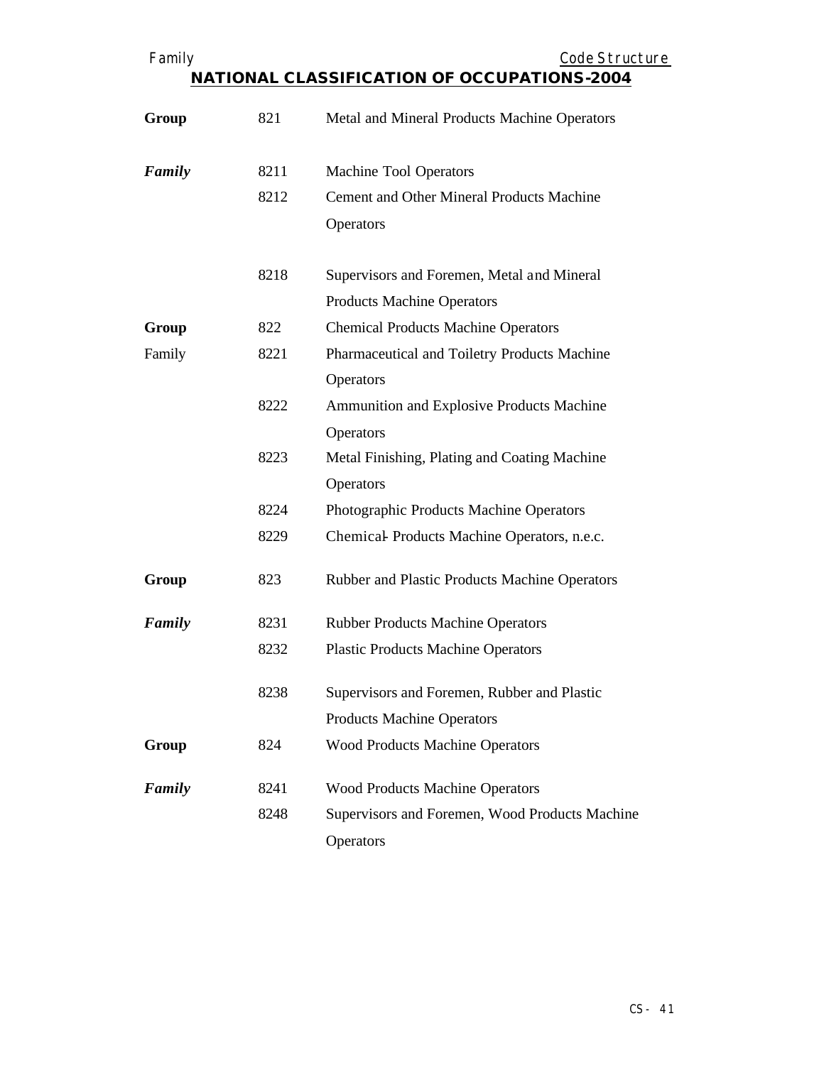## NATIONAL CLASSIFICATION OF OCCUPATIONS-2004

| | | |
|---|---|---|
| **Group** | 821 | Metal and Mineral Products Machine Operators |
| ***Family*** | 8211 | Machine Tool Operators |
| | 8212 | Cement and Other Mineral Products Machine Operators |
| | 8218 | Supervisors and Foremen, Metal and Mineral Products Machine Operators |
| **Group** | 822 | Chemical Products Machine Operators |
| Family | 8221 | Pharmaceutical and Toiletry Products Machine Operators |
| | 8222 | Ammunition and Explosive Products Machine Operators |
| | 8223 | Metal Finishing, Plating and Coating Machine Operators |
| | 8224 | Photographic Products Machine Operators |
| | 8229 | Chemical- Products Machine Operators, n.e.c. |
| **Group** | 823 | Rubber and Plastic Products Machine Operators |
| ***Family*** | 8231 | Rubber Products Machine Operators |
| | 8232 | Plastic Products Machine Operators |
| | 8238 | Supervisors and Foremen, Rubber and Plastic Products Machine Operators |
| **Group** | 824 | Wood Products Machine Operators |
| ***Family*** | 8241 | Wood Products Machine Operators |
| | 8248 | Supervisors and Foremen, Wood Products Machine Operators |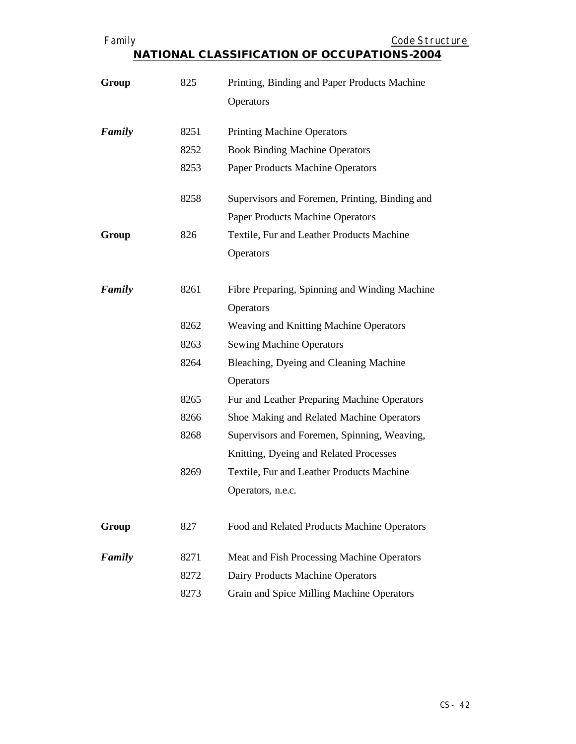| | | |
|---|---|---|
| **Group** | 825 | Printing, Binding and Paper Products Machine Operators |
| ***Family*** | 8251 | Printing Machine Operators |
| | 8252 | Book Binding Machine Operators |
| | 8253 | Paper Products Machine Operators |
| | 8258 | Supervisors and Foremen, Printing, Binding and Paper Products Machine Operators |
| **Group** | 826 | Textile, Fur and Leather Products Machine Operators |
| ***Family*** | 8261 | Fibre Preparing, Spinning and Winding Machine Operators |
| | 8262 | Weaving and Knitting Machine Operators |
| | 8263 | Sewing Machine Operators |
| | 8264 | Bleaching, Dyeing and Cleaning Machine Operators |
| | 8265 | Fur and Leather Preparing Machine Operators |
| | 8266 | Shoe Making and Related Machine Operators |
| | 8268 | Supervisors and Foremen, Spinning, Weaving, Knitting, Dyeing and Related Processes |
| | 8269 | Textile, Fur and Leather Products Machine Operators, n.e.c. |
| **Group** | 827 | Food and Related Products Machine Operators |
| ***Family*** | 8271 | Meat and Fish Processing Machine Operators |
| | 8272 | Dairy Products Machine Operators |
| | 8273 | Grain and Spice Milling Machine Operators |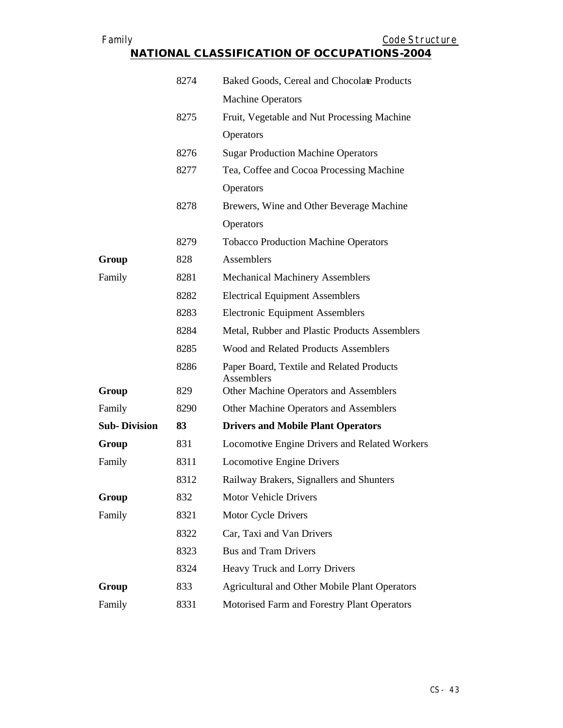# NATIONAL CLASSIFICATION OF OCCUPATIONS-2004

| | | |
|---|---|---|
| | 8274 | Baked Goods, Cereal and Chocolate Products Machine Operators |
| | 8275 | Fruit, Vegetable and Nut Processing Machine Operators |
| | 8276 | Sugar Production Machine Operators |
| | 8277 | Tea, Coffee and Cocoa Processing Machine Operators |
| | 8278 | Brewers, Wine and Other Beverage Machine Operators |
| | 8279 | Tobacco Production Machine Operators |
| **Group** | 828 | Assemblers |
| Family | 8281 | Mechanical Machinery Assemblers |
| | 8282 | Electrical Equipment Assemblers |
| | 8283 | Electronic Equipment Assemblers |
| | 8284 | Metal, Rubber and Plastic Products Assemblers |
| | 8285 | Wood and Related Products Assemblers |
| | 8286 | Paper Board, Textile and Related Products Assemblers |
| **Group** | 829 | Other Machine Operators and Assemblers |
| Family | 8290 | Other Machine Operators and Assemblers |
| **Sub- Division** | **83** | **Drivers and Mobile Plant Operators** |
| **Group** | 831 | Locomotive Engine Drivers and Related Workers |
| Family | 8311 | Locomotive Engine Drivers |
| | 8312 | Railway Brakers, Signallers and Shunters |
| **Group** | 832 | Motor Vehicle Drivers |
| Family | 8321 | Motor Cycle Drivers |
| | 8322 | Car, Taxi and Van Drivers |
| | 8323 | Bus and Tram Drivers |
| | 8324 | Heavy Truck and Lorry Drivers |
| **Group** | 833 | Agricultural and Other Mobile Plant Operators |
| Family | 8331 | Motorised Farm and Forestry Plant Operators |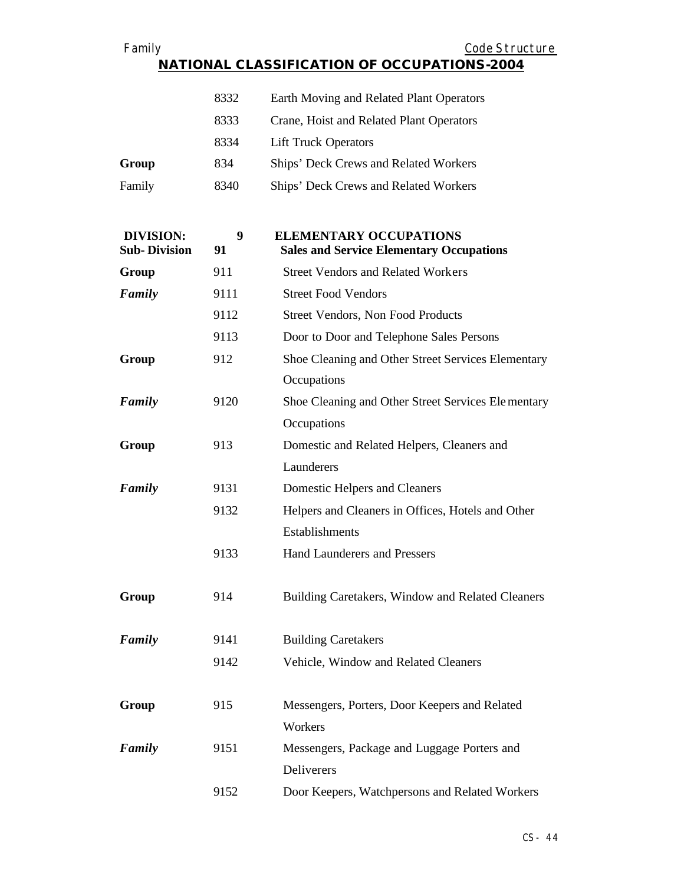| | | |
|---|---|---|
| | 8332 | Earth Moving and Related Plant Operators |
| | 8333 | Crane, Hoist and Related Plant Operators |
| | 8334 | Lift Truck Operators |
| **Group** | 834 | Ships' Deck Crews and Related Workers |
| Family | 8340 | Ships' Deck Crews and Related Workers |
| **DIVISION:** | **9** | **ELEMENTARY OCCUPATIONS** |
| **Sub- Division** | **91** | **Sales and Service Elementary Occupations** |
| **Group** | 911 | Street Vendors and Related Workers |
| ***Family*** | 9111 | Street Food Vendors |
| | 9112 | Street Vendors, Non Food Products |
| | 9113 | Door to Door and Telephone Sales Persons |
| **Group** | 912 | Shoe Cleaning and Other Street Services Elementary Occupations |
| ***Family*** | 9120 | Shoe Cleaning and Other Street Services Elementary Occupations |
| **Group** | 913 | Domestic and Related Helpers, Cleaners and Launderers |
| ***Family*** | 9131 | Domestic Helpers and Cleaners |
| | 9132 | Helpers and Cleaners in Offices, Hotels and Other Establishments |
| | 9133 | Hand Launderers and Pressers |
| **Group** | 914 | Building Caretakers, Window and Related Cleaners |
| ***Family*** | 9141 | Building Caretakers |
| | 9142 | Vehicle, Window and Related Cleaners |
| **Group** | 915 | Messengers, Porters, Door Keepers and Related Workers |
| ***Family*** | 9151 | Messengers, Package and Luggage Porters and Deliverers |
| | 9152 | Door Keepers, Watchpersons and Related Workers |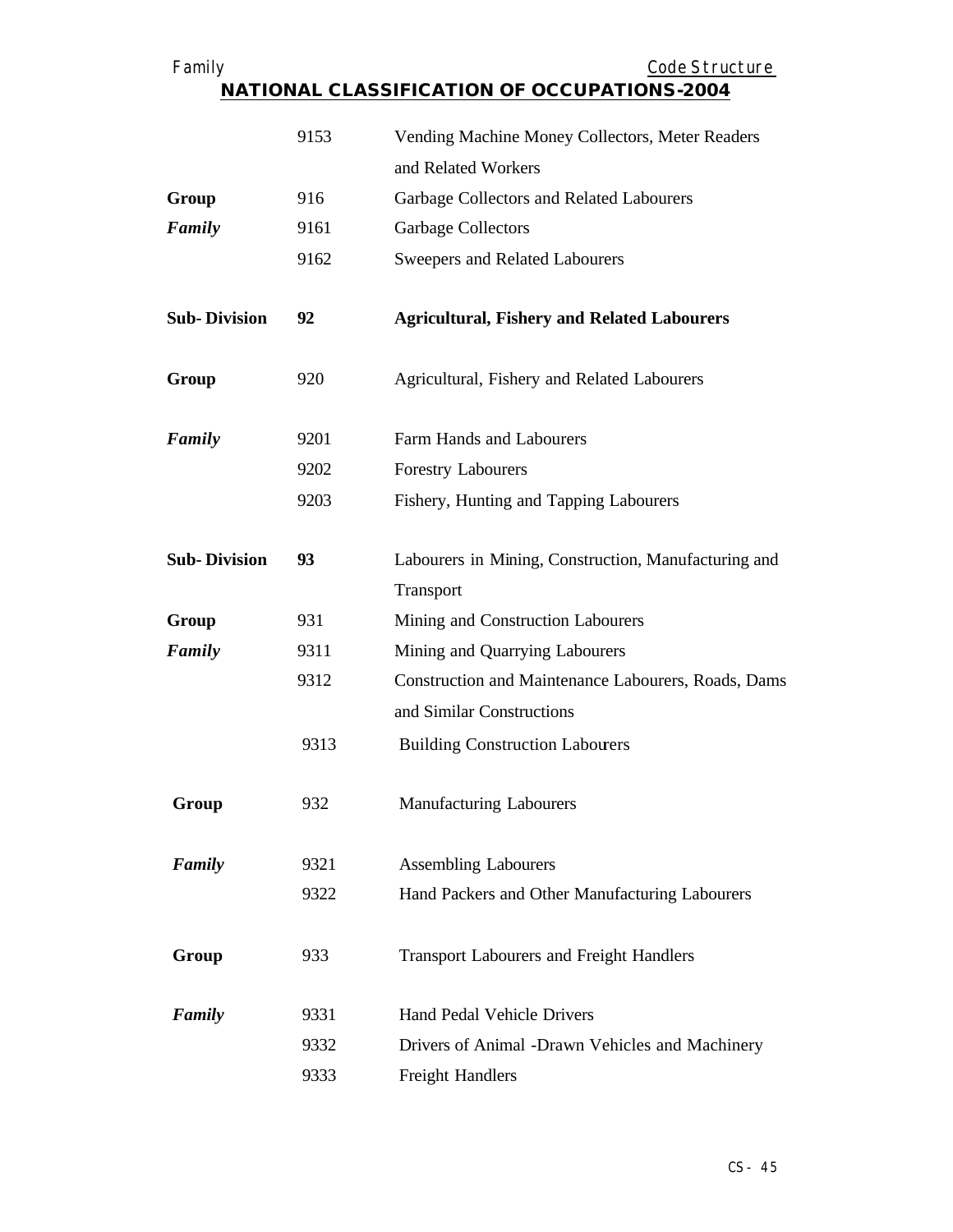| | | |
|---|---|---|
| | 9153 | Vending Machine Money Collectors, Meter Readers and Related Workers |
| **Group** | 916 | Garbage Collectors and Related Labourers |
| ***Family*** | 9161 | Garbage Collectors |
| | 9162 | Sweepers and Related Labourers |
| **Sub- Division** | **92** | **Agricultural, Fishery and Related Labourers** |
| **Group** | 920 | Agricultural, Fishery and Related Labourers |
| ***Family*** | 9201 | Farm Hands and Labourers |
| | 9202 | Forestry Labourers |
| | 9203 | Fishery, Hunting and Tapping Labourers |
| **Sub- Division** | **93** | Labourers in Mining, Construction, Manufacturing and Transport |
| **Group** | 931 | Mining and Construction Labourers |
| ***Family*** | 9311 | Mining and Quarrying Labourers |
| | 9312 | Construction and Maintenance Labourers, Roads, Dams and Similar Constructions |
| | 9313 | Building Construction Labourers |
| **Group** | 932 | Manufacturing Labourers |
| ***Family*** | 9321 | Assembling Labourers |
| | 9322 | Hand Packers and Other Manufacturing Labourers |
| **Group** | 933 | Transport Labourers and Freight Handlers |
| ***Family*** | 9331 | Hand Pedal Vehicle Drivers |
| | 9332 | Drivers of Animal -Drawn Vehicles and Machinery |
| | 9333 | Freight Handlers |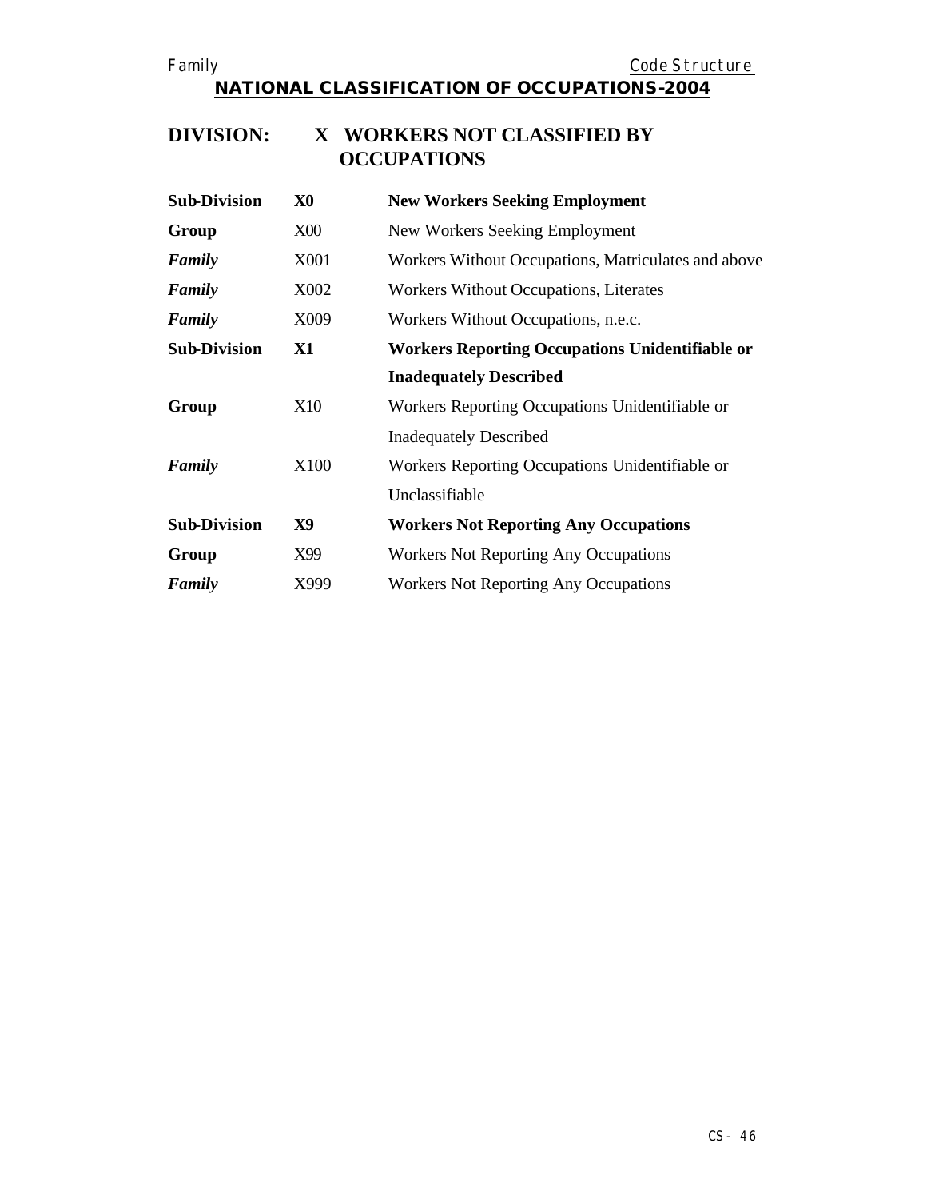## NATIONAL CLASSIFICATION OF OCCUPATIONS-2004

# DIVISION: X WORKERS NOT CLASSIFIED BY OCCUPATIONS

| | | |
|---|---|---|
| **Sub-Division** | **X0** | **New Workers Seeking Employment** |
| **Group** | X00 | New Workers Seeking Employment |
| ***Family*** | X001 | Workers Without Occupations, Matriculates and above |
| ***Family*** | X002 | Workers Without Occupations, Literates |
| ***Family*** | X009 | Workers Without Occupations, n.e.c. |
| **Sub-Division** | **X1** | **Workers Reporting Occupations Unidentifiable or Inadequately Described** |
| **Group** | X10 | Workers Reporting Occupations Unidentifiable or Inadequately Described |
| ***Family*** | X100 | Workers Reporting Occupations Unidentifiable or Unclassifiable |
| **Sub-Division** | **X9** | **Workers Not Reporting Any Occupations** |
| **Group** | X99 | Workers Not Reporting Any Occupations |
| ***Family*** | X999 | Workers Not Reporting Any Occupations |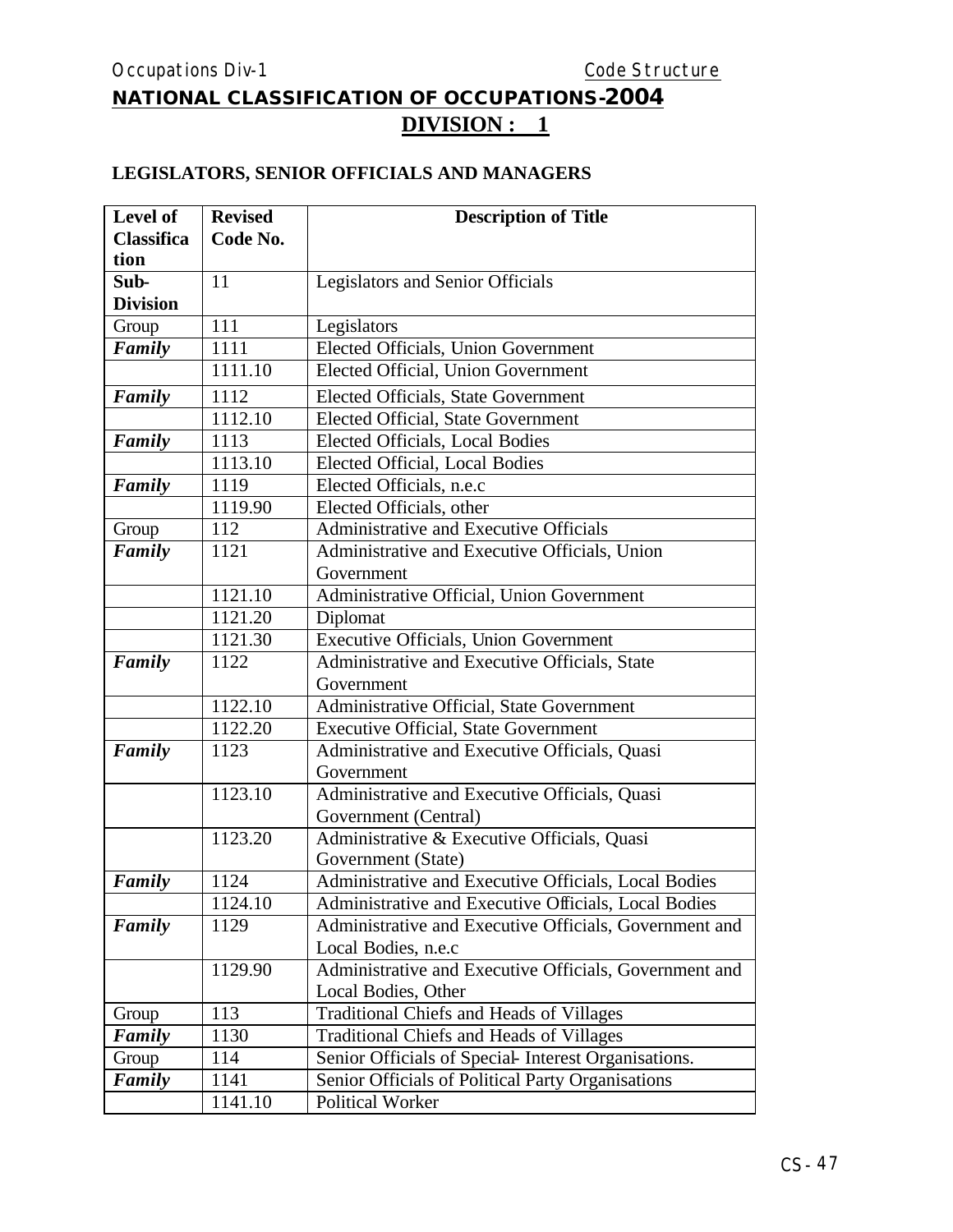# NATIONAL CLASSIFICATION OF OCCUPATIONS-2004

## DIVISION : 1

### LEGISLATORS, SENIOR OFFICIALS AND MANAGERS

| Level of Classification | Revised Code No. | Description of Title |
|---|---|---|
| **Sub-Division** | 11 | Legislators and Senior Officials |
| Group | 111 | Legislators |
| ***Family*** | 1111 | Elected Officials, Union Government |
| | 1111.10 | Elected Official, Union Government |
| ***Family*** | 1112 | Elected Officials, State Government |
| | 1112.10 | Elected Official, State Government |
| ***Family*** | 1113 | Elected Officials, Local Bodies |
| | 1113.10 | Elected Official, Local Bodies |
| ***Family*** | 1119 | Elected Officials, n.e.c |
| | 1119.90 | Elected Officials, other |
| Group | 112 | Administrative and Executive Officials |
| ***Family*** | 1121 | Administrative and Executive Officials, Union Government |
| | 1121.10 | Administrative Official, Union Government |
| | 1121.20 | Diplomat |
| | 1121.30 | Executive Officials, Union Government |
| ***Family*** | 1122 | Administrative and Executive Officials, State Government |
| | 1122.10 | Administrative Official, State Government |
| | 1122.20 | Executive Official, State Government |
| ***Family*** | 1123 | Administrative and Executive Officials, Quasi Government |
| | 1123.10 | Administrative and Executive Officials, Quasi Government (Central) |
| | 1123.20 | Administrative & Executive Officials, Quasi Government (State) |
| ***Family*** | 1124 | Administrative and Executive Officials, Local Bodies |
| | 1124.10 | Administrative and Executive Officials, Local Bodies |
| ***Family*** | 1129 | Administrative and Executive Officials, Government and Local Bodies, n.e.c |
| | 1129.90 | Administrative and Executive Officials, Government and Local Bodies, Other |
| Group | 113 | Traditional Chiefs and Heads of Villages |
| ***Family*** | 1130 | Traditional Chiefs and Heads of Villages |
| Group | 114 | Senior Officials of Special- Interest Organisations. |
| ***Family*** | 1141 | Senior Officials of Political Party Organisations |
| | 1141.10 | Political Worker |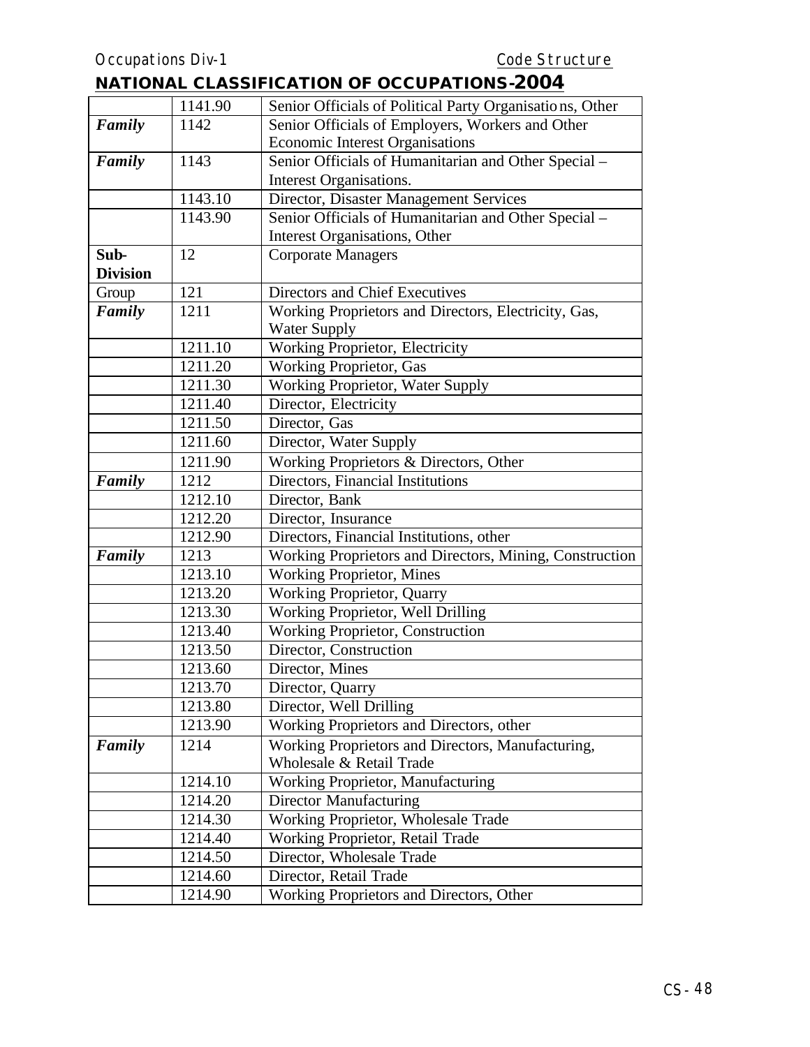## NATIONAL CLASSIFICATION OF OCCUPATIONS-2004

| | | |
|---|---|---|
| | 1141.90 | Senior Officials of Political Party Organisations, Other |
| ***Family*** | 1142 | Senior Officials of Employers, Workers and Other Economic Interest Organisations |
| ***Family*** | 1143 | Senior Officials of Humanitarian and Other Special – Interest Organisations. |
| | 1143.10 | Director, Disaster Management Services |
| | 1143.90 | Senior Officials of Humanitarian and Other Special – Interest Organisations, Other |
| **Sub-Division** | 12 | Corporate Managers |
| Group | 121 | Directors and Chief Executives |
| ***Family*** | 1211 | Working Proprietors and Directors, Electricity, Gas, Water Supply |
| | 1211.10 | Working Proprietor, Electricity |
| | 1211.20 | Working Proprietor, Gas |
| | 1211.30 | Working Proprietor, Water Supply |
| | 1211.40 | Director, Electricity |
| | 1211.50 | Director, Gas |
| | 1211.60 | Director, Water Supply |
| | 1211.90 | Working Proprietors & Directors, Other |
| ***Family*** | 1212 | Directors, Financial Institutions |
| | 1212.10 | Director, Bank |
| | 1212.20 | Director, Insurance |
| | 1212.90 | Directors, Financial Institutions, other |
| ***Family*** | 1213 | Working Proprietors and Directors, Mining, Construction |
| | 1213.10 | Working Proprietor, Mines |
| | 1213.20 | Working Proprietor, Quarry |
| | 1213.30 | Working Proprietor, Well Drilling |
| | 1213.40 | Working Proprietor, Construction |
| | 1213.50 | Director, Construction |
| | 1213.60 | Director, Mines |
| | 1213.70 | Director, Quarry |
| | 1213.80 | Director, Well Drilling |
| | 1213.90 | Working Proprietors and Directors, other |
| ***Family*** | 1214 | Working Proprietors and Directors, Manufacturing, Wholesale & Retail Trade |
| | 1214.10 | Working Proprietor, Manufacturing |
| | 1214.20 | Director Manufacturing |
| | 1214.30 | Working Proprietor, Wholesale Trade |
| | 1214.40 | Working Proprietor, Retail Trade |
| | 1214.50 | Director, Wholesale Trade |
| | 1214.60 | Director, Retail Trade |
| | 1214.90 | Working Proprietors and Directors, Other |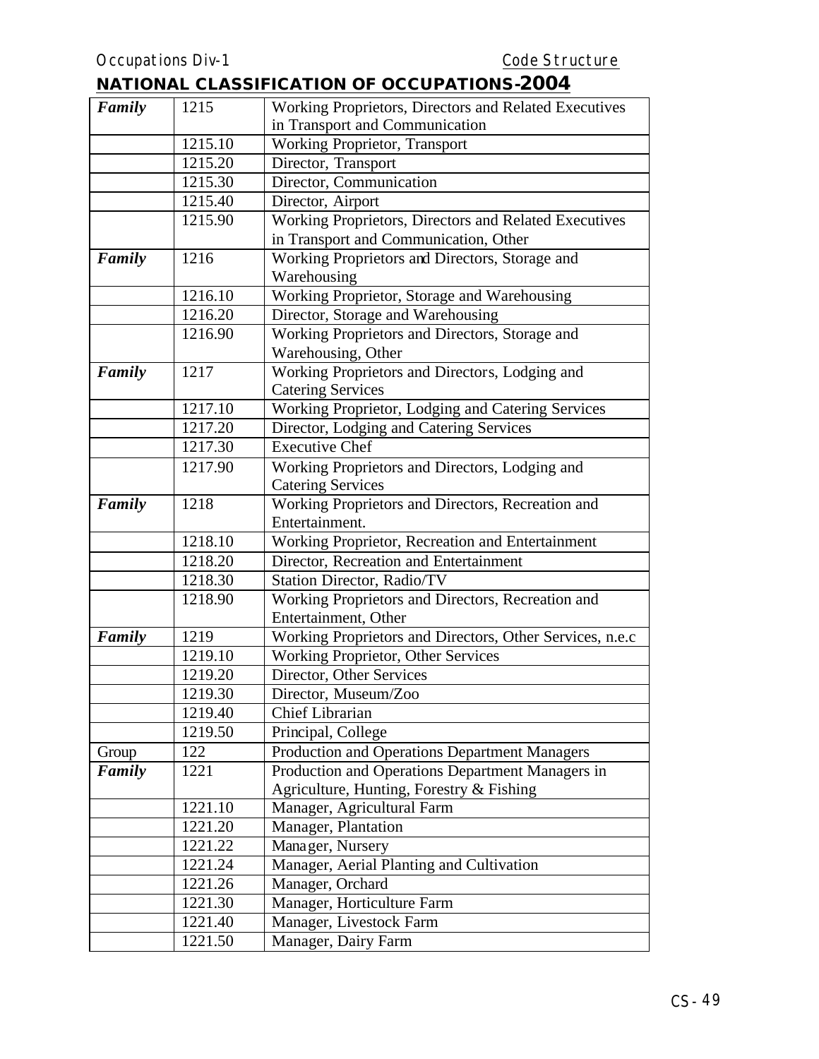## NATIONAL CLASSIFICATION OF OCCUPATIONS-2004

| | | |
|---|---|---|
| ***Family*** | 1215 | Working Proprietors, Directors and Related Executives in Transport and Communication |
| | 1215.10 | Working Proprietor, Transport |
| | 1215.20 | Director, Transport |
| | 1215.30 | Director, Communication |
| | 1215.40 | Director, Airport |
| | 1215.90 | Working Proprietors, Directors and Related Executives in Transport and Communication, Other |
| ***Family*** | 1216 | Working Proprietors and Directors, Storage and Warehousing |
| | 1216.10 | Working Proprietor, Storage and Warehousing |
| | 1216.20 | Director, Storage and Warehousing |
| | 1216.90 | Working Proprietors and Directors, Storage and Warehousing, Other |
| ***Family*** | 1217 | Working Proprietors and Directors, Lodging and Catering Services |
| | 1217.10 | Working Proprietor, Lodging and Catering Services |
| | 1217.20 | Director, Lodging and Catering Services |
| | 1217.30 | Executive Chef |
| | 1217.90 | Working Proprietors and Directors, Lodging and Catering Services |
| ***Family*** | 1218 | Working Proprietors and Directors, Recreation and Entertainment. |
| | 1218.10 | Working Proprietor, Recreation and Entertainment |
| | 1218.20 | Director, Recreation and Entertainment |
| | 1218.30 | Station Director, Radio/TV |
| | 1218.90 | Working Proprietors and Directors, Recreation and Entertainment, Other |
| ***Family*** | 1219 | Working Proprietors and Directors, Other Services, n.e.c |
| | 1219.10 | Working Proprietor, Other Services |
| | 1219.20 | Director, Other Services |
| | 1219.30 | Director, Museum/Zoo |
| | 1219.40 | Chief Librarian |
| | 1219.50 | Principal, College |
| Group | 122 | Production and Operations Department Managers |
| ***Family*** | 1221 | Production and Operations Department Managers in Agriculture, Hunting, Forestry & Fishing |
| | 1221.10 | Manager, Agricultural Farm |
| | 1221.20 | Manager, Plantation |
| | 1221.22 | Manager, Nursery |
| | 1221.24 | Manager, Aerial Planting and Cultivation |
| | 1221.26 | Manager, Orchard |
| | 1221.30 | Manager, Horticulture Farm |
| | 1221.40 | Manager, Livestock Farm |
| | 1221.50 | Manager, Dairy Farm |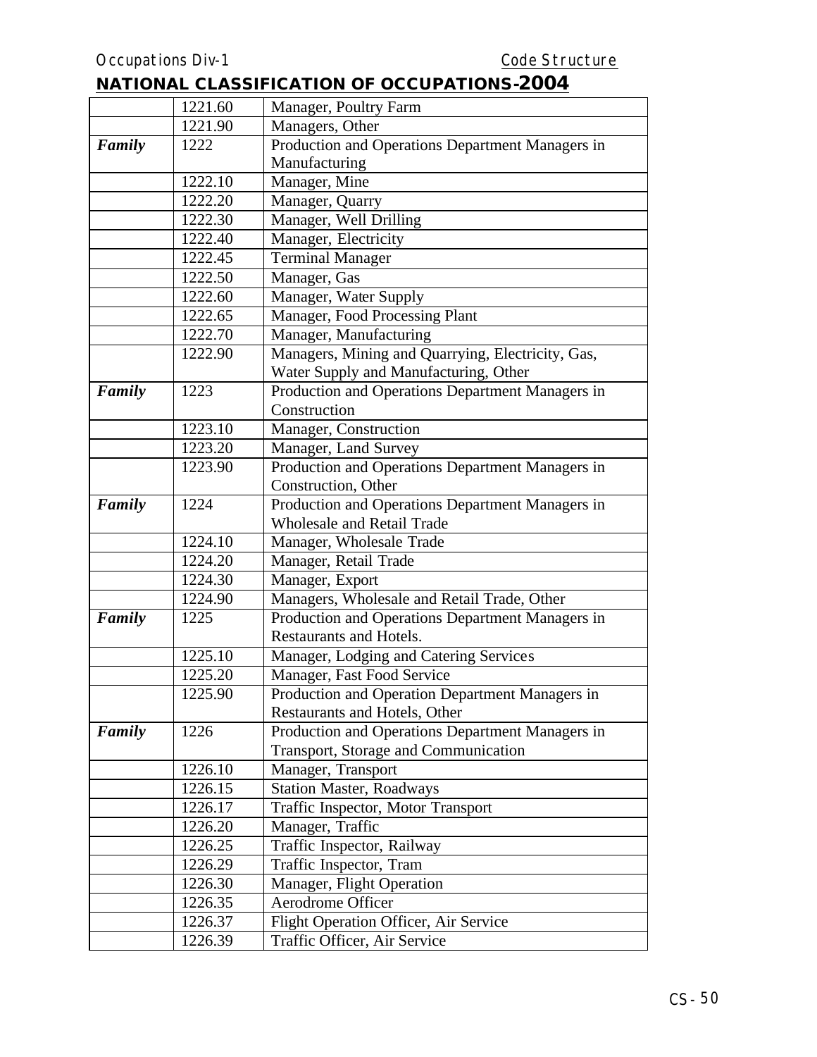## NATIONAL CLASSIFICATION OF OCCUPATIONS-2004

| | | |
|---|---|---|
| | 1221.60 | Manager, Poultry Farm |
| | 1221.90 | Managers, Other |
| ***Family*** | 1222 | Production and Operations Department Managers in Manufacturing |
| | 1222.10 | Manager, Mine |
| | 1222.20 | Manager, Quarry |
| | 1222.30 | Manager, Well Drilling |
| | 1222.40 | Manager, Electricity |
| | 1222.45 | Terminal Manager |
| | 1222.50 | Manager, Gas |
| | 1222.60 | Manager, Water Supply |
| | 1222.65 | Manager, Food Processing Plant |
| | 1222.70 | Manager, Manufacturing |
| | 1222.90 | Managers, Mining and Quarrying, Electricity, Gas, Water Supply and Manufacturing, Other |
| ***Family*** | 1223 | Production and Operations Department Managers in Construction |
| | 1223.10 | Manager, Construction |
| | 1223.20 | Manager, Land Survey |
| | 1223.90 | Production and Operations Department Managers in Construction, Other |
| ***Family*** | 1224 | Production and Operations Department Managers in Wholesale and Retail Trade |
| | 1224.10 | Manager, Wholesale Trade |
| | 1224.20 | Manager, Retail Trade |
| | 1224.30 | Manager, Export |
| | 1224.90 | Managers, Wholesale and Retail Trade, Other |
| ***Family*** | 1225 | Production and Operations Department Managers in Restaurants and Hotels. |
| | 1225.10 | Manager, Lodging and Catering Services |
| | 1225.20 | Manager, Fast Food Service |
| | 1225.90 | Production and Operation Department Managers in Restaurants and Hotels, Other |
| ***Family*** | 1226 | Production and Operations Department Managers in Transport, Storage and Communication |
| | 1226.10 | Manager, Transport |
| | 1226.15 | Station Master, Roadways |
| | 1226.17 | Traffic Inspector, Motor Transport |
| | 1226.20 | Manager, Traffic |
| | 1226.25 | Traffic Inspector, Railway |
| | 1226.29 | Traffic Inspector, Tram |
| | 1226.30 | Manager, Flight Operation |
| | 1226.35 | Aerodrome Officer |
| | 1226.37 | Flight Operation Officer, Air Service |
| | 1226.39 | Traffic Officer, Air Service |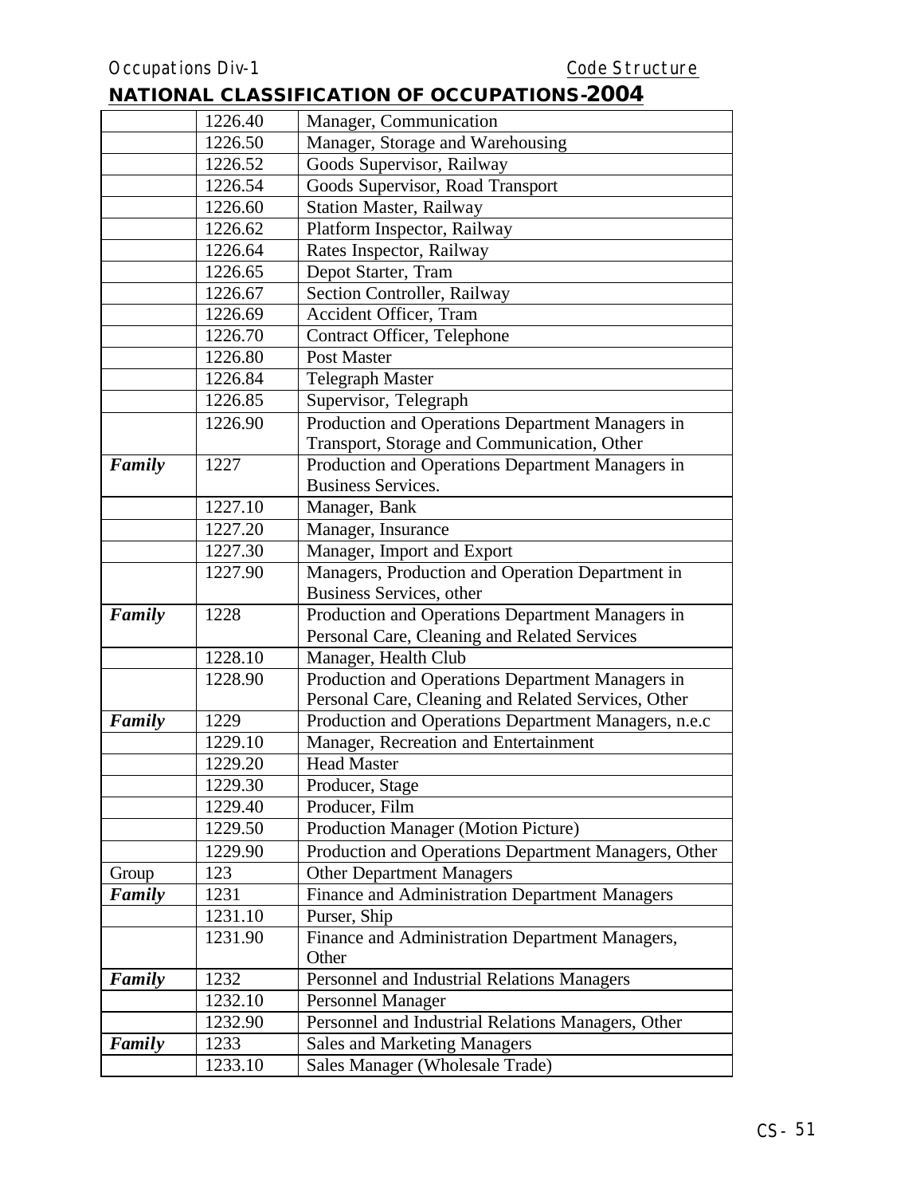## NATIONAL CLASSIFICATION OF OCCUPATIONS-2004

| | | |
|---|---|---|
| | 1226.40 | Manager, Communication |
| | 1226.50 | Manager, Storage and Warehousing |
| | 1226.52 | Goods Supervisor, Railway |
| | 1226.54 | Goods Supervisor, Road Transport |
| | 1226.60 | Station Master, Railway |
| | 1226.62 | Platform Inspector, Railway |
| | 1226.64 | Rates Inspector, Railway |
| | 1226.65 | Depot Starter, Tram |
| | 1226.67 | Section Controller, Railway |
| | 1226.69 | Accident Officer, Tram |
| | 1226.70 | Contract Officer, Telephone |
| | 1226.80 | Post Master |
| | 1226.84 | Telegraph Master |
| | 1226.85 | Supervisor, Telegraph |
| | 1226.90 | Production and Operations Department Managers in Transport, Storage and Communication, Other |
| ***Family*** | 1227 | Production and Operations Department Managers in Business Services. |
| | 1227.10 | Manager, Bank |
| | 1227.20 | Manager, Insurance |
| | 1227.30 | Manager, Import and Export |
| | 1227.90 | Managers, Production and Operation Department in Business Services, other |
| ***Family*** | 1228 | Production and Operations Department Managers in Personal Care, Cleaning and Related Services |
| | 1228.10 | Manager, Health Club |
| | 1228.90 | Production and Operations Department Managers in Personal Care, Cleaning and Related Services, Other |
| ***Family*** | 1229 | Production and Operations Department Managers, n.e.c |
| | 1229.10 | Manager, Recreation and Entertainment |
| | 1229.20 | Head Master |
| | 1229.30 | Producer, Stage |
| | 1229.40 | Producer, Film |
| | 1229.50 | Production Manager (Motion Picture) |
| | 1229.90 | Production and Operations Department Managers, Other |
| Group | 123 | Other Department Managers |
| ***Family*** | 1231 | Finance and Administration Department Managers |
| | 1231.10 | Purser, Ship |
| | 1231.90 | Finance and Administration Department Managers, Other |
| ***Family*** | 1232 | Personnel and Industrial Relations Managers |
| | 1232.10 | Personnel Manager |
| | 1232.90 | Personnel and Industrial Relations Managers, Other |
| ***Family*** | 1233 | Sales and Marketing Managers |
| | 1233.10 | Sales Manager (Wholesale Trade) |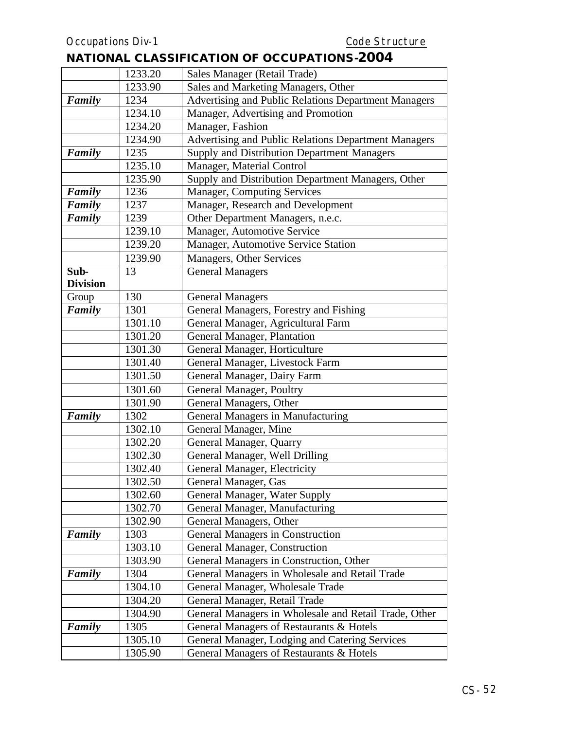## NATIONAL CLASSIFICATION OF OCCUPATIONS-2004

| | | |
|---|---|---|
| | 1233.20 | Sales Manager (Retail Trade) |
| | 1233.90 | Sales and Marketing Managers, Other |
| ***Family*** | 1234 | Advertising and Public Relations Department Managers |
| | 1234.10 | Manager, Advertising and Promotion |
| | 1234.20 | Manager, Fashion |
| | 1234.90 | Advertising and Public Relations Department Managers |
| ***Family*** | 1235 | Supply and Distribution Department Managers |
| | 1235.10 | Manager, Material Control |
| | 1235.90 | Supply and Distribution Department Managers, Other |
| ***Family*** | 1236 | Manager, Computing Services |
| ***Family*** | 1237 | Manager, Research and Development |
| ***Family*** | 1239 | Other Department Managers, n.e.c. |
| | 1239.10 | Manager, Automotive Service |
| | 1239.20 | Manager, Automotive Service Station |
| | 1239.90 | Managers, Other Services |
| **Sub-Division** | 13 | General Managers |
| Group | 130 | General Managers |
| ***Family*** | 1301 | General Managers, Forestry and Fishing |
| | 1301.10 | General Manager, Agricultural Farm |
| | 1301.20 | General Manager, Plantation |
| | 1301.30 | General Manager, Horticulture |
| | 1301.40 | General Manager, Livestock Farm |
| | 1301.50 | General Manager, Dairy Farm |
| | 1301.60 | General Manager, Poultry |
| | 1301.90 | General Managers, Other |
| ***Family*** | 1302 | General Managers in Manufacturing |
| | 1302.10 | General Manager, Mine |
| | 1302.20 | General Manager, Quarry |
| | 1302.30 | General Manager, Well Drilling |
| | 1302.40 | General Manager, Electricity |
| | 1302.50 | General Manager, Gas |
| | 1302.60 | General Manager, Water Supply |
| | 1302.70 | General Manager, Manufacturing |
| | 1302.90 | General Managers, Other |
| ***Family*** | 1303 | General Managers in Construction |
| | 1303.10 | General Manager, Construction |
| | 1303.90 | General Managers in Construction, Other |
| ***Family*** | 1304 | General Managers in Wholesale and Retail Trade |
| | 1304.10 | General Manager, Wholesale Trade |
| | 1304.20 | General Manager, Retail Trade |
| | 1304.90 | General Managers in Wholesale and Retail Trade, Other |
| ***Family*** | 1305 | General Managers of Restaurants & Hotels |
| | 1305.10 | General Manager, Lodging and Catering Services |
| | 1305.90 | General Managers of Restaurants & Hotels |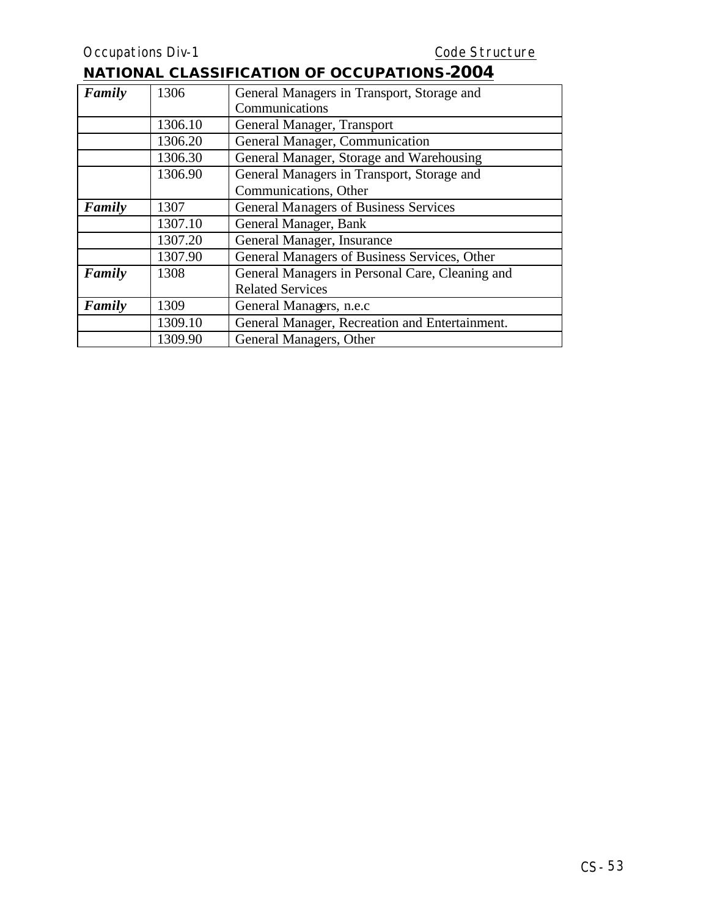## NATIONAL CLASSIFICATION OF OCCUPATIONS-2004

| | | |
|---|---|---|
| *Family* | 1306 | General Managers in Transport, Storage and Communications |
| | 1306.10 | General Manager, Transport |
| | 1306.20 | General Manager, Communication |
| | 1306.30 | General Manager, Storage and Warehousing |
| | 1306.90 | General Managers in Transport, Storage and Communications, Other |
| *Family* | 1307 | General Managers of Business Services |
| | 1307.10 | General Manager, Bank |
| | 1307.20 | General Manager, Insurance |
| | 1307.90 | General Managers of Business Services, Other |
| *Family* | 1308 | General Managers in Personal Care, Cleaning and Related Services |
| *Family* | 1309 | General Managers, n.e.c |
| | 1309.10 | General Manager, Recreation and Entertainment. |
| | 1309.90 | General Managers, Other |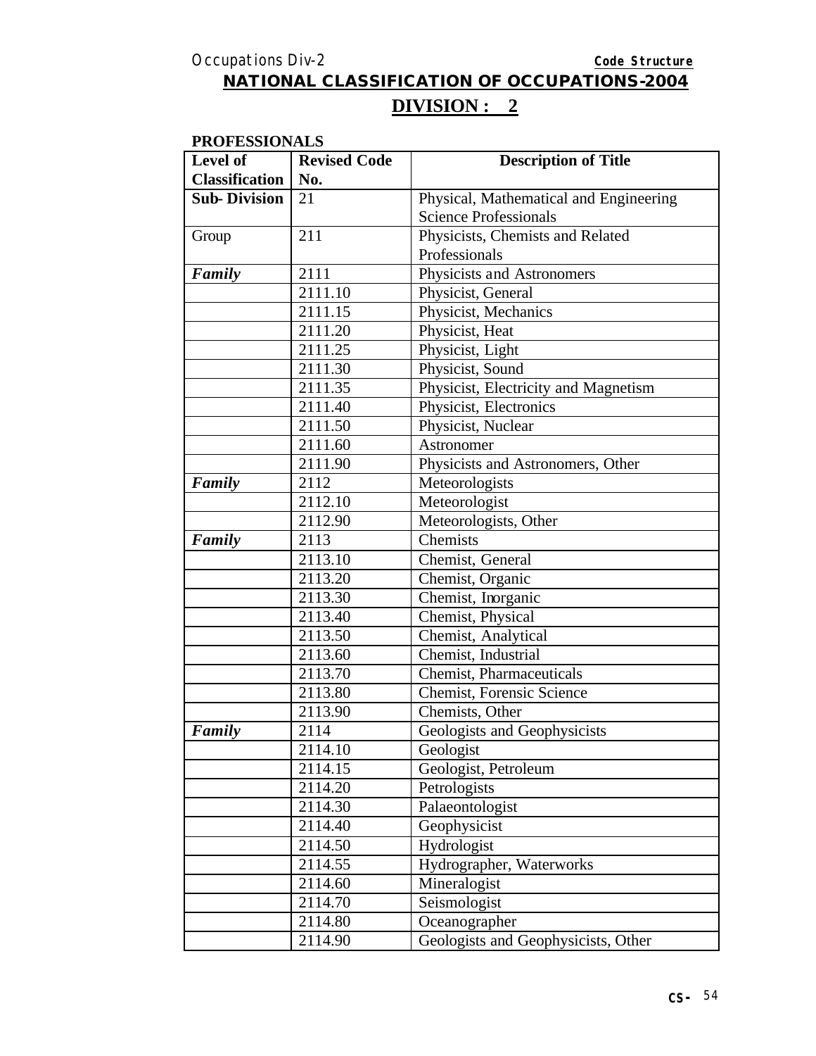## NATIONAL CLASSIFICATION OF OCCUPATIONS-2004

## DIVISION : 2

**PROFESSIONALS**

| Level of Classification | Revised Code No. | Description of Title |
|---|---|---|
| **Sub- Division** | 21 | Physical, Mathematical and Engineering Science Professionals |
| Group | 211 | Physicists, Chemists and Related Professionals |
| ***Family*** | 2111 | Physicists and Astronomers |
| | 2111.10 | Physicist, General |
| | 2111.15 | Physicist, Mechanics |
| | 2111.20 | Physicist, Heat |
| | 2111.25 | Physicist, Light |
| | 2111.30 | Physicist, Sound |
| | 2111.35 | Physicist, Electricity and Magnetism |
| | 2111.40 | Physicist, Electronics |
| | 2111.50 | Physicist, Nuclear |
| | 2111.60 | Astronomer |
| | 2111.90 | Physicists and Astronomers, Other |
| ***Family*** | 2112 | Meteorologists |
| | 2112.10 | Meteorologist |
| | 2112.90 | Meteorologists, Other |
| ***Family*** | 2113 | Chemists |
| | 2113.10 | Chemist, General |
| | 2113.20 | Chemist, Organic |
| | 2113.30 | Chemist, Inorganic |
| | 2113.40 | Chemist, Physical |
| | 2113.50 | Chemist, Analytical |
| | 2113.60 | Chemist, Industrial |
| | 2113.70 | Chemist, Pharmaceuticals |
| | 2113.80 | Chemist, Forensic Science |
| | 2113.90 | Chemists, Other |
| ***Family*** | 2114 | Geologists and Geophysicists |
| | 2114.10 | Geologist |
| | 2114.15 | Geologist, Petroleum |
| | 2114.20 | Petrologists |
| | 2114.30 | Palaeontologist |
| | 2114.40 | Geophysicist |
| | 2114.50 | Hydrologist |
| | 2114.55 | Hydrographer, Waterworks |
| | 2114.60 | Mineralogist |
| | 2114.70 | Seismologist |
| | 2114.80 | Oceanographer |
| | 2114.90 | Geologists and Geophysicists, Other |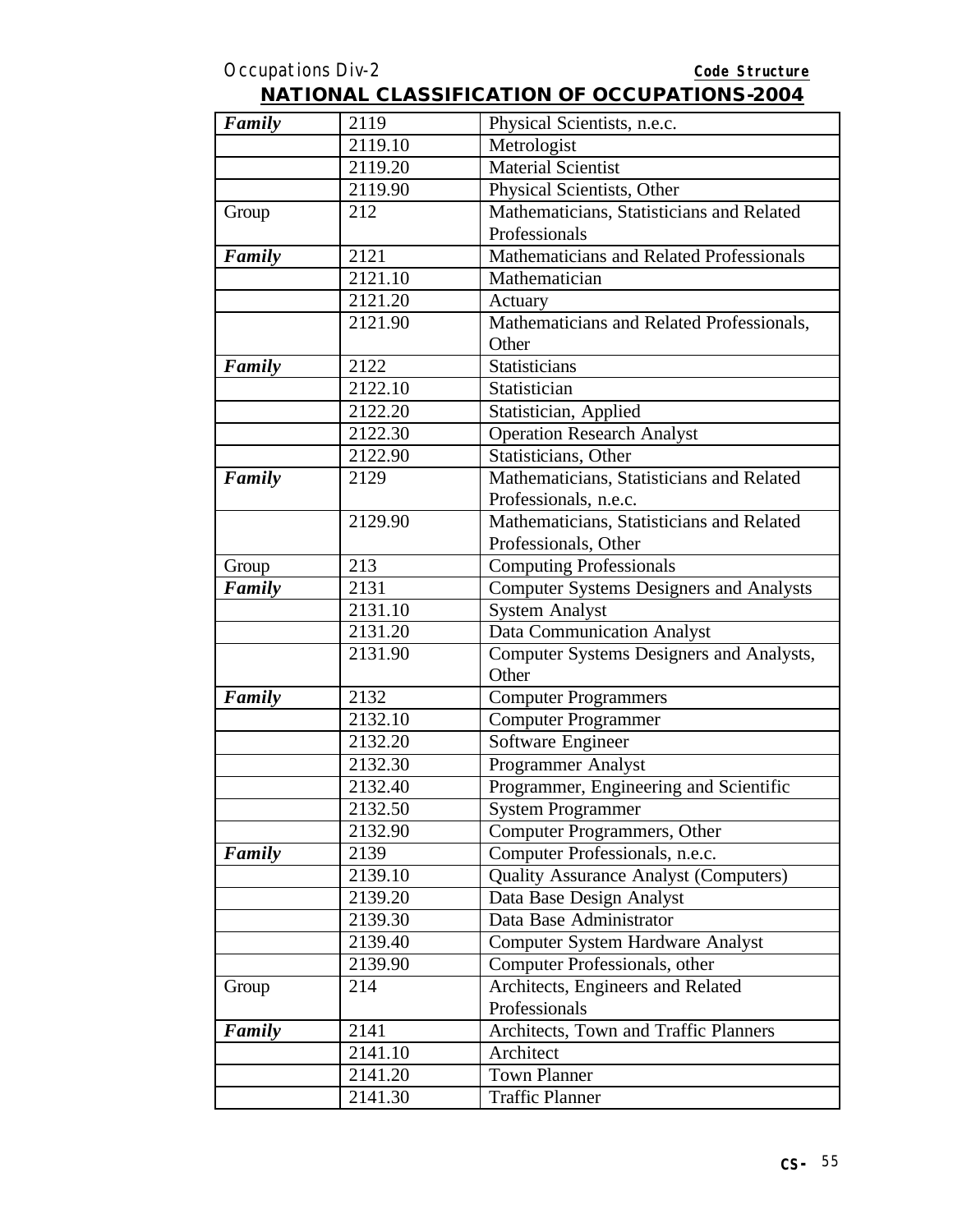## NATIONAL CLASSIFICATION OF OCCUPATIONS-2004

| | | |
|---|---|---|
| ***Family*** | 2119 | Physical Scientists, n.e.c. |
| | 2119.10 | Metrologist |
| | 2119.20 | Material Scientist |
| | 2119.90 | Physical Scientists, Other |
| Group | 212 | Mathematicians, Statisticians and Related Professionals |
| ***Family*** | 2121 | Mathematicians and Related Professionals |
| | 2121.10 | Mathematician |
| | 2121.20 | Actuary |
| | 2121.90 | Mathematicians and Related Professionals, Other |
| ***Family*** | 2122 | Statisticians |
| | 2122.10 | Statistician |
| | 2122.20 | Statistician, Applied |
| | 2122.30 | Operation Research Analyst |
| | 2122.90 | Statisticians, Other |
| ***Family*** | 2129 | Mathematicians, Statisticians and Related Professionals, n.e.c. |
| | 2129.90 | Mathematicians, Statisticians and Related Professionals, Other |
| Group | 213 | Computing Professionals |
| ***Family*** | 2131 | Computer Systems Designers and Analysts |
| | 2131.10 | System Analyst |
| | 2131.20 | Data Communication Analyst |
| | 2131.90 | Computer Systems Designers and Analysts, Other |
| ***Family*** | 2132 | Computer Programmers |
| | 2132.10 | Computer Programmer |
| | 2132.20 | Software Engineer |
| | 2132.30 | Programmer Analyst |
| | 2132.40 | Programmer, Engineering and Scientific |
| | 2132.50 | System Programmer |
| | 2132.90 | Computer Programmers, Other |
| ***Family*** | 2139 | Computer Professionals, n.e.c. |
| | 2139.10 | Quality Assurance Analyst (Computers) |
| | 2139.20 | Data Base Design Analyst |
| | 2139.30 | Data Base Administrator |
| | 2139.40 | Computer System Hardware Analyst |
| | 2139.90 | Computer Professionals, other |
| Group | 214 | Architects, Engineers and Related Professionals |
| ***Family*** | 2141 | Architects, Town and Traffic Planners |
| | 2141.10 | Architect |
| | 2141.20 | Town Planner |
| | 2141.30 | Traffic Planner |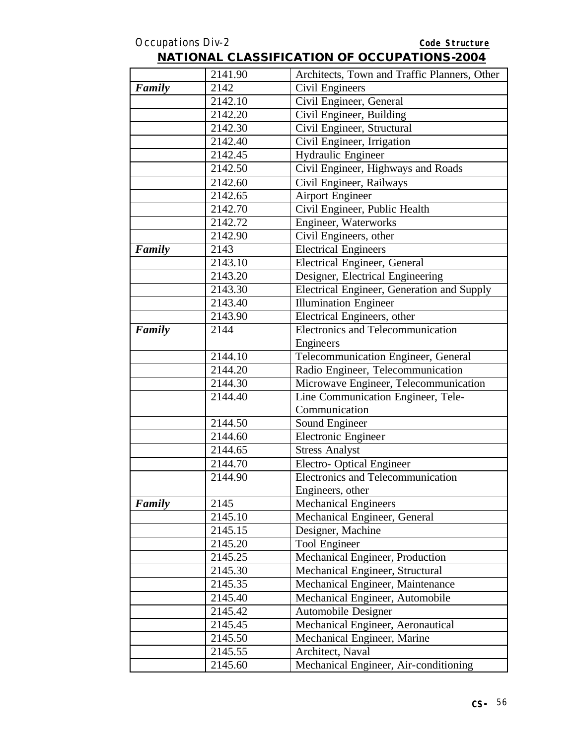## NATIONAL CLASSIFICATION OF OCCUPATIONS-2004

| | | |
|---|---|---|
| | 2141.90 | Architects, Town and Traffic Planners, Other |
| ***Family*** | 2142 | Civil Engineers |
| | 2142.10 | Civil Engineer, General |
| | 2142.20 | Civil Engineer, Building |
| | 2142.30 | Civil Engineer, Structural |
| | 2142.40 | Civil Engineer, Irrigation |
| | 2142.45 | Hydraulic Engineer |
| | 2142.50 | Civil Engineer, Highways and Roads |
| | 2142.60 | Civil Engineer, Railways |
| | 2142.65 | Airport Engineer |
| | 2142.70 | Civil Engineer, Public Health |
| | 2142.72 | Engineer, Waterworks |
| | 2142.90 | Civil Engineers, other |
| ***Family*** | 2143 | Electrical Engineers |
| | 2143.10 | Electrical Engineer, General |
| | 2143.20 | Designer, Electrical Engineering |
| | 2143.30 | Electrical Engineer, Generation and Supply |
| | 2143.40 | Illumination Engineer |
| | 2143.90 | Electrical Engineers, other |
| ***Family*** | 2144 | Electronics and Telecommunication Engineers |
| | 2144.10 | Telecommunication Engineer, General |
| | 2144.20 | Radio Engineer, Telecommunication |
| | 2144.30 | Microwave Engineer, Telecommunication |
| | 2144.40 | Line Communication Engineer, Tele-Communication |
| | 2144.50 | Sound Engineer |
| | 2144.60 | Electronic Engineer |
| | 2144.65 | Stress Analyst |
| | 2144.70 | Electro- Optical Engineer |
| | 2144.90 | Electronics and Telecommunication Engineers, other |
| ***Family*** | 2145 | Mechanical Engineers |
| | 2145.10 | Mechanical Engineer, General |
| | 2145.15 | Designer, Machine |
| | 2145.20 | Tool Engineer |
| | 2145.25 | Mechanical Engineer, Production |
| | 2145.30 | Mechanical Engineer, Structural |
| | 2145.35 | Mechanical Engineer, Maintenance |
| | 2145.40 | Mechanical Engineer, Automobile |
| | 2145.42 | Automobile Designer |
| | 2145.45 | Mechanical Engineer, Aeronautical |
| | 2145.50 | Mechanical Engineer, Marine |
| | 2145.55 | Architect, Naval |
| | 2145.60 | Mechanical Engineer, Air-conditioning |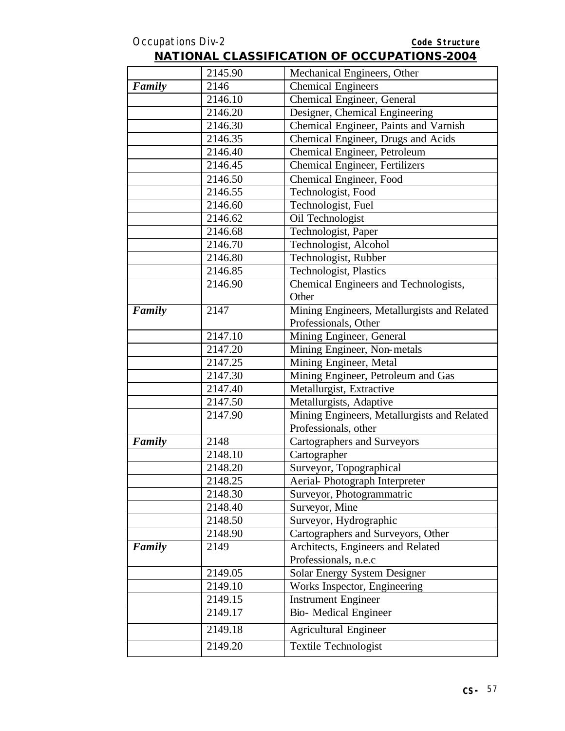## NATIONAL CLASSIFICATION OF OCCUPATIONS-2004

| | | |
|---|---|---|
| | 2145.90 | Mechanical Engineers, Other |
| ***Family*** | 2146 | Chemical Engineers |
| | 2146.10 | Chemical Engineer, General |
| | 2146.20 | Designer, Chemical Engineering |
| | 2146.30 | Chemical Engineer, Paints and Varnish |
| | 2146.35 | Chemical Engineer, Drugs and Acids |
| | 2146.40 | Chemical Engineer, Petroleum |
| | 2146.45 | Chemical Engineer, Fertilizers |
| | 2146.50 | Chemical Engineer, Food |
| | 2146.55 | Technologist, Food |
| | 2146.60 | Technologist, Fuel |
| | 2146.62 | Oil Technologist |
| | 2146.68 | Technologist, Paper |
| | 2146.70 | Technologist, Alcohol |
| | 2146.80 | Technologist, Rubber |
| | 2146.85 | Technologist, Plastics |
| | 2146.90 | Chemical Engineers and Technologists, Other |
| ***Family*** | 2147 | Mining Engineers, Metallurgists and Related Professionals, Other |
| | 2147.10 | Mining Engineer, General |
| | 2147.20 | Mining Engineer, Non-metals |
| | 2147.25 | Mining Engineer, Metal |
| | 2147.30 | Mining Engineer, Petroleum and Gas |
| | 2147.40 | Metallurgist, Extractive |
| | 2147.50 | Metallurgists, Adaptive |
| | 2147.90 | Mining Engineers, Metallurgists and Related Professionals, other |
| ***Family*** | 2148 | Cartographers and Surveyors |
| | 2148.10 | Cartographer |
| | 2148.20 | Surveyor, Topographical |
| | 2148.25 | Aerial- Photograph Interpreter |
| | 2148.30 | Surveyor, Photogrammatric |
| | 2148.40 | Surveyor, Mine |
| | 2148.50 | Surveyor, Hydrographic |
| | 2148.90 | Cartographers and Surveyors, Other |
| ***Family*** | 2149 | Architects, Engineers and Related Professionals, n.e.c |
| | 2149.05 | Solar Energy System Designer |
| | 2149.10 | Works Inspector, Engineering |
| | 2149.15 | Instrument Engineer |
| | 2149.17 | Bio- Medical Engineer |
| | 2149.18 | Agricultural Engineer |
| | 2149.20 | Textile Technologist |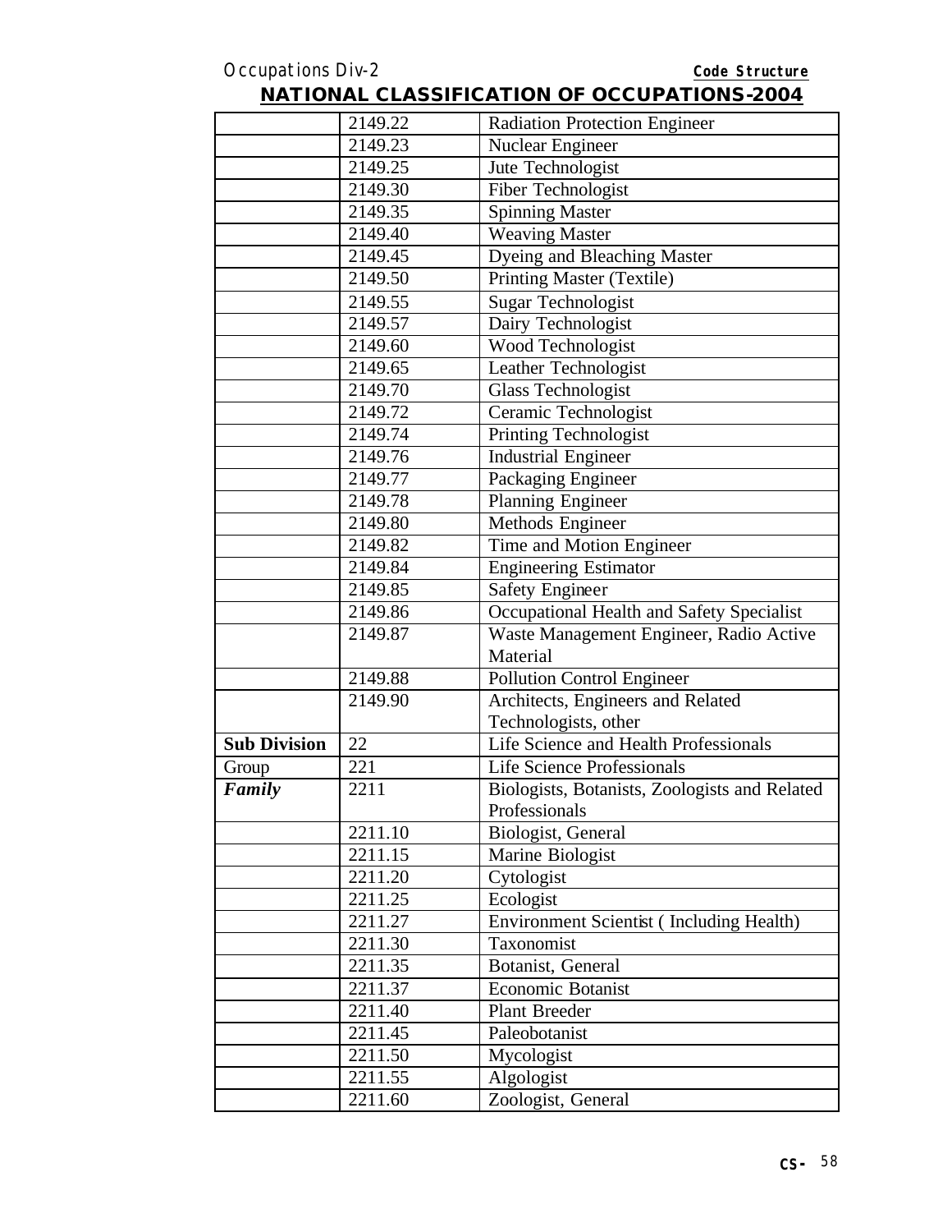## NATIONAL CLASSIFICATION OF OCCUPATIONS-2004

| | | |
|---|---|---|
| | 2149.22 | Radiation Protection Engineer |
| | 2149.23 | Nuclear Engineer |
| | 2149.25 | Jute Technologist |
| | 2149.30 | Fiber Technologist |
| | 2149.35 | Spinning Master |
| | 2149.40 | Weaving Master |
| | 2149.45 | Dyeing and Bleaching Master |
| | 2149.50 | Printing Master (Textile) |
| | 2149.55 | Sugar Technologist |
| | 2149.57 | Dairy Technologist |
| | 2149.60 | Wood Technologist |
| | 2149.65 | Leather Technologist |
| | 2149.70 | Glass Technologist |
| | 2149.72 | Ceramic Technologist |
| | 2149.74 | Printing Technologist |
| | 2149.76 | Industrial Engineer |
| | 2149.77 | Packaging Engineer |
| | 2149.78 | Planning Engineer |
| | 2149.80 | Methods Engineer |
| | 2149.82 | Time and Motion Engineer |
| | 2149.84 | Engineering Estimator |
| | 2149.85 | Safety Engineer |
| | 2149.86 | Occupational Health and Safety Specialist |
| | 2149.87 | Waste Management Engineer, Radio Active Material |
| | 2149.88 | Pollution Control Engineer |
| | 2149.90 | Architects, Engineers and Related Technologists, other |
| **Sub Division** | 22 | Life Science and Health Professionals |
| Group | 221 | Life Science Professionals |
| ***Family*** | 2211 | Biologists, Botanists, Zoologists and Related Professionals |
| | 2211.10 | Biologist, General |
| | 2211.15 | Marine Biologist |
| | 2211.20 | Cytologist |
| | 2211.25 | Ecologist |
| | 2211.27 | Environment Scientist ( Including Health) |
| | 2211.30 | Taxonomist |
| | 2211.35 | Botanist, General |
| | 2211.37 | Economic Botanist |
| | 2211.40 | Plant Breeder |
| | 2211.45 | Paleobotanist |
| | 2211.50 | Mycologist |
| | 2211.55 | Algologist |
| | 2211.60 | Zoologist, General |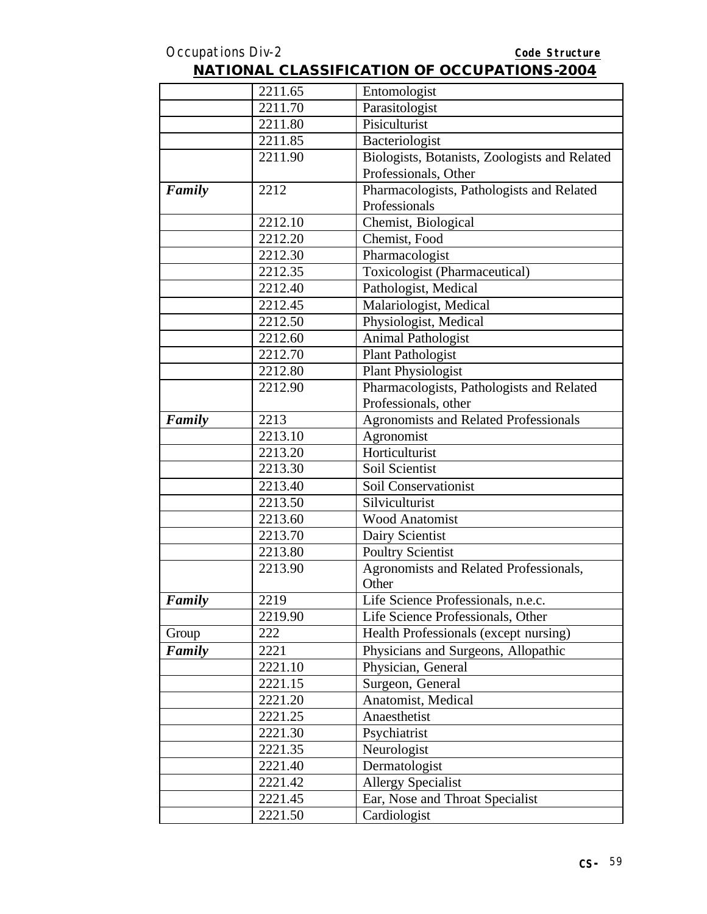## NATIONAL CLASSIFICATION OF OCCUPATIONS-2004

| | | |
|---|---|---|
| | 2211.65 | Entomologist |
| | 2211.70 | Parasitologist |
| | 2211.80 | Pisiculturist |
| | 2211.85 | Bacteriologist |
| | 2211.90 | Biologists, Botanists, Zoologists and Related Professionals, Other |
| ***Family*** | 2212 | Pharmacologists, Pathologists and Related Professionals |
| | 2212.10 | Chemist, Biological |
| | 2212.20 | Chemist, Food |
| | 2212.30 | Pharmacologist |
| | 2212.35 | Toxicologist (Pharmaceutical) |
| | 2212.40 | Pathologist, Medical |
| | 2212.45 | Malariologist, Medical |
| | 2212.50 | Physiologist, Medical |
| | 2212.60 | Animal Pathologist |
| | 2212.70 | Plant Pathologist |
| | 2212.80 | Plant Physiologist |
| | 2212.90 | Pharmacologists, Pathologists and Related Professionals, other |
| ***Family*** | 2213 | Agronomists and Related Professionals |
| | 2213.10 | Agronomist |
| | 2213.20 | Horticulturist |
| | 2213.30 | Soil Scientist |
| | 2213.40 | Soil Conservationist |
| | 2213.50 | Silviculturist |
| | 2213.60 | Wood Anatomist |
| | 2213.70 | Dairy Scientist |
| | 2213.80 | Poultry Scientist |
| | 2213.90 | Agronomists and Related Professionals, Other |
| ***Family*** | 2219 | Life Science Professionals, n.e.c. |
| | 2219.90 | Life Science Professionals, Other |
| Group | 222 | Health Professionals (except nursing) |
| ***Family*** | 2221 | Physicians and Surgeons, Allopathic |
| | 2221.10 | Physician, General |
| | 2221.15 | Surgeon, General |
| | 2221.20 | Anatomist, Medical |
| | 2221.25 | Anaesthetist |
| | 2221.30 | Psychiatrist |
| | 2221.35 | Neurologist |
| | 2221.40 | Dermatologist |
| | 2221.42 | Allergy Specialist |
| | 2221.45 | Ear, Nose and Throat Specialist |
| | 2221.50 | Cardiologist |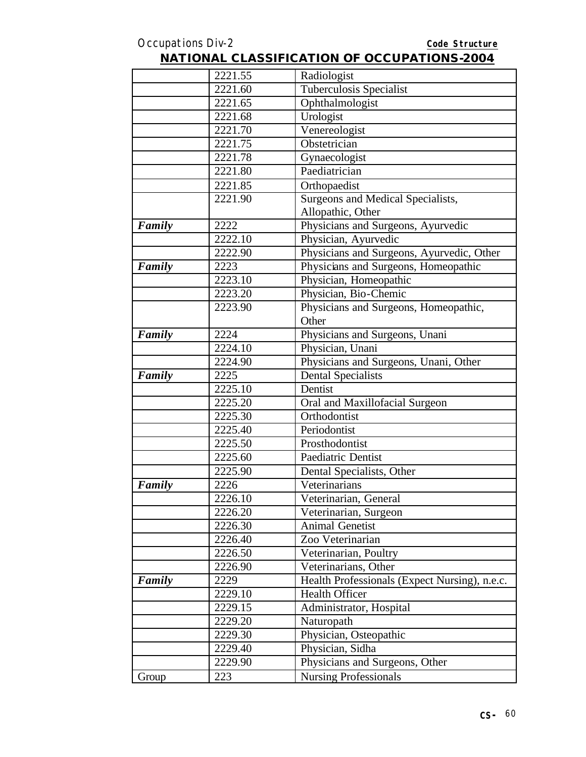## NATIONAL CLASSIFICATION OF OCCUPATIONS-2004

| | | |
|---|---|---|
| | 2221.55 | Radiologist |
| | 2221.60 | Tuberculosis Specialist |
| | 2221.65 | Ophthalmologist |
| | 2221.68 | Urologist |
| | 2221.70 | Venereologist |
| | 2221.75 | Obstetrician |
| | 2221.78 | Gynaecologist |
| | 2221.80 | Paediatrician |
| | 2221.85 | Orthopaedist |
| | 2221.90 | Surgeons and Medical Specialists, Allopathic, Other |
| ***Family*** | 2222 | Physicians and Surgeons, Ayurvedic |
| | 2222.10 | Physician, Ayurvedic |
| | 2222.90 | Physicians and Surgeons, Ayurvedic, Other |
| ***Family*** | 2223 | Physicians and Surgeons, Homeopathic |
| | 2223.10 | Physician, Homeopathic |
| | 2223.20 | Physician, Bio-Chemic |
| | 2223.90 | Physicians and Surgeons, Homeopathic, Other |
| ***Family*** | 2224 | Physicians and Surgeons, Unani |
| | 2224.10 | Physician, Unani |
| | 2224.90 | Physicians and Surgeons, Unani, Other |
| ***Family*** | 2225 | Dental Specialists |
| | 2225.10 | Dentist |
| | 2225.20 | Oral and Maxillofacial Surgeon |
| | 2225.30 | Orthodontist |
| | 2225.40 | Periodontist |
| | 2225.50 | Prosthodontist |
| | 2225.60 | Paediatric Dentist |
| | 2225.90 | Dental Specialists, Other |
| ***Family*** | 2226 | Veterinarians |
| | 2226.10 | Veterinarian, General |
| | 2226.20 | Veterinarian, Surgeon |
| | 2226.30 | Animal Genetist |
| | 2226.40 | Zoo Veterinarian |
| | 2226.50 | Veterinarian, Poultry |
| | 2226.90 | Veterinarians, Other |
| ***Family*** | 2229 | Health Professionals (Expect Nursing), n.e.c. |
| | 2229.10 | Health Officer |
| | 2229.15 | Administrator, Hospital |
| | 2229.20 | Naturopath |
| | 2229.30 | Physician, Osteopathic |
| | 2229.40 | Physician, Sidha |
| | 2229.90 | Physicians and Surgeons, Other |
| Group | 223 | Nursing Professionals |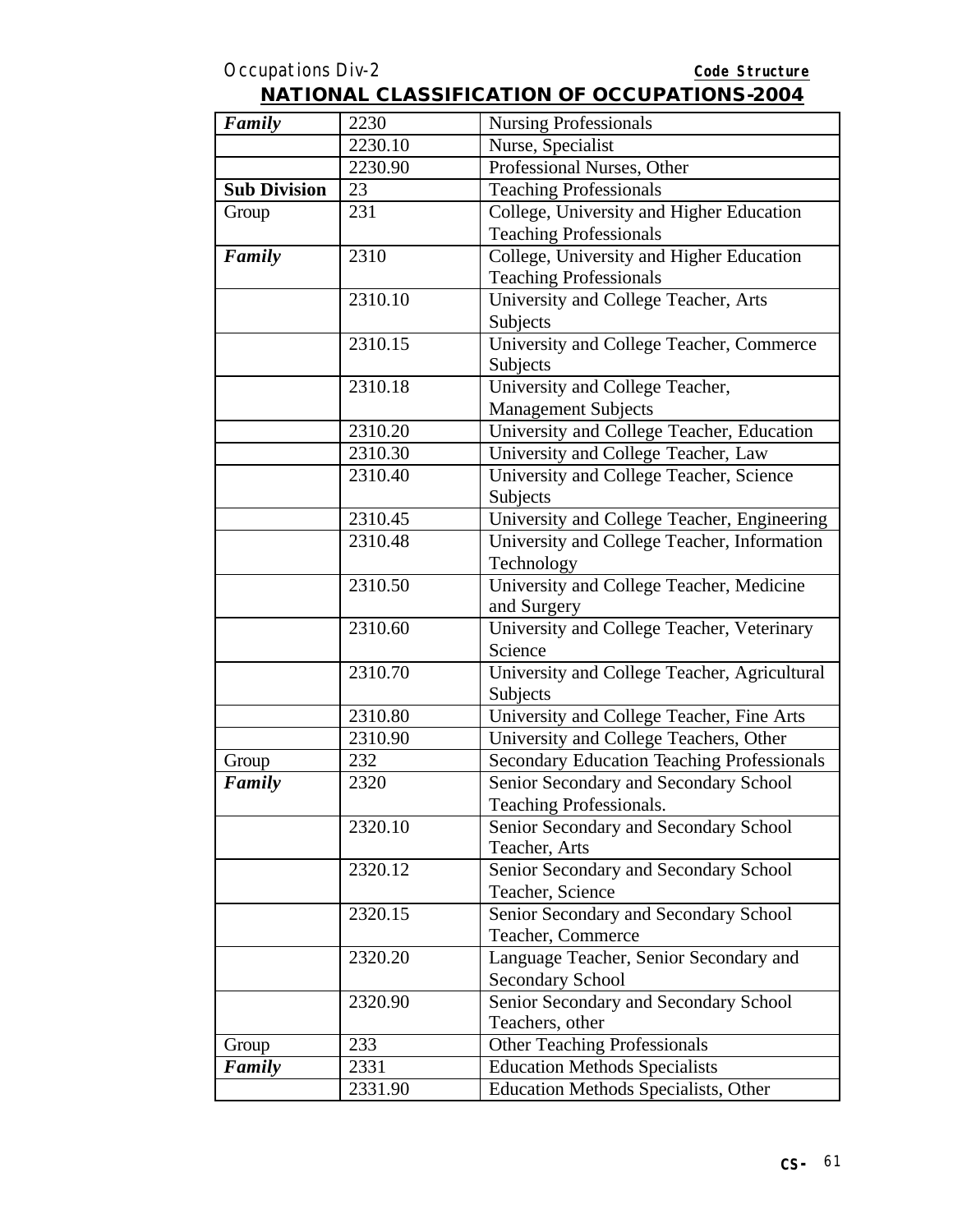## NATIONAL CLASSIFICATION OF OCCUPATIONS-2004

| | | |
|---|---|---|
| ***Family*** | 2230 | Nursing Professionals |
| | 2230.10 | Nurse, Specialist |
| | 2230.90 | Professional Nurses, Other |
| **Sub Division** | 23 | Teaching Professionals |
| Group | 231 | College, University and Higher Education Teaching Professionals |
| ***Family*** | 2310 | College, University and Higher Education Teaching Professionals |
| | 2310.10 | University and College Teacher, Arts Subjects |
| | 2310.15 | University and College Teacher, Commerce Subjects |
| | 2310.18 | University and College Teacher, Management Subjects |
| | 2310.20 | University and College Teacher, Education |
| | 2310.30 | University and College Teacher, Law |
| | 2310.40 | University and College Teacher, Science Subjects |
| | 2310.45 | University and College Teacher, Engineering |
| | 2310.48 | University and College Teacher, Information Technology |
| | 2310.50 | University and College Teacher, Medicine and Surgery |
| | 2310.60 | University and College Teacher, Veterinary Science |
| | 2310.70 | University and College Teacher, Agricultural Subjects |
| | 2310.80 | University and College Teacher, Fine Arts |
| | 2310.90 | University and College Teachers, Other |
| Group | 232 | Secondary Education Teaching Professionals |
| ***Family*** | 2320 | Senior Secondary and Secondary School Teaching Professionals. |
| | 2320.10 | Senior Secondary and Secondary School Teacher, Arts |
| | 2320.12 | Senior Secondary and Secondary School Teacher, Science |
| | 2320.15 | Senior Secondary and Secondary School Teacher, Commerce |
| | 2320.20 | Language Teacher, Senior Secondary and Secondary School |
| | 2320.90 | Senior Secondary and Secondary School Teachers, other |
| Group | 233 | Other Teaching Professionals |
| ***Family*** | 2331 | Education Methods Specialists |
| | 2331.90 | Education Methods Specialists, Other |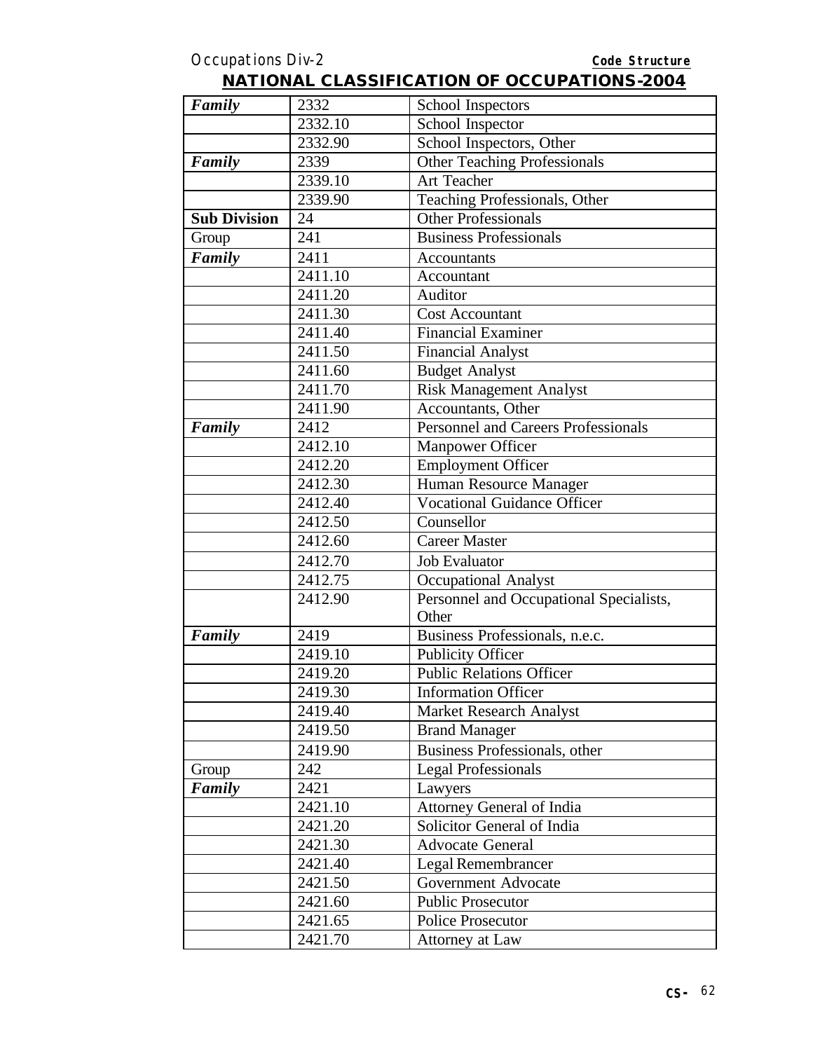## NATIONAL CLASSIFICATION OF OCCUPATIONS-2004

| | | |
|---|---|---|
| ***Family*** | 2332 | School Inspectors |
| | 2332.10 | School Inspector |
| | 2332.90 | School Inspectors, Other |
| ***Family*** | 2339 | Other Teaching Professionals |
| | 2339.10 | Art Teacher |
| | 2339.90 | Teaching Professionals, Other |
| **Sub Division** | 24 | Other Professionals |
| Group | 241 | Business Professionals |
| ***Family*** | 2411 | Accountants |
| | 2411.10 | Accountant |
| | 2411.20 | Auditor |
| | 2411.30 | Cost Accountant |
| | 2411.40 | Financial Examiner |
| | 2411.50 | Financial Analyst |
| | 2411.60 | Budget Analyst |
| | 2411.70 | Risk Management Analyst |
| | 2411.90 | Accountants, Other |
| ***Family*** | 2412 | Personnel and Careers Professionals |
| | 2412.10 | Manpower Officer |
| | 2412.20 | Employment Officer |
| | 2412.30 | Human Resource Manager |
| | 2412.40 | Vocational Guidance Officer |
| | 2412.50 | Counsellor |
| | 2412.60 | Career Master |
| | 2412.70 | Job Evaluator |
| | 2412.75 | Occupational Analyst |
| | 2412.90 | Personnel and Occupational Specialists, Other |
| ***Family*** | 2419 | Business Professionals, n.e.c. |
| | 2419.10 | Publicity Officer |
| | 2419.20 | Public Relations Officer |
| | 2419.30 | Information Officer |
| | 2419.40 | Market Research Analyst |
| | 2419.50 | Brand Manager |
| | 2419.90 | Business Professionals, other |
| Group | 242 | Legal Professionals |
| ***Family*** | 2421 | Lawyers |
| | 2421.10 | Attorney General of India |
| | 2421.20 | Solicitor General of India |
| | 2421.30 | Advocate General |
| | 2421.40 | Legal Remembrancer |
| | 2421.50 | Government Advocate |
| | 2421.60 | Public Prosecutor |
| | 2421.65 | Police Prosecutor |
| | 2421.70 | Attorney at Law |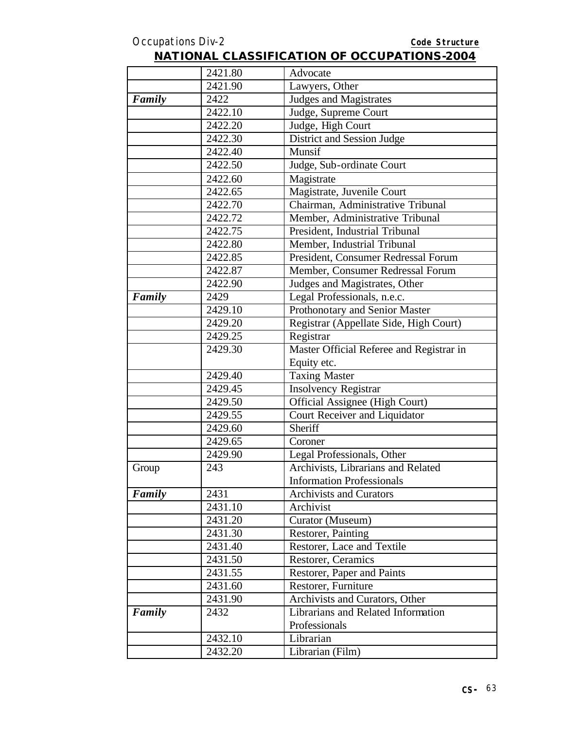## NATIONAL CLASSIFICATION OF OCCUPATIONS-2004

| | | |
|---|---|---|
| | 2421.80 | Advocate |
| | 2421.90 | Lawyers, Other |
| ***Family*** | 2422 | Judges and Magistrates |
| | 2422.10 | Judge, Supreme Court |
| | 2422.20 | Judge, High Court |
| | 2422.30 | District and Session Judge |
| | 2422.40 | Munsif |
| | 2422.50 | Judge, Sub-ordinate Court |
| | 2422.60 | Magistrate |
| | 2422.65 | Magistrate, Juvenile Court |
| | 2422.70 | Chairman, Administrative Tribunal |
| | 2422.72 | Member, Administrative Tribunal |
| | 2422.75 | President, Industrial Tribunal |
| | 2422.80 | Member, Industrial Tribunal |
| | 2422.85 | President, Consumer Redressal Forum |
| | 2422.87 | Member, Consumer Redressal Forum |
| | 2422.90 | Judges and Magistrates, Other |
| ***Family*** | 2429 | Legal Professionals, n.e.c. |
| | 2429.10 | Prothonotary and Senior Master |
| | 2429.20 | Registrar (Appellate Side, High Court) |
| | 2429.25 | Registrar |
| | 2429.30 | Master Official Referee and Registrar in Equity etc. |
| | 2429.40 | Taxing Master |
| | 2429.45 | Insolvency Registrar |
| | 2429.50 | Official Assignee (High Court) |
| | 2429.55 | Court Receiver and Liquidator |
| | 2429.60 | Sheriff |
| | 2429.65 | Coroner |
| | 2429.90 | Legal Professionals, Other |
| Group | 243 | Archivists, Librarians and Related Information Professionals |
| ***Family*** | 2431 | Archivists and Curators |
| | 2431.10 | Archivist |
| | 2431.20 | Curator (Museum) |
| | 2431.30 | Restorer, Painting |
| | 2431.40 | Restorer, Lace and Textile |
| | 2431.50 | Restorer, Ceramics |
| | 2431.55 | Restorer, Paper and Paints |
| | 2431.60 | Restorer, Furniture |
| | 2431.90 | Archivists and Curators, Other |
| ***Family*** | 2432 | Librarians and Related Information Professionals |
| | 2432.10 | Librarian |
| | 2432.20 | Librarian (Film) |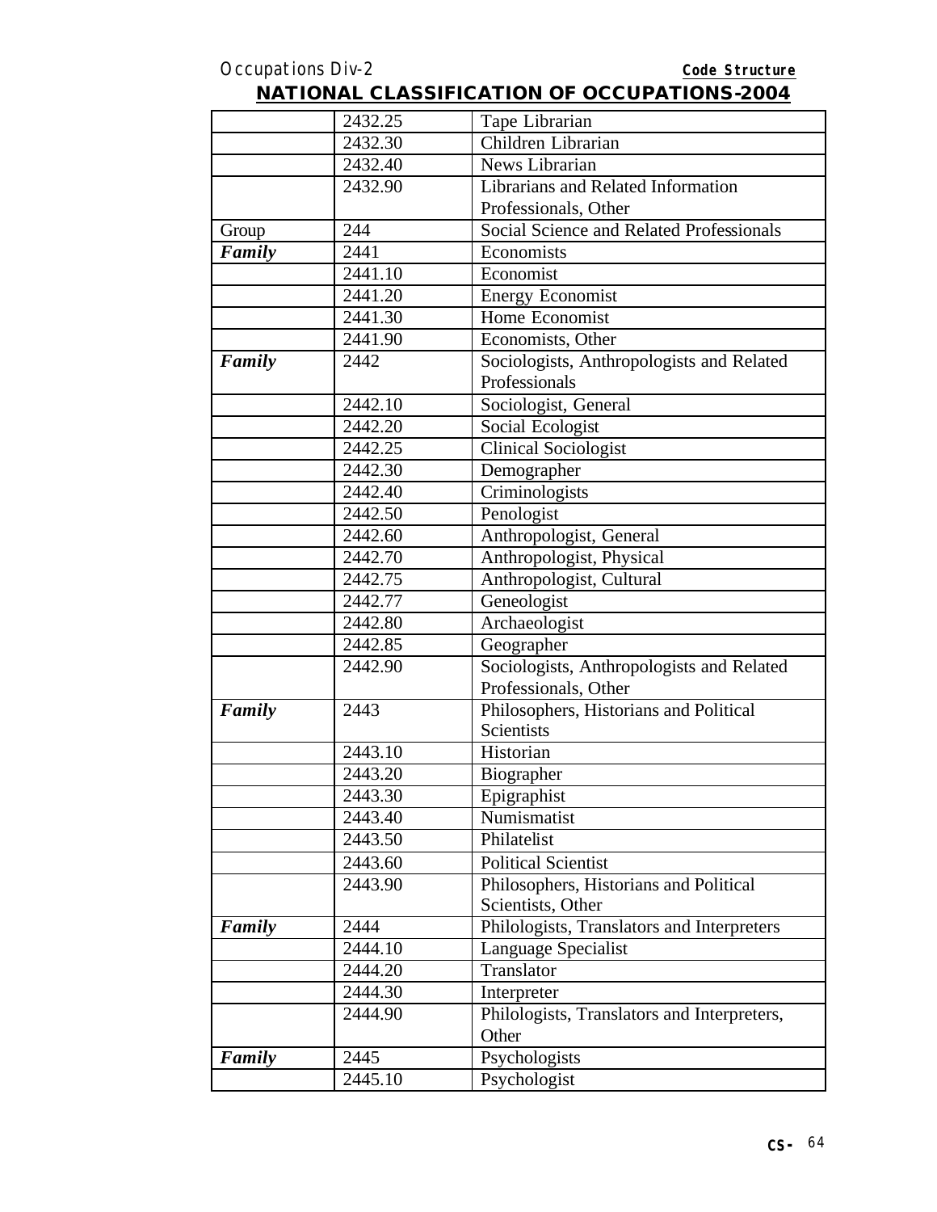## NATIONAL CLASSIFICATION OF OCCUPATIONS-2004

| | | |
|---|---|---|
| | 2432.25 | Tape Librarian |
| | 2432.30 | Children Librarian |
| | 2432.40 | News Librarian |
| | 2432.90 | Librarians and Related Information Professionals, Other |
| Group | 244 | Social Science and Related Professionals |
| ***Family*** | 2441 | Economists |
| | 2441.10 | Economist |
| | 2441.20 | Energy Economist |
| | 2441.30 | Home Economist |
| | 2441.90 | Economists, Other |
| ***Family*** | 2442 | Sociologists, Anthropologists and Related Professionals |
| | 2442.10 | Sociologist, General |
| | 2442.20 | Social Ecologist |
| | 2442.25 | Clinical Sociologist |
| | 2442.30 | Demographer |
| | 2442.40 | Criminologists |
| | 2442.50 | Penologist |
| | 2442.60 | Anthropologist, General |
| | 2442.70 | Anthropologist, Physical |
| | 2442.75 | Anthropologist, Cultural |
| | 2442.77 | Geneologist |
| | 2442.80 | Archaeologist |
| | 2442.85 | Geographer |
| | 2442.90 | Sociologists, Anthropologists and Related Professionals, Other |
| ***Family*** | 2443 | Philosophers, Historians and Political Scientists |
| | 2443.10 | Historian |
| | 2443.20 | Biographer |
| | 2443.30 | Epigraphist |
| | 2443.40 | Numismatist |
| | 2443.50 | Philatelist |
| | 2443.60 | Political Scientist |
| | 2443.90 | Philosophers, Historians and Political Scientists, Other |
| ***Family*** | 2444 | Philologists, Translators and Interpreters |
| | 2444.10 | Language Specialist |
| | 2444.20 | Translator |
| | 2444.30 | Interpreter |
| | 2444.90 | Philologists, Translators and Interpreters, Other |
| ***Family*** | 2445 | Psychologists |
| | 2445.10 | Psychologist |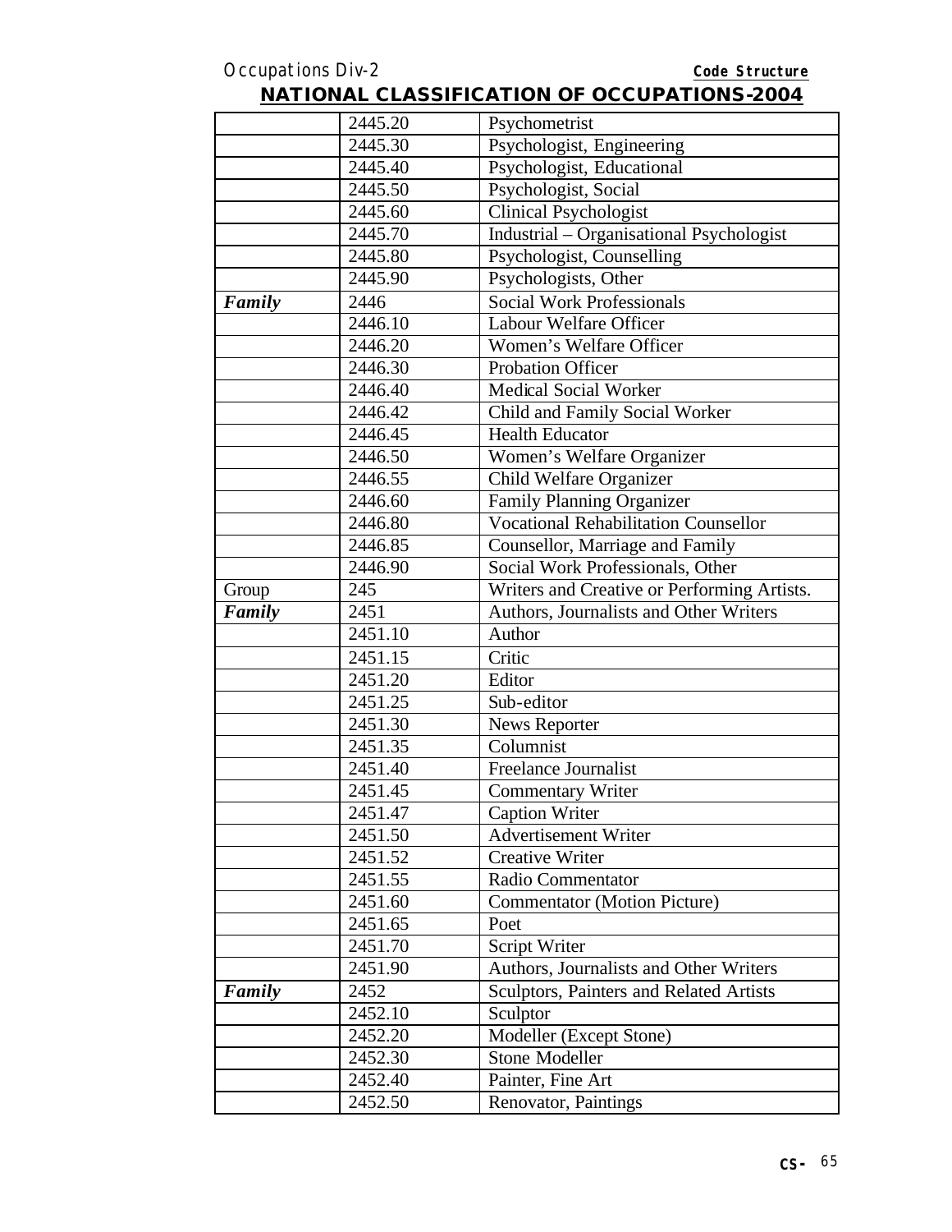## NATIONAL CLASSIFICATION OF OCCUPATIONS-2004

| | | |
|---|---|---|
| | 2445.20 | Psychometrist |
| | 2445.30 | Psychologist, Engineering |
| | 2445.40 | Psychologist, Educational |
| | 2445.50 | Psychologist, Social |
| | 2445.60 | Clinical Psychologist |
| | 2445.70 | Industrial – Organisational Psychologist |
| | 2445.80 | Psychologist, Counselling |
| | 2445.90 | Psychologists, Other |
| ***Family*** | 2446 | Social Work Professionals |
| | 2446.10 | Labour Welfare Officer |
| | 2446.20 | Women's Welfare Officer |
| | 2446.30 | Probation Officer |
| | 2446.40 | Medical Social Worker |
| | 2446.42 | Child and Family Social Worker |
| | 2446.45 | Health Educator |
| | 2446.50 | Women's Welfare Organizer |
| | 2446.55 | Child Welfare Organizer |
| | 2446.60 | Family Planning Organizer |
| | 2446.80 | Vocational Rehabilitation Counsellor |
| | 2446.85 | Counsellor, Marriage and Family |
| | 2446.90 | Social Work Professionals, Other |
| Group | 245 | Writers and Creative or Performing Artists. |
| ***Family*** | 2451 | Authors, Journalists and Other Writers |
| | 2451.10 | Author |
| | 2451.15 | Critic |
| | 2451.20 | Editor |
| | 2451.25 | Sub-editor |
| | 2451.30 | News Reporter |
| | 2451.35 | Columnist |
| | 2451.40 | Freelance Journalist |
| | 2451.45 | Commentary Writer |
| | 2451.47 | Caption Writer |
| | 2451.50 | Advertisement Writer |
| | 2451.52 | Creative Writer |
| | 2451.55 | Radio Commentator |
| | 2451.60 | Commentator (Motion Picture) |
| | 2451.65 | Poet |
| | 2451.70 | Script Writer |
| | 2451.90 | Authors, Journalists and Other Writers |
| ***Family*** | 2452 | Sculptors, Painters and Related Artists |
| | 2452.10 | Sculptor |
| | 2452.20 | Modeller (Except Stone) |
| | 2452.30 | Stone Modeller |
| | 2452.40 | Painter, Fine Art |
| | 2452.50 | Renovator, Paintings |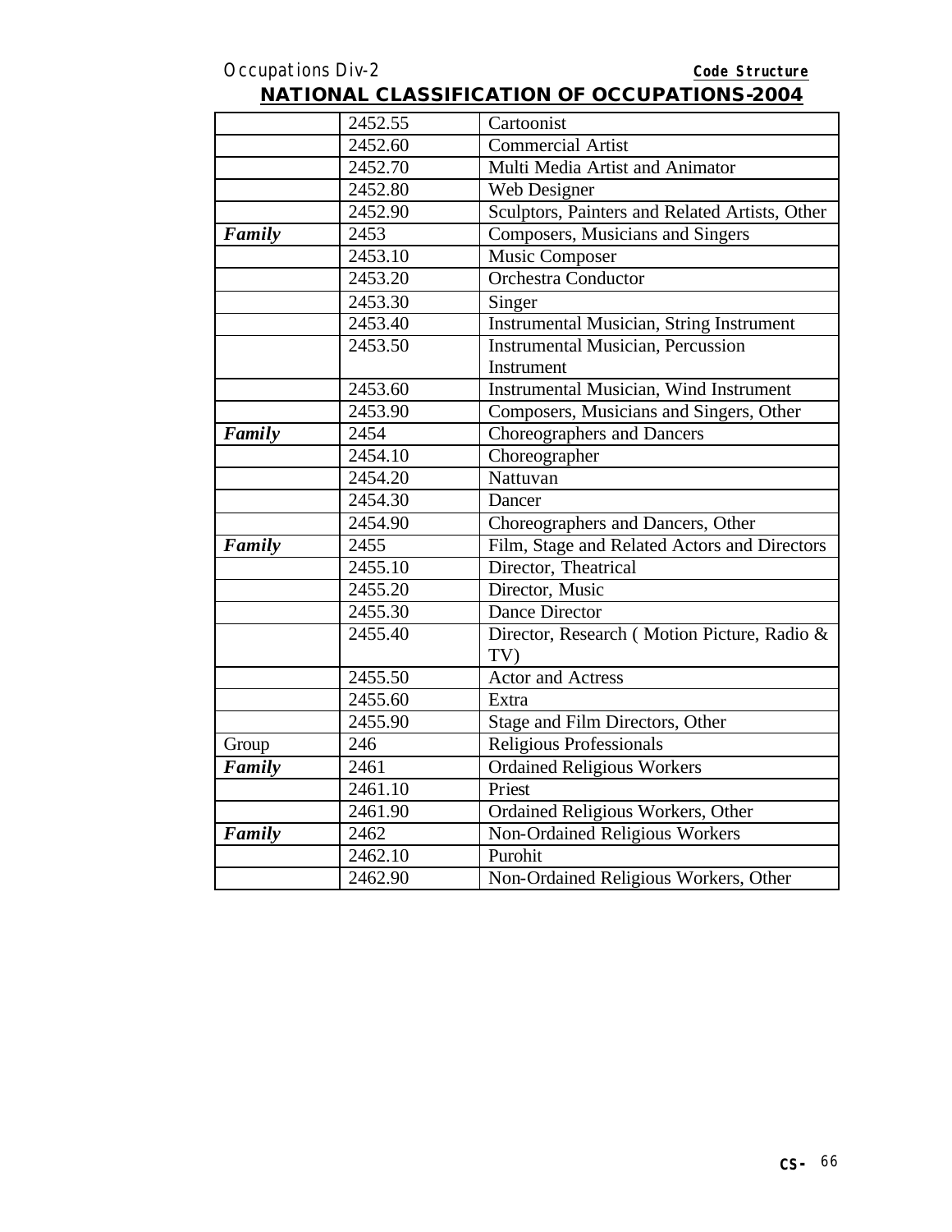## NATIONAL CLASSIFICATION OF OCCUPATIONS-2004

| | | |
|---|---|---|
| | 2452.55 | Cartoonist |
| | 2452.60 | Commercial Artist |
| | 2452.70 | Multi Media Artist and Animator |
| | 2452.80 | Web Designer |
| | 2452.90 | Sculptors, Painters and Related Artists, Other |
| ***Family*** | 2453 | Composers, Musicians and Singers |
| | 2453.10 | Music Composer |
| | 2453.20 | Orchestra Conductor |
| | 2453.30 | Singer |
| | 2453.40 | Instrumental Musician, String Instrument |
| | 2453.50 | Instrumental Musician, Percussion Instrument |
| | 2453.60 | Instrumental Musician, Wind Instrument |
| | 2453.90 | Composers, Musicians and Singers, Other |
| ***Family*** | 2454 | Choreographers and Dancers |
| | 2454.10 | Choreographer |
| | 2454.20 | Nattuvan |
| | 2454.30 | Dancer |
| | 2454.90 | Choreographers and Dancers, Other |
| ***Family*** | 2455 | Film, Stage and Related Actors and Directors |
| | 2455.10 | Director, Theatrical |
| | 2455.20 | Director, Music |
| | 2455.30 | Dance Director |
| | 2455.40 | Director, Research ( Motion Picture, Radio & TV) |
| | 2455.50 | Actor and Actress |
| | 2455.60 | Extra |
| | 2455.90 | Stage and Film Directors, Other |
| Group | 246 | Religious Professionals |
| ***Family*** | 2461 | Ordained Religious Workers |
| | 2461.10 | Priest |
| | 2461.90 | Ordained Religious Workers, Other |
| ***Family*** | 2462 | Non-Ordained Religious Workers |
| | 2462.10 | Purohit |
| | 2462.90 | Non-Ordained Religious Workers, Other |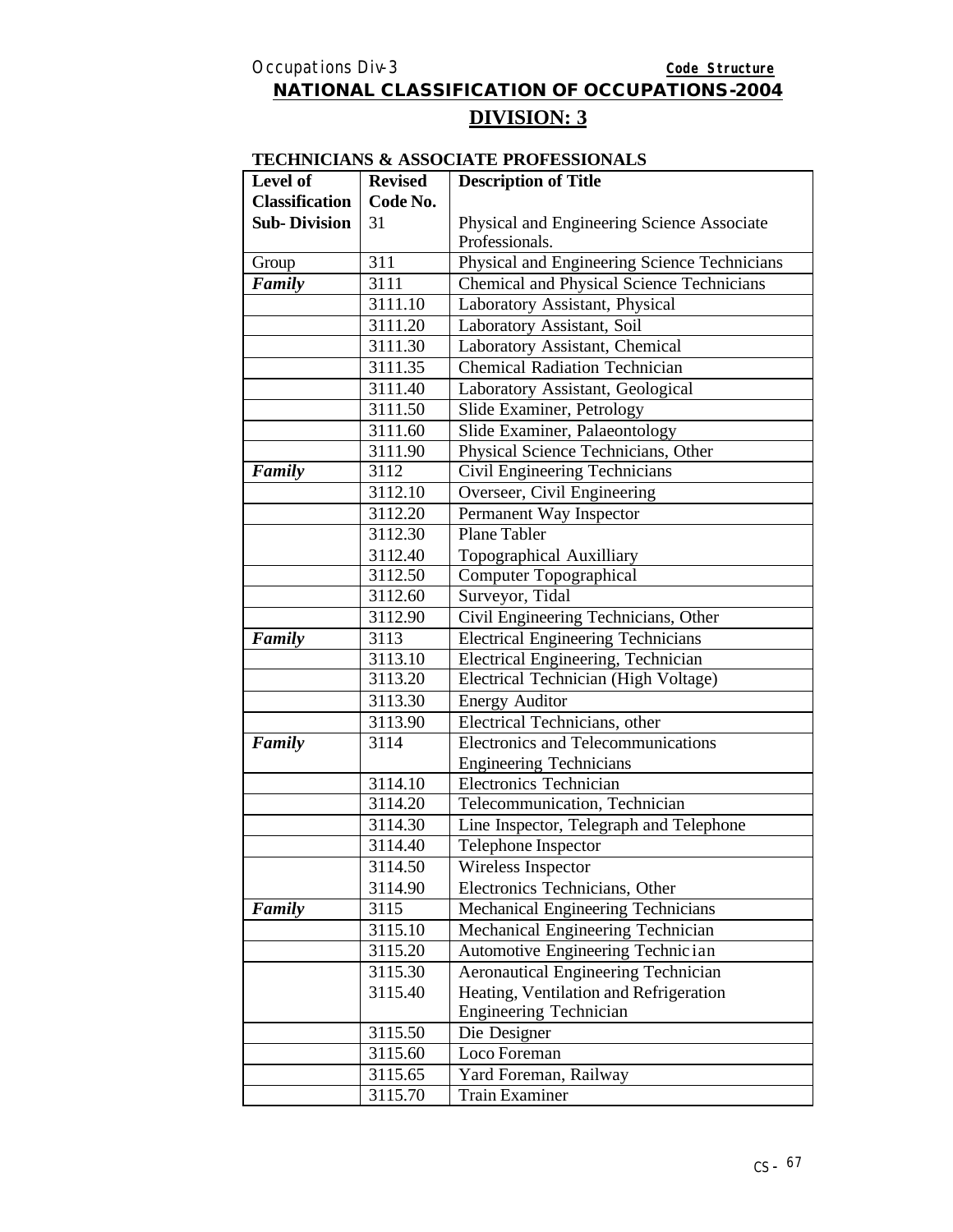Occupations Div-3 **Code Structure**

## NATIONAL CLASSIFICATION OF OCCUPATIONS-2004

## DIVISION: 3

**TECHNICIANS & ASSOCIATE PROFESSIONALS**

| **Level of Classification** | **Revised Code No.** | **Description of Title** |
|---|---|---|
| **Sub- Division** | 31 | Physical and Engineering Science Associate Professionals. |
| Group | 311 | Physical and Engineering Science Technicians |
| ***Family*** | 3111 | Chemical and Physical Science Technicians |
| | 3111.10 | Laboratory Assistant, Physical |
| | 3111.20 | Laboratory Assistant, Soil |
| | 3111.30 | Laboratory Assistant, Chemical |
| | 3111.35 | Chemical Radiation Technician |
| | 3111.40 | Laboratory Assistant, Geological |
| | 3111.50 | Slide Examiner, Petrology |
| | 3111.60 | Slide Examiner, Palaeontology |
| | 3111.90 | Physical Science Technicians, Other |
| ***Family*** | 3112 | Civil Engineering Technicians |
| | 3112.10 | Overseer, Civil Engineering |
| | 3112.20 | Permanent Way Inspector |
| | 3112.30 | Plane Tabler |
| | 3112.40 | Topographical Auxilliary |
| | 3112.50 | Computer Topographical |
| | 3112.60 | Surveyor, Tidal |
| | 3112.90 | Civil Engineering Technicians, Other |
| ***Family*** | 3113 | Electrical Engineering Technicians |
| | 3113.10 | Electrical Engineering, Technician |
| | 3113.20 | Electrical Technician (High Voltage) |
| | 3113.30 | Energy Auditor |
| | 3113.90 | Electrical Technicians, other |
| ***Family*** | 3114 | Electronics and Telecommunications Engineering Technicians |
| | 3114.10 | Electronics Technician |
| | 3114.20 | Telecommunication, Technician |
| | 3114.30 | Line Inspector, Telegraph and Telephone |
| | 3114.40 | Telephone Inspector |
| | 3114.50 | Wireless Inspector |
| | 3114.90 | Electronics Technicians, Other |
| ***Family*** | 3115 | Mechanical Engineering Technicians |
| | 3115.10 | Mechanical Engineering Technician |
| | 3115.20 | Automotive Engineering Technician |
| | 3115.30 | Aeronautical Engineering Technician |
| | 3115.40 | Heating, Ventilation and Refrigeration Engineering Technician |
| | 3115.50 | Die Designer |
| | 3115.60 | Loco Foreman |
| | 3115.65 | Yard Foreman, Railway |
| | 3115.70 | Train Examiner |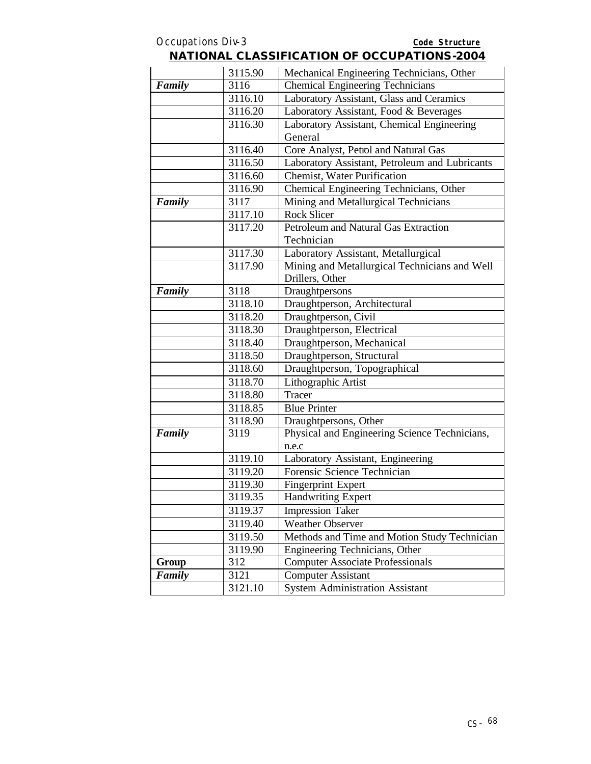| | | |
|---|---|---|
| | 3115.90 | Mechanical Engineering Technicians, Other |
| ***Family*** | 3116 | Chemical Engineering Technicians |
| | 3116.10 | Laboratory Assistant, Glass and Ceramics |
| | 3116.20 | Laboratory Assistant, Food & Beverages |
| | 3116.30 | Laboratory Assistant, Chemical Engineering General |
| | 3116.40 | Core Analyst, Petrol and Natural Gas |
| | 3116.50 | Laboratory Assistant, Petroleum and Lubricants |
| | 3116.60 | Chemist, Water Purification |
| | 3116.90 | Chemical Engineering Technicians, Other |
| ***Family*** | 3117 | Mining and Metallurgical Technicians |
| | 3117.10 | Rock Slicer |
| | 3117.20 | Petroleum and Natural Gas Extraction Technician |
| | 3117.30 | Laboratory Assistant, Metallurgical |
| | 3117.90 | Mining and Metallurgical Technicians and Well Drillers, Other |
| ***Family*** | 3118 | Draughtpersons |
| | 3118.10 | Draughtperson, Architectural |
| | 3118.20 | Draughtperson, Civil |
| | 3118.30 | Draughtperson, Electrical |
| | 3118.40 | Draughtperson, Mechanical |
| | 3118.50 | Draughtperson, Structural |
| | 3118.60 | Draughtperson, Topographical |
| | 3118.70 | Lithographic Artist |
| | 3118.80 | Tracer |
| | 3118.85 | Blue Printer |
| | 3118.90 | Draughtpersons, Other |
| ***Family*** | 3119 | Physical and Engineering Science Technicians, n.e.c |
| | 3119.10 | Laboratory Assistant, Engineering |
| | 3119.20 | Forensic Science Technician |
| | 3119.30 | Fingerprint Expert |
| | 3119.35 | Handwriting Expert |
| | 3119.37 | Impression Taker |
| | 3119.40 | Weather Observer |
| | 3119.50 | Methods and Time and Motion Study Technician |
| | 3119.90 | Engineering Technicians, Other |
| **Group** | 312 | Computer Associate Professionals |
| ***Family*** | 3121 | Computer Assistant |
| | 3121.10 | System Administration Assistant |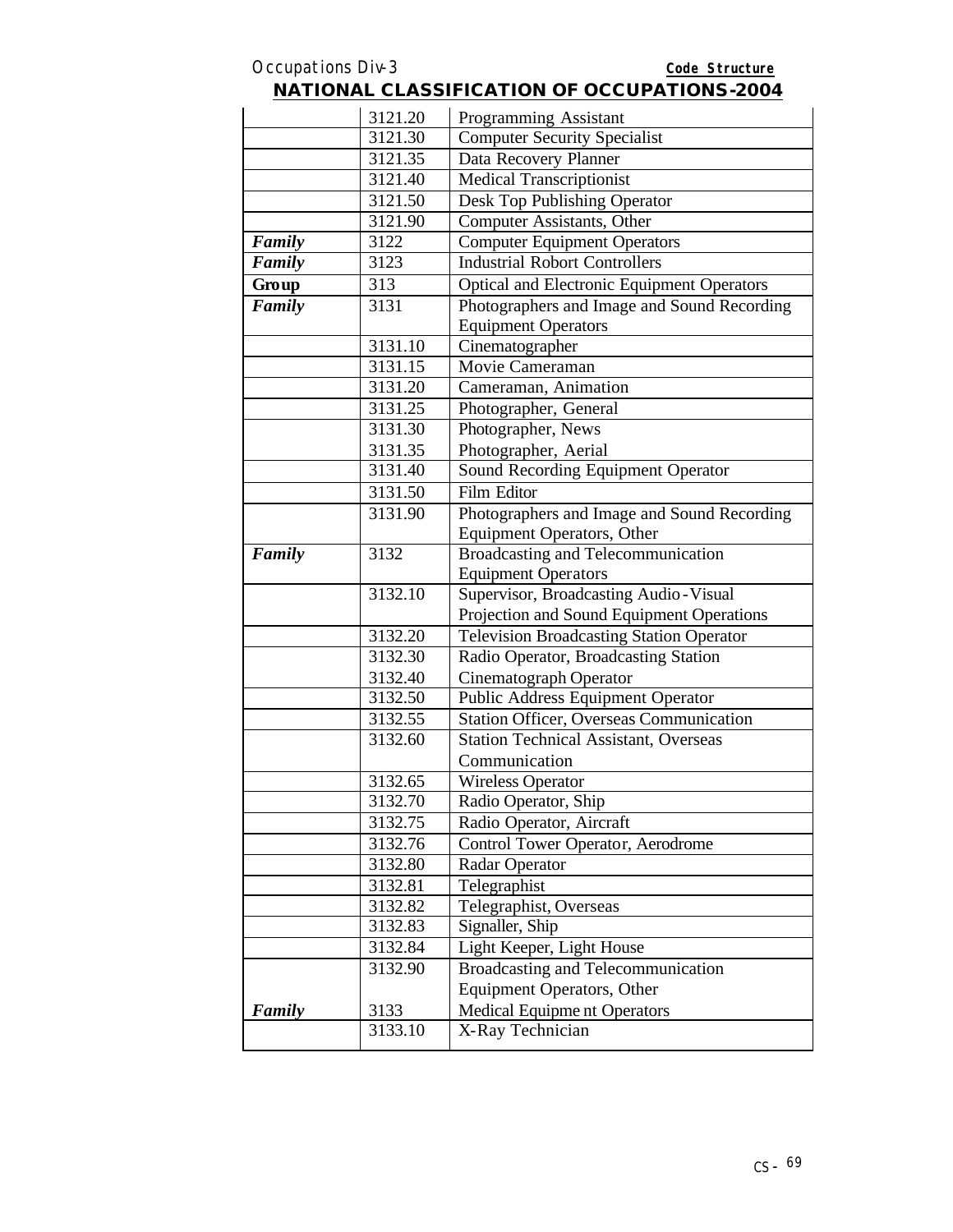| | | |
|---|---|---|
| | 3121.20 | Programming Assistant |
| | 3121.30 | Computer Security Specialist |
| | 3121.35 | Data Recovery Planner |
| | 3121.40 | Medical Transcriptionist |
| | 3121.50 | Desk Top Publishing Operator |
| | 3121.90 | Computer Assistants, Other |
| ***Family*** | 3122 | Computer Equipment Operators |
| ***Family*** | 3123 | Industrial Robort Controllers |
| **Group** | 313 | Optical and Electronic Equipment Operators |
| ***Family*** | 3131 | Photographers and Image and Sound Recording Equipment Operators |
| | 3131.10 | Cinematographer |
| | 3131.15 | Movie Cameraman |
| | 3131.20 | Cameraman, Animation |
| | 3131.25 | Photographer, General |
| | 3131.30 | Photographer, News |
| | 3131.35 | Photographer, Aerial |
| | 3131.40 | Sound Recording Equipment Operator |
| | 3131.50 | Film Editor |
| | 3131.90 | Photographers and Image and Sound Recording Equipment Operators, Other |
| ***Family*** | 3132 | Broadcasting and Telecommunication Equipment Operators |
| | 3132.10 | Supervisor, Broadcasting Audio-Visual Projection and Sound Equipment Operations |
| | 3132.20 | Television Broadcasting Station Operator |
| | 3132.30 | Radio Operator, Broadcasting Station |
| | 3132.40 | Cinematograph Operator |
| | 3132.50 | Public Address Equipment Operator |
| | 3132.55 | Station Officer, Overseas Communication |
| | 3132.60 | Station Technical Assistant, Overseas Communication |
| | 3132.65 | Wireless Operator |
| | 3132.70 | Radio Operator, Ship |
| | 3132.75 | Radio Operator, Aircraft |
| | 3132.76 | Control Tower Operator, Aerodrome |
| | 3132.80 | Radar Operator |
| | 3132.81 | Telegraphist |
| | 3132.82 | Telegraphist, Overseas |
| | 3132.83 | Signaller, Ship |
| | 3132.84 | Light Keeper, Light House |
| | 3132.90 | Broadcasting and Telecommunication Equipment Operators, Other |
| ***Family*** | 3133 | Medical Equipment Operators |
| | 3133.10 | X-Ray Technician |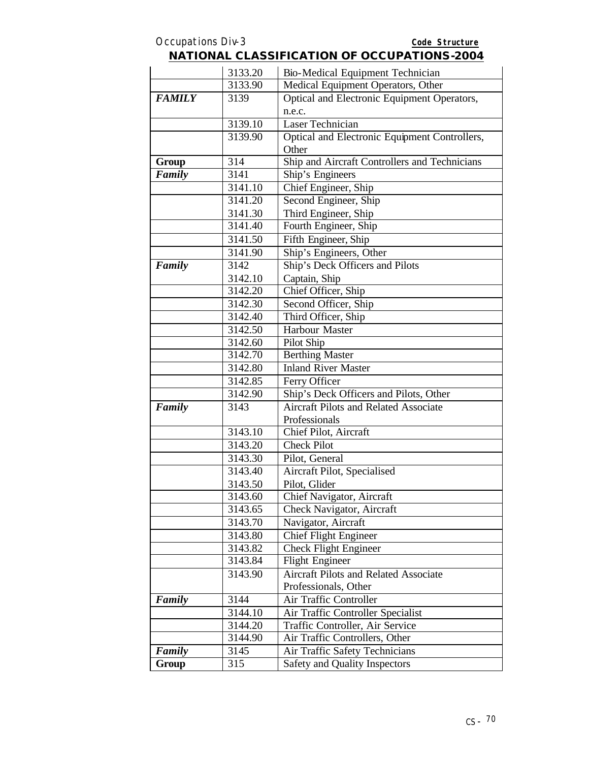| | | |
|---|---|---|
| | 3133.20 | Bio-Medical Equipment Technician |
| | 3133.90 | Medical Equipment Operators, Other |
| ***FAMILY*** | 3139 | Optical and Electronic Equipment Operators, n.e.c. |
| | 3139.10 | Laser Technician |
| | 3139.90 | Optical and Electronic Equipment Controllers, Other |
| **Group** | 314 | Ship and Aircraft Controllers and Technicians |
| ***Family*** | 3141 | Ship's Engineers |
| | 3141.10 | Chief Engineer, Ship |
| | 3141.20 | Second Engineer, Ship |
| | 3141.30 | Third Engineer, Ship |
| | 3141.40 | Fourth Engineer, Ship |
| | 3141.50 | Fifth Engineer, Ship |
| | 3141.90 | Ship's Engineers, Other |
| ***Family*** | 3142 | Ship's Deck Officers and Pilots |
| | 3142.10 | Captain, Ship |
| | 3142.20 | Chief Officer, Ship |
| | 3142.30 | Second Officer, Ship |
| | 3142.40 | Third Officer, Ship |
| | 3142.50 | Harbour Master |
| | 3142.60 | Pilot Ship |
| | 3142.70 | Berthing Master |
| | 3142.80 | Inland River Master |
| | 3142.85 | Ferry Officer |
| | 3142.90 | Ship's Deck Officers and Pilots, Other |
| ***Family*** | 3143 | Aircraft Pilots and Related Associate Professionals |
| | 3143.10 | Chief Pilot, Aircraft |
| | 3143.20 | Check Pilot |
| | 3143.30 | Pilot, General |
| | 3143.40 | Aircraft Pilot, Specialised |
| | 3143.50 | Pilot, Glider |
| | 3143.60 | Chief Navigator, Aircraft |
| | 3143.65 | Check Navigator, Aircraft |
| | 3143.70 | Navigator, Aircraft |
| | 3143.80 | Chief Flight Engineer |
| | 3143.82 | Check Flight Engineer |
| | 3143.84 | Flight Engineer |
| | 3143.90 | Aircraft Pilots and Related Associate Professionals, Other |
| ***Family*** | 3144 | Air Traffic Controller |
| | 3144.10 | Air Traffic Controller Specialist |
| | 3144.20 | Traffic Controller, Air Service |
| | 3144.90 | Air Traffic Controllers, Other |
| ***Family*** | 3145 | Air Traffic Safety Technicians |
| **Group** | 315 | Safety and Quality Inspectors |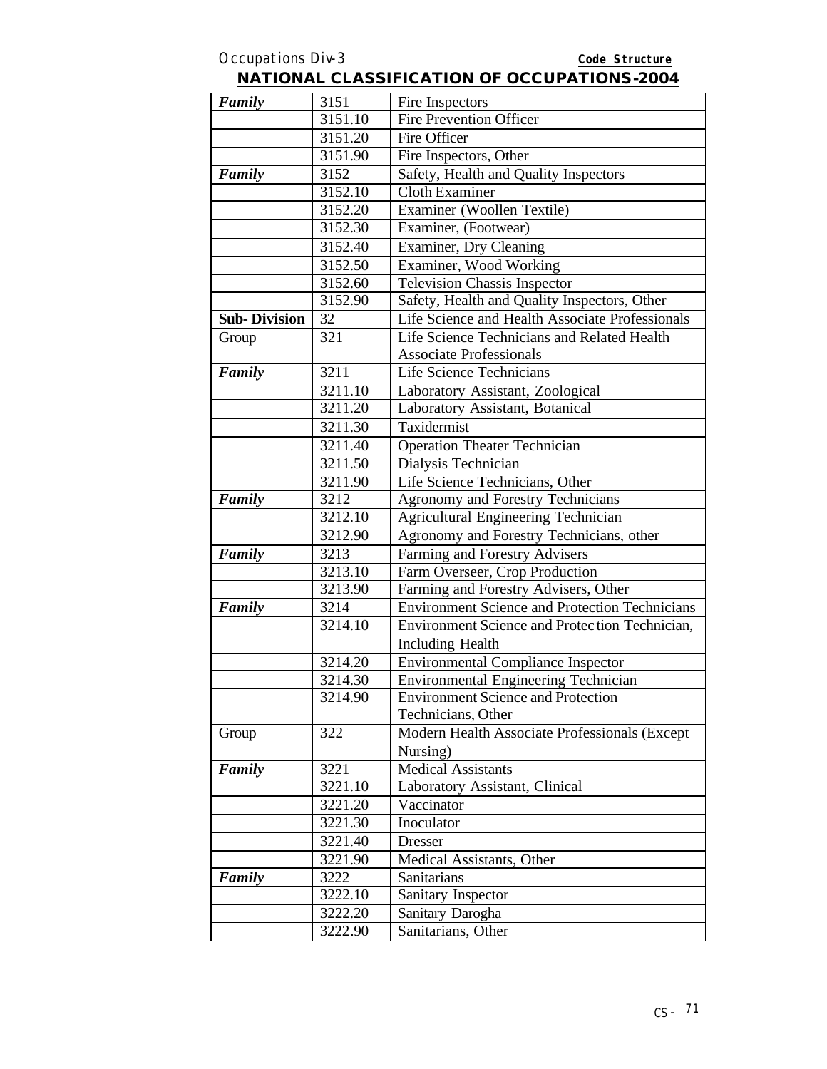| | | |
|---|---|---|
| ***Family*** | 3151 | Fire Inspectors |
| | 3151.10 | Fire Prevention Officer |
| | 3151.20 | Fire Officer |
| | 3151.90 | Fire Inspectors, Other |
| ***Family*** | 3152 | Safety, Health and Quality Inspectors |
| | 3152.10 | Cloth Examiner |
| | 3152.20 | Examiner (Woollen Textile) |
| | 3152.30 | Examiner, (Footwear) |
| | 3152.40 | Examiner, Dry Cleaning |
| | 3152.50 | Examiner, Wood Working |
| | 3152.60 | Television Chassis Inspector |
| | 3152.90 | Safety, Health and Quality Inspectors, Other |
| **Sub- Division** | 32 | Life Science and Health Associate Professionals |
| Group | 321 | Life Science Technicians and Related Health Associate Professionals |
| ***Family*** | 3211 | Life Science Technicians |
| | 3211.10 | Laboratory Assistant, Zoological |
| | 3211.20 | Laboratory Assistant, Botanical |
| | 3211.30 | Taxidermist |
| | 3211.40 | Operation Theater Technician |
| | 3211.50 | Dialysis Technician |
| | 3211.90 | Life Science Technicians, Other |
| ***Family*** | 3212 | Agronomy and Forestry Technicians |
| | 3212.10 | Agricultural Engineering Technician |
| | 3212.90 | Agronomy and Forestry Technicians, other |
| ***Family*** | 3213 | Farming and Forestry Advisers |
| | 3213.10 | Farm Overseer, Crop Production |
| | 3213.90 | Farming and Forestry Advisers, Other |
| ***Family*** | 3214 | Environment Science and Protection Technicians |
| | 3214.10 | Environment Science and Protection Technician, Including Health |
| | 3214.20 | Environmental Compliance Inspector |
| | 3214.30 | Environmental Engineering Technician |
| | 3214.90 | Environment Science and Protection Technicians, Other |
| Group | 322 | Modern Health Associate Professionals (Except Nursing) |
| ***Family*** | 3221 | Medical Assistants |
| | 3221.10 | Laboratory Assistant, Clinical |
| | 3221.20 | Vaccinator |
| | 3221.30 | Inoculator |
| | 3221.40 | Dresser |
| | 3221.90 | Medical Assistants, Other |
| ***Family*** | 3222 | Sanitarians |
| | 3222.10 | Sanitary Inspector |
| | 3222.20 | Sanitary Darogha |
| | 3222.90 | Sanitarians, Other |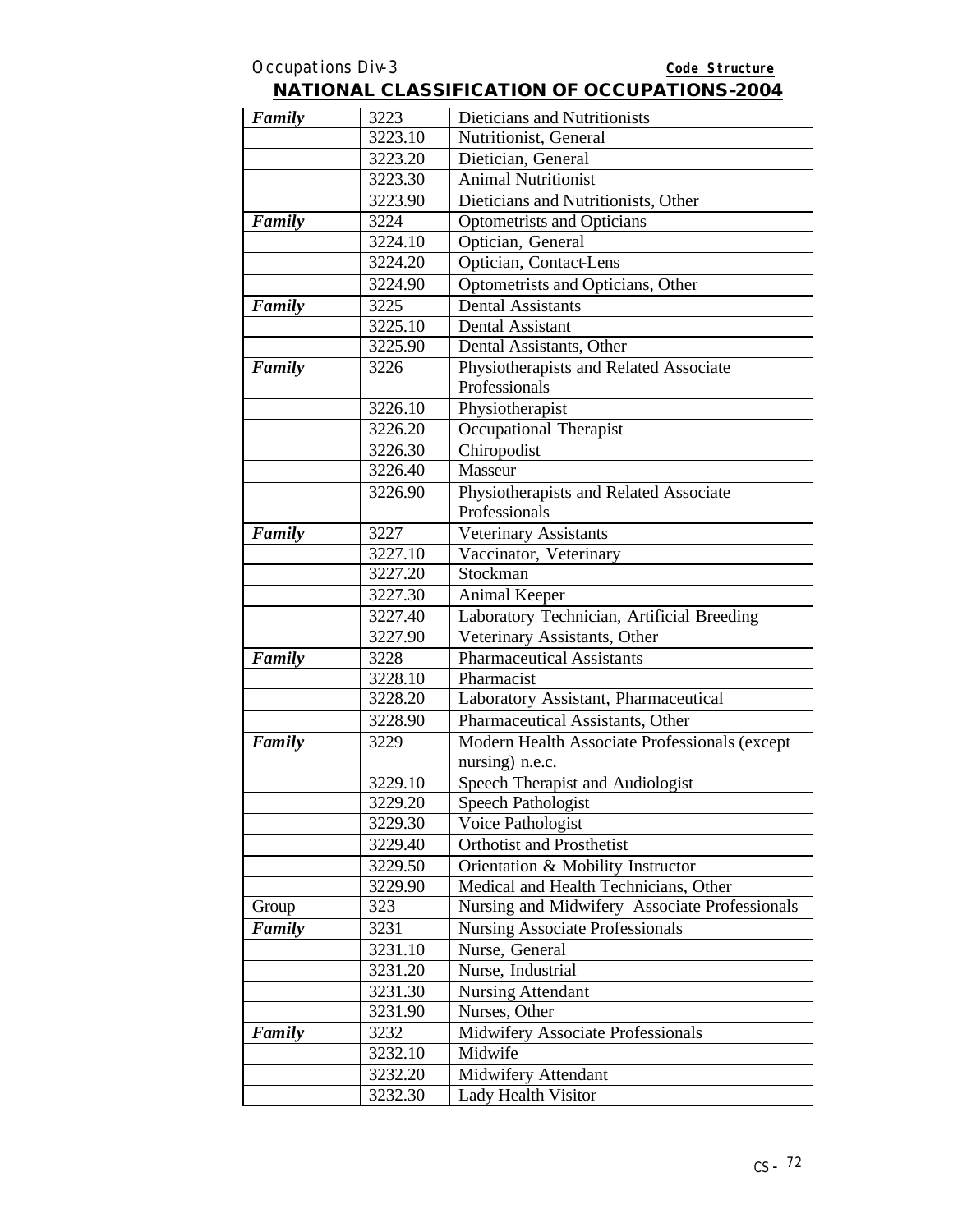Occupations Div-3 **Code Structure**

## NATIONAL CLASSIFICATION OF OCCUPATIONS-2004

| | | |
|---|---|---|
| ***Family*** | 3223 | Dieticians and Nutritionists |
| | 3223.10 | Nutritionist, General |
| | 3223.20 | Dietician, General |
| | 3223.30 | Animal Nutritionist |
| | 3223.90 | Dieticians and Nutritionists, Other |
| ***Family*** | 3224 | Optometrists and Opticians |
| | 3224.10 | Optician, General |
| | 3224.20 | Optician, Contact-Lens |
| | 3224.90 | Optometrists and Opticians, Other |
| ***Family*** | 3225 | Dental Assistants |
| | 3225.10 | Dental Assistant |
| | 3225.90 | Dental Assistants, Other |
| ***Family*** | 3226 | Physiotherapists and Related Associate Professionals |
| | 3226.10 | Physiotherapist |
| | 3226.20 | Occupational Therapist |
| | 3226.30 | Chiropodist |
| | 3226.40 | Masseur |
| | 3226.90 | Physiotherapists and Related Associate Professionals |
| ***Family*** | 3227 | Veterinary Assistants |
| | 3227.10 | Vaccinator, Veterinary |
| | 3227.20 | Stockman |
| | 3227.30 | Animal Keeper |
| | 3227.40 | Laboratory Technician, Artificial Breeding |
| | 3227.90 | Veterinary Assistants, Other |
| ***Family*** | 3228 | Pharmaceutical Assistants |
| | 3228.10 | Pharmacist |
| | 3228.20 | Laboratory Assistant, Pharmaceutical |
| | 3228.90 | Pharmaceutical Assistants, Other |
| ***Family*** | 3229 | Modern Health Associate Professionals (except nursing) n.e.c. |
| | 3229.10 | Speech Therapist and Audiologist |
| | 3229.20 | Speech Pathologist |
| | 3229.30 | Voice Pathologist |
| | 3229.40 | Orthotist and Prosthetist |
| | 3229.50 | Orientation & Mobility Instructor |
| | 3229.90 | Medical and Health Technicians, Other |
| Group | 323 | Nursing and Midwifery Associate Professionals |
| ***Family*** | 3231 | Nursing Associate Professionals |
| | 3231.10 | Nurse, General |
| | 3231.20 | Nurse, Industrial |
| | 3231.30 | Nursing Attendant |
| | 3231.90 | Nurses, Other |
| ***Family*** | 3232 | Midwifery Associate Professionals |
| | 3232.10 | Midwife |
| | 3232.20 | Midwifery Attendant |
| | 3232.30 | Lady Health Visitor |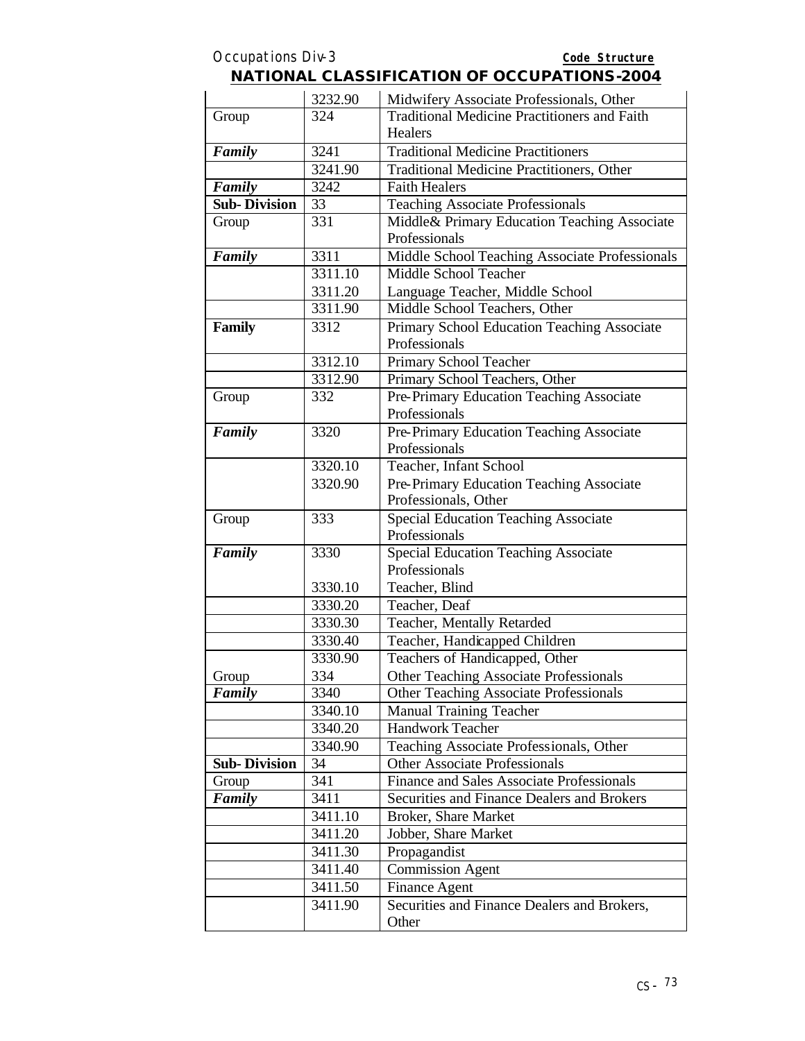| | | |
|---|---|---|
| | 3232.90 | Midwifery Associate Professionals, Other |
| Group | 324 | Traditional Medicine Practitioners and Faith Healers |
| ***Family*** | 3241 | Traditional Medicine Practitioners |
| | 3241.90 | Traditional Medicine Practitioners, Other |
| ***Family*** | 3242 | Faith Healers |
| **Sub- Division** | 33 | Teaching Associate Professionals |
| Group | 331 | Middle& Primary Education Teaching Associate Professionals |
| ***Family*** | 3311 | Middle School Teaching Associate Professionals |
| | 3311.10 | Middle School Teacher |
| | 3311.20 | Language Teacher, Middle School |
| | 3311.90 | Middle School Teachers, Other |
| **Family** | 3312 | Primary School Education Teaching Associate Professionals |
| | 3312.10 | Primary School Teacher |
| | 3312.90 | Primary School Teachers, Other |
| Group | 332 | Pre-Primary Education Teaching Associate Professionals |
| ***Family*** | 3320 | Pre-Primary Education Teaching Associate Professionals |
| | 3320.10 | Teacher, Infant School |
| | 3320.90 | Pre-Primary Education Teaching Associate Professionals, Other |
| Group | 333 | Special Education Teaching Associate Professionals |
| ***Family*** | 3330 | Special Education Teaching Associate Professionals |
| | 3330.10 | Teacher, Blind |
| | 3330.20 | Teacher, Deaf |
| | 3330.30 | Teacher, Mentally Retarded |
| | 3330.40 | Teacher, Handicapped Children |
| | 3330.90 | Teachers of Handicapped, Other |
| Group | 334 | Other Teaching Associate Professionals |
| ***Family*** | 3340 | Other Teaching Associate Professionals |
| | 3340.10 | Manual Training Teacher |
| | 3340.20 | Handwork Teacher |
| | 3340.90 | Teaching Associate Professionals, Other |
| **Sub- Division** | 34 | Other Associate Professionals |
| Group | 341 | Finance and Sales Associate Professionals |
| ***Family*** | 3411 | Securities and Finance Dealers and Brokers |
| | 3411.10 | Broker, Share Market |
| | 3411.20 | Jobber, Share Market |
| | 3411.30 | Propagandist |
| | 3411.40 | Commission Agent |
| | 3411.50 | Finance Agent |
| | 3411.90 | Securities and Finance Dealers and Brokers, Other |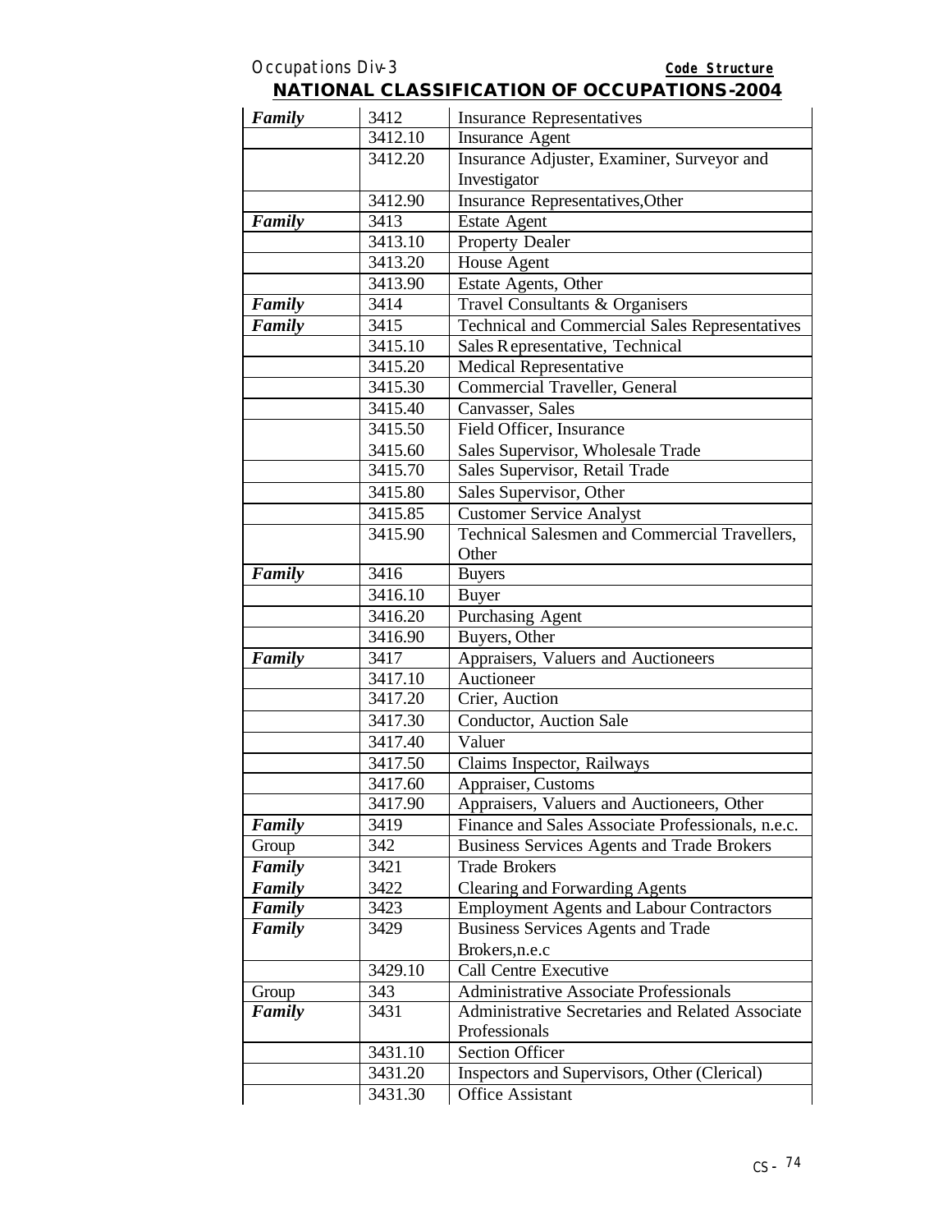## NATIONAL CLASSIFICATION OF OCCUPATIONS-2004

| | | |
|---|---|---|
| ***Family*** | 3412 | Insurance Representatives |
| | 3412.10 | Insurance Agent |
| | 3412.20 | Insurance Adjuster, Examiner, Surveyor and Investigator |
| | 3412.90 | Insurance Representatives,Other |
| ***Family*** | 3413 | Estate Agent |
| | 3413.10 | Property Dealer |
| | 3413.20 | House Agent |
| | 3413.90 | Estate Agents, Other |
| ***Family*** | 3414 | Travel Consultants & Organisers |
| ***Family*** | 3415 | Technical and Commercial Sales Representatives |
| | 3415.10 | Sales Representative, Technical |
| | 3415.20 | Medical Representative |
| | 3415.30 | Commercial Traveller, General |
| | 3415.40 | Canvasser, Sales |
| | 3415.50 | Field Officer, Insurance |
| | 3415.60 | Sales Supervisor, Wholesale Trade |
| | 3415.70 | Sales Supervisor, Retail Trade |
| | 3415.80 | Sales Supervisor, Other |
| | 3415.85 | Customer Service Analyst |
| | 3415.90 | Technical Salesmen and Commercial Travellers, Other |
| ***Family*** | 3416 | Buyers |
| | 3416.10 | Buyer |
| | 3416.20 | Purchasing Agent |
| | 3416.90 | Buyers, Other |
| ***Family*** | 3417 | Appraisers, Valuers and Auctioneers |
| | 3417.10 | Auctioneer |
| | 3417.20 | Crier, Auction |
| | 3417.30 | Conductor, Auction Sale |
| | 3417.40 | Valuer |
| | 3417.50 | Claims Inspector, Railways |
| | 3417.60 | Appraiser, Customs |
| | 3417.90 | Appraisers, Valuers and Auctioneers, Other |
| ***Family*** | 3419 | Finance and Sales Associate Professionals, n.e.c. |
| Group | 342 | Business Services Agents and Trade Brokers |
| ***Family*** | 3421 | Trade Brokers |
| ***Family*** | 3422 | Clearing and Forwarding Agents |
| ***Family*** | 3423 | Employment Agents and Labour Contractors |
| ***Family*** | 3429 | Business Services Agents and Trade Brokers,n.e.c |
| | 3429.10 | Call Centre Executive |
| Group | 343 | Administrative Associate Professionals |
| ***Family*** | 3431 | Administrative Secretaries and Related Associate Professionals |
| | 3431.10 | Section Officer |
| | 3431.20 | Inspectors and Supervisors, Other (Clerical) |
| | 3431.30 | Office Assistant |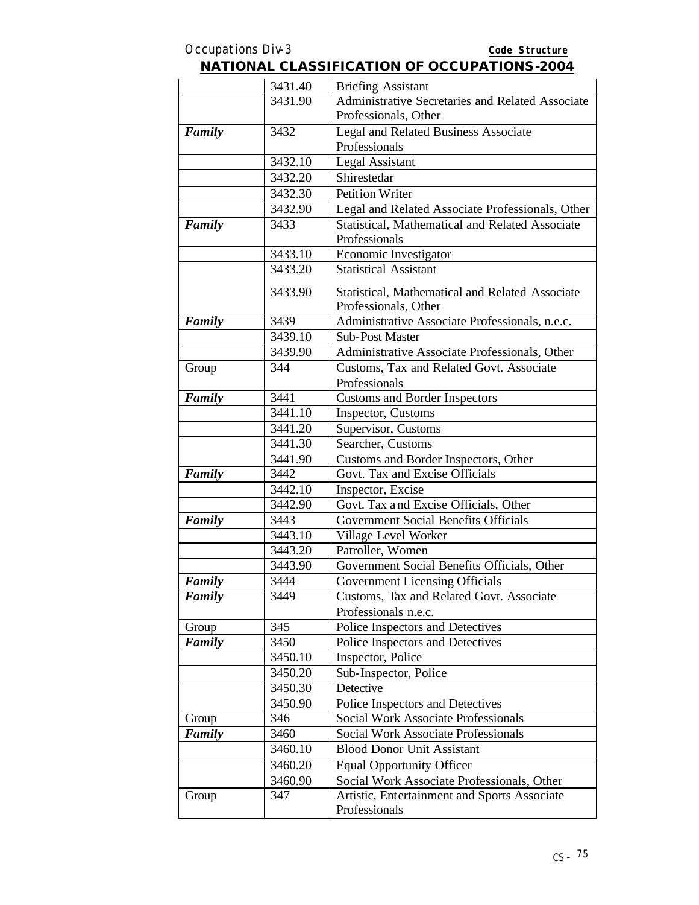| | | |
|---|---|---|
| | 3431.40 | Briefing Assistant |
| | 3431.90 | Administrative Secretaries and Related Associate Professionals, Other |
| ***Family*** | 3432 | Legal and Related Business Associate Professionals |
| | 3432.10 | Legal Assistant |
| | 3432.20 | Shirestedar |
| | 3432.30 | Petition Writer |
| | 3432.90 | Legal and Related Associate Professionals, Other |
| ***Family*** | 3433 | Statistical, Mathematical and Related Associate Professionals |
| | 3433.10 | Economic Investigator |
| | 3433.20 | Statistical Assistant |
| | 3433.90 | Statistical, Mathematical and Related Associate Professionals, Other |
| ***Family*** | 3439 | Administrative Associate Professionals, n.e.c. |
| | 3439.10 | Sub-Post Master |
| | 3439.90 | Administrative Associate Professionals, Other |
| Group | 344 | Customs, Tax and Related Govt. Associate Professionals |
| ***Family*** | 3441 | Customs and Border Inspectors |
| | 3441.10 | Inspector, Customs |
| | 3441.20 | Supervisor, Customs |
| | 3441.30 | Searcher, Customs |
| | 3441.90 | Customs and Border Inspectors, Other |
| ***Family*** | 3442 | Govt. Tax and Excise Officials |
| | 3442.10 | Inspector, Excise |
| | 3442.90 | Govt. Tax and Excise Officials, Other |
| ***Family*** | 3443 | Government Social Benefits Officials |
| | 3443.10 | Village Level Worker |
| | 3443.20 | Patroller, Women |
| | 3443.90 | Government Social Benefits Officials, Other |
| ***Family*** | 3444 | Government Licensing Officials |
| ***Family*** | 3449 | Customs, Tax and Related Govt. Associate Professionals n.e.c. |
| Group | 345 | Police Inspectors and Detectives |
| ***Family*** | 3450 | Police Inspectors and Detectives |
| | 3450.10 | Inspector, Police |
| | 3450.20 | Sub-Inspector, Police |
| | 3450.30 | Detective |
| | 3450.90 | Police Inspectors and Detectives |
| Group | 346 | Social Work Associate Professionals |
| ***Family*** | 3460 | Social Work Associate Professionals |
| | 3460.10 | Blood Donor Unit Assistant |
| | 3460.20 | Equal Opportunity Officer |
| | 3460.90 | Social Work Associate Professionals, Other |
| Group | 347 | Artistic, Entertainment and Sports Associate Professionals |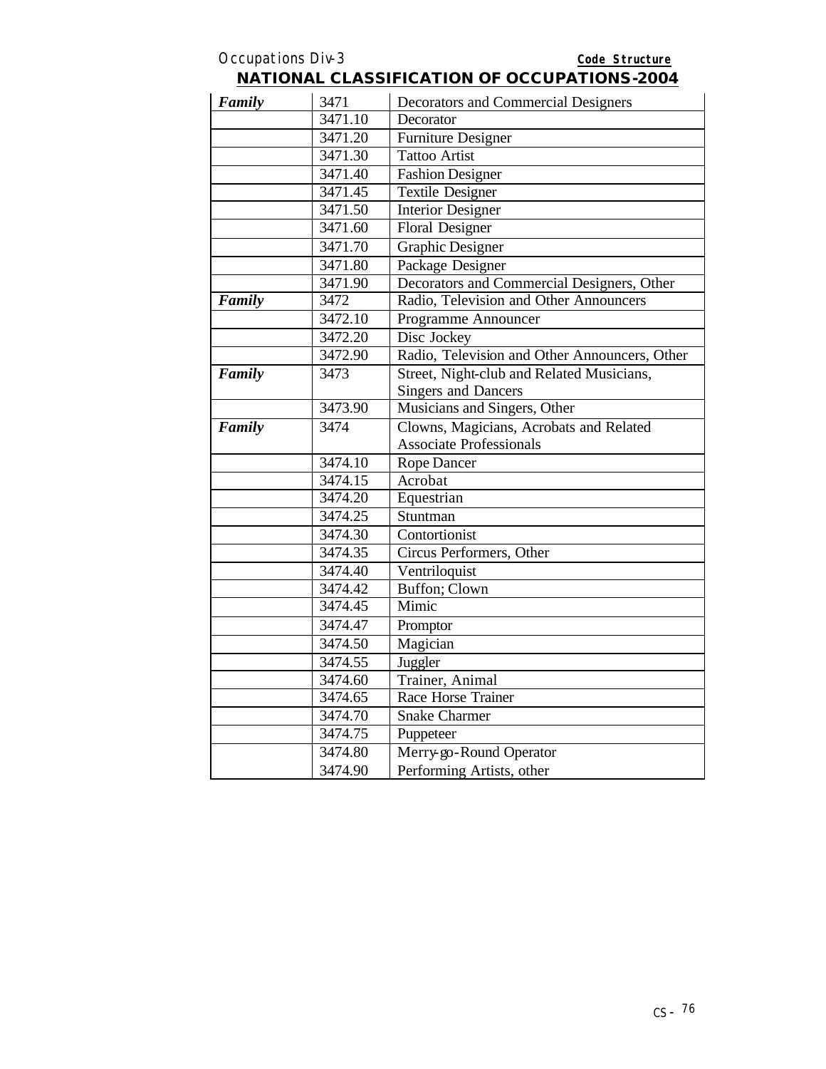## NATIONAL CLASSIFICATION OF OCCUPATIONS-2004

| | | |
|---|---|---|
| *Family* | 3471 | Decorators and Commercial Designers |
| | 3471.10 | Decorator |
| | 3471.20 | Furniture Designer |
| | 3471.30 | Tattoo Artist |
| | 3471.40 | Fashion Designer |
| | 3471.45 | Textile Designer |
| | 3471.50 | Interior Designer |
| | 3471.60 | Floral Designer |
| | 3471.70 | Graphic Designer |
| | 3471.80 | Package Designer |
| | 3471.90 | Decorators and Commercial Designers, Other |
| *Family* | 3472 | Radio, Television and Other Announcers |
| | 3472.10 | Programme Announcer |
| | 3472.20 | Disc Jockey |
| | 3472.90 | Radio, Television and Other Announcers, Other |
| *Family* | 3473 | Street, Night-club and Related Musicians, Singers and Dancers |
| | 3473.90 | Musicians and Singers, Other |
| *Family* | 3474 | Clowns, Magicians, Acrobats and Related Associate Professionals |
| | 3474.10 | Rope Dancer |
| | 3474.15 | Acrobat |
| | 3474.20 | Equestrian |
| | 3474.25 | Stuntman |
| | 3474.30 | Contortionist |
| | 3474.35 | Circus Performers, Other |
| | 3474.40 | Ventriloquist |
| | 3474.42 | Buffon; Clown |
| | 3474.45 | Mimic |
| | 3474.47 | Promptor |
| | 3474.50 | Magician |
| | 3474.55 | Juggler |
| | 3474.60 | Trainer, Animal |
| | 3474.65 | Race Horse Trainer |
| | 3474.70 | Snake Charmer |
| | 3474.75 | Puppeteer |
| | 3474.80 | Merry-go-Round Operator |
| | 3474.90 | Performing Artists, other |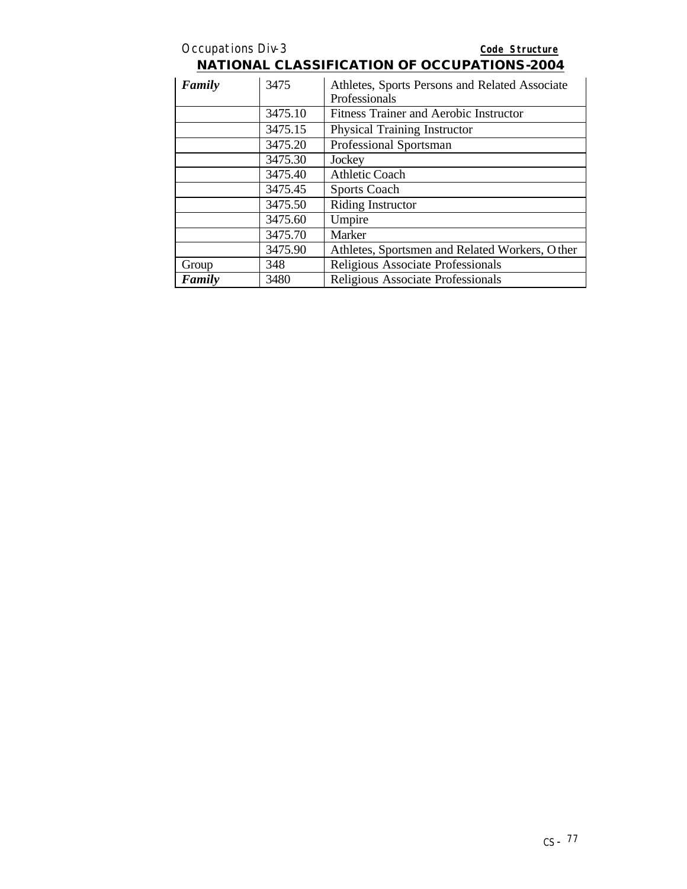| *Family* | 3475 | Athletes, Sports Persons and Related Associate Professionals |
|---|---|---|
| | 3475.10 | Fitness Trainer and Aerobic Instructor |
| | 3475.15 | Physical Training Instructor |
| | 3475.20 | Professional Sportsman |
| | 3475.30 | Jockey |
| | 3475.40 | Athletic Coach |
| | 3475.45 | Sports Coach |
| | 3475.50 | Riding Instructor |
| | 3475.60 | Umpire |
| | 3475.70 | Marker |
| | 3475.90 | Athletes, Sportsmen and Related Workers, Other |
| Group | 348 | Religious Associate Professionals |
| *Family* | 3480 | Religious Associate Professionals |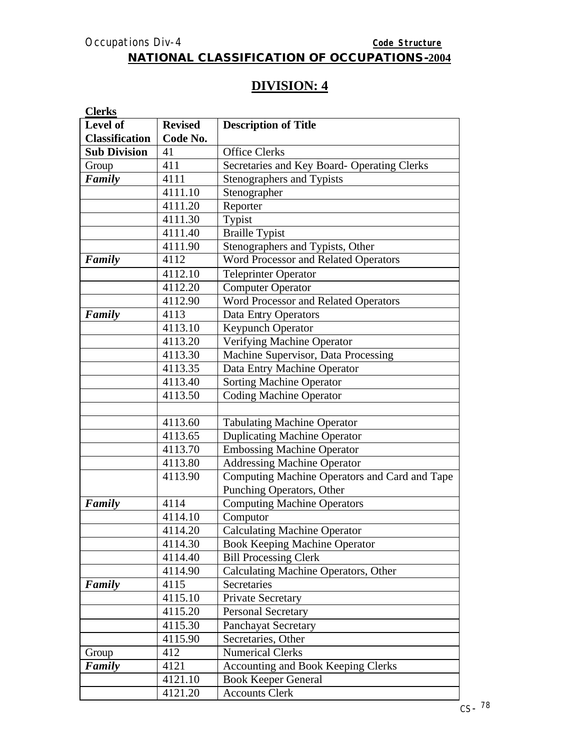**NATIONAL CLASSIFICATION OF OCCUPATIONS-2004**

# DIVISION: 4

**Clerks**

| Level of Classification | Revised Code No. | Description of Title |
|---|---|---|
| **Sub Division** | 41 | Office Clerks |
| Group | 411 | Secretaries and Key Board- Operating Clerks |
| ***Family*** | 4111 | Stenographers and Typists |
| | 4111.10 | Stenographer |
| | 4111.20 | Reporter |
| | 4111.30 | Typist |
| | 4111.40 | Braille Typist |
| | 4111.90 | Stenographers and Typists, Other |
| ***Family*** | 4112 | Word Processor and Related Operators |
| | 4112.10 | Teleprinter Operator |
| | 4112.20 | Computer Operator |
| | 4112.90 | Word Processor and Related Operators |
| ***Family*** | 4113 | Data Entry Operators |
| | 4113.10 | Keypunch Operator |
| | 4113.20 | Verifying Machine Operator |
| | 4113.30 | Machine Supervisor, Data Processing |
| | 4113.35 | Data Entry Machine Operator |
| | 4113.40 | Sorting Machine Operator |
| | 4113.50 | Coding Machine Operator |
| | | |
| | 4113.60 | Tabulating Machine Operator |
| | 4113.65 | Duplicating Machine Operator |
| | 4113.70 | Embossing Machine Operator |
| | 4113.80 | Addressing Machine Operator |
| | 4113.90 | Computing Machine Operators and Card and Tape Punching Operators, Other |
| ***Family*** | 4114 | Computing Machine Operators |
| | 4114.10 | Computor |
| | 4114.20 | Calculating Machine Operator |
| | 4114.30 | Book Keeping Machine Operator |
| | 4114.40 | Bill Processing Clerk |
| | 4114.90 | Calculating Machine Operators, Other |
| ***Family*** | 4115 | Secretaries |
| | 4115.10 | Private Secretary |
| | 4115.20 | Personal Secretary |
| | 4115.30 | Panchayat Secretary |
| | 4115.90 | Secretaries, Other |
| Group | 412 | Numerical Clerks |
| ***Family*** | 4121 | Accounting and Book Keeping Clerks |
| | 4121.10 | Book Keeper General |
| | 4121.20 | Accounts Clerk |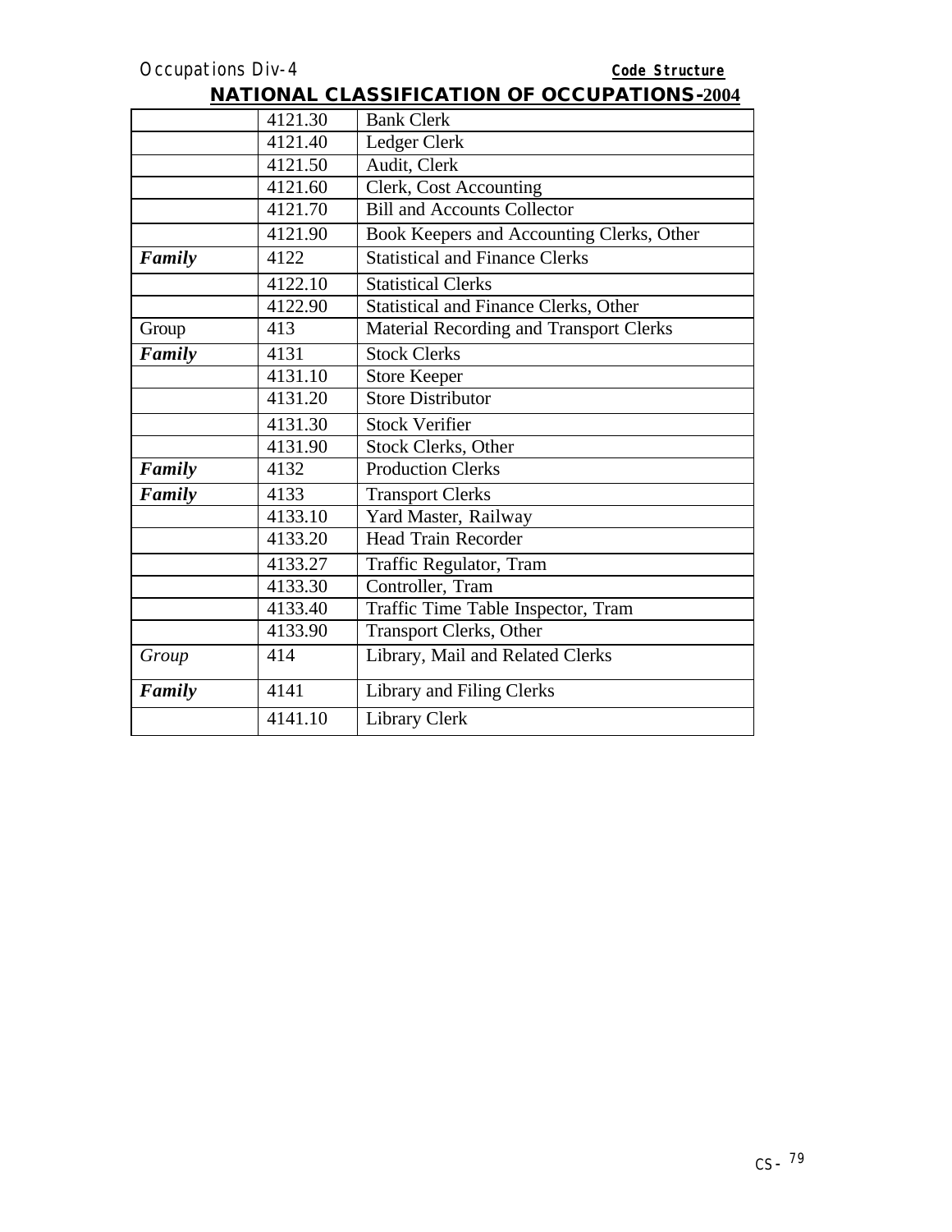## NATIONAL CLASSIFICATION OF OCCUPATIONS-2004

| | | |
|---|---|---|
| | 4121.30 | Bank Clerk |
| | 4121.40 | Ledger Clerk |
| | 4121.50 | Audit, Clerk |
| | 4121.60 | Clerk, Cost Accounting |
| | 4121.70 | Bill and Accounts Collector |
| | 4121.90 | Book Keepers and Accounting Clerks, Other |
| ***Family*** | 4122 | Statistical and Finance Clerks |
| | 4122.10 | Statistical Clerks |
| | 4122.90 | Statistical and Finance Clerks, Other |
| Group | 413 | Material Recording and Transport Clerks |
| ***Family*** | 4131 | Stock Clerks |
| | 4131.10 | Store Keeper |
| | 4131.20 | Store Distributor |
| | 4131.30 | Stock Verifier |
| | 4131.90 | Stock Clerks, Other |
| ***Family*** | 4132 | Production Clerks |
| ***Family*** | 4133 | Transport Clerks |
| | 4133.10 | Yard Master, Railway |
| | 4133.20 | Head Train Recorder |
| | 4133.27 | Traffic Regulator, Tram |
| | 4133.30 | Controller, Tram |
| | 4133.40 | Traffic Time Table Inspector, Tram |
| | 4133.90 | Transport Clerks, Other |
| *Group* | 414 | Library, Mail and Related Clerks |
| ***Family*** | 4141 | Library and Filing Clerks |
| | 4141.10 | Library Clerk |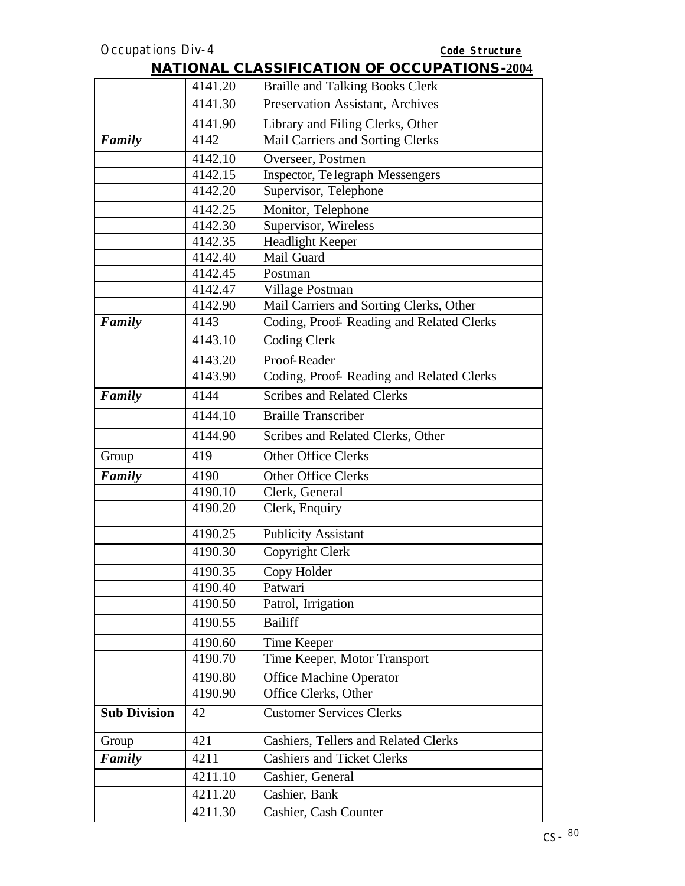## NATIONAL CLASSIFICATION OF OCCUPATIONS-2004

| | | |
|---|---|---|
| | 4141.20 | Braille and Talking Books Clerk |
| | 4141.30 | Preservation Assistant, Archives |
| | 4141.90 | Library and Filing Clerks, Other |
| ***Family*** | 4142 | Mail Carriers and Sorting Clerks |
| | 4142.10 | Overseer, Postmen |
| | 4142.15 | Inspector, Telegraph Messengers |
| | 4142.20 | Supervisor, Telephone |
| | 4142.25 | Monitor, Telephone |
| | 4142.30 | Supervisor, Wireless |
| | 4142.35 | Headlight Keeper |
| | 4142.40 | Mail Guard |
| | 4142.45 | Postman |
| | 4142.47 | Village Postman |
| | 4142.90 | Mail Carriers and Sorting Clerks, Other |
| ***Family*** | 4143 | Coding, Proof- Reading and Related Clerks |
| | 4143.10 | Coding Clerk |
| | 4143.20 | Proof-Reader |
| | 4143.90 | Coding, Proof- Reading and Related Clerks |
| ***Family*** | 4144 | Scribes and Related Clerks |
| | 4144.10 | Braille Transcriber |
| | 4144.90 | Scribes and Related Clerks, Other |
| Group | 419 | Other Office Clerks |
| ***Family*** | 4190 | Other Office Clerks |
| | 4190.10 | Clerk, General |
| | 4190.20 | Clerk, Enquiry |
| | 4190.25 | Publicity Assistant |
| | 4190.30 | Copyright Clerk |
| | 4190.35 | Copy Holder |
| | 4190.40 | Patwari |
| | 4190.50 | Patrol, Irrigation |
| | 4190.55 | Bailiff |
| | 4190.60 | Time Keeper |
| | 4190.70 | Time Keeper, Motor Transport |
| | 4190.80 | Office Machine Operator |
| | 4190.90 | Office Clerks, Other |
| **Sub Division** | 42 | Customer Services Clerks |
| Group | 421 | Cashiers, Tellers and Related Clerks |
| ***Family*** | 4211 | Cashiers and Ticket Clerks |
| | 4211.10 | Cashier, General |
| | 4211.20 | Cashier, Bank |
| | 4211.30 | Cashier, Cash Counter |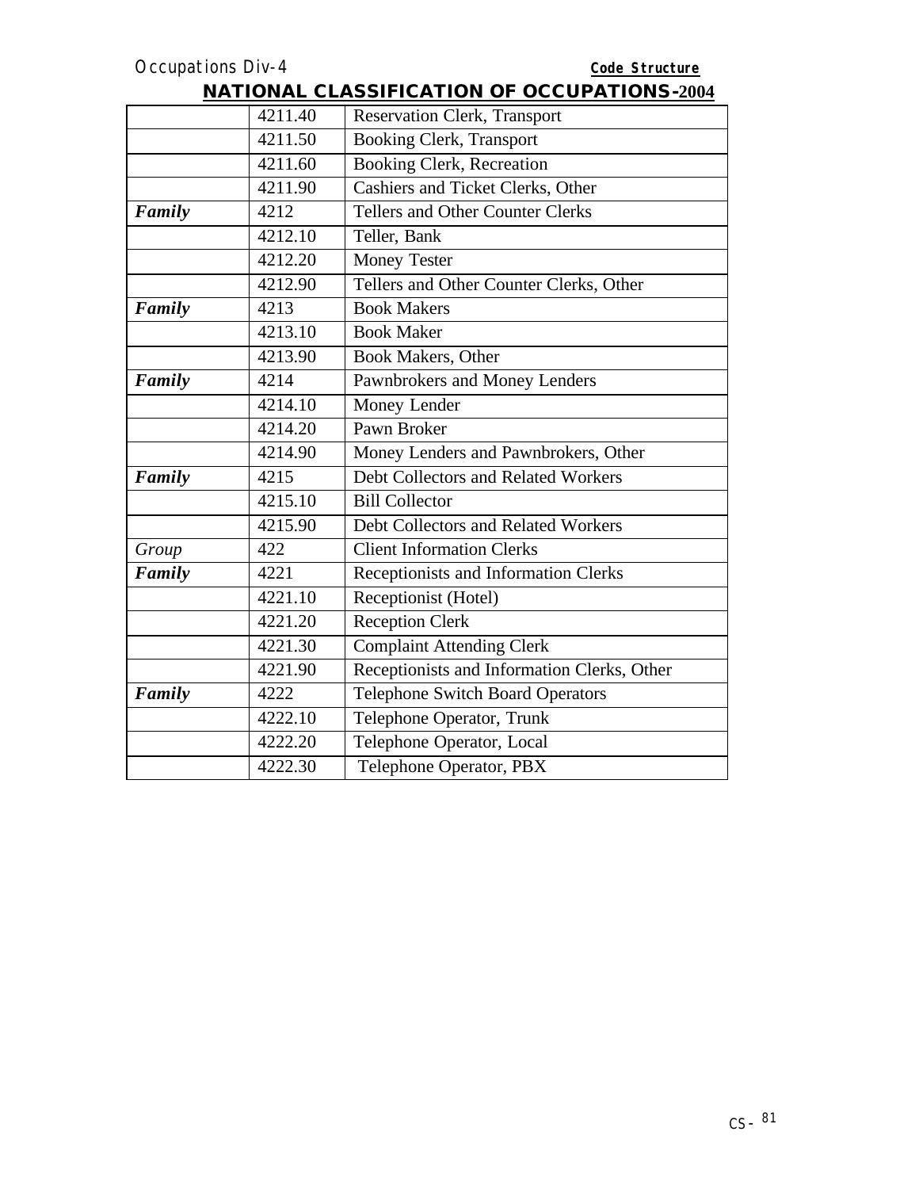## NATIONAL CLASSIFICATION OF OCCUPATIONS-2004

| | | |
|---|---|---|
| | 4211.40 | Reservation Clerk, Transport |
| | 4211.50 | Booking Clerk, Transport |
| | 4211.60 | Booking Clerk, Recreation |
| | 4211.90 | Cashiers and Ticket Clerks, Other |
| ***Family*** | 4212 | Tellers and Other Counter Clerks |
| | 4212.10 | Teller, Bank |
| | 4212.20 | Money Tester |
| | 4212.90 | Tellers and Other Counter Clerks, Other |
| ***Family*** | 4213 | Book Makers |
| | 4213.10 | Book Maker |
| | 4213.90 | Book Makers, Other |
| ***Family*** | 4214 | Pawnbrokers and Money Lenders |
| | 4214.10 | Money Lender |
| | 4214.20 | Pawn Broker |
| | 4214.90 | Money Lenders and Pawnbrokers, Other |
| ***Family*** | 4215 | Debt Collectors and Related Workers |
| | 4215.10 | Bill Collector |
| | 4215.90 | Debt Collectors and Related Workers |
| *Group* | 422 | Client Information Clerks |
| ***Family*** | 4221 | Receptionists and Information Clerks |
| | 4221.10 | Receptionist (Hotel) |
| | 4221.20 | Reception Clerk |
| | 4221.30 | Complaint Attending Clerk |
| | 4221.90 | Receptionists and Information Clerks, Other |
| ***Family*** | 4222 | Telephone Switch Board Operators |
| | 4222.10 | Telephone Operator, Trunk |
| | 4222.20 | Telephone Operator, Local |
| | 4222.30 | Telephone Operator, PBX |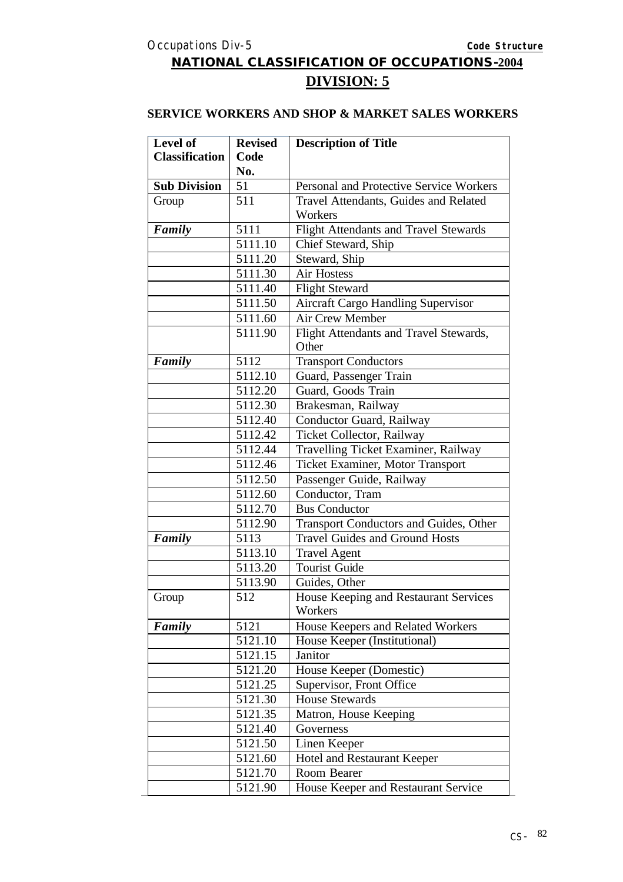## NATIONAL CLASSIFICATION OF OCCUPATIONS-2004

## DIVISION: 5

### SERVICE WORKERS AND SHOP & MARKET SALES WORKERS

| Level of Classification | Revised Code No. | Description of Title |
|---|---|---|
| **Sub Division** | 51 | Personal and Protective Service Workers |
| Group | 511 | Travel Attendants, Guides and Related Workers |
| ***Family*** | 5111 | Flight Attendants and Travel Stewards |
| | 5111.10 | Chief Steward, Ship |
| | 5111.20 | Steward, Ship |
| | 5111.30 | Air Hostess |
| | 5111.40 | Flight Steward |
| | 5111.50 | Aircraft Cargo Handling Supervisor |
| | 5111.60 | Air Crew Member |
| | 5111.90 | Flight Attendants and Travel Stewards, Other |
| ***Family*** | 5112 | Transport Conductors |
| | 5112.10 | Guard, Passenger Train |
| | 5112.20 | Guard, Goods Train |
| | 5112.30 | Brakesman, Railway |
| | 5112.40 | Conductor Guard, Railway |
| | 5112.42 | Ticket Collector, Railway |
| | 5112.44 | Travelling Ticket Examiner, Railway |
| | 5112.46 | Ticket Examiner, Motor Transport |
| | 5112.50 | Passenger Guide, Railway |
| | 5112.60 | Conductor, Tram |
| | 5112.70 | Bus Conductor |
| | 5112.90 | Transport Conductors and Guides, Other |
| ***Family*** | 5113 | Travel Guides and Ground Hosts |
| | 5113.10 | Travel Agent |
| | 5113.20 | Tourist Guide |
| | 5113.90 | Guides, Other |
| Group | 512 | House Keeping and Restaurant Services Workers |
| ***Family*** | 5121 | House Keepers and Related Workers |
| | 5121.10 | House Keeper (Institutional) |
| | 5121.15 | Janitor |
| | 5121.20 | House Keeper (Domestic) |
| | 5121.25 | Supervisor, Front Office |
| | 5121.30 | House Stewards |
| | 5121.35 | Matron, House Keeping |
| | 5121.40 | Governess |
| | 5121.50 | Linen Keeper |
| | 5121.60 | Hotel and Restaurant Keeper |
| | 5121.70 | Room Bearer |
| | 5121.90 | House Keeper and Restaurant Service |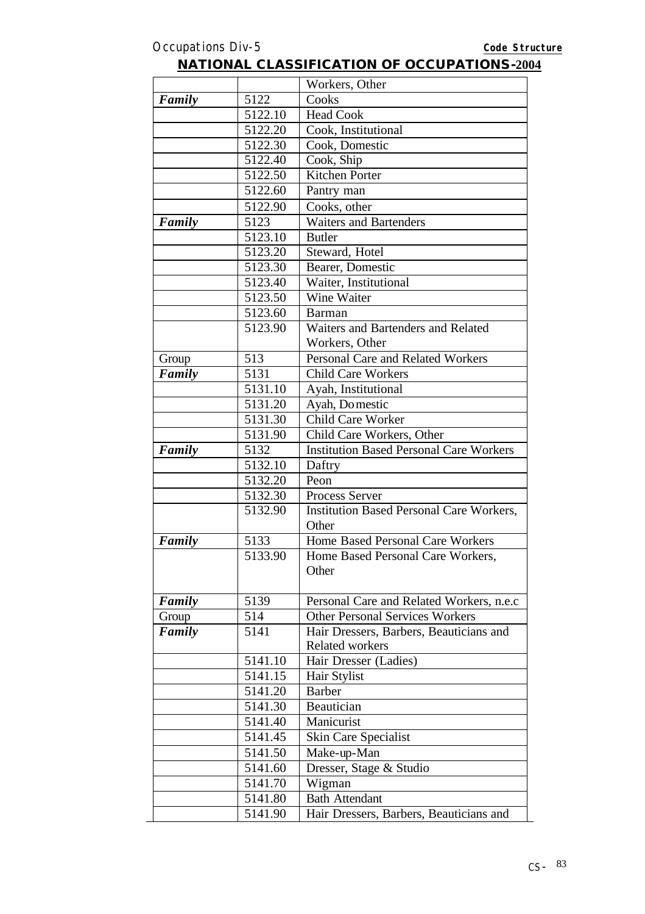## NATIONAL CLASSIFICATION OF OCCUPATIONS-2004

| | | |
|---|---|---|
| | | Workers, Other |
| ***Family*** | 5122 | Cooks |
| | 5122.10 | Head Cook |
| | 5122.20 | Cook, Institutional |
| | 5122.30 | Cook, Domestic |
| | 5122.40 | Cook, Ship |
| | 5122.50 | Kitchen Porter |
| | 5122.60 | Pantry man |
| | 5122.90 | Cooks, other |
| ***Family*** | 5123 | Waiters and Bartenders |
| | 5123.10 | Butler |
| | 5123.20 | Steward, Hotel |
| | 5123.30 | Bearer, Domestic |
| | 5123.40 | Waiter, Institutional |
| | 5123.50 | Wine Waiter |
| | 5123.60 | Barman |
| | 5123.90 | Waiters and Bartenders and Related Workers, Other |
| Group | 513 | Personal Care and Related Workers |
| ***Family*** | 5131 | Child Care Workers |
| | 5131.10 | Ayah, Institutional |
| | 5131.20 | Ayah, Domestic |
| | 5131.30 | Child Care Worker |
| | 5131.90 | Child Care Workers, Other |
| ***Family*** | 5132 | Institution Based Personal Care Workers |
| | 5132.10 | Daftry |
| | 5132.20 | Peon |
| | 5132.30 | Process Server |
| | 5132.90 | Institution Based Personal Care Workers, Other |
| ***Family*** | 5133 | Home Based Personal Care Workers |
| | 5133.90 | Home Based Personal Care Workers, Other |
| ***Family*** | 5139 | Personal Care and Related Workers, n.e.c |
| Group | 514 | Other Personal Services Workers |
| ***Family*** | 5141 | Hair Dressers, Barbers, Beauticians and Related workers |
| | 5141.10 | Hair Dresser (Ladies) |
| | 5141.15 | Hair Stylist |
| | 5141.20 | Barber |
| | 5141.30 | Beautician |
| | 5141.40 | Manicurist |
| | 5141.45 | Skin Care Specialist |
| | 5141.50 | Make-up-Man |
| | 5141.60 | Dresser, Stage & Studio |
| | 5141.70 | Wigman |
| | 5141.80 | Bath Attendant |
| | 5141.90 | Hair Dressers, Barbers, Beauticians and |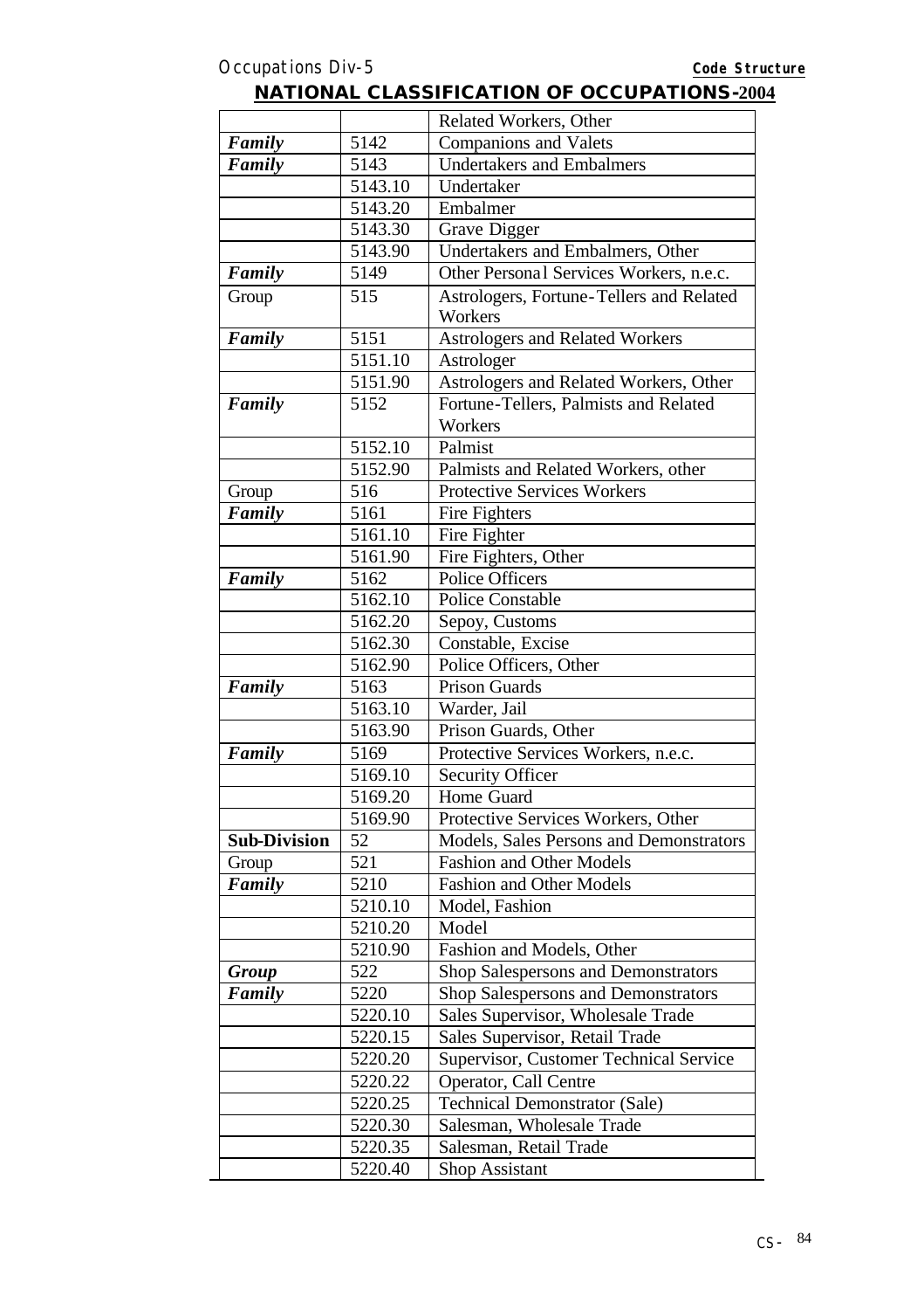## NATIONAL CLASSIFICATION OF OCCUPATIONS-2004

| | | |
|---|---|---|
| | | Related Workers, Other |
| ***Family*** | 5142 | Companions and Valets |
| ***Family*** | 5143 | Undertakers and Embalmers |
| | 5143.10 | Undertaker |
| | 5143.20 | Embalmer |
| | 5143.30 | Grave Digger |
| | 5143.90 | Undertakers and Embalmers, Other |
| ***Family*** | 5149 | Other Personal Services Workers, n.e.c. |
| Group | 515 | Astrologers, Fortune-Tellers and Related Workers |
| ***Family*** | 5151 | Astrologers and Related Workers |
| | 5151.10 | Astrologer |
| | 5151.90 | Astrologers and Related Workers, Other |
| ***Family*** | 5152 | Fortune-Tellers, Palmists and Related Workers |
| | 5152.10 | Palmist |
| | 5152.90 | Palmists and Related Workers, other |
| Group | 516 | Protective Services Workers |
| ***Family*** | 5161 | Fire Fighters |
| | 5161.10 | Fire Fighter |
| | 5161.90 | Fire Fighters, Other |
| ***Family*** | 5162 | Police Officers |
| | 5162.10 | Police Constable |
| | 5162.20 | Sepoy, Customs |
| | 5162.30 | Constable, Excise |
| | 5162.90 | Police Officers, Other |
| ***Family*** | 5163 | Prison Guards |
| | 5163.10 | Warder, Jail |
| | 5163.90 | Prison Guards, Other |
| ***Family*** | 5169 | Protective Services Workers, n.e.c. |
| | 5169.10 | Security Officer |
| | 5169.20 | Home Guard |
| | 5169.90 | Protective Services Workers, Other |
| **Sub-Division** | 52 | Models, Sales Persons and Demonstrators |
| Group | 521 | Fashion and Other Models |
| ***Family*** | 5210 | Fashion and Other Models |
| | 5210.10 | Model, Fashion |
| | 5210.20 | Model |
| | 5210.90 | Fashion and Models, Other |
| ***Group*** | 522 | Shop Salespersons and Demonstrators |
| ***Family*** | 5220 | Shop Salespersons and Demonstrators |
| | 5220.10 | Sales Supervisor, Wholesale Trade |
| | 5220.15 | Sales Supervisor, Retail Trade |
| | 5220.20 | Supervisor, Customer Technical Service |
| | 5220.22 | Operator, Call Centre |
| | 5220.25 | Technical Demonstrator (Sale) |
| | 5220.30 | Salesman, Wholesale Trade |
| | 5220.35 | Salesman, Retail Trade |
| | 5220.40 | Shop Assistant |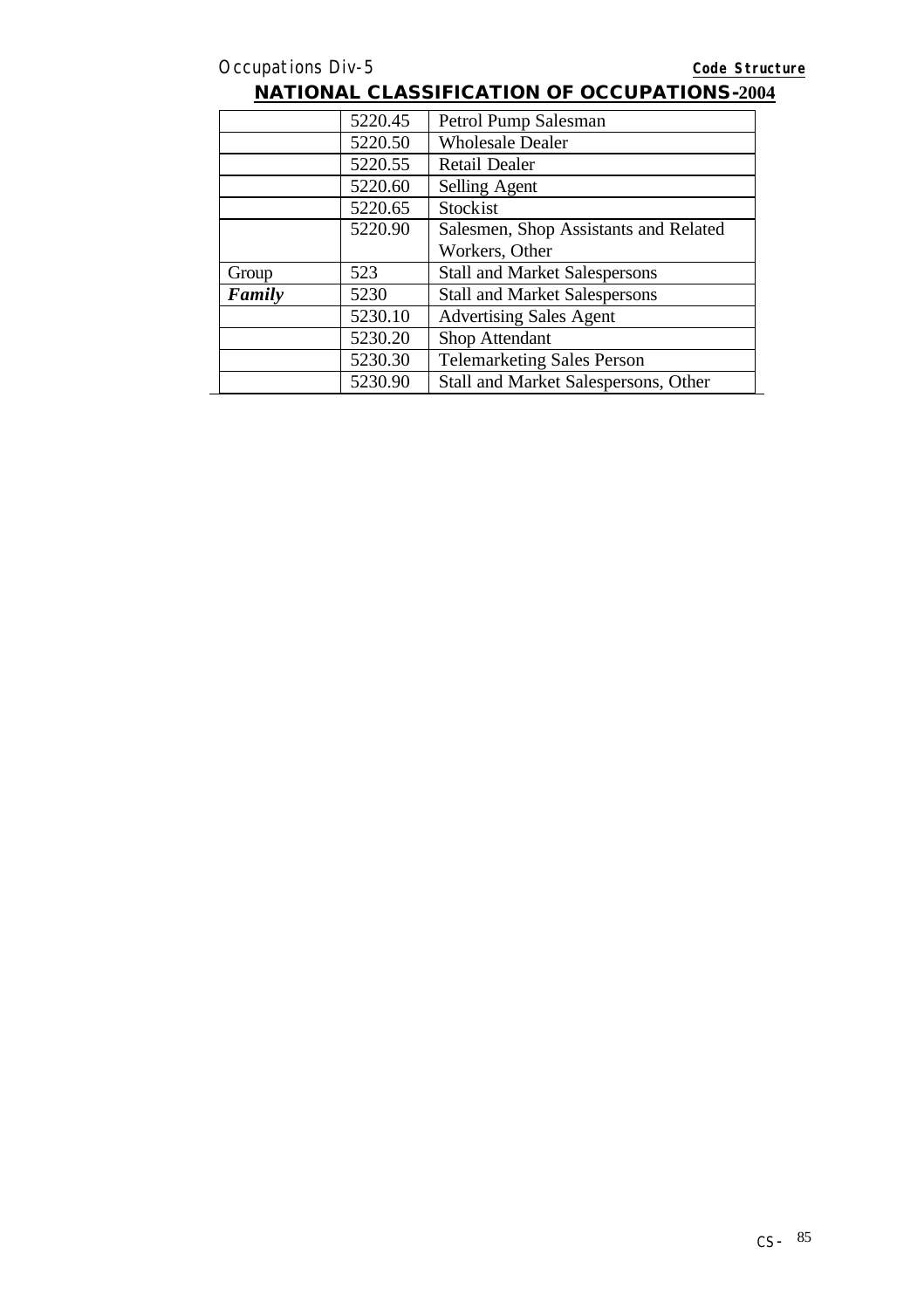| | 5220.45 | Petrol Pump Salesman |
|---|---|---|
| | 5220.50 | Wholesale Dealer |
| | 5220.55 | Retail Dealer |
| | 5220.60 | Selling Agent |
| | 5220.65 | Stockist |
| | 5220.90 | Salesmen, Shop Assistants and Related Workers, Other |
| Group | 523 | Stall and Market Salespersons |
| ***Family*** | 5230 | Stall and Market Salespersons |
| | 5230.10 | Advertising Sales Agent |
| | 5230.20 | Shop Attendant |
| | 5230.30 | Telemarketing Sales Person |
| | 5230.90 | Stall and Market Salespersons, Other |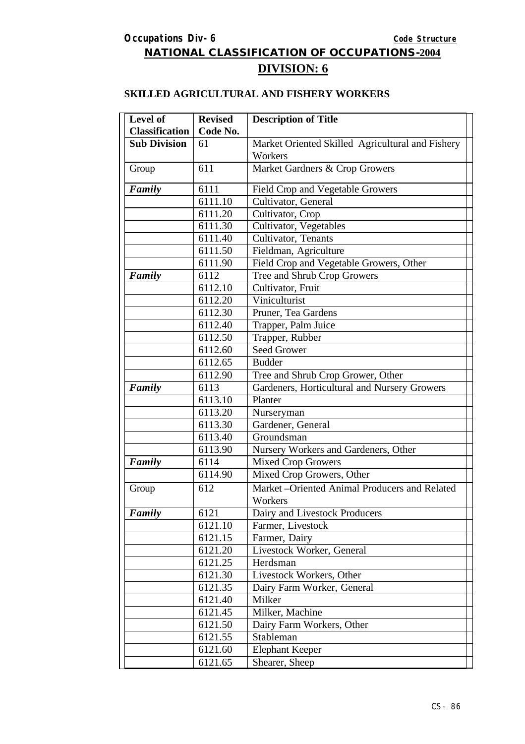# NATIONAL CLASSIFICATION OF OCCUPATIONS-2004

## DIVISION: 6

### SKILLED AGRICULTURAL AND FISHERY WORKERS

| Level of Classification | Revised Code No. | Description of Title |
|---|---|---|
| **Sub Division** | 61 | Market Oriented Skilled Agricultural and Fishery Workers |
| Group | 611 | Market Gardners & Crop Growers |
| ***Family*** | 6111 | Field Crop and Vegetable Growers |
| | 6111.10 | Cultivator, General |
| | 6111.20 | Cultivator, Crop |
| | 6111.30 | Cultivator, Vegetables |
| | 6111.40 | Cultivator, Tenants |
| | 6111.50 | Fieldman, Agriculture |
| | 6111.90 | Field Crop and Vegetable Growers, Other |
| ***Family*** | 6112 | Tree and Shrub Crop Growers |
| | 6112.10 | Cultivator, Fruit |
| | 6112.20 | Viniculturist |
| | 6112.30 | Pruner, Tea Gardens |
| | 6112.40 | Trapper, Palm Juice |
| | 6112.50 | Trapper, Rubber |
| | 6112.60 | Seed Grower |
| | 6112.65 | Budder |
| | 6112.90 | Tree and Shrub Crop Grower, Other |
| ***Family*** | 6113 | Gardeners, Horticultural and Nursery Growers |
| | 6113.10 | Planter |
| | 6113.20 | Nurseryman |
| | 6113.30 | Gardener, General |
| | 6113.40 | Groundsman |
| | 6113.90 | Nursery Workers and Gardeners, Other |
| ***Family*** | 6114 | Mixed Crop Growers |
| | 6114.90 | Mixed Crop Growers, Other |
| Group | 612 | Market –Oriented Animal Producers and Related Workers |
| ***Family*** | 6121 | Dairy and Livestock Producers |
| | 6121.10 | Farmer, Livestock |
| | 6121.15 | Farmer, Dairy |
| | 6121.20 | Livestock Worker, General |
| | 6121.25 | Herdsman |
| | 6121.30 | Livestock Workers, Other |
| | 6121.35 | Dairy Farm Worker, General |
| | 6121.40 | Milker |
| | 6121.45 | Milker, Machine |
| | 6121.50 | Dairy Farm Workers, Other |
| | 6121.55 | Stableman |
| | 6121.60 | Elephant Keeper |
| | 6121.65 | Shearer, Sheep |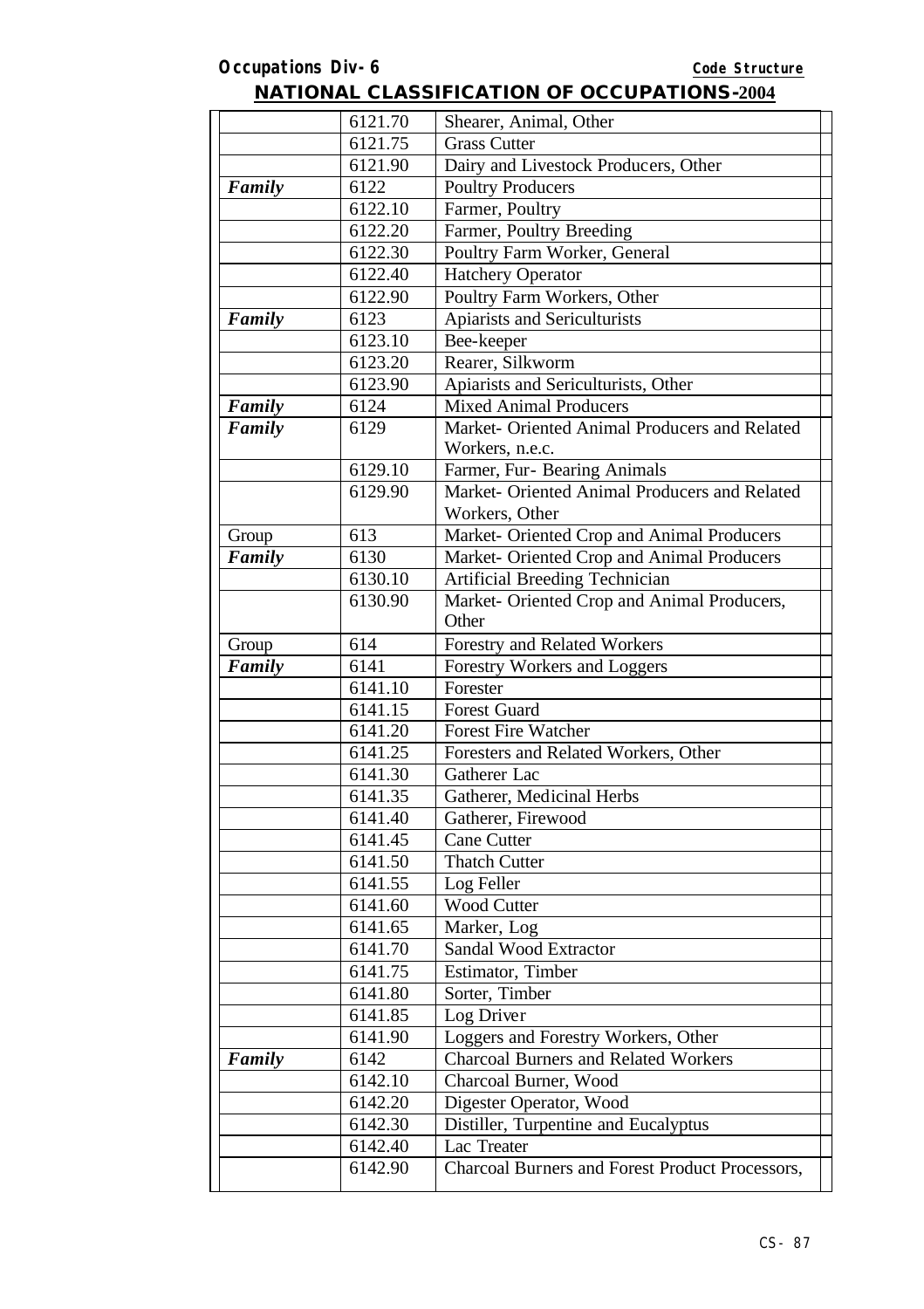| | | |
|---|---|---|
| | 6121.70 | Shearer, Animal, Other |
| | 6121.75 | Grass Cutter |
| | 6121.90 | Dairy and Livestock Producers, Other |
| *Family* | 6122 | Poultry Producers |
| | 6122.10 | Farmer, Poultry |
| | 6122.20 | Farmer, Poultry Breeding |
| | 6122.30 | Poultry Farm Worker, General |
| | 6122.40 | Hatchery Operator |
| | 6122.90 | Poultry Farm Workers, Other |
| *Family* | 6123 | Apiarists and Sericulturists |
| | 6123.10 | Bee-keeper |
| | 6123.20 | Rearer, Silkworm |
| | 6123.90 | Apiarists and Sericulturists, Other |
| *Family* | 6124 | Mixed Animal Producers |
| *Family* | 6129 | Market- Oriented Animal Producers and Related Workers, n.e.c. |
| | 6129.10 | Farmer, Fur- Bearing Animals |
| | 6129.90 | Market- Oriented Animal Producers and Related Workers, Other |
| Group | 613 | Market- Oriented Crop and Animal Producers |
| *Family* | 6130 | Market- Oriented Crop and Animal Producers |
| | 6130.10 | Artificial Breeding Technician |
| | 6130.90 | Market- Oriented Crop and Animal Producers, Other |
| Group | 614 | Forestry and Related Workers |
| *Family* | 6141 | Forestry Workers and Loggers |
| | 6141.10 | Forester |
| | 6141.15 | Forest Guard |
| | 6141.20 | Forest Fire Watcher |
| | 6141.25 | Foresters and Related Workers, Other |
| | 6141.30 | Gatherer Lac |
| | 6141.35 | Gatherer, Medicinal Herbs |
| | 6141.40 | Gatherer, Firewood |
| | 6141.45 | Cane Cutter |
| | 6141.50 | Thatch Cutter |
| | 6141.55 | Log Feller |
| | 6141.60 | Wood Cutter |
| | 6141.65 | Marker, Log |
| | 6141.70 | Sandal Wood Extractor |
| | 6141.75 | Estimator, Timber |
| | 6141.80 | Sorter, Timber |
| | 6141.85 | Log Driver |
| | 6141.90 | Loggers and Forestry Workers, Other |
| *Family* | 6142 | Charcoal Burners and Related Workers |
| | 6142.10 | Charcoal Burner, Wood |
| | 6142.20 | Digester Operator, Wood |
| | 6142.30 | Distiller, Turpentine and Eucalyptus |
| | 6142.40 | Lac Treater |
| | 6142.90 | Charcoal Burners and Forest Product Processors, |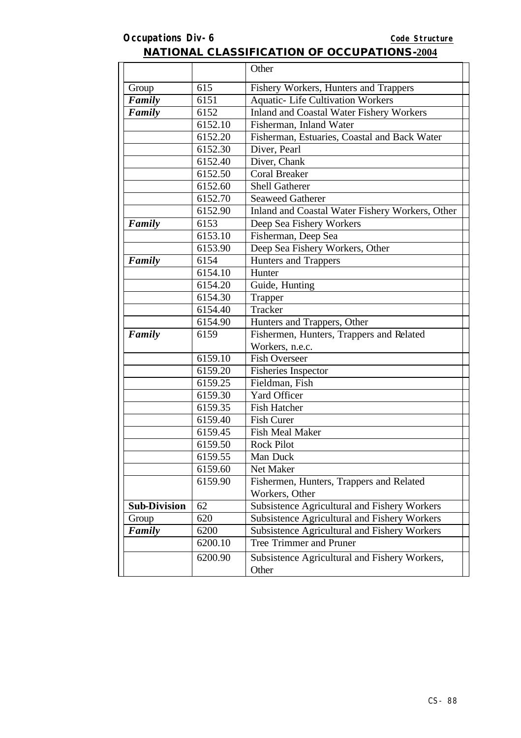## NATIONAL CLASSIFICATION OF OCCUPATIONS-2004

| | | |
|---|---|---|
| | | Other |
| Group | 615 | Fishery Workers, Hunters and Trappers |
| ***Family*** | 6151 | Aquatic- Life Cultivation Workers |
| ***Family*** | 6152 | Inland and Coastal Water Fishery Workers |
| | 6152.10 | Fisherman, Inland Water |
| | 6152.20 | Fisherman, Estuaries, Coastal and Back Water |
| | 6152.30 | Diver, Pearl |
| | 6152.40 | Diver, Chank |
| | 6152.50 | Coral Breaker |
| | 6152.60 | Shell Gatherer |
| | 6152.70 | Seaweed Gatherer |
| | 6152.90 | Inland and Coastal Water Fishery Workers, Other |
| ***Family*** | 6153 | Deep Sea Fishery Workers |
| | 6153.10 | Fisherman, Deep Sea |
| | 6153.90 | Deep Sea Fishery Workers, Other |
| ***Family*** | 6154 | Hunters and Trappers |
| | 6154.10 | Hunter |
| | 6154.20 | Guide, Hunting |
| | 6154.30 | Trapper |
| | 6154.40 | Tracker |
| | 6154.90 | Hunters and Trappers, Other |
| ***Family*** | 6159 | Fishermen, Hunters, Trappers and Related Workers, n.e.c. |
| | 6159.10 | Fish Overseer |
| | 6159.20 | Fisheries Inspector |
| | 6159.25 | Fieldman, Fish |
| | 6159.30 | Yard Officer |
| | 6159.35 | Fish Hatcher |
| | 6159.40 | Fish Curer |
| | 6159.45 | Fish Meal Maker |
| | 6159.50 | Rock Pilot |
| | 6159.55 | Man Duck |
| | 6159.60 | Net Maker |
| | 6159.90 | Fishermen, Hunters, Trappers and Related Workers, Other |
| **Sub-Division** | 62 | Subsistence Agricultural and Fishery Workers |
| Group | 620 | Subsistence Agricultural and Fishery Workers |
| ***Family*** | 6200 | Subsistence Agricultural and Fishery Workers |
| | 6200.10 | Tree Trimmer and Pruner |
| | 6200.90 | Subsistence Agricultural and Fishery Workers, Other |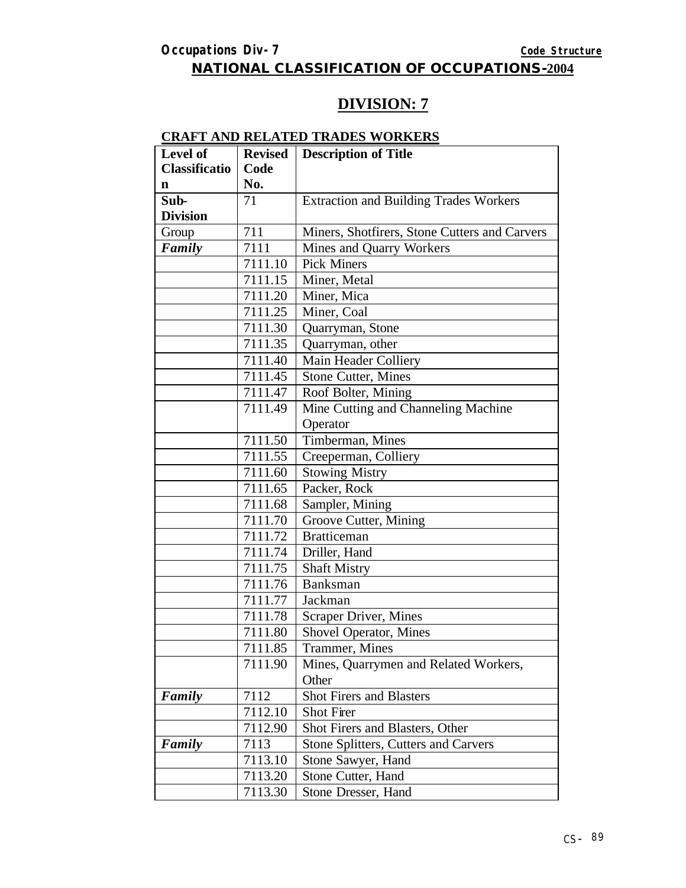# NATIONAL CLASSIFICATION OF OCCUPATIONS-2004

## DIVISION: 7

### CRAFT AND RELATED TRADES WORKERS

| Level of Classification | Revised Code No. | Description of Title |
|---|---|---|
| **Sub-Division** | 71 | Extraction and Building Trades Workers |
| Group | 711 | Miners, Shotfirers, Stone Cutters and Carvers |
| ***Family*** | 7111 | Mines and Quarry Workers |
| | 7111.10 | Pick Miners |
| | 7111.15 | Miner, Metal |
| | 7111.20 | Miner, Mica |
| | 7111.25 | Miner, Coal |
| | 7111.30 | Quarryman, Stone |
| | 7111.35 | Quarryman, other |
| | 7111.40 | Main Header Colliery |
| | 7111.45 | Stone Cutter, Mines |
| | 7111.47 | Roof Bolter, Mining |
| | 7111.49 | Mine Cutting and Channeling Machine Operator |
| | 7111.50 | Timberman, Mines |
| | 7111.55 | Creeperman, Colliery |
| | 7111.60 | Stowing Mistry |
| | 7111.65 | Packer, Rock |
| | 7111.68 | Sampler, Mining |
| | 7111.70 | Groove Cutter, Mining |
| | 7111.72 | Bratticeman |
| | 7111.74 | Driller, Hand |
| | 7111.75 | Shaft Mistry |
| | 7111.76 | Banksman |
| | 7111.77 | Jackman |
| | 7111.78 | Scraper Driver, Mines |
| | 7111.80 | Shovel Operator, Mines |
| | 7111.85 | Trammer, Mines |
| | 7111.90 | Mines, Quarrymen and Related Workers, Other |
| ***Family*** | 7112 | Shot Firers and Blasters |
| | 7112.10 | Shot Firer |
| | 7112.90 | Shot Firers and Blasters, Other |
| ***Family*** | 7113 | Stone Splitters, Cutters and Carvers |
| | 7113.10 | Stone Sawyer, Hand |
| | 7113.20 | Stone Cutter, Hand |
| | 7113.30 | Stone Dresser, Hand |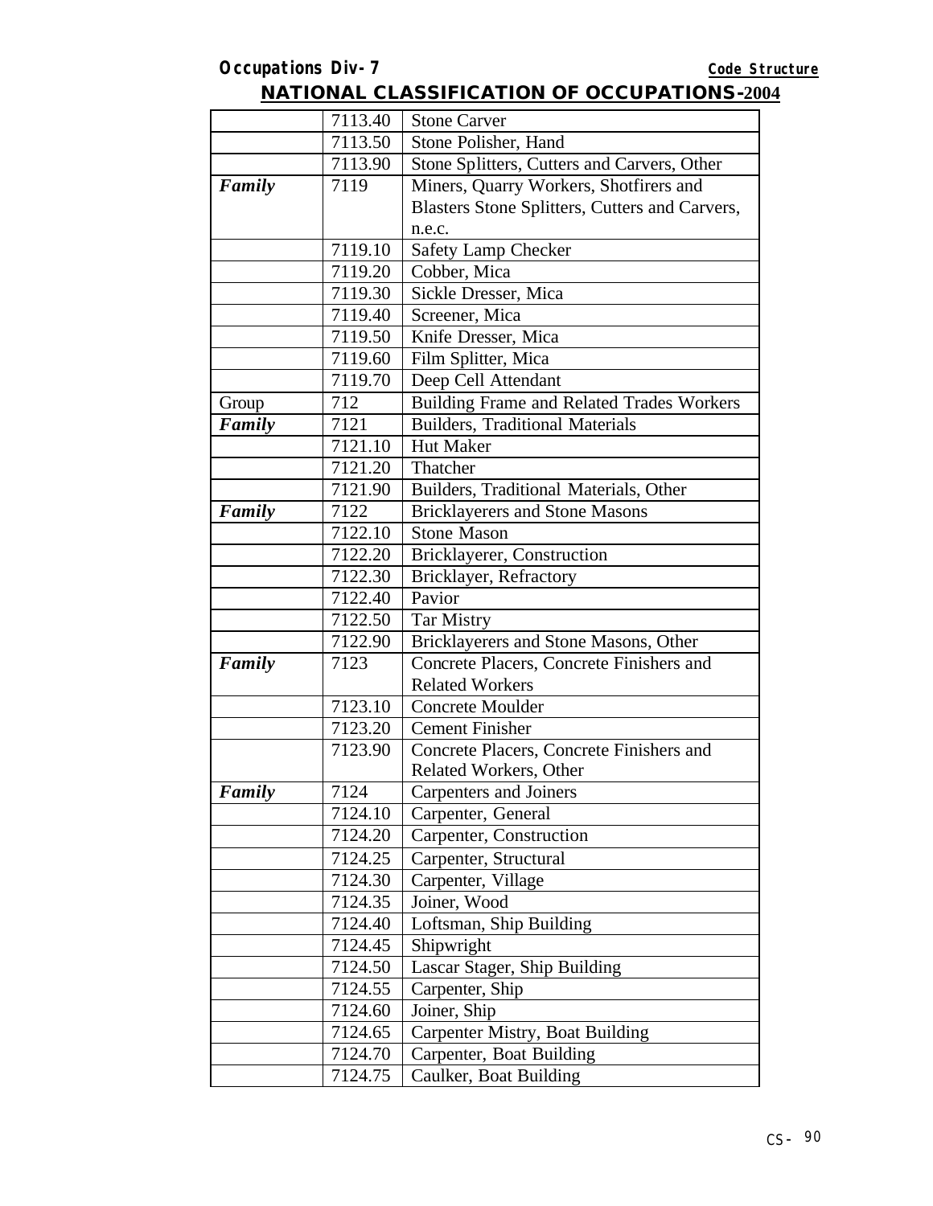# NATIONAL CLASSIFICATION OF OCCUPATIONS-2004

| | | |
|---|---|---|
| | 7113.40 | Stone Carver |
| | 7113.50 | Stone Polisher, Hand |
| | 7113.90 | Stone Splitters, Cutters and Carvers, Other |
| ***Family*** | 7119 | Miners, Quarry Workers, Shotfirers and Blasters Stone Splitters, Cutters and Carvers, n.e.c. |
| | 7119.10 | Safety Lamp Checker |
| | 7119.20 | Cobber, Mica |
| | 7119.30 | Sickle Dresser, Mica |
| | 7119.40 | Screener, Mica |
| | 7119.50 | Knife Dresser, Mica |
| | 7119.60 | Film Splitter, Mica |
| | 7119.70 | Deep Cell Attendant |
| Group | 712 | Building Frame and Related Trades Workers |
| ***Family*** | 7121 | Builders, Traditional Materials |
| | 7121.10 | Hut Maker |
| | 7121.20 | Thatcher |
| | 7121.90 | Builders, Traditional Materials, Other |
| ***Family*** | 7122 | Bricklayerers and Stone Masons |
| | 7122.10 | Stone Mason |
| | 7122.20 | Bricklayerer, Construction |
| | 7122.30 | Bricklayer, Refractory |
| | 7122.40 | Pavior |
| | 7122.50 | Tar Mistry |
| | 7122.90 | Bricklayerers and Stone Masons, Other |
| ***Family*** | 7123 | Concrete Placers, Concrete Finishers and Related Workers |
| | 7123.10 | Concrete Moulder |
| | 7123.20 | Cement Finisher |
| | 7123.90 | Concrete Placers, Concrete Finishers and Related Workers, Other |
| ***Family*** | 7124 | Carpenters and Joiners |
| | 7124.10 | Carpenter, General |
| | 7124.20 | Carpenter, Construction |
| | 7124.25 | Carpenter, Structural |
| | 7124.30 | Carpenter, Village |
| | 7124.35 | Joiner, Wood |
| | 7124.40 | Loftsman, Ship Building |
| | 7124.45 | Shipwright |
| | 7124.50 | Lascar Stager, Ship Building |
| | 7124.55 | Carpenter, Ship |
| | 7124.60 | Joiner, Ship |
| | 7124.65 | Carpenter Mistry, Boat Building |
| | 7124.70 | Carpenter, Boat Building |
| | 7124.75 | Caulker, Boat Building |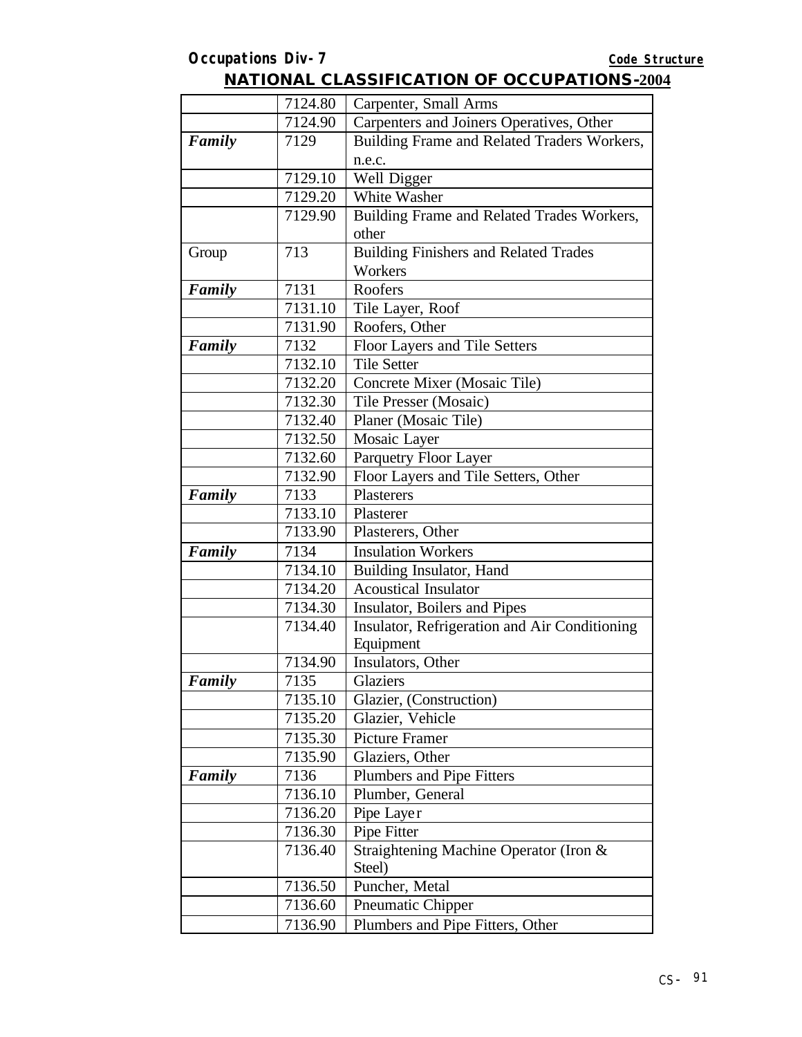## NATIONAL CLASSIFICATION OF OCCUPATIONS-2004

| | | |
|---|---|---|
| | 7124.80 | Carpenter, Small Arms |
| | 7124.90 | Carpenters and Joiners Operatives, Other |
| ***Family*** | 7129 | Building Frame and Related Traders Workers, n.e.c. |
| | 7129.10 | Well Digger |
| | 7129.20 | White Washer |
| | 7129.90 | Building Frame and Related Trades Workers, other |
| Group | 713 | Building Finishers and Related Trades Workers |
| ***Family*** | 7131 | Roofers |
| | 7131.10 | Tile Layer, Roof |
| | 7131.90 | Roofers, Other |
| ***Family*** | 7132 | Floor Layers and Tile Setters |
| | 7132.10 | Tile Setter |
| | 7132.20 | Concrete Mixer (Mosaic Tile) |
| | 7132.30 | Tile Presser (Mosaic) |
| | 7132.40 | Planer (Mosaic Tile) |
| | 7132.50 | Mosaic Layer |
| | 7132.60 | Parquetry Floor Layer |
| | 7132.90 | Floor Layers and Tile Setters, Other |
| ***Family*** | 7133 | Plasterers |
| | 7133.10 | Plasterer |
| | 7133.90 | Plasterers, Other |
| ***Family*** | 7134 | Insulation Workers |
| | 7134.10 | Building Insulator, Hand |
| | 7134.20 | Acoustical Insulator |
| | 7134.30 | Insulator, Boilers and Pipes |
| | 7134.40 | Insulator, Refrigeration and Air Conditioning Equipment |
| | 7134.90 | Insulators, Other |
| ***Family*** | 7135 | Glaziers |
| | 7135.10 | Glazier, (Construction) |
| | 7135.20 | Glazier, Vehicle |
| | 7135.30 | Picture Framer |
| | 7135.90 | Glaziers, Other |
| ***Family*** | 7136 | Plumbers and Pipe Fitters |
| | 7136.10 | Plumber, General |
| | 7136.20 | Pipe Layer |
| | 7136.30 | Pipe Fitter |
| | 7136.40 | Straightening Machine Operator (Iron & Steel) |
| | 7136.50 | Puncher, Metal |
| | 7136.60 | Pneumatic Chipper |
| | 7136.90 | Plumbers and Pipe Fitters, Other |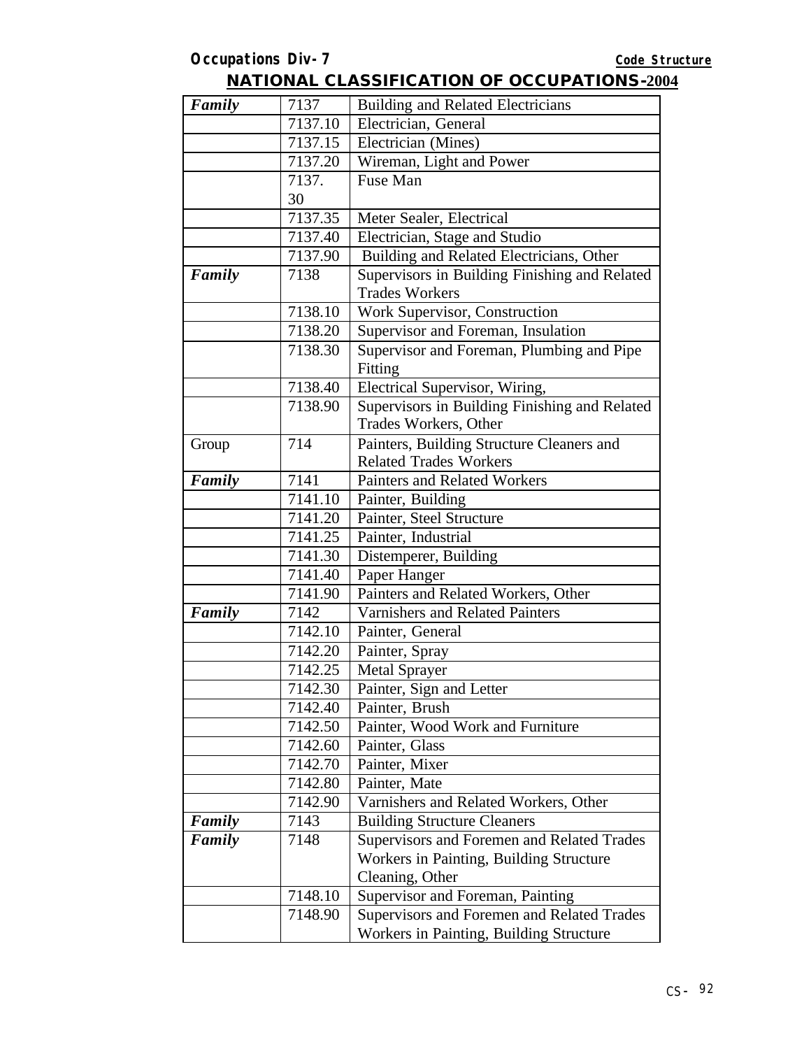## NATIONAL CLASSIFICATION OF OCCUPATIONS-2004

| | | |
|---|---|---|
| ***Family*** | 7137 | Building and Related Electricians |
| | 7137.10 | Electrician, General |
| | 7137.15 | Electrician (Mines) |
| | 7137.20 | Wireman, Light and Power |
| | 7137. 30 | Fuse Man |
| | 7137.35 | Meter Sealer, Electrical |
| | 7137.40 | Electrician, Stage and Studio |
| | 7137.90 | Building and Related Electricians, Other |
| ***Family*** | 7138 | Supervisors in Building Finishing and Related Trades Workers |
| | 7138.10 | Work Supervisor, Construction |
| | 7138.20 | Supervisor and Foreman, Insulation |
| | 7138.30 | Supervisor and Foreman, Plumbing and Pipe Fitting |
| | 7138.40 | Electrical Supervisor, Wiring, |
| | 7138.90 | Supervisors in Building Finishing and Related Trades Workers, Other |
| Group | 714 | Painters, Building Structure Cleaners and Related Trades Workers |
| ***Family*** | 7141 | Painters and Related Workers |
| | 7141.10 | Painter, Building |
| | 7141.20 | Painter, Steel Structure |
| | 7141.25 | Painter, Industrial |
| | 7141.30 | Distemperer, Building |
| | 7141.40 | Paper Hanger |
| | 7141.90 | Painters and Related Workers, Other |
| ***Family*** | 7142 | Varnishers and Related Painters |
| | 7142.10 | Painter, General |
| | 7142.20 | Painter, Spray |
| | 7142.25 | Metal Sprayer |
| | 7142.30 | Painter, Sign and Letter |
| | 7142.40 | Painter, Brush |
| | 7142.50 | Painter, Wood Work and Furniture |
| | 7142.60 | Painter, Glass |
| | 7142.70 | Painter, Mixer |
| | 7142.80 | Painter, Mate |
| | 7142.90 | Varnishers and Related Workers, Other |
| ***Family*** | 7143 | Building Structure Cleaners |
| ***Family*** | 7148 | Supervisors and Foremen and Related Trades Workers in Painting, Building Structure Cleaning, Other |
| | 7148.10 | Supervisor and Foreman, Painting |
| | 7148.90 | Supervisors and Foremen and Related Trades Workers in Painting, Building Structure |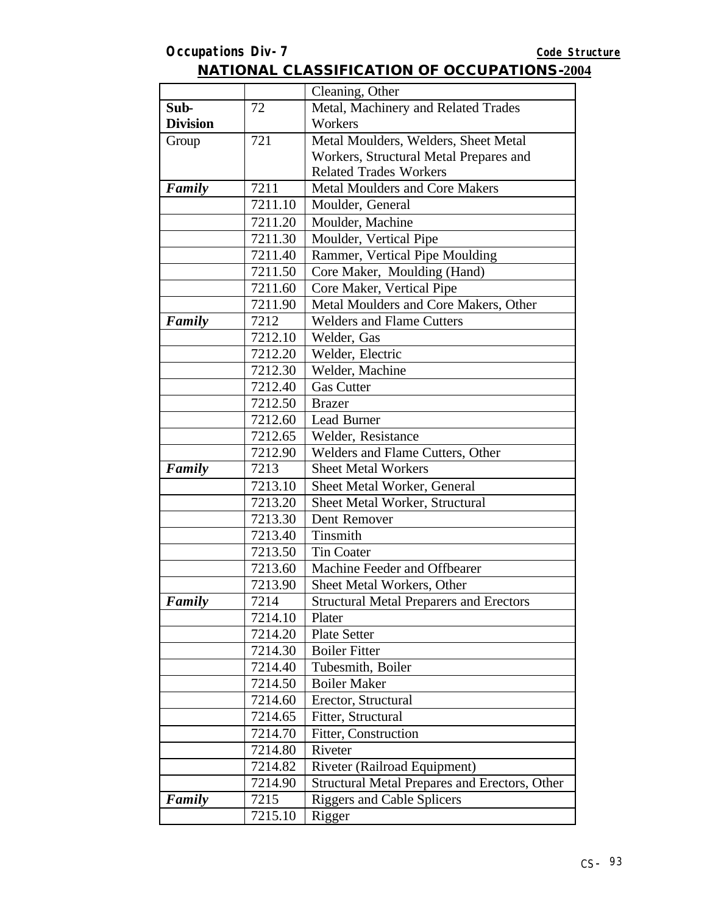## NATIONAL CLASSIFICATION OF OCCUPATIONS-2004

| | | |
|---|---|---|
| | | Cleaning, Other |
| **Sub-Division** | 72 | Metal, Machinery and Related Trades Workers |
| Group | 721 | Metal Moulders, Welders, Sheet Metal Workers, Structural Metal Prepares and Related Trades Workers |
| ***Family*** | 7211 | Metal Moulders and Core Makers |
| | 7211.10 | Moulder, General |
| | 7211.20 | Moulder, Machine |
| | 7211.30 | Moulder, Vertical Pipe |
| | 7211.40 | Rammer, Vertical Pipe Moulding |
| | 7211.50 | Core Maker, Moulding (Hand) |
| | 7211.60 | Core Maker, Vertical Pipe |
| | 7211.90 | Metal Moulders and Core Makers, Other |
| ***Family*** | 7212 | Welders and Flame Cutters |
| | 7212.10 | Welder, Gas |
| | 7212.20 | Welder, Electric |
| | 7212.30 | Welder, Machine |
| | 7212.40 | Gas Cutter |
| | 7212.50 | Brazer |
| | 7212.60 | Lead Burner |
| | 7212.65 | Welder, Resistance |
| | 7212.90 | Welders and Flame Cutters, Other |
| ***Family*** | 7213 | Sheet Metal Workers |
| | 7213.10 | Sheet Metal Worker, General |
| | 7213.20 | Sheet Metal Worker, Structural |
| | 7213.30 | Dent Remover |
| | 7213.40 | Tinsmith |
| | 7213.50 | Tin Coater |
| | 7213.60 | Machine Feeder and Offbearer |
| | 7213.90 | Sheet Metal Workers, Other |
| ***Family*** | 7214 | Structural Metal Preparers and Erectors |
| | 7214.10 | Plater |
| | 7214.20 | Plate Setter |
| | 7214.30 | Boiler Fitter |
| | 7214.40 | Tubesmith, Boiler |
| | 7214.50 | Boiler Maker |
| | 7214.60 | Erector, Structural |
| | 7214.65 | Fitter, Structural |
| | 7214.70 | Fitter, Construction |
| | 7214.80 | Riveter |
| | 7214.82 | Riveter (Railroad Equipment) |
| | 7214.90 | Structural Metal Prepares and Erectors, Other |
| ***Family*** | 7215 | Riggers and Cable Splicers |
| | 7215.10 | Rigger |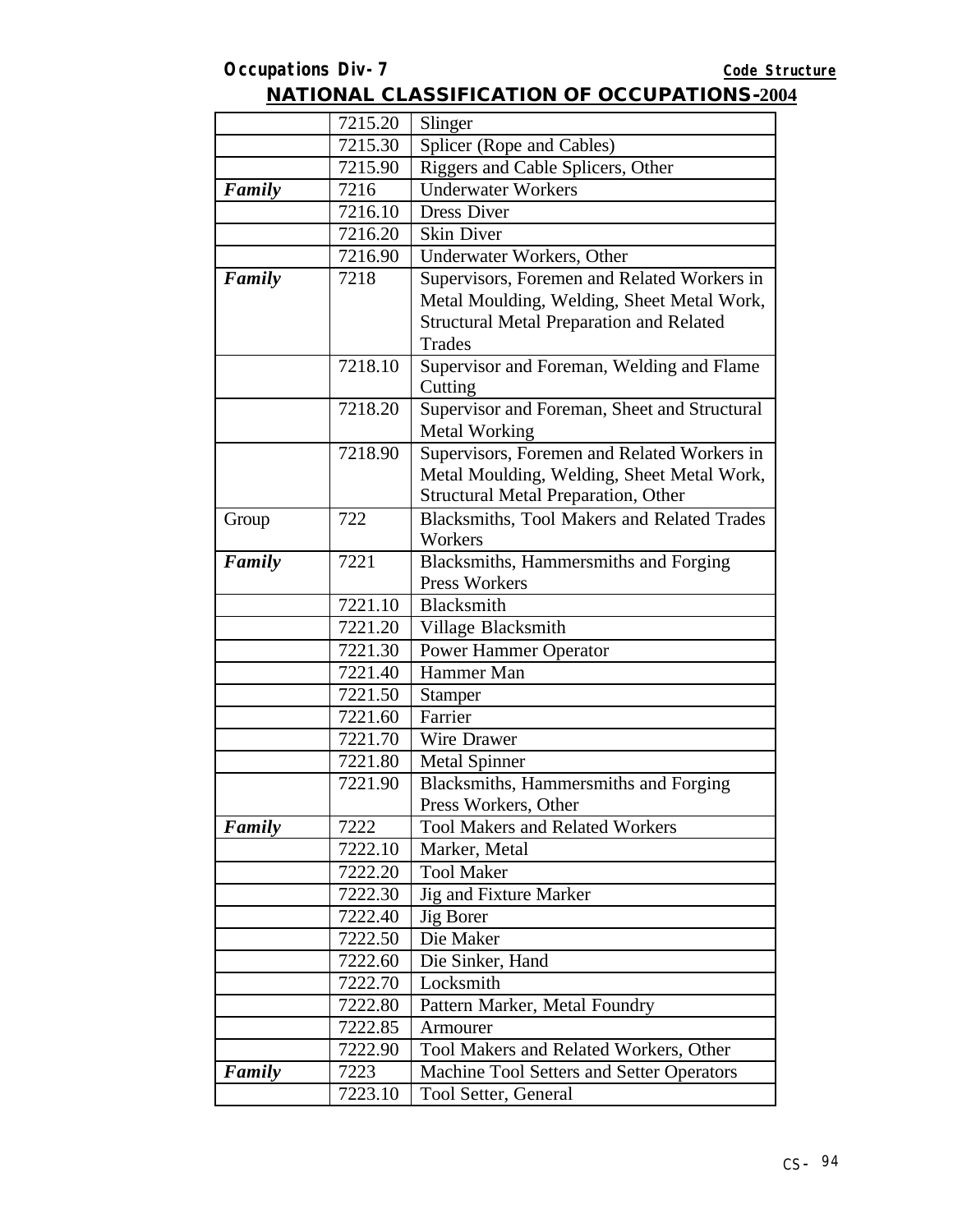| | | |
|---|---|---|
| | 7215.20 | Slinger |
| | 7215.30 | Splicer (Rope and Cables) |
| | 7215.90 | Riggers and Cable Splicers, Other |
| ***Family*** | 7216 | Underwater Workers |
| | 7216.10 | Dress Diver |
| | 7216.20 | Skin Diver |
| | 7216.90 | Underwater Workers, Other |
| ***Family*** | 7218 | Supervisors, Foremen and Related Workers in Metal Moulding, Welding, Sheet Metal Work, Structural Metal Preparation and Related Trades |
| | 7218.10 | Supervisor and Foreman, Welding and Flame Cutting |
| | 7218.20 | Supervisor and Foreman, Sheet and Structural Metal Working |
| | 7218.90 | Supervisors, Foremen and Related Workers in Metal Moulding, Welding, Sheet Metal Work, Structural Metal Preparation, Other |
| Group | 722 | Blacksmiths, Tool Makers and Related Trades Workers |
| ***Family*** | 7221 | Blacksmiths, Hammersmiths and Forging Press Workers |
| | 7221.10 | Blacksmith |
| | 7221.20 | Village Blacksmith |
| | 7221.30 | Power Hammer Operator |
| | 7221.40 | Hammer Man |
| | 7221.50 | Stamper |
| | 7221.60 | Farrier |
| | 7221.70 | Wire Drawer |
| | 7221.80 | Metal Spinner |
| | 7221.90 | Blacksmiths, Hammersmiths and Forging Press Workers, Other |
| ***Family*** | 7222 | Tool Makers and Related Workers |
| | 7222.10 | Marker, Metal |
| | 7222.20 | Tool Maker |
| | 7222.30 | Jig and Fixture Marker |
| | 7222.40 | Jig Borer |
| | 7222.50 | Die Maker |
| | 7222.60 | Die Sinker, Hand |
| | 7222.70 | Locksmith |
| | 7222.80 | Pattern Marker, Metal Foundry |
| | 7222.85 | Armourer |
| | 7222.90 | Tool Makers and Related Workers, Other |
| ***Family*** | 7223 | Machine Tool Setters and Setter Operators |
| | 7223.10 | Tool Setter, General |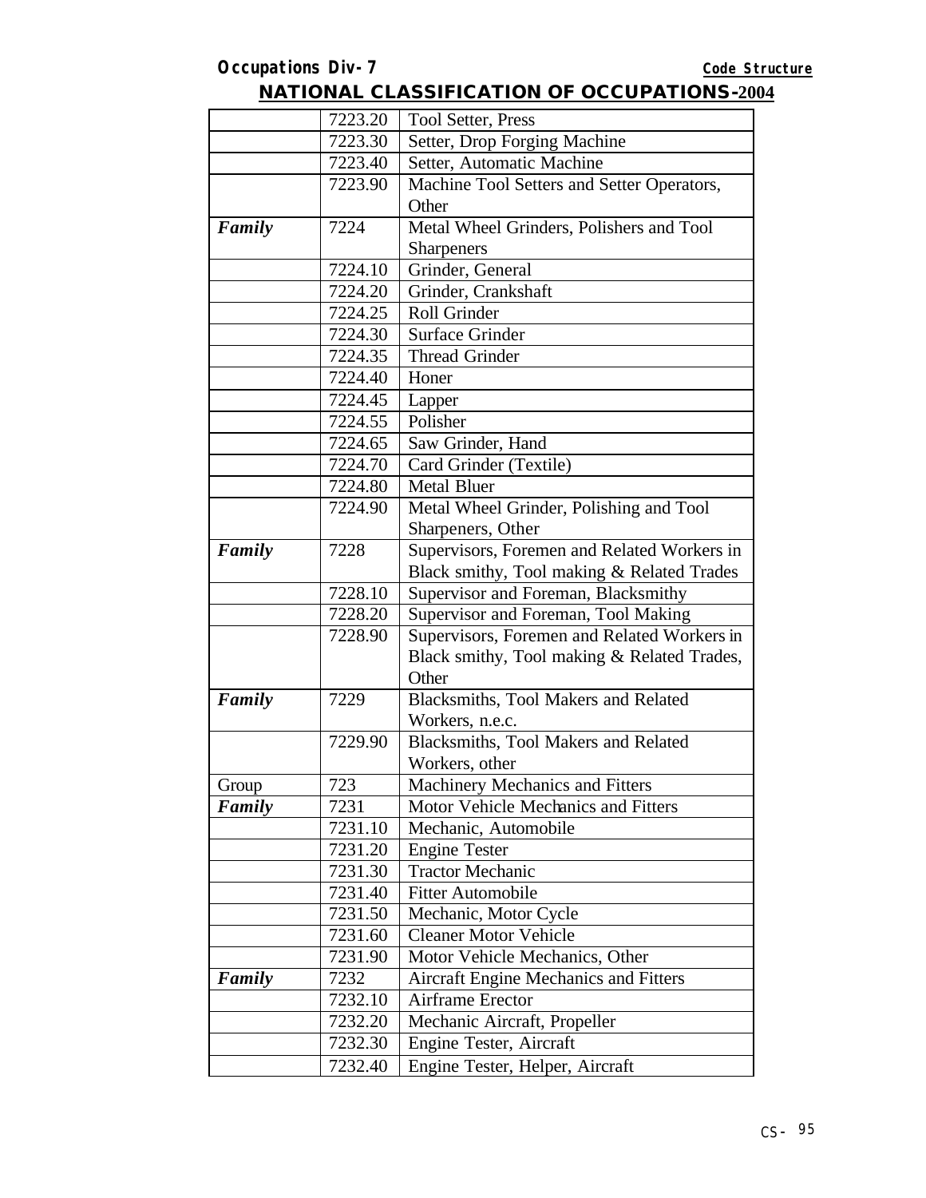| | | |
|---|---|---|
| | 7223.20 | Tool Setter, Press |
| | 7223.30 | Setter, Drop Forging Machine |
| | 7223.40 | Setter, Automatic Machine |
| | 7223.90 | Machine Tool Setters and Setter Operators, Other |
| ***Family*** | 7224 | Metal Wheel Grinders, Polishers and Tool Sharpeners |
| | 7224.10 | Grinder, General |
| | 7224.20 | Grinder, Crankshaft |
| | 7224.25 | Roll Grinder |
| | 7224.30 | Surface Grinder |
| | 7224.35 | Thread Grinder |
| | 7224.40 | Honer |
| | 7224.45 | Lapper |
| | 7224.55 | Polisher |
| | 7224.65 | Saw Grinder, Hand |
| | 7224.70 | Card Grinder (Textile) |
| | 7224.80 | Metal Bluer |
| | 7224.90 | Metal Wheel Grinder, Polishing and Tool Sharpeners, Other |
| ***Family*** | 7228 | Supervisors, Foremen and Related Workers in Black smithy, Tool making & Related Trades |
| | 7228.10 | Supervisor and Foreman, Blacksmithy |
| | 7228.20 | Supervisor and Foreman, Tool Making |
| | 7228.90 | Supervisors, Foremen and Related Workers in Black smithy, Tool making & Related Trades, Other |
| ***Family*** | 7229 | Blacksmiths, Tool Makers and Related Workers, n.e.c. |
| | 7229.90 | Blacksmiths, Tool Makers and Related Workers, other |
| Group | 723 | Machinery Mechanics and Fitters |
| ***Family*** | 7231 | Motor Vehicle Mechanics and Fitters |
| | 7231.10 | Mechanic, Automobile |
| | 7231.20 | Engine Tester |
| | 7231.30 | Tractor Mechanic |
| | 7231.40 | Fitter Automobile |
| | 7231.50 | Mechanic, Motor Cycle |
| | 7231.60 | Cleaner Motor Vehicle |
| | 7231.90 | Motor Vehicle Mechanics, Other |
| ***Family*** | 7232 | Aircraft Engine Mechanics and Fitters |
| | 7232.10 | Airframe Erector |
| | 7232.20 | Mechanic Aircraft, Propeller |
| | 7232.30 | Engine Tester, Aircraft |
| | 7232.40 | Engine Tester, Helper, Aircraft |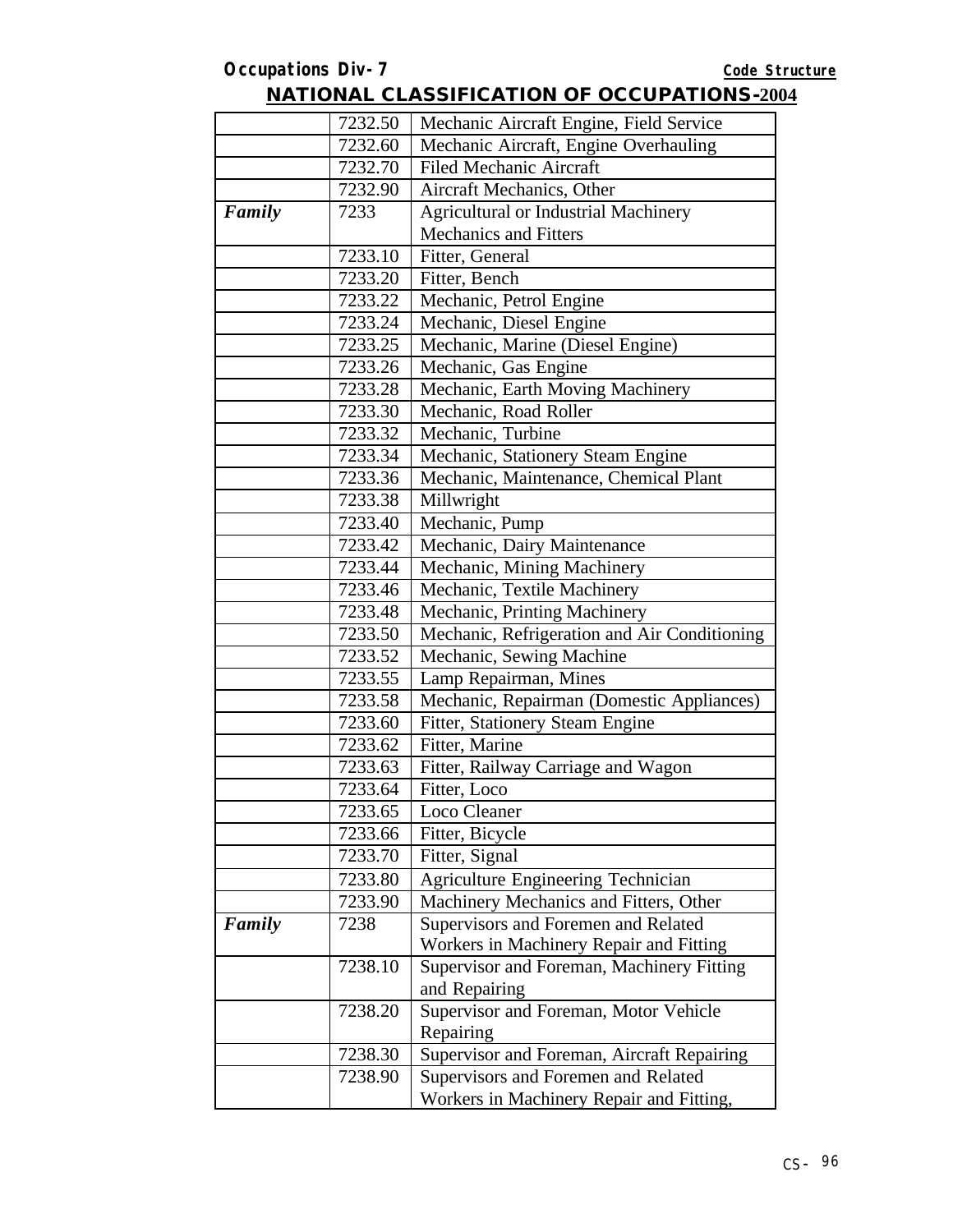**Occupations Div-7** **Code Structure**

## NATIONAL CLASSIFICATION OF OCCUPATIONS-2004

| | | |
|---|---|---|
| | 7232.50 | Mechanic Aircraft Engine, Field Service |
| | 7232.60 | Mechanic Aircraft, Engine Overhauling |
| | 7232.70 | Filed Mechanic Aircraft |
| | 7232.90 | Aircraft Mechanics, Other |
| ***Family*** | 7233 | Agricultural or Industrial Machinery Mechanics and Fitters |
| | 7233.10 | Fitter, General |
| | 7233.20 | Fitter, Bench |
| | 7233.22 | Mechanic, Petrol Engine |
| | 7233.24 | Mechanic, Diesel Engine |
| | 7233.25 | Mechanic, Marine (Diesel Engine) |
| | 7233.26 | Mechanic, Gas Engine |
| | 7233.28 | Mechanic, Earth Moving Machinery |
| | 7233.30 | Mechanic, Road Roller |
| | 7233.32 | Mechanic, Turbine |
| | 7233.34 | Mechanic, Stationery Steam Engine |
| | 7233.36 | Mechanic, Maintenance, Chemical Plant |
| | 7233.38 | Millwright |
| | 7233.40 | Mechanic, Pump |
| | 7233.42 | Mechanic, Dairy Maintenance |
| | 7233.44 | Mechanic, Mining Machinery |
| | 7233.46 | Mechanic, Textile Machinery |
| | 7233.48 | Mechanic, Printing Machinery |
| | 7233.50 | Mechanic, Refrigeration and Air Conditioning |
| | 7233.52 | Mechanic, Sewing Machine |
| | 7233.55 | Lamp Repairman, Mines |
| | 7233.58 | Mechanic, Repairman (Domestic Appliances) |
| | 7233.60 | Fitter, Stationery Steam Engine |
| | 7233.62 | Fitter, Marine |
| | 7233.63 | Fitter, Railway Carriage and Wagon |
| | 7233.64 | Fitter, Loco |
| | 7233.65 | Loco Cleaner |
| | 7233.66 | Fitter, Bicycle |
| | 7233.70 | Fitter, Signal |
| | 7233.80 | Agriculture Engineering Technician |
| | 7233.90 | Machinery Mechanics and Fitters, Other |
| ***Family*** | 7238 | Supervisors and Foremen and Related Workers in Machinery Repair and Fitting |
| | 7238.10 | Supervisor and Foreman, Machinery Fitting and Repairing |
| | 7238.20 | Supervisor and Foreman, Motor Vehicle Repairing |
| | 7238.30 | Supervisor and Foreman, Aircraft Repairing |
| | 7238.90 | Supervisors and Foremen and Related Workers in Machinery Repair and Fitting, |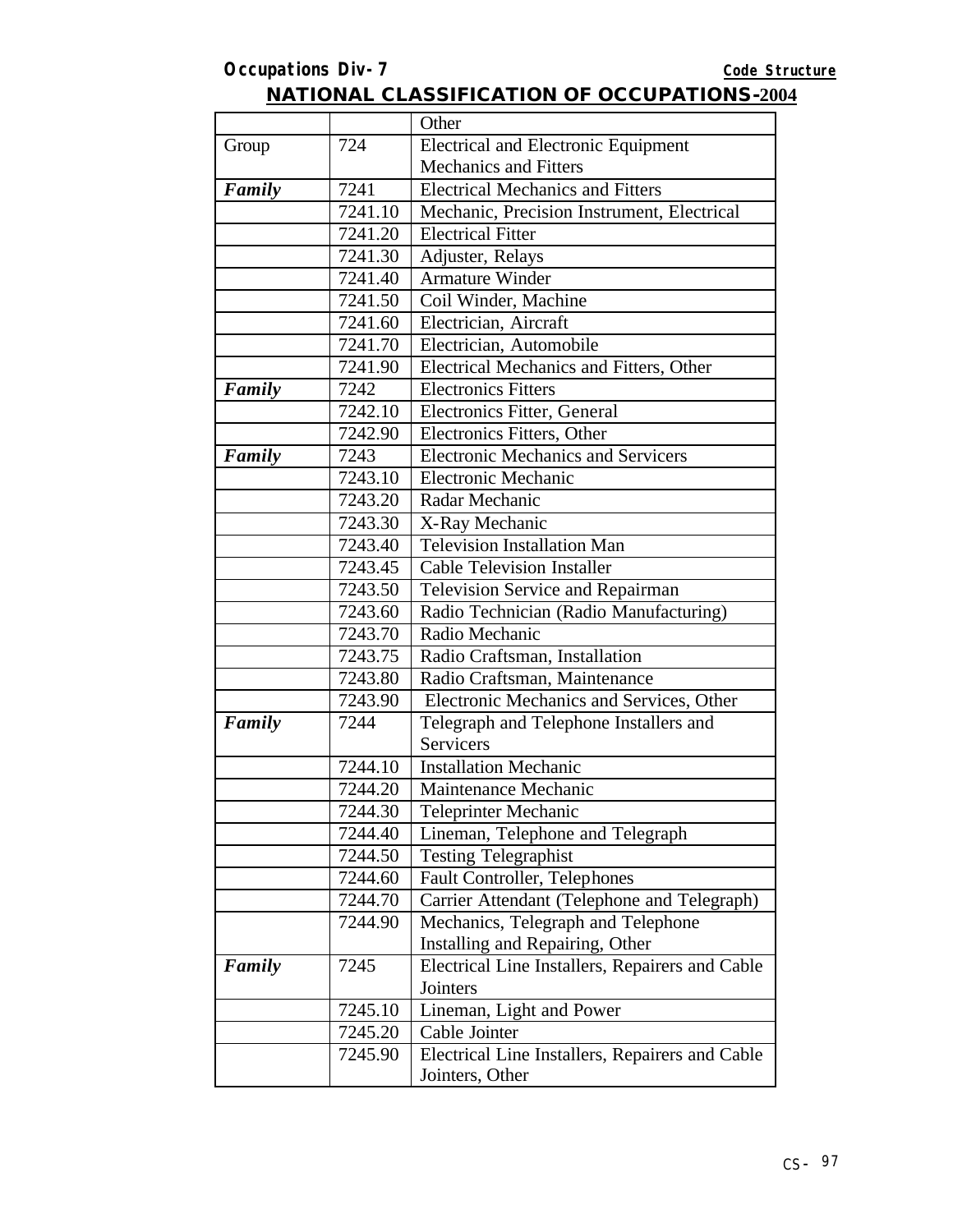## NATIONAL CLASSIFICATION OF OCCUPATIONS-2004

| | | |
|---|---|---|
| | | Other |
| Group | 724 | Electrical and Electronic Equipment Mechanics and Fitters |
| ***Family*** | 7241 | Electrical Mechanics and Fitters |
| | 7241.10 | Mechanic, Precision Instrument, Electrical |
| | 7241.20 | Electrical Fitter |
| | 7241.30 | Adjuster, Relays |
| | 7241.40 | Armature Winder |
| | 7241.50 | Coil Winder, Machine |
| | 7241.60 | Electrician, Aircraft |
| | 7241.70 | Electrician, Automobile |
| | 7241.90 | Electrical Mechanics and Fitters, Other |
| ***Family*** | 7242 | Electronics Fitters |
| | 7242.10 | Electronics Fitter, General |
| | 7242.90 | Electronics Fitters, Other |
| ***Family*** | 7243 | Electronic Mechanics and Servicers |
| | 7243.10 | Electronic Mechanic |
| | 7243.20 | Radar Mechanic |
| | 7243.30 | X-Ray Mechanic |
| | 7243.40 | Television Installation Man |
| | 7243.45 | Cable Television Installer |
| | 7243.50 | Television Service and Repairman |
| | 7243.60 | Radio Technician (Radio Manufacturing) |
| | 7243.70 | Radio Mechanic |
| | 7243.75 | Radio Craftsman, Installation |
| | 7243.80 | Radio Craftsman, Maintenance |
| | 7243.90 | Electronic Mechanics and Services, Other |
| ***Family*** | 7244 | Telegraph and Telephone Installers and Servicers |
| | 7244.10 | Installation Mechanic |
| | 7244.20 | Maintenance Mechanic |
| | 7244.30 | Teleprinter Mechanic |
| | 7244.40 | Lineman, Telephone and Telegraph |
| | 7244.50 | Testing Telegraphist |
| | 7244.60 | Fault Controller, Telephones |
| | 7244.70 | Carrier Attendant (Telephone and Telegraph) |
| | 7244.90 | Mechanics, Telegraph and Telephone Installing and Repairing, Other |
| ***Family*** | 7245 | Electrical Line Installers, Repairers and Cable Jointers |
| | 7245.10 | Lineman, Light and Power |
| | 7245.20 | Cable Jointer |
| | 7245.90 | Electrical Line Installers, Repairers and Cable Jointers, Other |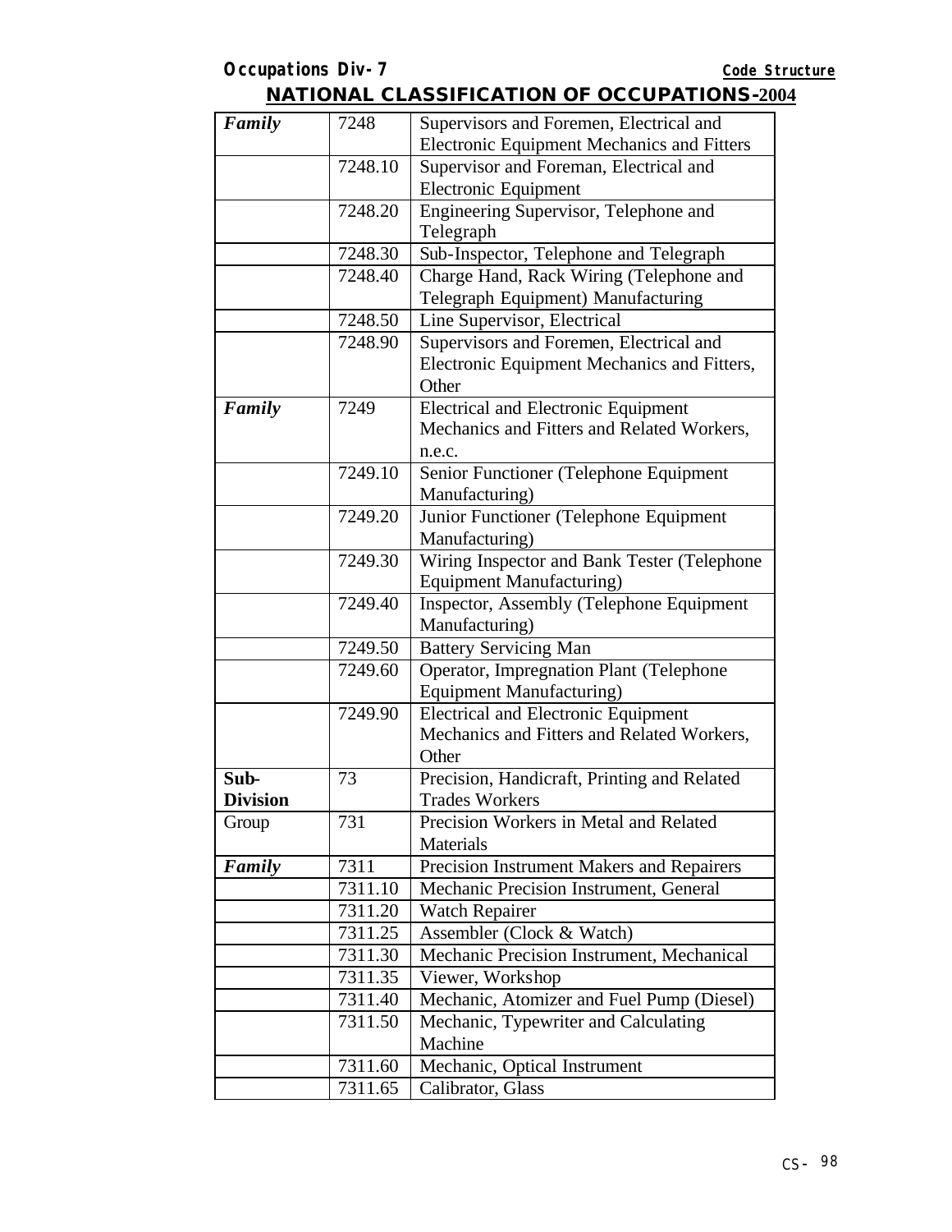## NATIONAL CLASSIFICATION OF OCCUPATIONS-2004

| | | |
|---|---|---|
| ***Family*** | 7248 | Supervisors and Foremen, Electrical and Electronic Equipment Mechanics and Fitters |
| | 7248.10 | Supervisor and Foreman, Electrical and Electronic Equipment |
| | 7248.20 | Engineering Supervisor, Telephone and Telegraph |
| | 7248.30 | Sub-Inspector, Telephone and Telegraph |
| | 7248.40 | Charge Hand, Rack Wiring (Telephone and Telegraph Equipment) Manufacturing |
| | 7248.50 | Line Supervisor, Electrical |
| | 7248.90 | Supervisors and Foremen, Electrical and Electronic Equipment Mechanics and Fitters, Other |
| ***Family*** | 7249 | Electrical and Electronic Equipment Mechanics and Fitters and Related Workers, n.e.c. |
| | 7249.10 | Senior Functioner (Telephone Equipment Manufacturing) |
| | 7249.20 | Junior Functioner (Telephone Equipment Manufacturing) |
| | 7249.30 | Wiring Inspector and Bank Tester (Telephone Equipment Manufacturing) |
| | 7249.40 | Inspector, Assembly (Telephone Equipment Manufacturing) |
| | 7249.50 | Battery Servicing Man |
| | 7249.60 | Operator, Impregnation Plant (Telephone Equipment Manufacturing) |
| | 7249.90 | Electrical and Electronic Equipment Mechanics and Fitters and Related Workers, Other |
| **Sub-Division** | 73 | Precision, Handicraft, Printing and Related Trades Workers |
| Group | 731 | Precision Workers in Metal and Related Materials |
| ***Family*** | 7311 | Precision Instrument Makers and Repairers |
| | 7311.10 | Mechanic Precision Instrument, General |
| | 7311.20 | Watch Repairer |
| | 7311.25 | Assembler (Clock & Watch) |
| | 7311.30 | Mechanic Precision Instrument, Mechanical |
| | 7311.35 | Viewer, Workshop |
| | 7311.40 | Mechanic, Atomizer and Fuel Pump (Diesel) |
| | 7311.50 | Mechanic, Typewriter and Calculating Machine |
| | 7311.60 | Mechanic, Optical Instrument |
| | 7311.65 | Calibrator, Glass |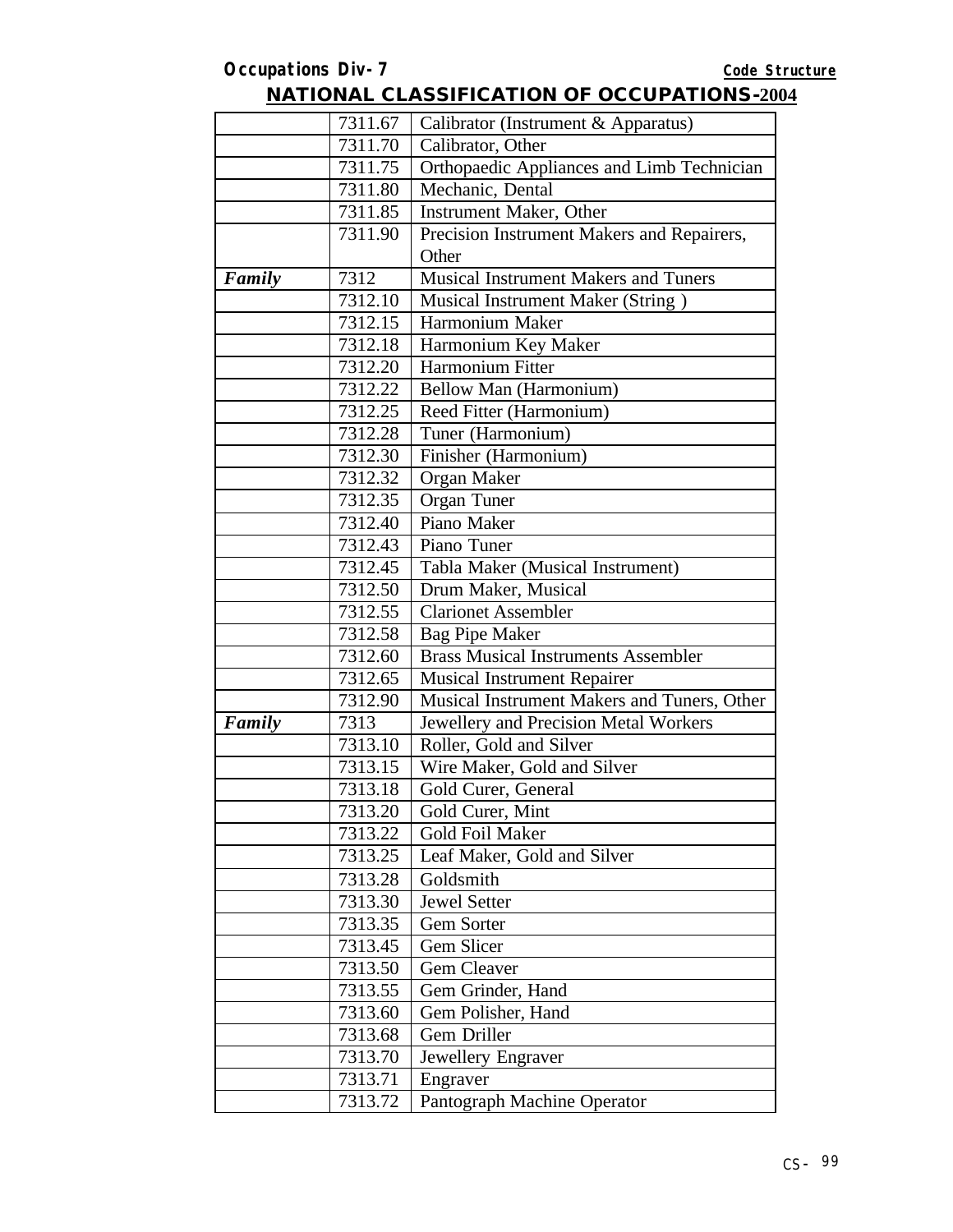**NATIONAL CLASSIFICATION OF OCCUPATIONS-2004**

| | | |
|---|---|---|
| | 7311.67 | Calibrator (Instrument & Apparatus) |
| | 7311.70 | Calibrator, Other |
| | 7311.75 | Orthopaedic Appliances and Limb Technician |
| | 7311.80 | Mechanic, Dental |
| | 7311.85 | Instrument Maker, Other |
| | 7311.90 | Precision Instrument Makers and Repairers, Other |
| ***Family*** | 7312 | Musical Instrument Makers and Tuners |
| | 7312.10 | Musical Instrument Maker (String ) |
| | 7312.15 | Harmonium Maker |
| | 7312.18 | Harmonium Key Maker |
| | 7312.20 | Harmonium Fitter |
| | 7312.22 | Bellow Man (Harmonium) |
| | 7312.25 | Reed Fitter (Harmonium) |
| | 7312.28 | Tuner (Harmonium) |
| | 7312.30 | Finisher (Harmonium) |
| | 7312.32 | Organ Maker |
| | 7312.35 | Organ Tuner |
| | 7312.40 | Piano Maker |
| | 7312.43 | Piano Tuner |
| | 7312.45 | Tabla Maker (Musical Instrument) |
| | 7312.50 | Drum Maker, Musical |
| | 7312.55 | Clarionet Assembler |
| | 7312.58 | Bag Pipe Maker |
| | 7312.60 | Brass Musical Instruments Assembler |
| | 7312.65 | Musical Instrument Repairer |
| | 7312.90 | Musical Instrument Makers and Tuners, Other |
| ***Family*** | 7313 | Jewellery and Precision Metal Workers |
| | 7313.10 | Roller, Gold and Silver |
| | 7313.15 | Wire Maker, Gold and Silver |
| | 7313.18 | Gold Curer, General |
| | 7313.20 | Gold Curer, Mint |
| | 7313.22 | Gold Foil Maker |
| | 7313.25 | Leaf Maker, Gold and Silver |
| | 7313.28 | Goldsmith |
| | 7313.30 | Jewel Setter |
| | 7313.35 | Gem Sorter |
| | 7313.45 | Gem Slicer |
| | 7313.50 | Gem Cleaver |
| | 7313.55 | Gem Grinder, Hand |
| | 7313.60 | Gem Polisher, Hand |
| | 7313.68 | Gem Driller |
| | 7313.70 | Jewellery Engraver |
| | 7313.71 | Engraver |
| | 7313.72 | Pantograph Machine Operator |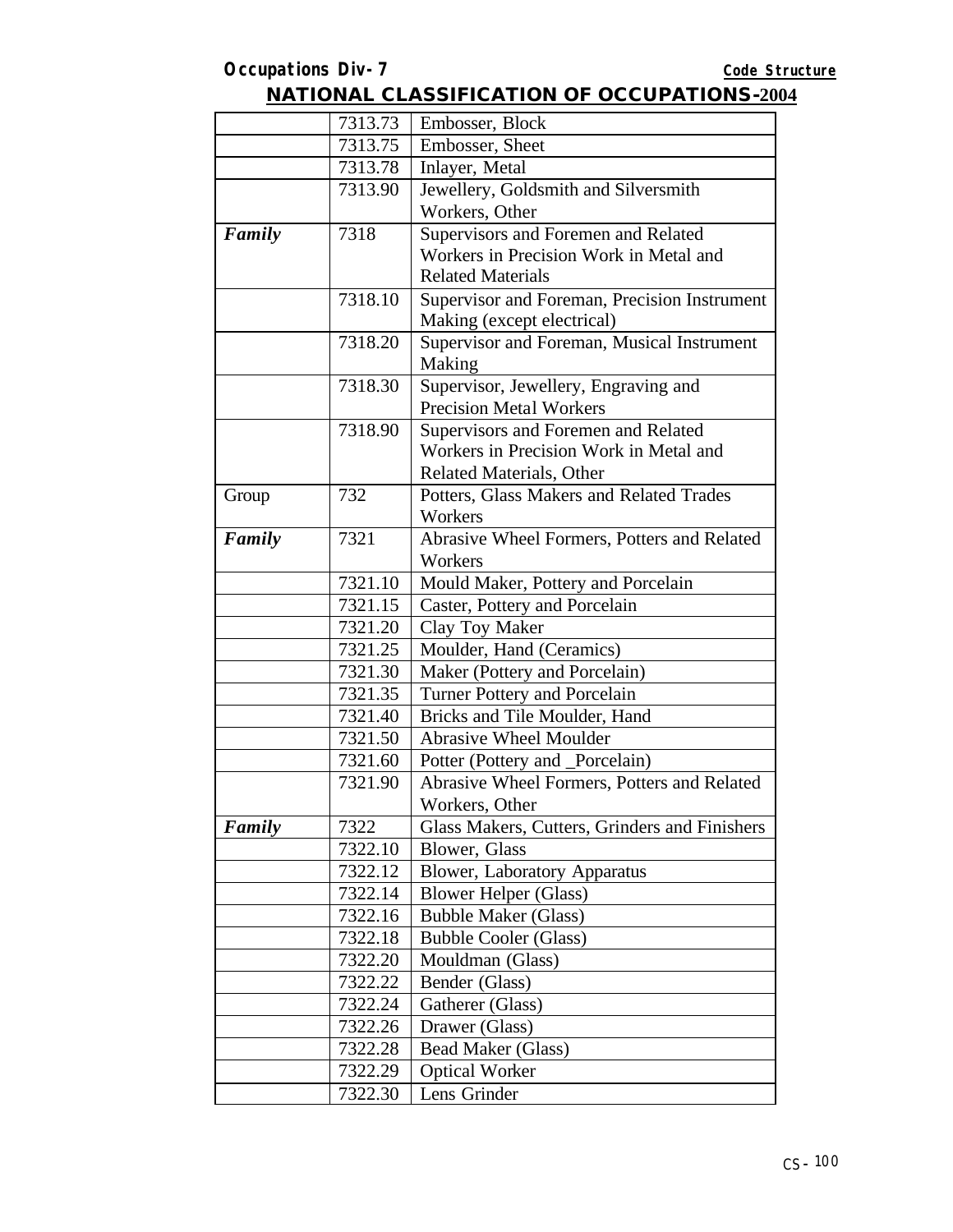## NATIONAL CLASSIFICATION OF OCCUPATIONS-2004

| | | |
|---|---|---|
| | 7313.73 | Embosser, Block |
| | 7313.75 | Embosser, Sheet |
| | 7313.78 | Inlayer, Metal |
| | 7313.90 | Jewellery, Goldsmith and Silversmith Workers, Other |
| ***Family*** | 7318 | Supervisors and Foremen and Related Workers in Precision Work in Metal and Related Materials |
| | 7318.10 | Supervisor and Foreman, Precision Instrument Making (except electrical) |
| | 7318.20 | Supervisor and Foreman, Musical Instrument Making |
| | 7318.30 | Supervisor, Jewellery, Engraving and Precision Metal Workers |
| | 7318.90 | Supervisors and Foremen and Related Workers in Precision Work in Metal and Related Materials, Other |
| Group | 732 | Potters, Glass Makers and Related Trades Workers |
| ***Family*** | 7321 | Abrasive Wheel Formers, Potters and Related Workers |
| | 7321.10 | Mould Maker, Pottery and Porcelain |
| | 7321.15 | Caster, Pottery and Porcelain |
| | 7321.20 | Clay Toy Maker |
| | 7321.25 | Moulder, Hand (Ceramics) |
| | 7321.30 | Maker (Pottery and Porcelain) |
| | 7321.35 | Turner Pottery and Porcelain |
| | 7321.40 | Bricks and Tile Moulder, Hand |
| | 7321.50 | Abrasive Wheel Moulder |
| | 7321.60 | Potter (Pottery and _Porcelain) |
| | 7321.90 | Abrasive Wheel Formers, Potters and Related Workers, Other |
| ***Family*** | 7322 | Glass Makers, Cutters, Grinders and Finishers |
| | 7322.10 | Blower, Glass |
| | 7322.12 | Blower, Laboratory Apparatus |
| | 7322.14 | Blower Helper (Glass) |
| | 7322.16 | Bubble Maker (Glass) |
| | 7322.18 | Bubble Cooler (Glass) |
| | 7322.20 | Mouldman (Glass) |
| | 7322.22 | Bender (Glass) |
| | 7322.24 | Gatherer (Glass) |
| | 7322.26 | Drawer (Glass) |
| | 7322.28 | Bead Maker (Glass) |
| | 7322.29 | Optical Worker |
| | 7322.30 | Lens Grinder |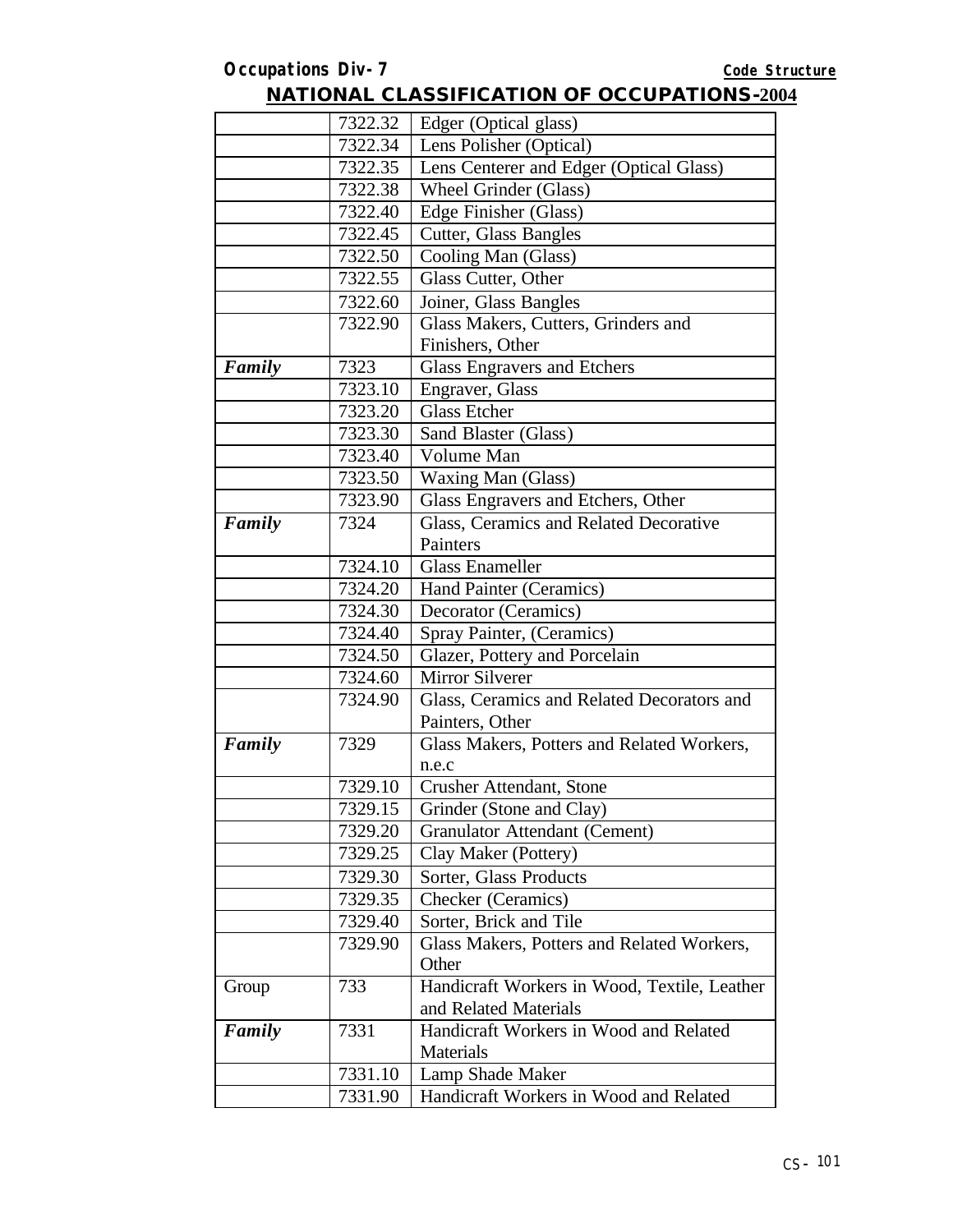## NATIONAL CLASSIFICATION OF OCCUPATIONS-2004

| | | |
|---|---|---|
| | 7322.32 | Edger (Optical glass) |
| | 7322.34 | Lens Polisher (Optical) |
| | 7322.35 | Lens Centerer and Edger (Optical Glass) |
| | 7322.38 | Wheel Grinder (Glass) |
| | 7322.40 | Edge Finisher (Glass) |
| | 7322.45 | Cutter, Glass Bangles |
| | 7322.50 | Cooling Man (Glass) |
| | 7322.55 | Glass Cutter, Other |
| | 7322.60 | Joiner, Glass Bangles |
| | 7322.90 | Glass Makers, Cutters, Grinders and Finishers, Other |
| ***Family*** | 7323 | Glass Engravers and Etchers |
| | 7323.10 | Engraver, Glass |
| | 7323.20 | Glass Etcher |
| | 7323.30 | Sand Blaster (Glass) |
| | 7323.40 | Volume Man |
| | 7323.50 | Waxing Man (Glass) |
| | 7323.90 | Glass Engravers and Etchers, Other |
| ***Family*** | 7324 | Glass, Ceramics and Related Decorative Painters |
| | 7324.10 | Glass Enameller |
| | 7324.20 | Hand Painter (Ceramics) |
| | 7324.30 | Decorator (Ceramics) |
| | 7324.40 | Spray Painter, (Ceramics) |
| | 7324.50 | Glazer, Pottery and Porcelain |
| | 7324.60 | Mirror Silverer |
| | 7324.90 | Glass, Ceramics and Related Decorators and Painters, Other |
| ***Family*** | 7329 | Glass Makers, Potters and Related Workers, n.e.c |
| | 7329.10 | Crusher Attendant, Stone |
| | 7329.15 | Grinder (Stone and Clay) |
| | 7329.20 | Granulator Attendant (Cement) |
| | 7329.25 | Clay Maker (Pottery) |
| | 7329.30 | Sorter, Glass Products |
| | 7329.35 | Checker (Ceramics) |
| | 7329.40 | Sorter, Brick and Tile |
| | 7329.90 | Glass Makers, Potters and Related Workers, Other |
| Group | 733 | Handicraft Workers in Wood, Textile, Leather and Related Materials |
| ***Family*** | 7331 | Handicraft Workers in Wood and Related Materials |
| | 7331.10 | Lamp Shade Maker |
| | 7331.90 | Handicraft Workers in Wood and Related |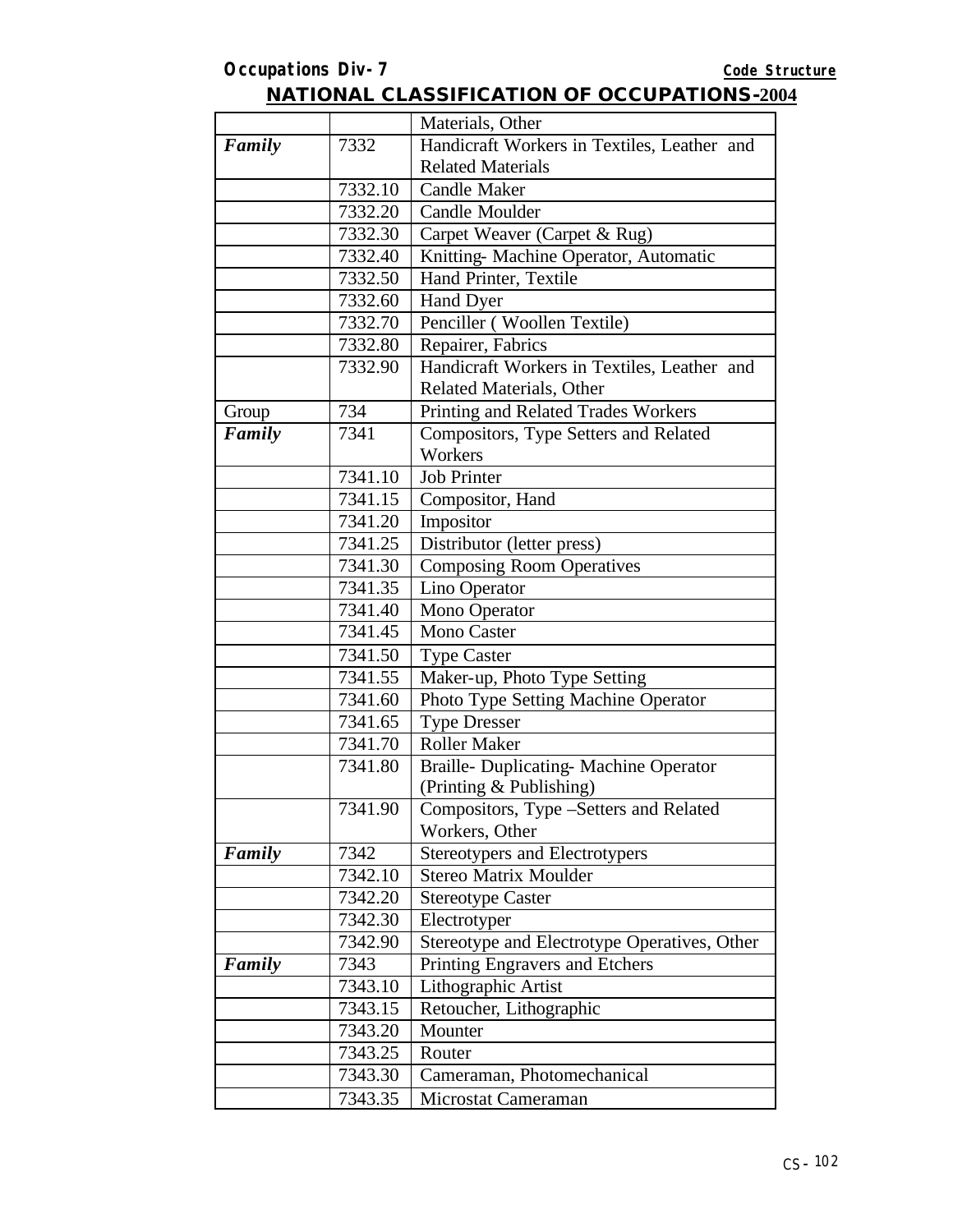**Occupations Div-7** **Code Structure**

## NATIONAL CLASSIFICATION OF OCCUPATIONS-2004

| | | |
|---|---|---|
| | | Materials, Other |
| ***Family*** | 7332 | Handicraft Workers in Textiles, Leather and Related Materials |
| | 7332.10 | Candle Maker |
| | 7332.20 | Candle Moulder |
| | 7332.30 | Carpet Weaver (Carpet & Rug) |
| | 7332.40 | Knitting- Machine Operator, Automatic |
| | 7332.50 | Hand Printer, Textile |
| | 7332.60 | Hand Dyer |
| | 7332.70 | Penciller ( Woollen Textile) |
| | 7332.80 | Repairer, Fabrics |
| | 7332.90 | Handicraft Workers in Textiles, Leather and Related Materials, Other |
| Group | 734 | Printing and Related Trades Workers |
| ***Family*** | 7341 | Compositors, Type Setters and Related Workers |
| | 7341.10 | Job Printer |
| | 7341.15 | Compositor, Hand |
| | 7341.20 | Impositor |
| | 7341.25 | Distributor (letter press) |
| | 7341.30 | Composing Room Operatives |
| | 7341.35 | Lino Operator |
| | 7341.40 | Mono Operator |
| | 7341.45 | Mono Caster |
| | 7341.50 | Type Caster |
| | 7341.55 | Maker-up, Photo Type Setting |
| | 7341.60 | Photo Type Setting Machine Operator |
| | 7341.65 | Type Dresser |
| | 7341.70 | Roller Maker |
| | 7341.80 | Braille- Duplicating- Machine Operator (Printing & Publishing) |
| | 7341.90 | Compositors, Type –Setters and Related Workers, Other |
| ***Family*** | 7342 | Stereotypers and Electrotypers |
| | 7342.10 | Stereo Matrix Moulder |
| | 7342.20 | Stereotype Caster |
| | 7342.30 | Electrotyper |
| | 7342.90 | Stereotype and Electrotype Operatives, Other |
| ***Family*** | 7343 | Printing Engravers and Etchers |
| | 7343.10 | Lithographic Artist |
| | 7343.15 | Retoucher, Lithographic |
| | 7343.20 | Mounter |
| | 7343.25 | Router |
| | 7343.30 | Cameraman, Photomechanical |
| | 7343.35 | Microstat Cameraman |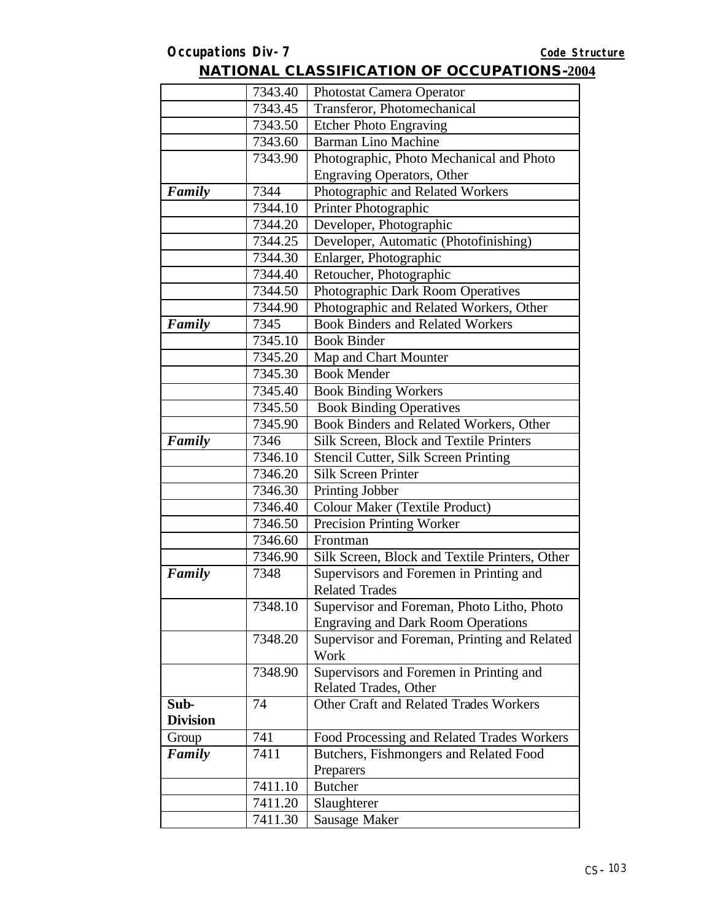## NATIONAL CLASSIFICATION OF OCCUPATIONS-2004

| | | |
|---|---|---|
| | 7343.40 | Photostat Camera Operator |
| | 7343.45 | Transferor, Photomechanical |
| | 7343.50 | Etcher Photo Engraving |
| | 7343.60 | Barman Lino Machine |
| | 7343.90 | Photographic, Photo Mechanical and Photo Engraving Operators, Other |
| ***Family*** | 7344 | Photographic and Related Workers |
| | 7344.10 | Printer Photographic |
| | 7344.20 | Developer, Photographic |
| | 7344.25 | Developer, Automatic (Photofinishing) |
| | 7344.30 | Enlarger, Photographic |
| | 7344.40 | Retoucher, Photographic |
| | 7344.50 | Photographic Dark Room Operatives |
| | 7344.90 | Photographic and Related Workers, Other |
| ***Family*** | 7345 | Book Binders and Related Workers |
| | 7345.10 | Book Binder |
| | 7345.20 | Map and Chart Mounter |
| | 7345.30 | Book Mender |
| | 7345.40 | Book Binding Workers |
| | 7345.50 | Book Binding Operatives |
| | 7345.90 | Book Binders and Related Workers, Other |
| ***Family*** | 7346 | Silk Screen, Block and Textile Printers |
| | 7346.10 | Stencil Cutter, Silk Screen Printing |
| | 7346.20 | Silk Screen Printer |
| | 7346.30 | Printing Jobber |
| | 7346.40 | Colour Maker (Textile Product) |
| | 7346.50 | Precision Printing Worker |
| | 7346.60 | Frontman |
| | 7346.90 | Silk Screen, Block and Textile Printers, Other |
| ***Family*** | 7348 | Supervisors and Foremen in Printing and Related Trades |
| | 7348.10 | Supervisor and Foreman, Photo Litho, Photo Engraving and Dark Room Operations |
| | 7348.20 | Supervisor and Foreman, Printing and Related Work |
| | 7348.90 | Supervisors and Foremen in Printing and Related Trades, Other |
| **Sub-Division** | 74 | Other Craft and Related Trades Workers |
| Group | 741 | Food Processing and Related Trades Workers |
| ***Family*** | 7411 | Butchers, Fishmongers and Related Food Preparers |
| | 7411.10 | Butcher |
| | 7411.20 | Slaughterer |
| | 7411.30 | Sausage Maker |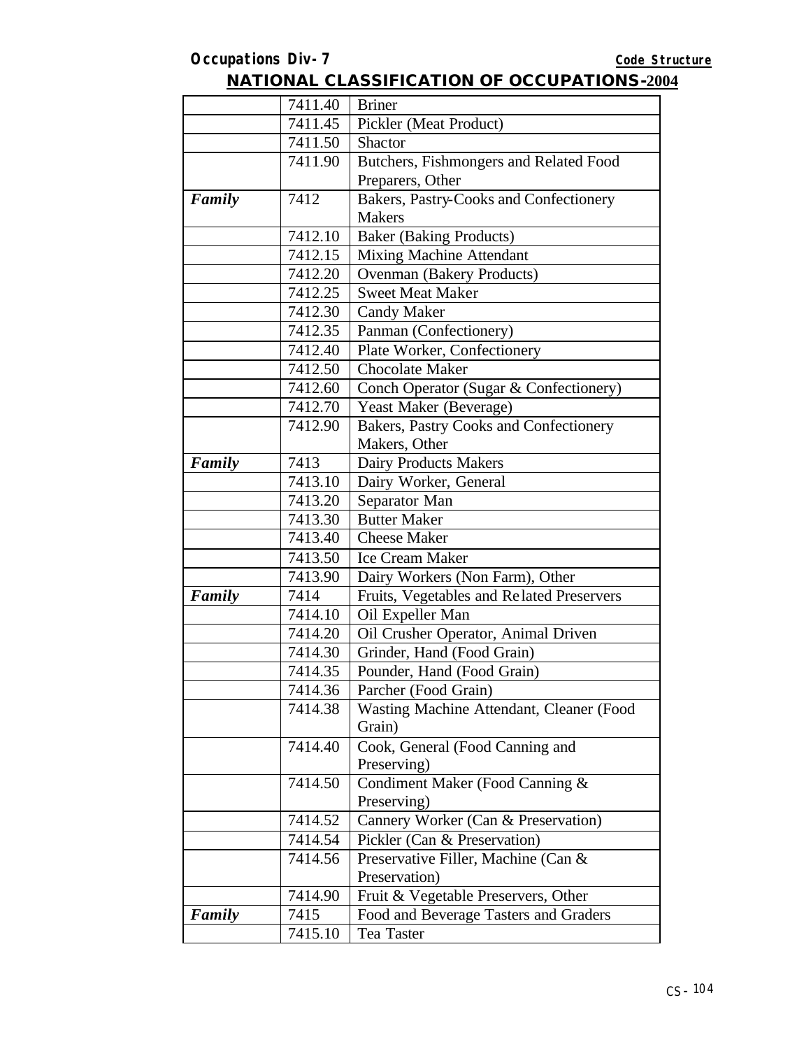| | | |
|---|---|---|
| | 7411.40 | Briner |
| | 7411.45 | Pickler (Meat Product) |
| | 7411.50 | Shactor |
| | 7411.90 | Butchers, Fishmongers and Related Food Preparers, Other |
| ***Family*** | 7412 | Bakers, Pastry-Cooks and Confectionery Makers |
| | 7412.10 | Baker (Baking Products) |
| | 7412.15 | Mixing Machine Attendant |
| | 7412.20 | Ovenman (Bakery Products) |
| | 7412.25 | Sweet Meat Maker |
| | 7412.30 | Candy Maker |
| | 7412.35 | Panman (Confectionery) |
| | 7412.40 | Plate Worker, Confectionery |
| | 7412.50 | Chocolate Maker |
| | 7412.60 | Conch Operator (Sugar & Confectionery) |
| | 7412.70 | Yeast Maker (Beverage) |
| | 7412.90 | Bakers, Pastry Cooks and Confectionery Makers, Other |
| ***Family*** | 7413 | Dairy Products Makers |
| | 7413.10 | Dairy Worker, General |
| | 7413.20 | Separator Man |
| | 7413.30 | Butter Maker |
| | 7413.40 | Cheese Maker |
| | 7413.50 | Ice Cream Maker |
| | 7413.90 | Dairy Workers (Non Farm), Other |
| ***Family*** | 7414 | Fruits, Vegetables and Related Preservers |
| | 7414.10 | Oil Expeller Man |
| | 7414.20 | Oil Crusher Operator, Animal Driven |
| | 7414.30 | Grinder, Hand (Food Grain) |
| | 7414.35 | Pounder, Hand (Food Grain) |
| | 7414.36 | Parcher (Food Grain) |
| | 7414.38 | Wasting Machine Attendant, Cleaner (Food Grain) |
| | 7414.40 | Cook, General (Food Canning and Preserving) |
| | 7414.50 | Condiment Maker (Food Canning & Preserving) |
| | 7414.52 | Cannery Worker (Can & Preservation) |
| | 7414.54 | Pickler (Can & Preservation) |
| | 7414.56 | Preservative Filler, Machine (Can & Preservation) |
| | 7414.90 | Fruit & Vegetable Preservers, Other |
| ***Family*** | 7415 | Food and Beverage Tasters and Graders |
| | 7415.10 | Tea Taster |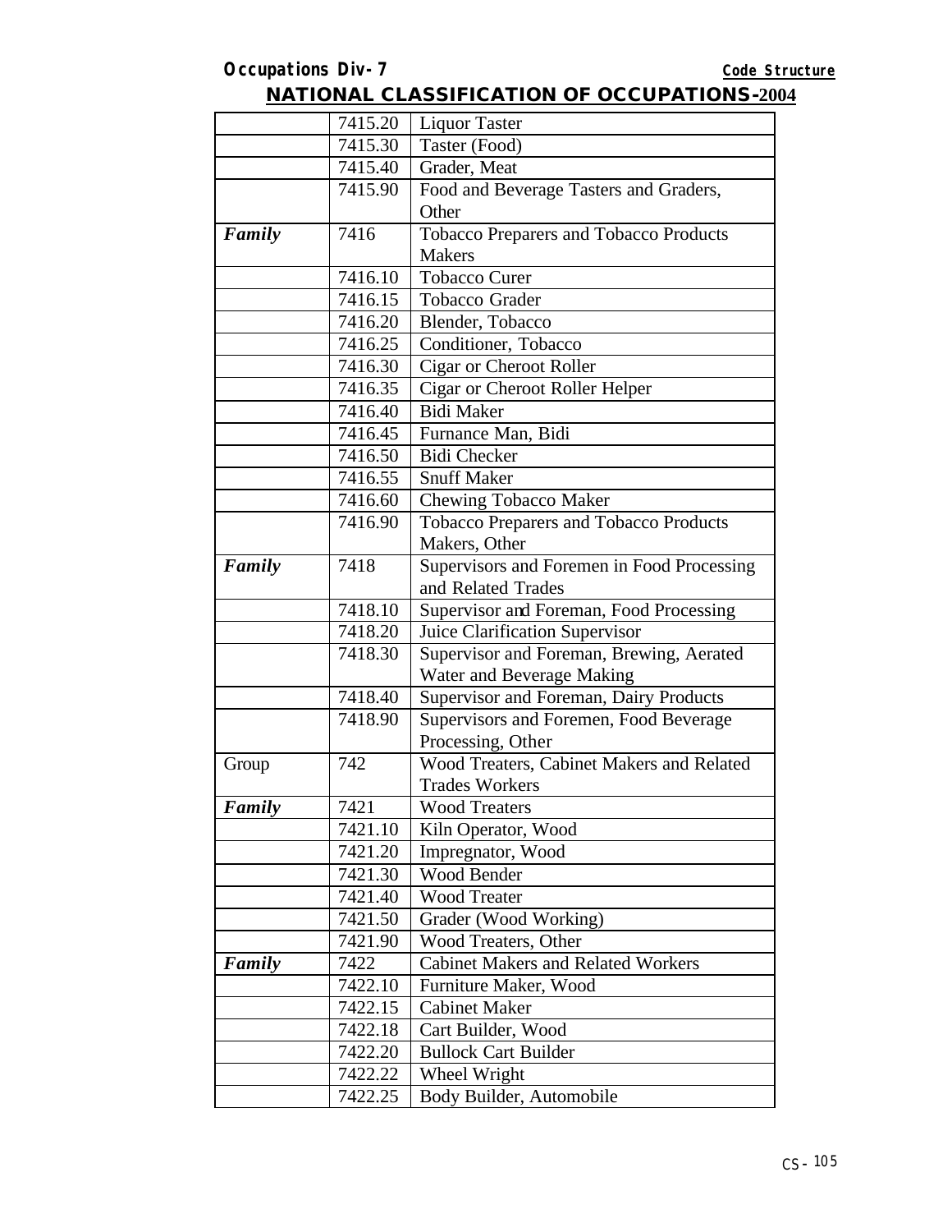## NATIONAL CLASSIFICATION OF OCCUPATIONS-2004

| | | |
|---|---|---|
| | 7415.20 | Liquor Taster |
| | 7415.30 | Taster (Food) |
| | 7415.40 | Grader, Meat |
| | 7415.90 | Food and Beverage Tasters and Graders, Other |
| ***Family*** | 7416 | Tobacco Preparers and Tobacco Products Makers |
| | 7416.10 | Tobacco Curer |
| | 7416.15 | Tobacco Grader |
| | 7416.20 | Blender, Tobacco |
| | 7416.25 | Conditioner, Tobacco |
| | 7416.30 | Cigar or Cheroot Roller |
| | 7416.35 | Cigar or Cheroot Roller Helper |
| | 7416.40 | Bidi Maker |
| | 7416.45 | Furnance Man, Bidi |
| | 7416.50 | Bidi Checker |
| | 7416.55 | Snuff Maker |
| | 7416.60 | Chewing Tobacco Maker |
| | 7416.90 | Tobacco Preparers and Tobacco Products Makers, Other |
| ***Family*** | 7418 | Supervisors and Foremen in Food Processing and Related Trades |
| | 7418.10 | Supervisor and Foreman, Food Processing |
| | 7418.20 | Juice Clarification Supervisor |
| | 7418.30 | Supervisor and Foreman, Brewing, Aerated Water and Beverage Making |
| | 7418.40 | Supervisor and Foreman, Dairy Products |
| | 7418.90 | Supervisors and Foremen, Food Beverage Processing, Other |
| Group | 742 | Wood Treaters, Cabinet Makers and Related Trades Workers |
| ***Family*** | 7421 | Wood Treaters |
| | 7421.10 | Kiln Operator, Wood |
| | 7421.20 | Impregnator, Wood |
| | 7421.30 | Wood Bender |
| | 7421.40 | Wood Treater |
| | 7421.50 | Grader (Wood Working) |
| | 7421.90 | Wood Treaters, Other |
| ***Family*** | 7422 | Cabinet Makers and Related Workers |
| | 7422.10 | Furniture Maker, Wood |
| | 7422.15 | Cabinet Maker |
| | 7422.18 | Cart Builder, Wood |
| | 7422.20 | Bullock Cart Builder |
| | 7422.22 | Wheel Wright |
| | 7422.25 | Body Builder, Automobile |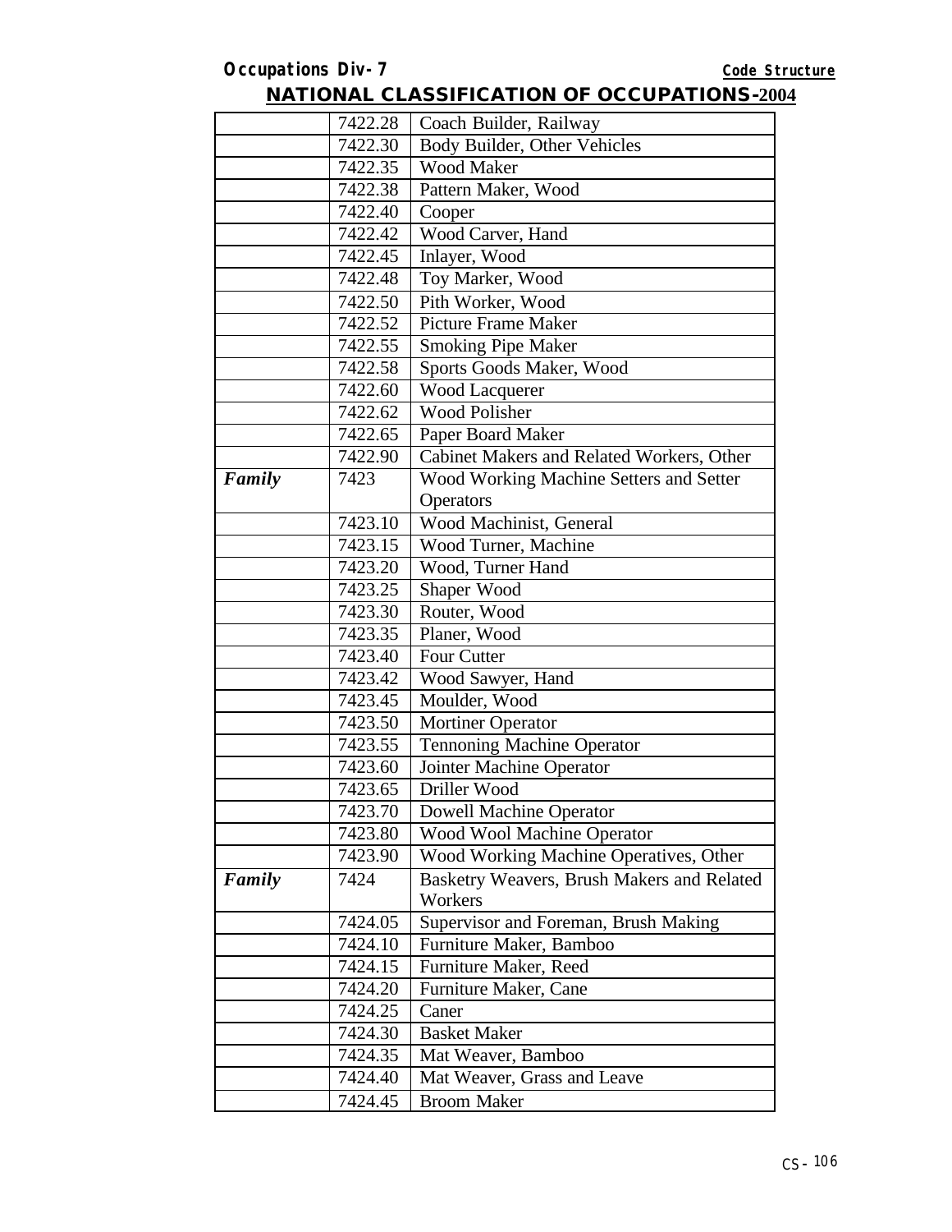**Occupations Div-7** **Code Structure**

## NATIONAL CLASSIFICATION OF OCCUPATIONS-2004

| | | |
|---|---|---|
| | 7422.28 | Coach Builder, Railway |
| | 7422.30 | Body Builder, Other Vehicles |
| | 7422.35 | Wood Maker |
| | 7422.38 | Pattern Maker, Wood |
| | 7422.40 | Cooper |
| | 7422.42 | Wood Carver, Hand |
| | 7422.45 | Inlayer, Wood |
| | 7422.48 | Toy Marker, Wood |
| | 7422.50 | Pith Worker, Wood |
| | 7422.52 | Picture Frame Maker |
| | 7422.55 | Smoking Pipe Maker |
| | 7422.58 | Sports Goods Maker, Wood |
| | 7422.60 | Wood Lacquerer |
| | 7422.62 | Wood Polisher |
| | 7422.65 | Paper Board Maker |
| | 7422.90 | Cabinet Makers and Related Workers, Other |
| ***Family*** | 7423 | Wood Working Machine Setters and Setter Operators |
| | 7423.10 | Wood Machinist, General |
| | 7423.15 | Wood Turner, Machine |
| | 7423.20 | Wood, Turner Hand |
| | 7423.25 | Shaper Wood |
| | 7423.30 | Router, Wood |
| | 7423.35 | Planer, Wood |
| | 7423.40 | Four Cutter |
| | 7423.42 | Wood Sawyer, Hand |
| | 7423.45 | Moulder, Wood |
| | 7423.50 | Mortiner Operator |
| | 7423.55 | Tennoning Machine Operator |
| | 7423.60 | Jointer Machine Operator |
| | 7423.65 | Driller Wood |
| | 7423.70 | Dowell Machine Operator |
| | 7423.80 | Wood Wool Machine Operator |
| | 7423.90 | Wood Working Machine Operatives, Other |
| ***Family*** | 7424 | Basketry Weavers, Brush Makers and Related Workers |
| | 7424.05 | Supervisor and Foreman, Brush Making |
| | 7424.10 | Furniture Maker, Bamboo |
| | 7424.15 | Furniture Maker, Reed |
| | 7424.20 | Furniture Maker, Cane |
| | 7424.25 | Caner |
| | 7424.30 | Basket Maker |
| | 7424.35 | Mat Weaver, Bamboo |
| | 7424.40 | Mat Weaver, Grass and Leave |
| | 7424.45 | Broom Maker |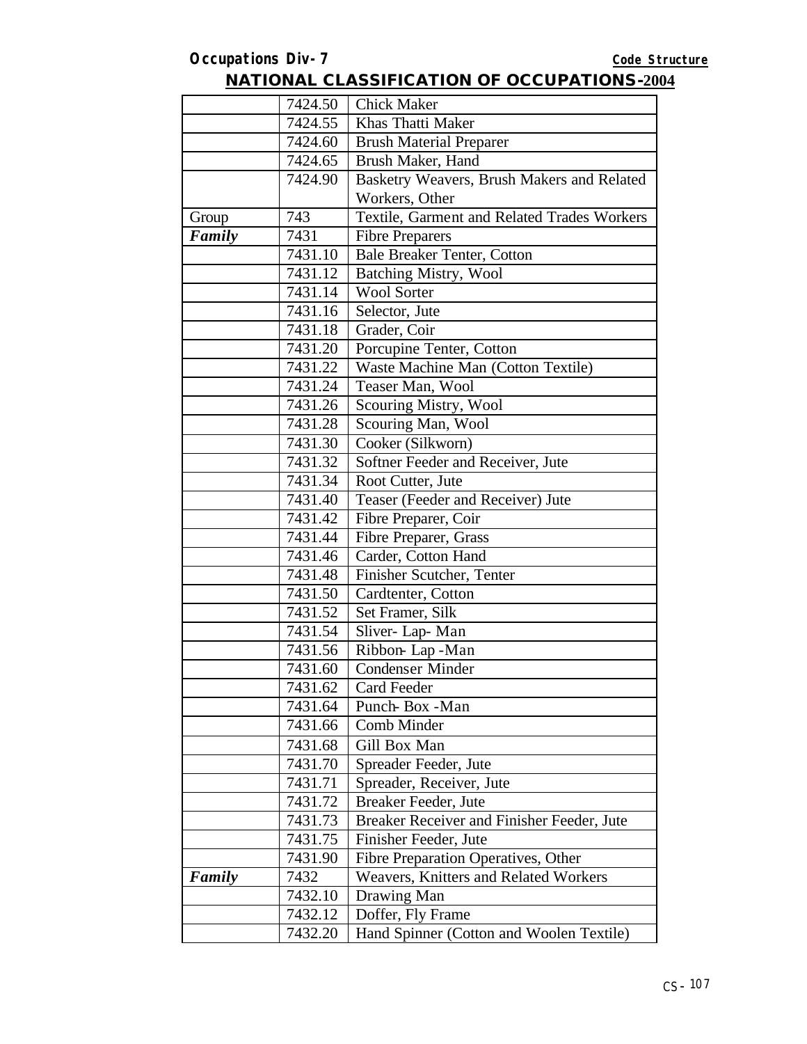**NATIONAL CLASSIFICATION OF OCCUPATIONS-2004**

| | | |
|---|---|---|
| | 7424.50 | Chick Maker |
| | 7424.55 | Khas Thatti Maker |
| | 7424.60 | Brush Material Preparer |
| | 7424.65 | Brush Maker, Hand |
| | 7424.90 | Basketry Weavers, Brush Makers and Related Workers, Other |
| Group | 743 | Textile, Garment and Related Trades Workers |
| ***Family*** | 7431 | Fibre Preparers |
| | 7431.10 | Bale Breaker Tenter, Cotton |
| | 7431.12 | Batching Mistry, Wool |
| | 7431.14 | Wool Sorter |
| | 7431.16 | Selector, Jute |
| | 7431.18 | Grader, Coir |
| | 7431.20 | Porcupine Tenter, Cotton |
| | 7431.22 | Waste Machine Man (Cotton Textile) |
| | 7431.24 | Teaser Man, Wool |
| | 7431.26 | Scouring Mistry, Wool |
| | 7431.28 | Scouring Man, Wool |
| | 7431.30 | Cooker (Silkworn) |
| | 7431.32 | Softner Feeder and Receiver, Jute |
| | 7431.34 | Root Cutter, Jute |
| | 7431.40 | Teaser (Feeder and Receiver) Jute |
| | 7431.42 | Fibre Preparer, Coir |
| | 7431.44 | Fibre Preparer, Grass |
| | 7431.46 | Carder, Cotton Hand |
| | 7431.48 | Finisher Scutcher, Tenter |
| | 7431.50 | Cardtenter, Cotton |
| | 7431.52 | Set Framer, Silk |
| | 7431.54 | Sliver- Lap- Man |
| | 7431.56 | Ribbon- Lap -Man |
| | 7431.60 | Condenser Minder |
| | 7431.62 | Card Feeder |
| | 7431.64 | Punch- Box -Man |
| | 7431.66 | Comb Minder |
| | 7431.68 | Gill Box Man |
| | 7431.70 | Spreader Feeder, Jute |
| | 7431.71 | Spreader, Receiver, Jute |
| | 7431.72 | Breaker Feeder, Jute |
| | 7431.73 | Breaker Receiver and Finisher Feeder, Jute |
| | 7431.75 | Finisher Feeder, Jute |
| | 7431.90 | Fibre Preparation Operatives, Other |
| ***Family*** | 7432 | Weavers, Knitters and Related Workers |
| | 7432.10 | Drawing Man |
| | 7432.12 | Doffer, Fly Frame |
| | 7432.20 | Hand Spinner (Cotton and Woolen Textile) |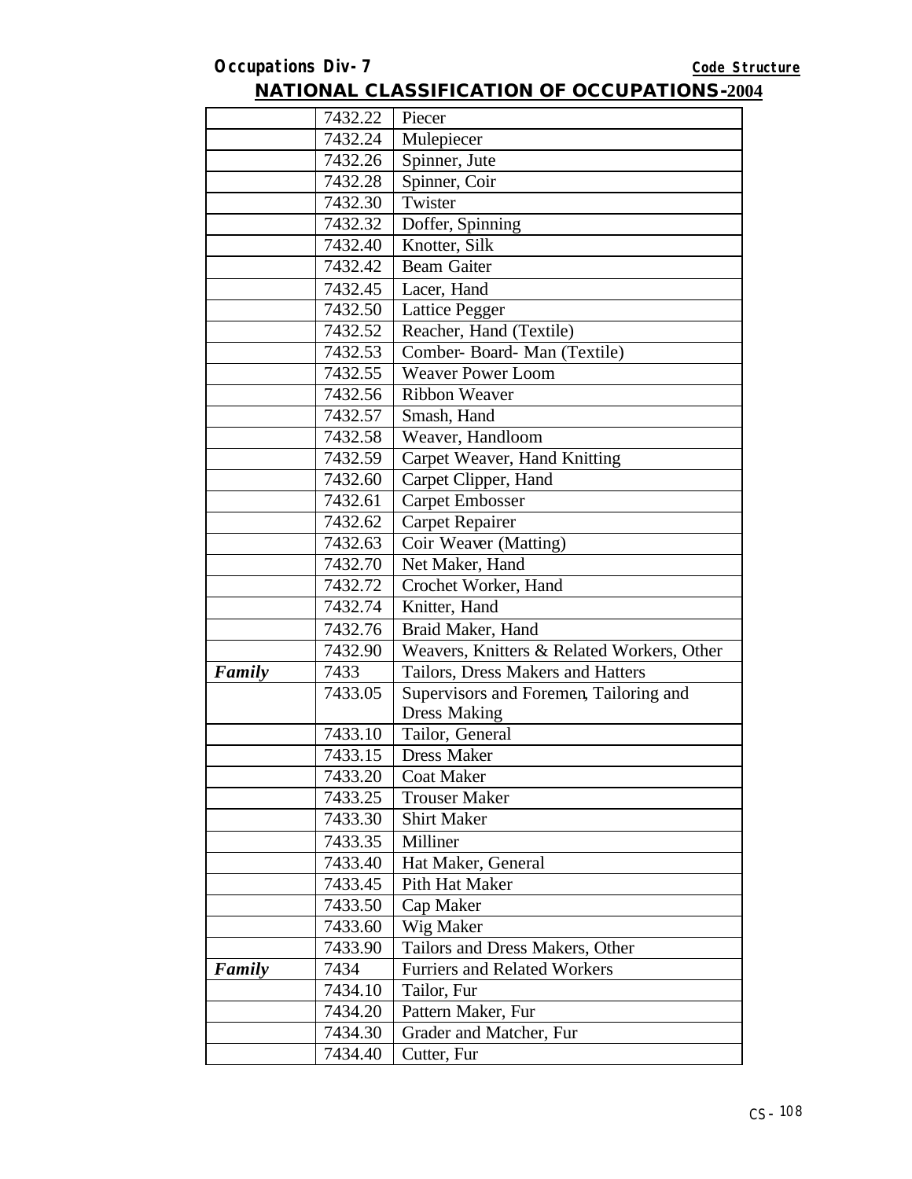## NATIONAL CLASSIFICATION OF OCCUPATIONS-2004

| | | |
|---|---|---|
| | 7432.22 | Piecer |
| | 7432.24 | Mulepiecer |
| | 7432.26 | Spinner, Jute |
| | 7432.28 | Spinner, Coir |
| | 7432.30 | Twister |
| | 7432.32 | Doffer, Spinning |
| | 7432.40 | Knotter, Silk |
| | 7432.42 | Beam Gaiter |
| | 7432.45 | Lacer, Hand |
| | 7432.50 | Lattice Pegger |
| | 7432.52 | Reacher, Hand (Textile) |
| | 7432.53 | Comber- Board- Man (Textile) |
| | 7432.55 | Weaver Power Loom |
| | 7432.56 | Ribbon Weaver |
| | 7432.57 | Smash, Hand |
| | 7432.58 | Weaver, Handloom |
| | 7432.59 | Carpet Weaver, Hand Knitting |
| | 7432.60 | Carpet Clipper, Hand |
| | 7432.61 | Carpet Embosser |
| | 7432.62 | Carpet Repairer |
| | 7432.63 | Coir Weaver (Matting) |
| | 7432.70 | Net Maker, Hand |
| | 7432.72 | Crochet Worker, Hand |
| | 7432.74 | Knitter, Hand |
| | 7432.76 | Braid Maker, Hand |
| | 7432.90 | Weavers, Knitters & Related Workers, Other |
| ***Family*** | 7433 | Tailors, Dress Makers and Hatters |
| | 7433.05 | Supervisors and Foremen, Tailoring and Dress Making |
| | 7433.10 | Tailor, General |
| | 7433.15 | Dress Maker |
| | 7433.20 | Coat Maker |
| | 7433.25 | Trouser Maker |
| | 7433.30 | Shirt Maker |
| | 7433.35 | Milliner |
| | 7433.40 | Hat Maker, General |
| | 7433.45 | Pith Hat Maker |
| | 7433.50 | Cap Maker |
| | 7433.60 | Wig Maker |
| | 7433.90 | Tailors and Dress Makers, Other |
| ***Family*** | 7434 | Furriers and Related Workers |
| | 7434.10 | Tailor, Fur |
| | 7434.20 | Pattern Maker, Fur |
| | 7434.30 | Grader and Matcher, Fur |
| | 7434.40 | Cutter, Fur |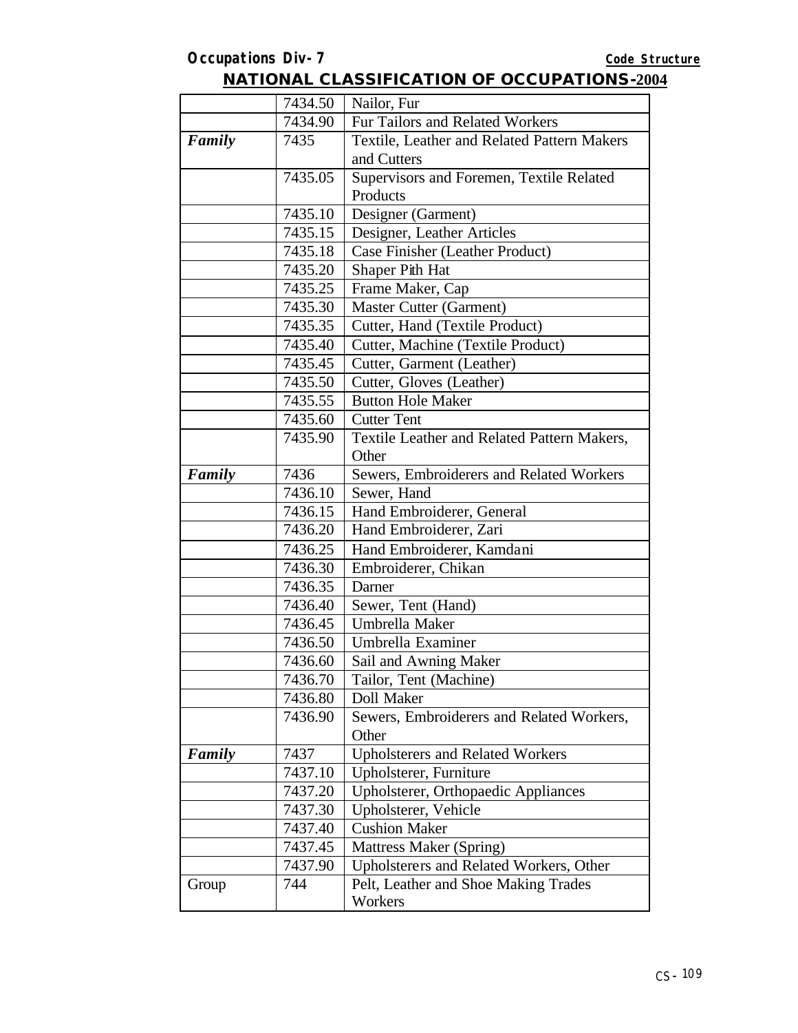| | | |
|---|---|---|
| | 7434.50 | Nailor, Fur |
| | 7434.90 | Fur Tailors and Related Workers |
| ***Family*** | 7435 | Textile, Leather and Related Pattern Makers and Cutters |
| | 7435.05 | Supervisors and Foremen, Textile Related Products |
| | 7435.10 | Designer (Garment) |
| | 7435.15 | Designer, Leather Articles |
| | 7435.18 | Case Finisher (Leather Product) |
| | 7435.20 | Shaper Pith Hat |
| | 7435.25 | Frame Maker, Cap |
| | 7435.30 | Master Cutter (Garment) |
| | 7435.35 | Cutter, Hand (Textile Product) |
| | 7435.40 | Cutter, Machine (Textile Product) |
| | 7435.45 | Cutter, Garment (Leather) |
| | 7435.50 | Cutter, Gloves (Leather) |
| | 7435.55 | Button Hole Maker |
| | 7435.60 | Cutter Tent |
| | 7435.90 | Textile Leather and Related Pattern Makers, Other |
| ***Family*** | 7436 | Sewers, Embroiderers and Related Workers |
| | 7436.10 | Sewer, Hand |
| | 7436.15 | Hand Embroiderer, General |
| | 7436.20 | Hand Embroiderer, Zari |
| | 7436.25 | Hand Embroiderer, Kamdani |
| | 7436.30 | Embroiderer, Chikan |
| | 7436.35 | Darner |
| | 7436.40 | Sewer, Tent (Hand) |
| | 7436.45 | Umbrella Maker |
| | 7436.50 | Umbrella Examiner |
| | 7436.60 | Sail and Awning Maker |
| | 7436.70 | Tailor, Tent (Machine) |
| | 7436.80 | Doll Maker |
| | 7436.90 | Sewers, Embroiderers and Related Workers, Other |
| ***Family*** | 7437 | Upholsterers and Related Workers |
| | 7437.10 | Upholsterer, Furniture |
| | 7437.20 | Upholsterer, Orthopaedic Appliances |
| | 7437.30 | Upholsterer, Vehicle |
| | 7437.40 | Cushion Maker |
| | 7437.45 | Mattress Maker (Spring) |
| | 7437.90 | Upholsterers and Related Workers, Other |
| Group | 744 | Pelt, Leather and Shoe Making Trades Workers |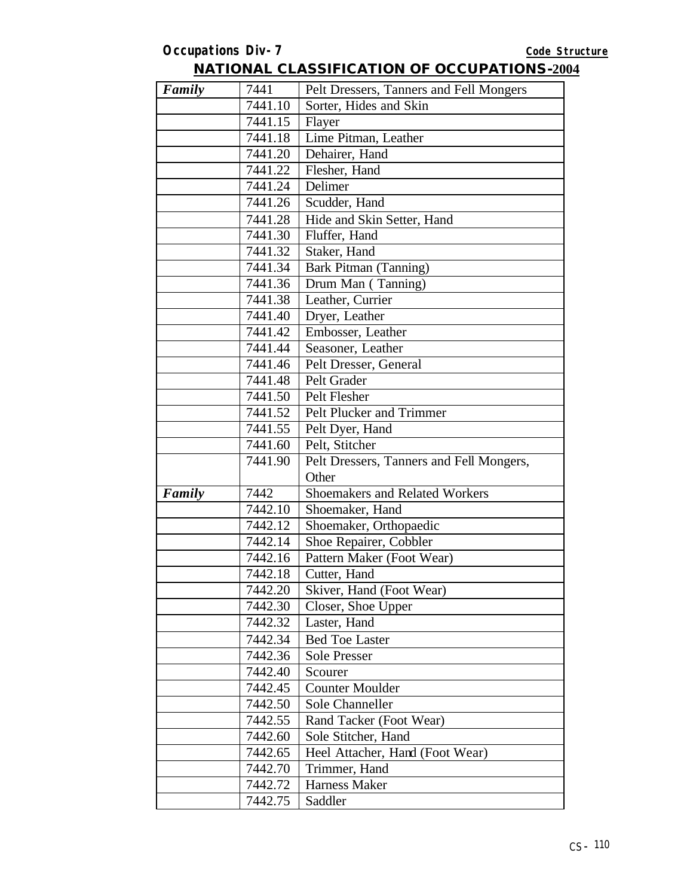## NATIONAL CLASSIFICATION OF OCCUPATIONS-2004

| *Family* | 7441 | Pelt Dressers, Tanners and Fell Mongers |
|---|---|---|
| | 7441.10 | Sorter, Hides and Skin |
| | 7441.15 | Flayer |
| | 7441.18 | Lime Pitman, Leather |
| | 7441.20 | Dehairer, Hand |
| | 7441.22 | Flesher, Hand |
| | 7441.24 | Delimer |
| | 7441.26 | Scudder, Hand |
| | 7441.28 | Hide and Skin Setter, Hand |
| | 7441.30 | Fluffer, Hand |
| | 7441.32 | Staker, Hand |
| | 7441.34 | Bark Pitman (Tanning) |
| | 7441.36 | Drum Man ( Tanning) |
| | 7441.38 | Leather, Currier |
| | 7441.40 | Dryer, Leather |
| | 7441.42 | Embosser, Leather |
| | 7441.44 | Seasoner, Leather |
| | 7441.46 | Pelt Dresser, General |
| | 7441.48 | Pelt Grader |
| | 7441.50 | Pelt Flesher |
| | 7441.52 | Pelt Plucker and Trimmer |
| | 7441.55 | Pelt Dyer, Hand |
| | 7441.60 | Pelt, Stitcher |
| | 7441.90 | Pelt Dressers, Tanners and Fell Mongers, Other |
| *Family* | 7442 | Shoemakers and Related Workers |
| | 7442.10 | Shoemaker, Hand |
| | 7442.12 | Shoemaker, Orthopaedic |
| | 7442.14 | Shoe Repairer, Cobbler |
| | 7442.16 | Pattern Maker (Foot Wear) |
| | 7442.18 | Cutter, Hand |
| | 7442.20 | Skiver, Hand (Foot Wear) |
| | 7442.30 | Closer, Shoe Upper |
| | 7442.32 | Laster, Hand |
| | 7442.34 | Bed Toe Laster |
| | 7442.36 | Sole Presser |
| | 7442.40 | Scourer |
| | 7442.45 | Counter Moulder |
| | 7442.50 | Sole Channeller |
| | 7442.55 | Rand Tacker (Foot Wear) |
| | 7442.60 | Sole Stitcher, Hand |
| | 7442.65 | Heel Attacher, Hand (Foot Wear) |
| | 7442.70 | Trimmer, Hand |
| | 7442.72 | Harness Maker |
| | 7442.75 | Saddler |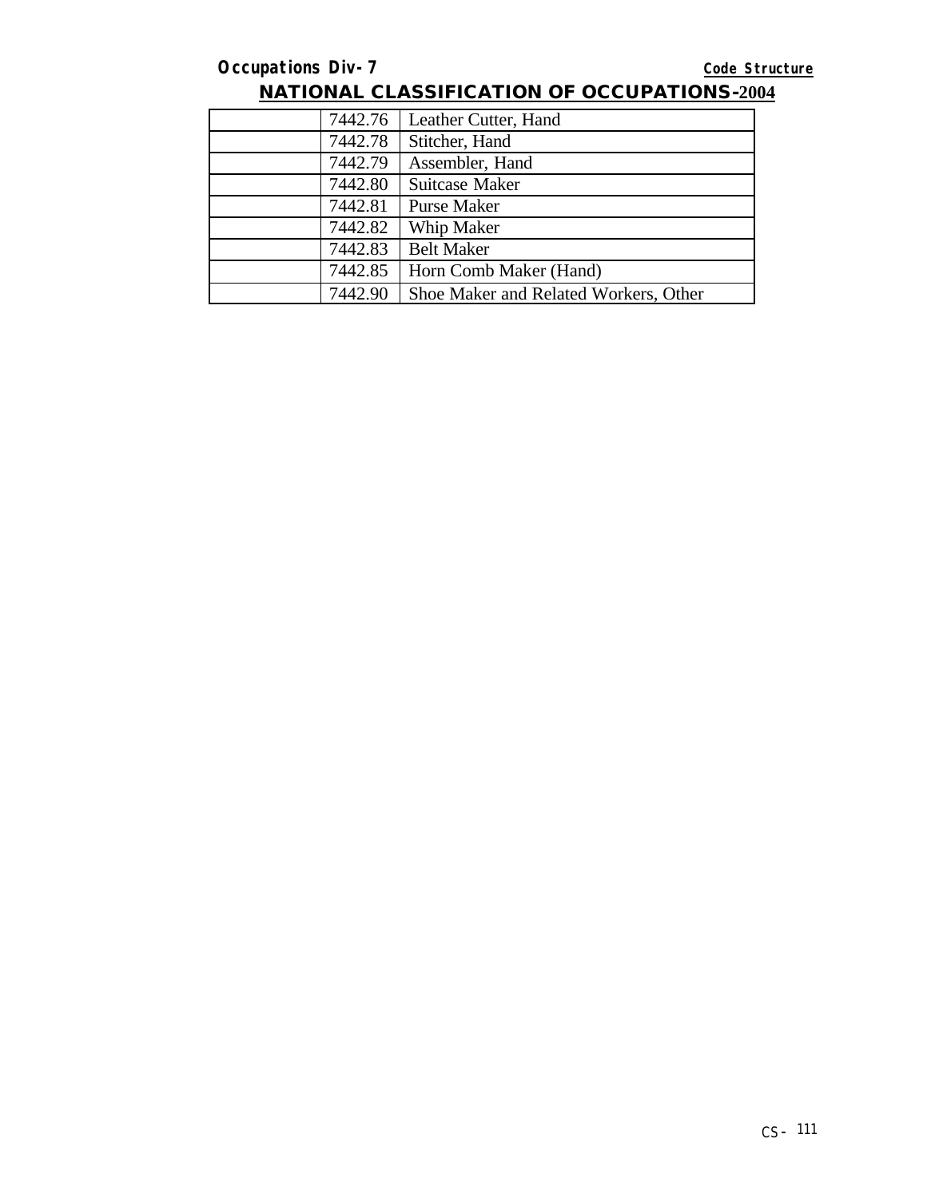| | 7442.76 | Leather Cutter, Hand |
|---|---|---|
| | 7442.78 | Stitcher, Hand |
| | 7442.79 | Assembler, Hand |
| | 7442.80 | Suitcase Maker |
| | 7442.81 | Purse Maker |
| | 7442.82 | Whip Maker |
| | 7442.83 | Belt Maker |
| | 7442.85 | Horn Comb Maker (Hand) |
| | 7442.90 | Shoe Maker and Related Workers, Other |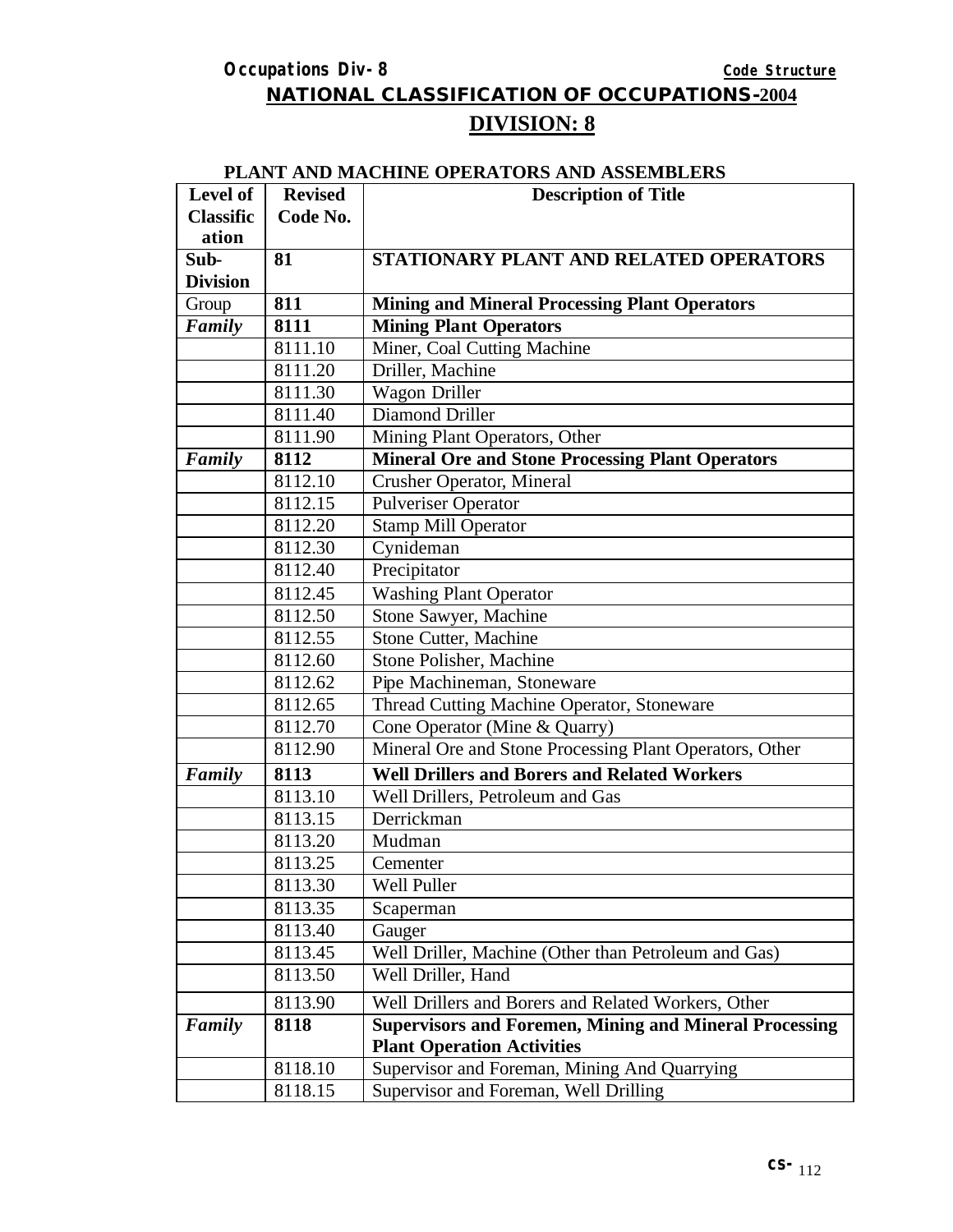## NATIONAL CLASSIFICATION OF OCCUPATIONS-2004

## DIVISION: 8

### PLANT AND MACHINE OPERATORS AND ASSEMBLERS

| Level of Classification | Revised Code No. | Description of Title |
|---|---|---|
| **Sub-Division** | **81** | **STATIONARY PLANT AND RELATED OPERATORS** |
| Group | **811** | **Mining and Mineral Processing Plant Operators** |
| ***Family*** | **8111** | **Mining Plant Operators** |
| | 8111.10 | Miner, Coal Cutting Machine |
| | 8111.20 | Driller, Machine |
| | 8111.30 | Wagon Driller |
| | 8111.40 | Diamond Driller |
| | 8111.90 | Mining Plant Operators, Other |
| ***Family*** | **8112** | **Mineral Ore and Stone Processing Plant Operators** |
| | 8112.10 | Crusher Operator, Mineral |
| | 8112.15 | Pulveriser Operator |
| | 8112.20 | Stamp Mill Operator |
| | 8112.30 | Cynideman |
| | 8112.40 | Precipitator |
| | 8112.45 | Washing Plant Operator |
| | 8112.50 | Stone Sawyer, Machine |
| | 8112.55 | Stone Cutter, Machine |
| | 8112.60 | Stone Polisher, Machine |
| | 8112.62 | Pipe Machineman, Stoneware |
| | 8112.65 | Thread Cutting Machine Operator, Stoneware |
| | 8112.70 | Cone Operator (Mine & Quarry) |
| | 8112.90 | Mineral Ore and Stone Processing Plant Operators, Other |
| ***Family*** | **8113** | **Well Drillers and Borers and Related Workers** |
| | 8113.10 | Well Drillers, Petroleum and Gas |
| | 8113.15 | Derrickman |
| | 8113.20 | Mudman |
| | 8113.25 | Cementer |
| | 8113.30 | Well Puller |
| | 8113.35 | Scaperman |
| | 8113.40 | Gauger |
| | 8113.45 | Well Driller, Machine (Other than Petroleum and Gas) |
| | 8113.50 | Well Driller, Hand |
| | 8113.90 | Well Drillers and Borers and Related Workers, Other |
| ***Family*** | **8118** | **Supervisors and Foremen, Mining and Mineral Processing Plant Operation Activities** |
| | 8118.10 | Supervisor and Foreman, Mining And Quarrying |
| | 8118.15 | Supervisor and Foreman, Well Drilling |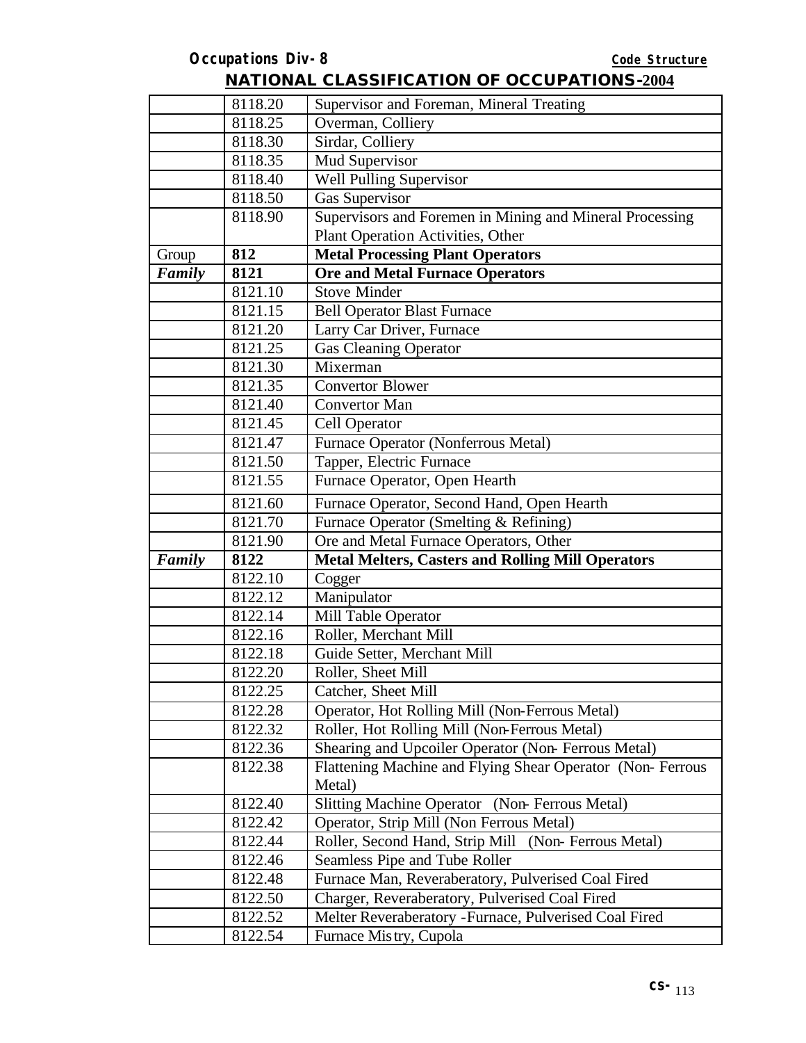| | | |
|---|---|---|
| | 8118.20 | Supervisor and Foreman, Mineral Treating |
| | 8118.25 | Overman, Colliery |
| | 8118.30 | Sirdar, Colliery |
| | 8118.35 | Mud Supervisor |
| | 8118.40 | Well Pulling Supervisor |
| | 8118.50 | Gas Supervisor |
| | 8118.90 | Supervisors and Foremen in Mining and Mineral Processing Plant Operation Activities, Other |
| Group | **812** | **Metal Processing Plant Operators** |
| ***Family*** | **8121** | **Ore and Metal Furnace Operators** |
| | 8121.10 | Stove Minder |
| | 8121.15 | Bell Operator Blast Furnace |
| | 8121.20 | Larry Car Driver, Furnace |
| | 8121.25 | Gas Cleaning Operator |
| | 8121.30 | Mixerman |
| | 8121.35 | Convertor Blower |
| | 8121.40 | Convertor Man |
| | 8121.45 | Cell Operator |
| | 8121.47 | Furnace Operator (Nonferrous Metal) |
| | 8121.50 | Tapper, Electric Furnace |
| | 8121.55 | Furnace Operator, Open Hearth |
| | 8121.60 | Furnace Operator, Second Hand, Open Hearth |
| | 8121.70 | Furnace Operator (Smelting & Refining) |
| | 8121.90 | Ore and Metal Furnace Operators, Other |
| ***Family*** | **8122** | **Metal Melters, Casters and Rolling Mill Operators** |
| | 8122.10 | Cogger |
| | 8122.12 | Manipulator |
| | 8122.14 | Mill Table Operator |
| | 8122.16 | Roller, Merchant Mill |
| | 8122.18 | Guide Setter, Merchant Mill |
| | 8122.20 | Roller, Sheet Mill |
| | 8122.25 | Catcher, Sheet Mill |
| | 8122.28 | Operator, Hot Rolling Mill (Non-Ferrous Metal) |
| | 8122.32 | Roller, Hot Rolling Mill (Non-Ferrous Metal) |
| | 8122.36 | Shearing and Upcoiler Operator (Non- Ferrous Metal) |
| | 8122.38 | Flattening Machine and Flying Shear Operator (Non- Ferrous Metal) |
| | 8122.40 | Slitting Machine Operator (Non- Ferrous Metal) |
| | 8122.42 | Operator, Strip Mill (Non Ferrous Metal) |
| | 8122.44 | Roller, Second Hand, Strip Mill (Non- Ferrous Metal) |
| | 8122.46 | Seamless Pipe and Tube Roller |
| | 8122.48 | Furnace Man, Reveraberatory, Pulverised Coal Fired |
| | 8122.50 | Charger, Reveraberatory, Pulverised Coal Fired |
| | 8122.52 | Melter Reveraberatory -Furnace, Pulverised Coal Fired |
| | 8122.54 | Furnace Mistry, Cupola |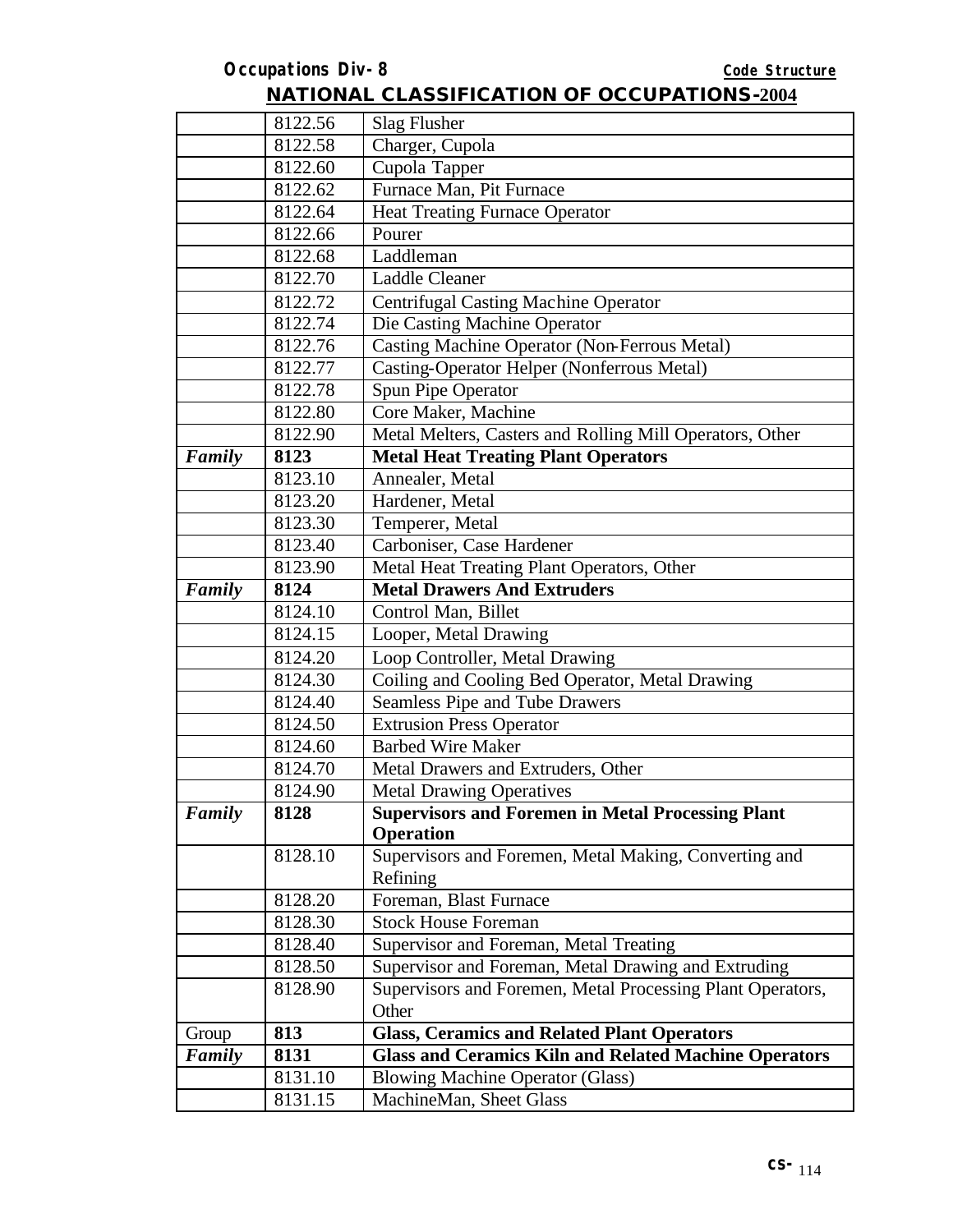| | | |
|---|---|---|
| | 8122.56 | Slag Flusher |
| | 8122.58 | Charger, Cupola |
| | 8122.60 | Cupola Tapper |
| | 8122.62 | Furnace Man, Pit Furnace |
| | 8122.64 | Heat Treating Furnace Operator |
| | 8122.66 | Pourer |
| | 8122.68 | Laddleman |
| | 8122.70 | Laddle Cleaner |
| | 8122.72 | Centrifugal Casting Machine Operator |
| | 8122.74 | Die Casting Machine Operator |
| | 8122.76 | Casting Machine Operator (Non-Ferrous Metal) |
| | 8122.77 | Casting-Operator Helper (Nonferrous Metal) |
| | 8122.78 | Spun Pipe Operator |
| | 8122.80 | Core Maker, Machine |
| | 8122.90 | Metal Melters, Casters and Rolling Mill Operators, Other |
| ***Family*** | **8123** | **Metal Heat Treating Plant Operators** |
| | 8123.10 | Annealer, Metal |
| | 8123.20 | Hardener, Metal |
| | 8123.30 | Temperer, Metal |
| | 8123.40 | Carboniser, Case Hardener |
| | 8123.90 | Metal Heat Treating Plant Operators, Other |
| ***Family*** | **8124** | **Metal Drawers And Extruders** |
| | 8124.10 | Control Man, Billet |
| | 8124.15 | Looper, Metal Drawing |
| | 8124.20 | Loop Controller, Metal Drawing |
| | 8124.30 | Coiling and Cooling Bed Operator, Metal Drawing |
| | 8124.40 | Seamless Pipe and Tube Drawers |
| | 8124.50 | Extrusion Press Operator |
| | 8124.60 | Barbed Wire Maker |
| | 8124.70 | Metal Drawers and Extruders, Other |
| | 8124.90 | Metal Drawing Operatives |
| ***Family*** | **8128** | **Supervisors and Foremen in Metal Processing Plant Operation** |
| | 8128.10 | Supervisors and Foremen, Metal Making, Converting and Refining |
| | 8128.20 | Foreman, Blast Furnace |
| | 8128.30 | Stock House Foreman |
| | 8128.40 | Supervisor and Foreman, Metal Treating |
| | 8128.50 | Supervisor and Foreman, Metal Drawing and Extruding |
| | 8128.90 | Supervisors and Foremen, Metal Processing Plant Operators, Other |
| Group | **813** | **Glass, Ceramics and Related Plant Operators** |
| ***Family*** | **8131** | **Glass and Ceramics Kiln and Related Machine Operators** |
| | 8131.10 | Blowing Machine Operator (Glass) |
| | 8131.15 | MachineMan, Sheet Glass |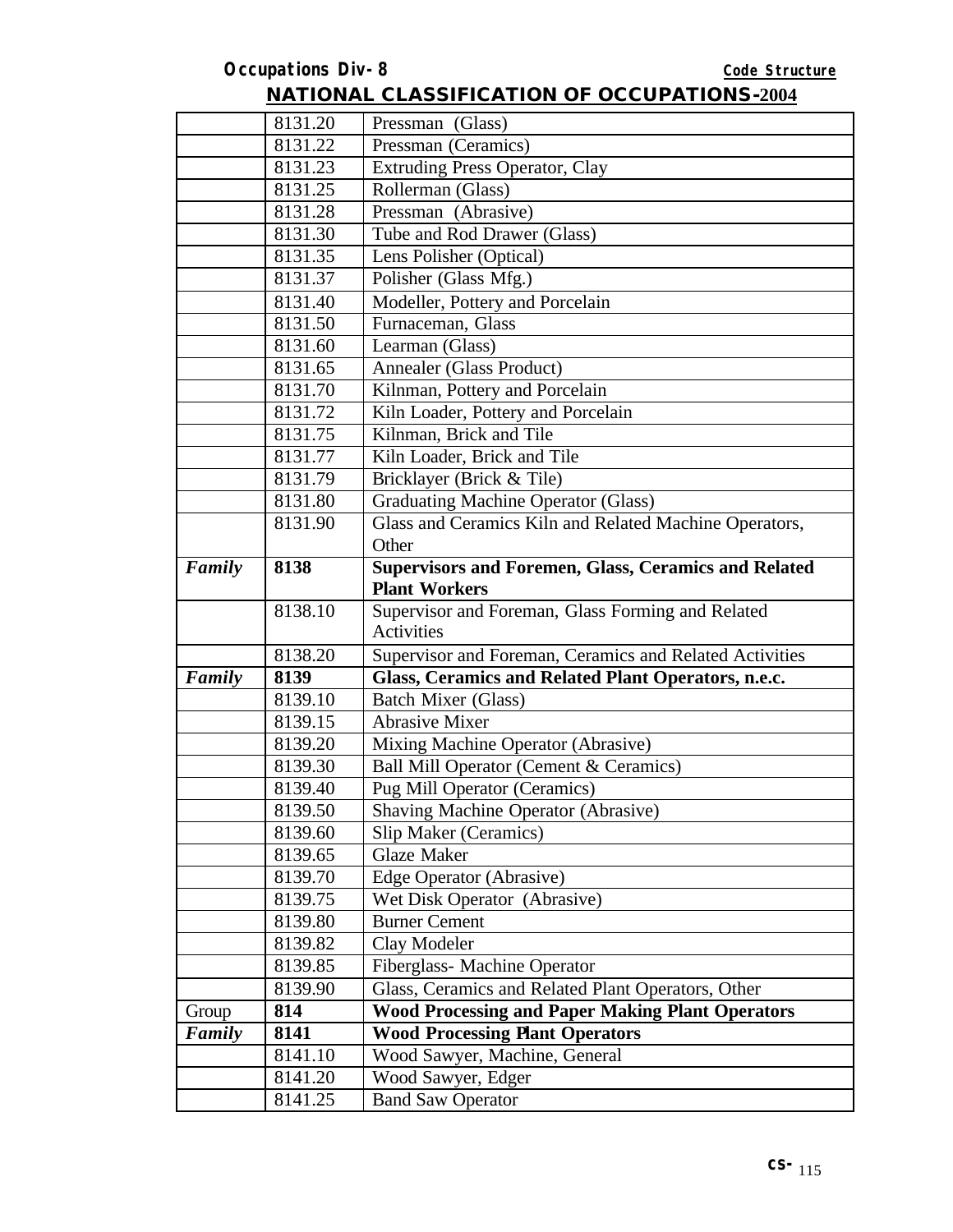## NATIONAL CLASSIFICATION OF OCCUPATIONS-2004

| | | |
|---|---|---|
| | 8131.20 | Pressman (Glass) |
| | 8131.22 | Pressman (Ceramics) |
| | 8131.23 | Extruding Press Operator, Clay |
| | 8131.25 | Rollerman (Glass) |
| | 8131.28 | Pressman (Abrasive) |
| | 8131.30 | Tube and Rod Drawer (Glass) |
| | 8131.35 | Lens Polisher (Optical) |
| | 8131.37 | Polisher (Glass Mfg.) |
| | 8131.40 | Modeller, Pottery and Porcelain |
| | 8131.50 | Furnaceman, Glass |
| | 8131.60 | Learman (Glass) |
| | 8131.65 | Annealer (Glass Product) |
| | 8131.70 | Kilnman, Pottery and Porcelain |
| | 8131.72 | Kiln Loader, Pottery and Porcelain |
| | 8131.75 | Kilnman, Brick and Tile |
| | 8131.77 | Kiln Loader, Brick and Tile |
| | 8131.79 | Bricklayer (Brick & Tile) |
| | 8131.80 | Graduating Machine Operator (Glass) |
| | 8131.90 | Glass and Ceramics Kiln and Related Machine Operators, Other |
| ***Family*** | **8138** | **Supervisors and Foremen, Glass, Ceramics and Related Plant Workers** |
| | 8138.10 | Supervisor and Foreman, Glass Forming and Related Activities |
| | 8138.20 | Supervisor and Foreman, Ceramics and Related Activities |
| ***Family*** | **8139** | **Glass, Ceramics and Related Plant Operators, n.e.c.** |
| | 8139.10 | Batch Mixer (Glass) |
| | 8139.15 | Abrasive Mixer |
| | 8139.20 | Mixing Machine Operator (Abrasive) |
| | 8139.30 | Ball Mill Operator (Cement & Ceramics) |
| | 8139.40 | Pug Mill Operator (Ceramics) |
| | 8139.50 | Shaving Machine Operator (Abrasive) |
| | 8139.60 | Slip Maker (Ceramics) |
| | 8139.65 | Glaze Maker |
| | 8139.70 | Edge Operator (Abrasive) |
| | 8139.75 | Wet Disk Operator (Abrasive) |
| | 8139.80 | Burner Cement |
| | 8139.82 | Clay Modeler |
| | 8139.85 | Fiberglass- Machine Operator |
| | 8139.90 | Glass, Ceramics and Related Plant Operators, Other |
| Group | **814** | **Wood Processing and Paper Making Plant Operators** |
| ***Family*** | **8141** | **Wood Processing Plant Operators** |
| | 8141.10 | Wood Sawyer, Machine, General |
| | 8141.20 | Wood Sawyer, Edger |
| | 8141.25 | Band Saw Operator |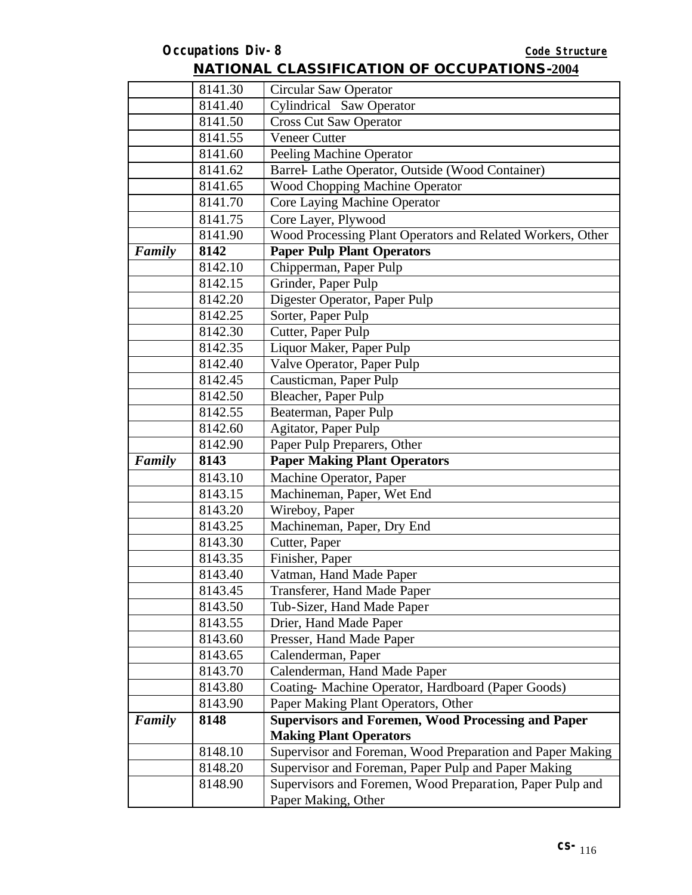| | | |
|---|---|---|
| | 8141.30 | Circular Saw Operator |
| | 8141.40 | Cylindrical Saw Operator |
| | 8141.50 | Cross Cut Saw Operator |
| | 8141.55 | Veneer Cutter |
| | 8141.60 | Peeling Machine Operator |
| | 8141.62 | Barrel- Lathe Operator, Outside (Wood Container) |
| | 8141.65 | Wood Chopping Machine Operator |
| | 8141.70 | Core Laying Machine Operator |
| | 8141.75 | Core Layer, Plywood |
| | 8141.90 | Wood Processing Plant Operators and Related Workers, Other |
| ***Family*** | **8142** | **Paper Pulp Plant Operators** |
| | 8142.10 | Chipperman, Paper Pulp |
| | 8142.15 | Grinder, Paper Pulp |
| | 8142.20 | Digester Operator, Paper Pulp |
| | 8142.25 | Sorter, Paper Pulp |
| | 8142.30 | Cutter, Paper Pulp |
| | 8142.35 | Liquor Maker, Paper Pulp |
| | 8142.40 | Valve Operator, Paper Pulp |
| | 8142.45 | Causticman, Paper Pulp |
| | 8142.50 | Bleacher, Paper Pulp |
| | 8142.55 | Beaterman, Paper Pulp |
| | 8142.60 | Agitator, Paper Pulp |
| | 8142.90 | Paper Pulp Preparers, Other |
| ***Family*** | **8143** | **Paper Making Plant Operators** |
| | 8143.10 | Machine Operator, Paper |
| | 8143.15 | Machineman, Paper, Wet End |
| | 8143.20 | Wireboy, Paper |
| | 8143.25 | Machineman, Paper, Dry End |
| | 8143.30 | Cutter, Paper |
| | 8143.35 | Finisher, Paper |
| | 8143.40 | Vatman, Hand Made Paper |
| | 8143.45 | Transferer, Hand Made Paper |
| | 8143.50 | Tub-Sizer, Hand Made Paper |
| | 8143.55 | Drier, Hand Made Paper |
| | 8143.60 | Presser, Hand Made Paper |
| | 8143.65 | Calenderman, Paper |
| | 8143.70 | Calenderman, Hand Made Paper |
| | 8143.80 | Coating- Machine Operator, Hardboard (Paper Goods) |
| | 8143.90 | Paper Making Plant Operators, Other |
| ***Family*** | **8148** | **Supervisors and Foremen, Wood Processing and Paper Making Plant Operators** |
| | 8148.10 | Supervisor and Foreman, Wood Preparation and Paper Making |
| | 8148.20 | Supervisor and Foreman, Paper Pulp and Paper Making |
| | 8148.90 | Supervisors and Foremen, Wood Preparation, Paper Pulp and Paper Making, Other |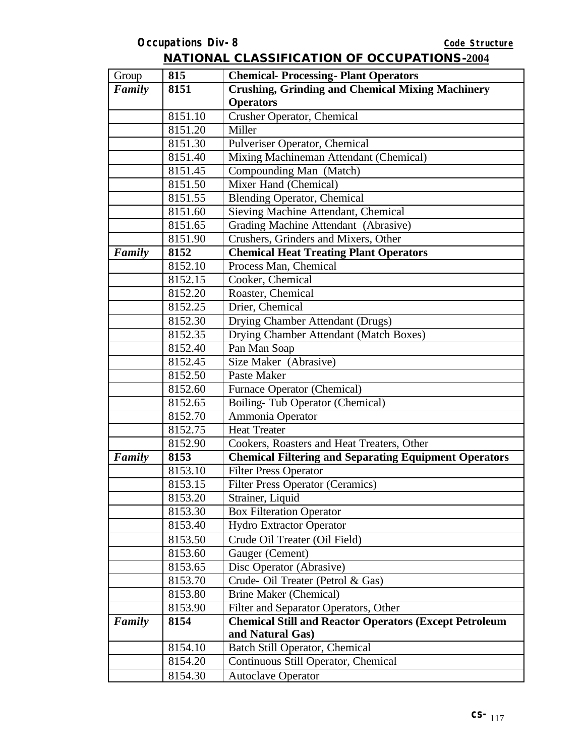## NATIONAL CLASSIFICATION OF OCCUPATIONS-2004

| Group | 815 | Chemical- Processing- Plant Operators |
|---|---|---|
| *Family* | **8151** | **Crushing, Grinding and Chemical Mixing Machinery Operators** |
| | 8151.10 | Crusher Operator, Chemical |
| | 8151.20 | Miller |
| | 8151.30 | Pulveriser Operator, Chemical |
| | 8151.40 | Mixing Machineman Attendant (Chemical) |
| | 8151.45 | Compounding Man (Match) |
| | 8151.50 | Mixer Hand (Chemical) |
| | 8151.55 | Blending Operator, Chemical |
| | 8151.60 | Sieving Machine Attendant, Chemical |
| | 8151.65 | Grading Machine Attendant (Abrasive) |
| | 8151.90 | Crushers, Grinders and Mixers, Other |
| *Family* | **8152** | **Chemical Heat Treating Plant Operators** |
| | 8152.10 | Process Man, Chemical |
| | 8152.15 | Cooker, Chemical |
| | 8152.20 | Roaster, Chemical |
| | 8152.25 | Drier, Chemical |
| | 8152.30 | Drying Chamber Attendant (Drugs) |
| | 8152.35 | Drying Chamber Attendant (Match Boxes) |
| | 8152.40 | Pan Man Soap |
| | 8152.45 | Size Maker (Abrasive) |
| | 8152.50 | Paste Maker |
| | 8152.60 | Furnace Operator (Chemical) |
| | 8152.65 | Boiling- Tub Operator (Chemical) |
| | 8152.70 | Ammonia Operator |
| | 8152.75 | Heat Treater |
| | 8152.90 | Cookers, Roasters and Heat Treaters, Other |
| *Family* | **8153** | **Chemical Filtering and Separating Equipment Operators** |
| | 8153.10 | Filter Press Operator |
| | 8153.15 | Filter Press Operator (Ceramics) |
| | 8153.20 | Strainer, Liquid |
| | 8153.30 | Box Filteration Operator |
| | 8153.40 | Hydro Extractor Operator |
| | 8153.50 | Crude Oil Treater (Oil Field) |
| | 8153.60 | Gauger (Cement) |
| | 8153.65 | Disc Operator (Abrasive) |
| | 8153.70 | Crude- Oil Treater (Petrol & Gas) |
| | 8153.80 | Brine Maker (Chemical) |
| | 8153.90 | Filter and Separator Operators, Other |
| *Family* | **8154** | **Chemical Still and Reactor Operators (Except Petroleum and Natural Gas)** |
| | 8154.10 | Batch Still Operator, Chemical |
| | 8154.20 | Continuous Still Operator, Chemical |
| | 8154.30 | Autoclave Operator |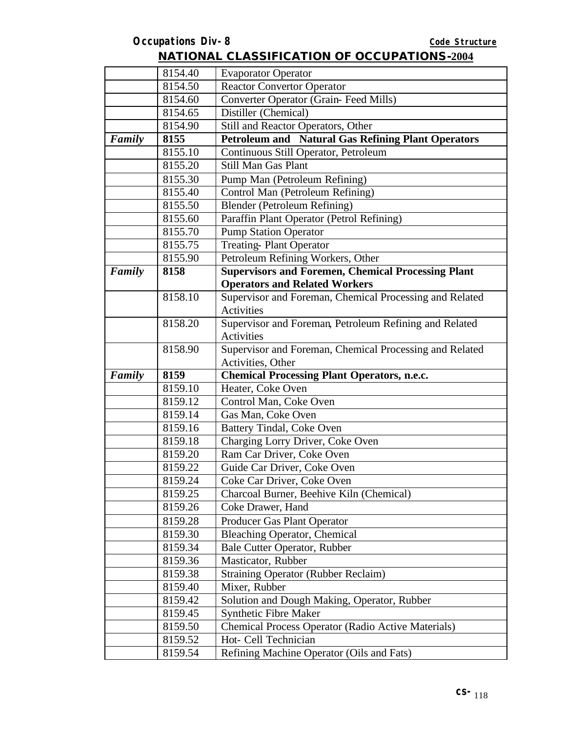| | | |
|---|---|---|
| | 8154.40 | Evaporator Operator |
| | 8154.50 | Reactor Convertor Operator |
| | 8154.60 | Converter Operator (Grain- Feed Mills) |
| | 8154.65 | Distiller (Chemical) |
| | 8154.90 | Still and Reactor Operators, Other |
| ***Family*** | **8155** | **Petroleum and Natural Gas Refining Plant Operators** |
| | 8155.10 | Continuous Still Operator, Petroleum |
| | 8155.20 | Still Man Gas Plant |
| | 8155.30 | Pump Man (Petroleum Refining) |
| | 8155.40 | Control Man (Petroleum Refining) |
| | 8155.50 | Blender (Petroleum Refining) |
| | 8155.60 | Paraffin Plant Operator (Petrol Refining) |
| | 8155.70 | Pump Station Operator |
| | 8155.75 | Treating- Plant Operator |
| | 8155.90 | Petroleum Refining Workers, Other |
| ***Family*** | **8158** | **Supervisors and Foremen, Chemical Processing Plant Operators and Related Workers** |
| | 8158.10 | Supervisor and Foreman, Chemical Processing and Related Activities |
| | 8158.20 | Supervisor and Foreman, Petroleum Refining and Related Activities |
| | 8158.90 | Supervisor and Foreman, Chemical Processing and Related Activities, Other |
| ***Family*** | **8159** | **Chemical Processing Plant Operators, n.e.c.** |
| | 8159.10 | Heater, Coke Oven |
| | 8159.12 | Control Man, Coke Oven |
| | 8159.14 | Gas Man, Coke Oven |
| | 8159.16 | Battery Tindal, Coke Oven |
| | 8159.18 | Charging Lorry Driver, Coke Oven |
| | 8159.20 | Ram Car Driver, Coke Oven |
| | 8159.22 | Guide Car Driver, Coke Oven |
| | 8159.24 | Coke Car Driver, Coke Oven |
| | 8159.25 | Charcoal Burner, Beehive Kiln (Chemical) |
| | 8159.26 | Coke Drawer, Hand |
| | 8159.28 | Producer Gas Plant Operator |
| | 8159.30 | Bleaching Operator, Chemical |
| | 8159.34 | Bale Cutter Operator, Rubber |
| | 8159.36 | Masticator, Rubber |
| | 8159.38 | Straining Operator (Rubber Reclaim) |
| | 8159.40 | Mixer, Rubber |
| | 8159.42 | Solution and Dough Making, Operator, Rubber |
| | 8159.45 | Synthetic Fibre Maker |
| | 8159.50 | Chemical Process Operator (Radio Active Materials) |
| | 8159.52 | Hot- Cell Technician |
| | 8159.54 | Refining Machine Operator (Oils and Fats) |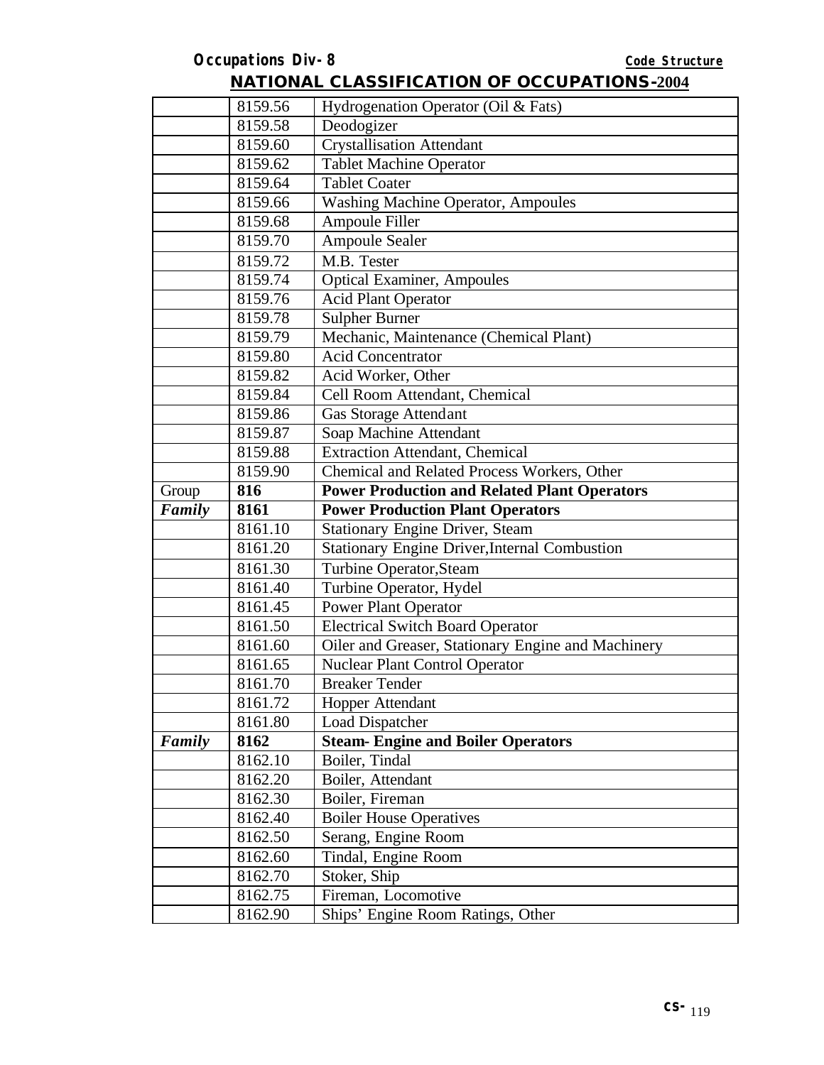**Occupations Div-8** **Code Structure**

## NATIONAL CLASSIFICATION OF OCCUPATIONS-2004

| | | |
|---|---|---|
| | 8159.56 | Hydrogenation Operator (Oil & Fats) |
| | 8159.58 | Deodogizer |
| | 8159.60 | Crystallisation Attendant |
| | 8159.62 | Tablet Machine Operator |
| | 8159.64 | Tablet Coater |
| | 8159.66 | Washing Machine Operator, Ampoules |
| | 8159.68 | Ampoule Filler |
| | 8159.70 | Ampoule Sealer |
| | 8159.72 | M.B. Tester |
| | 8159.74 | Optical Examiner, Ampoules |
| | 8159.76 | Acid Plant Operator |
| | 8159.78 | Sulpher Burner |
| | 8159.79 | Mechanic, Maintenance (Chemical Plant) |
| | 8159.80 | Acid Concentrator |
| | 8159.82 | Acid Worker, Other |
| | 8159.84 | Cell Room Attendant, Chemical |
| | 8159.86 | Gas Storage Attendant |
| | 8159.87 | Soap Machine Attendant |
| | 8159.88 | Extraction Attendant, Chemical |
| | 8159.90 | Chemical and Related Process Workers, Other |
| Group | **816** | **Power Production and Related Plant Operators** |
| ***Family*** | **8161** | **Power Production Plant Operators** |
| | 8161.10 | Stationary Engine Driver, Steam |
| | 8161.20 | Stationary Engine Driver,Internal Combustion |
| | 8161.30 | Turbine Operator,Steam |
| | 8161.40 | Turbine Operator, Hydel |
| | 8161.45 | Power Plant Operator |
| | 8161.50 | Electrical Switch Board Operator |
| | 8161.60 | Oiler and Greaser, Stationary Engine and Machinery |
| | 8161.65 | Nuclear Plant Control Operator |
| | 8161.70 | Breaker Tender |
| | 8161.72 | Hopper Attendant |
| | 8161.80 | Load Dispatcher |
| ***Family*** | **8162** | **Steam- Engine and Boiler Operators** |
| | 8162.10 | Boiler, Tindal |
| | 8162.20 | Boiler, Attendant |
| | 8162.30 | Boiler, Fireman |
| | 8162.40 | Boiler House Operatives |
| | 8162.50 | Serang, Engine Room |
| | 8162.60 | Tindal, Engine Room |
| | 8162.70 | Stoker, Ship |
| | 8162.75 | Fireman, Locomotive |
| | 8162.90 | Ships' Engine Room Ratings, Other |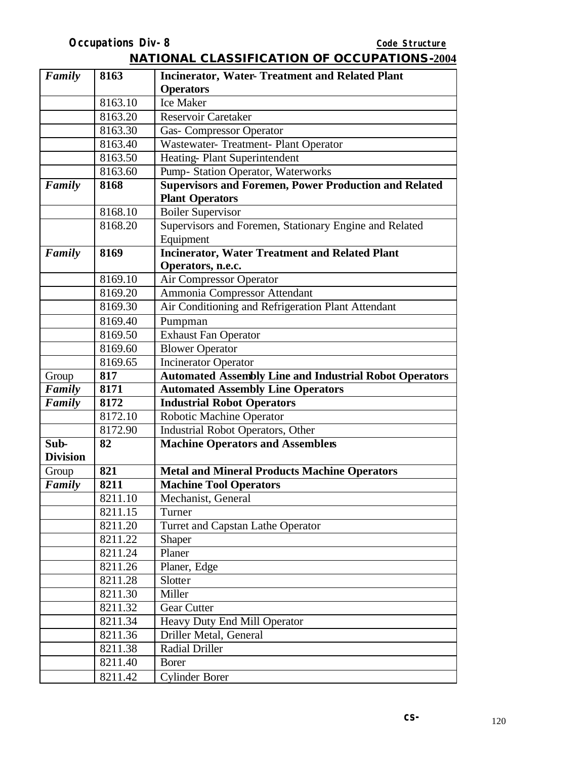**NATIONAL CLASSIFICATION OF OCCUPATIONS-2004**

| | | |
|---|---|---|
| ***Family*** | **8163** | **Incinerator, Water- Treatment and Related Plant Operators** |
| | 8163.10 | Ice Maker |
| | 8163.20 | Reservoir Caretaker |
| | 8163.30 | Gas- Compressor Operator |
| | 8163.40 | Wastewater- Treatment- Plant Operator |
| | 8163.50 | Heating- Plant Superintendent |
| | 8163.60 | Pump- Station Operator, Waterworks |
| ***Family*** | **8168** | **Supervisors and Foremen, Power Production and Related Plant Operators** |
| | 8168.10 | Boiler Supervisor |
| | 8168.20 | Supervisors and Foremen, Stationary Engine and Related Equipment |
| ***Family*** | **8169** | **Incinerator, Water Treatment and Related Plant Operators, n.e.c.** |
| | 8169.10 | Air Compressor Operator |
| | 8169.20 | Ammonia Compressor Attendant |
| | 8169.30 | Air Conditioning and Refrigeration Plant Attendant |
| | 8169.40 | Pumpman |
| | 8169.50 | Exhaust Fan Operator |
| | 8169.60 | Blower Operator |
| | 8169.65 | Incinerator Operator |
| Group | **817** | **Automated Assembly Line and Industrial Robot Operators** |
| ***Family*** | **8171** | **Automated Assembly Line Operators** |
| ***Family*** | **8172** | **Industrial Robot Operators** |
| | 8172.10 | Robotic Machine Operator |
| | 8172.90 | Industrial Robot Operators, Other |
| **Sub-Division** | **82** | **Machine Operators and Assemblers** |
| Group | **821** | **Metal and Mineral Products Machine Operators** |
| ***Family*** | **8211** | **Machine Tool Operators** |
| | 8211.10 | Mechanist, General |
| | 8211.15 | Turner |
| | 8211.20 | Turret and Capstan Lathe Operator |
| | 8211.22 | Shaper |
| | 8211.24 | Planer |
| | 8211.26 | Planer, Edge |
| | 8211.28 | Slotter |
| | 8211.30 | Miller |
| | 8211.32 | Gear Cutter |
| | 8211.34 | Heavy Duty End Mill Operator |
| | 8211.36 | Driller Metal, General |
| | 8211.38 | Radial Driller |
| | 8211.40 | Borer |
| | 8211.42 | Cylinder Borer |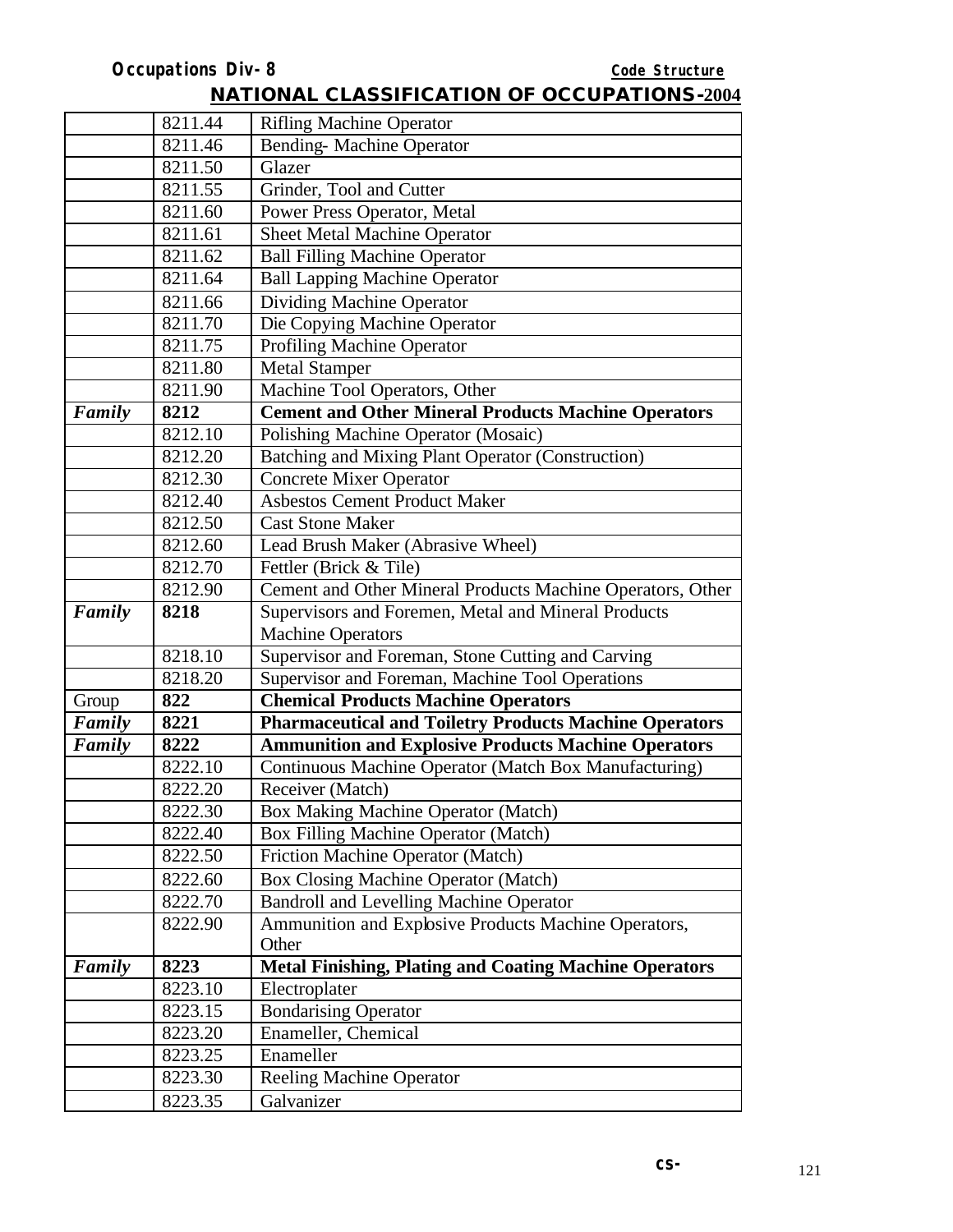| | | |
|---|---|---|
| | 8211.44 | Rifling Machine Operator |
| | 8211.46 | Bending- Machine Operator |
| | 8211.50 | Glazer |
| | 8211.55 | Grinder, Tool and Cutter |
| | 8211.60 | Power Press Operator, Metal |
| | 8211.61 | Sheet Metal Machine Operator |
| | 8211.62 | Ball Filling Machine Operator |
| | 8211.64 | Ball Lapping Machine Operator |
| | 8211.66 | Dividing Machine Operator |
| | 8211.70 | Die Copying Machine Operator |
| | 8211.75 | Profiling Machine Operator |
| | 8211.80 | Metal Stamper |
| | 8211.90 | Machine Tool Operators, Other |
| ***Family*** | **8212** | **Cement and Other Mineral Products Machine Operators** |
| | 8212.10 | Polishing Machine Operator (Mosaic) |
| | 8212.20 | Batching and Mixing Plant Operator (Construction) |
| | 8212.30 | Concrete Mixer Operator |
| | 8212.40 | Asbestos Cement Product Maker |
| | 8212.50 | Cast Stone Maker |
| | 8212.60 | Lead Brush Maker (Abrasive Wheel) |
| | 8212.70 | Fettler (Brick & Tile) |
| | 8212.90 | Cement and Other Mineral Products Machine Operators, Other |
| ***Family*** | **8218** | Supervisors and Foremen, Metal and Mineral Products Machine Operators |
| | 8218.10 | Supervisor and Foreman, Stone Cutting and Carving |
| | 8218.20 | Supervisor and Foreman, Machine Tool Operations |
| Group | **822** | **Chemical Products Machine Operators** |
| ***Family*** | **8221** | **Pharmaceutical and Toiletry Products Machine Operators** |
| ***Family*** | **8222** | **Ammunition and Explosive Products Machine Operators** |
| | 8222.10 | Continuous Machine Operator (Match Box Manufacturing) |
| | 8222.20 | Receiver (Match) |
| | 8222.30 | Box Making Machine Operator (Match) |
| | 8222.40 | Box Filling Machine Operator (Match) |
| | 8222.50 | Friction Machine Operator (Match) |
| | 8222.60 | Box Closing Machine Operator (Match) |
| | 8222.70 | Bandroll and Levelling Machine Operator |
| | 8222.90 | Ammunition and Explosive Products Machine Operators, Other |
| ***Family*** | **8223** | **Metal Finishing, Plating and Coating Machine Operators** |
| | 8223.10 | Electroplater |
| | 8223.15 | Bondarising Operator |
| | 8223.20 | Enameller, Chemical |
| | 8223.25 | Enameller |
| | 8223.30 | Reeling Machine Operator |
| | 8223.35 | Galvanizer |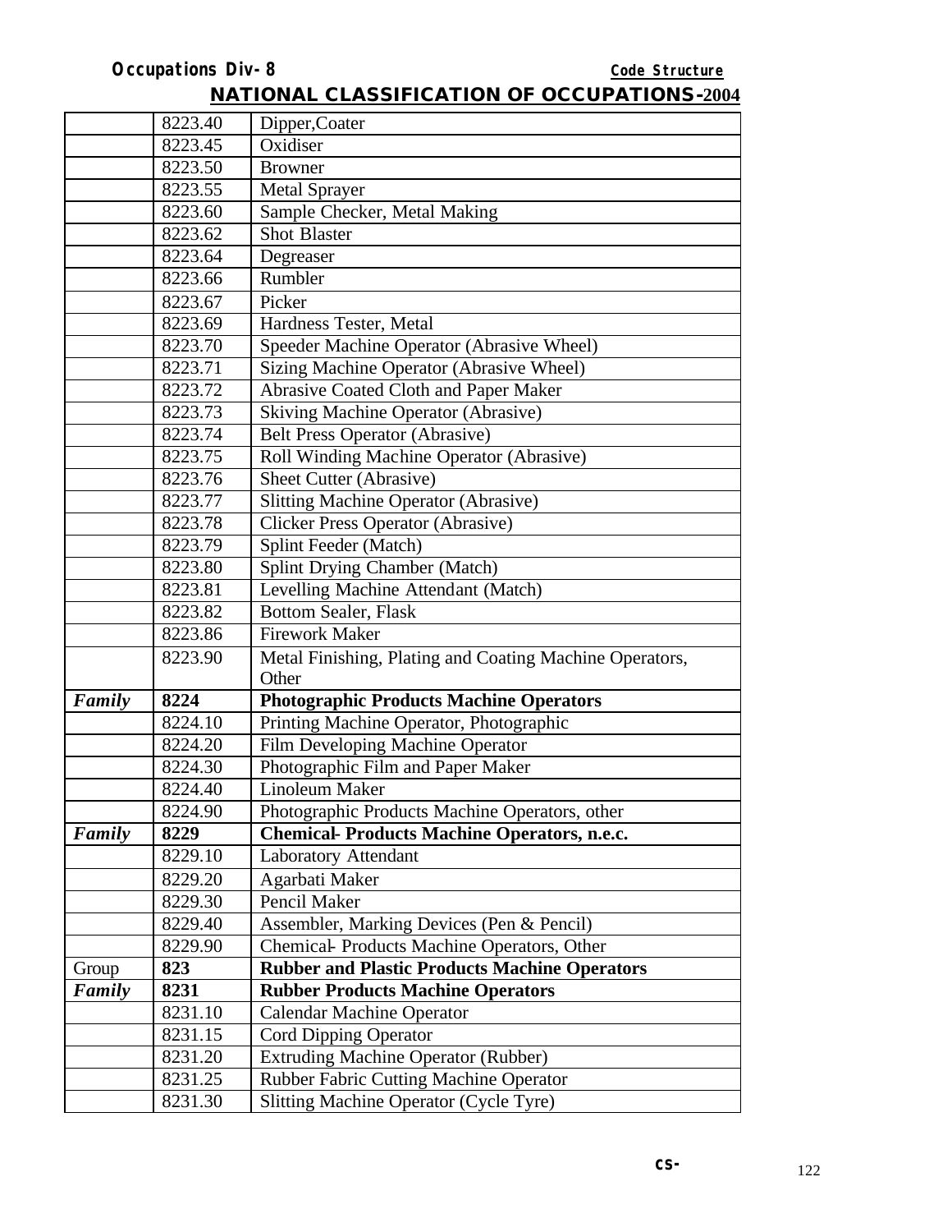| | | |
|---|---|---|
| | 8223.40 | Dipper,Coater |
| | 8223.45 | Oxidiser |
| | 8223.50 | Browner |
| | 8223.55 | Metal Sprayer |
| | 8223.60 | Sample Checker, Metal Making |
| | 8223.62 | Shot Blaster |
| | 8223.64 | Degreaser |
| | 8223.66 | Rumbler |
| | 8223.67 | Picker |
| | 8223.69 | Hardness Tester, Metal |
| | 8223.70 | Speeder Machine Operator (Abrasive Wheel) |
| | 8223.71 | Sizing Machine Operator (Abrasive Wheel) |
| | 8223.72 | Abrasive Coated Cloth and Paper Maker |
| | 8223.73 | Skiving Machine Operator (Abrasive) |
| | 8223.74 | Belt Press Operator (Abrasive) |
| | 8223.75 | Roll Winding Machine Operator (Abrasive) |
| | 8223.76 | Sheet Cutter (Abrasive) |
| | 8223.77 | Slitting Machine Operator (Abrasive) |
| | 8223.78 | Clicker Press Operator (Abrasive) |
| | 8223.79 | Splint Feeder (Match) |
| | 8223.80 | Splint Drying Chamber (Match) |
| | 8223.81 | Levelling Machine Attendant (Match) |
| | 8223.82 | Bottom Sealer, Flask |
| | 8223.86 | Firework Maker |
| | 8223.90 | Metal Finishing, Plating and Coating Machine Operators, Other |
| ***Family*** | **8224** | **Photographic Products Machine Operators** |
| | 8224.10 | Printing Machine Operator, Photographic |
| | 8224.20 | Film Developing Machine Operator |
| | 8224.30 | Photographic Film and Paper Maker |
| | 8224.40 | Linoleum Maker |
| | 8224.90 | Photographic Products Machine Operators, other |
| ***Family*** | **8229** | **Chemical- Products Machine Operators, n.e.c.** |
| | 8229.10 | Laboratory Attendant |
| | 8229.20 | Agarbati Maker |
| | 8229.30 | Pencil Maker |
| | 8229.40 | Assembler, Marking Devices (Pen & Pencil) |
| | 8229.90 | Chemical- Products Machine Operators, Other |
| Group | **823** | **Rubber and Plastic Products Machine Operators** |
| ***Family*** | **8231** | **Rubber Products Machine Operators** |
| | 8231.10 | Calendar Machine Operator |
| | 8231.15 | Cord Dipping Operator |
| | 8231.20 | Extruding Machine Operator (Rubber) |
| | 8231.25 | Rubber Fabric Cutting Machine Operator |
| | 8231.30 | Slitting Machine Operator (Cycle Tyre) |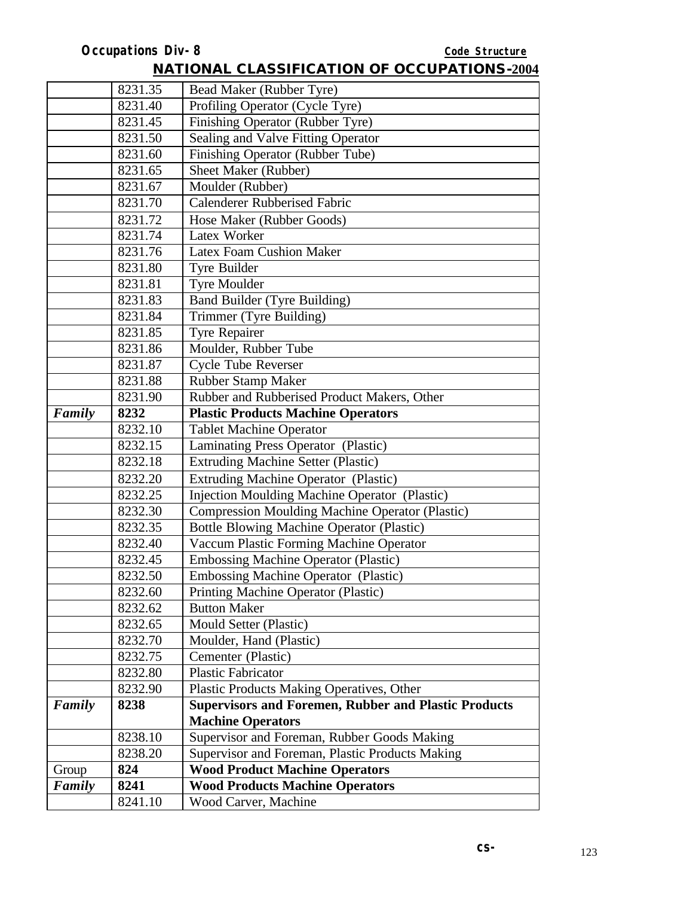## NATIONAL CLASSIFICATION OF OCCUPATIONS-2004

| | | |
|---|---|---|
| | 8231.35 | Bead Maker (Rubber Tyre) |
| | 8231.40 | Profiling Operator (Cycle Tyre) |
| | 8231.45 | Finishing Operator (Rubber Tyre) |
| | 8231.50 | Sealing and Valve Fitting Operator |
| | 8231.60 | Finishing Operator (Rubber Tube) |
| | 8231.65 | Sheet Maker (Rubber) |
| | 8231.67 | Moulder (Rubber) |
| | 8231.70 | Calenderer Rubberised Fabric |
| | 8231.72 | Hose Maker (Rubber Goods) |
| | 8231.74 | Latex Worker |
| | 8231.76 | Latex Foam Cushion Maker |
| | 8231.80 | Tyre Builder |
| | 8231.81 | Tyre Moulder |
| | 8231.83 | Band Builder (Tyre Building) |
| | 8231.84 | Trimmer (Tyre Building) |
| | 8231.85 | Tyre Repairer |
| | 8231.86 | Moulder, Rubber Tube |
| | 8231.87 | Cycle Tube Reverser |
| | 8231.88 | Rubber Stamp Maker |
| | 8231.90 | Rubber and Rubberised Product Makers, Other |
| ***Family*** | **8232** | **Plastic Products Machine Operators** |
| | 8232.10 | Tablet Machine Operator |
| | 8232.15 | Laminating Press Operator (Plastic) |
| | 8232.18 | Extruding Machine Setter (Plastic) |
| | 8232.20 | Extruding Machine Operator (Plastic) |
| | 8232.25 | Injection Moulding Machine Operator (Plastic) |
| | 8232.30 | Compression Moulding Machine Operator (Plastic) |
| | 8232.35 | Bottle Blowing Machine Operator (Plastic) |
| | 8232.40 | Vaccum Plastic Forming Machine Operator |
| | 8232.45 | Embossing Machine Operator (Plastic) |
| | 8232.50 | Embossing Machine Operator (Plastic) |
| | 8232.60 | Printing Machine Operator (Plastic) |
| | 8232.62 | Button Maker |
| | 8232.65 | Mould Setter (Plastic) |
| | 8232.70 | Moulder, Hand (Plastic) |
| | 8232.75 | Cementer (Plastic) |
| | 8232.80 | Plastic Fabricator |
| | 8232.90 | Plastic Products Making Operatives, Other |
| ***Family*** | **8238** | **Supervisors and Foremen, Rubber and Plastic Products Machine Operators** |
| | 8238.10 | Supervisor and Foreman, Rubber Goods Making |
| | 8238.20 | Supervisor and Foreman, Plastic Products Making |
| Group | **824** | **Wood Product Machine Operators** |
| ***Family*** | **8241** | **Wood Products Machine Operators** |
| | 8241.10 | Wood Carver, Machine |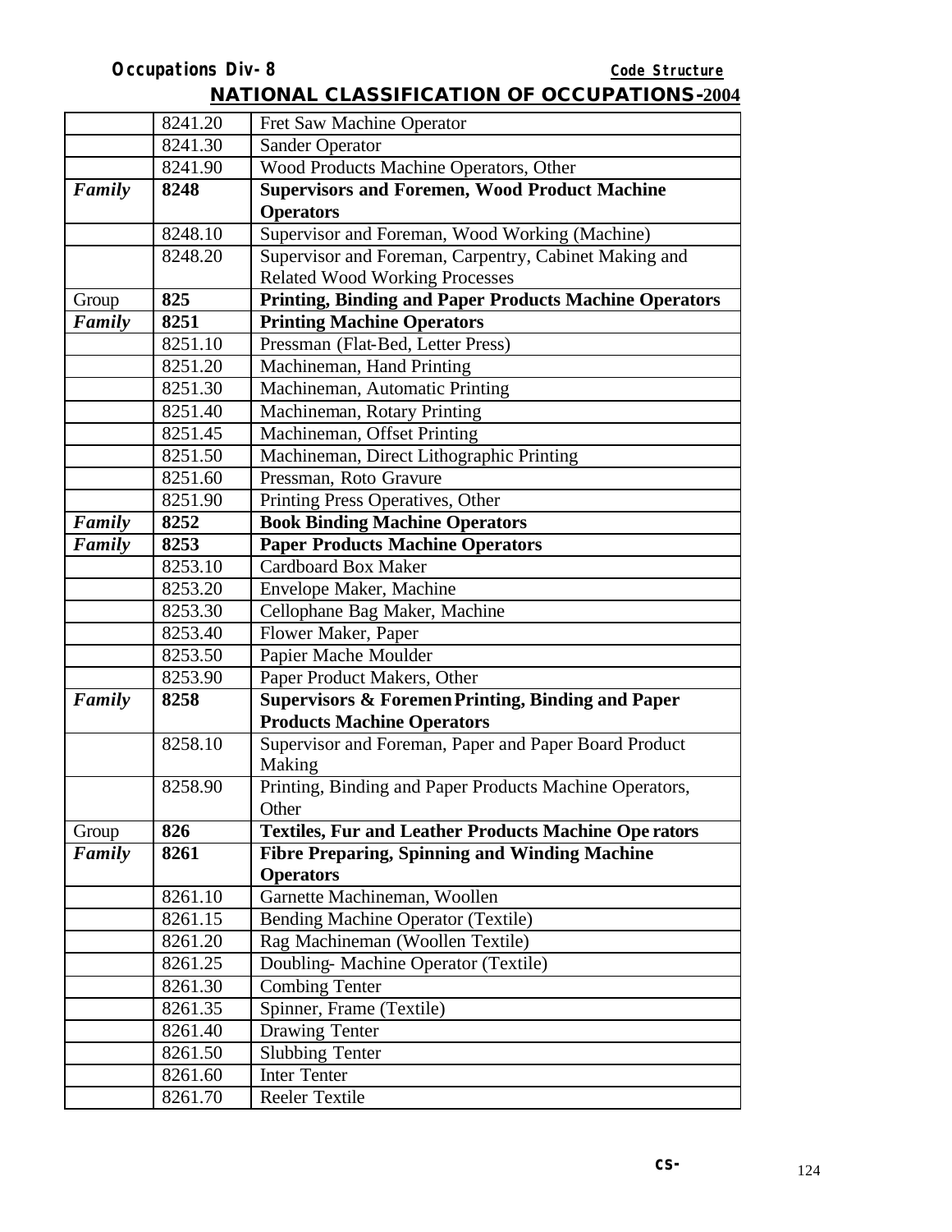| | | |
|---|---|---|
| | 8241.20 | Fret Saw Machine Operator |
| | 8241.30 | Sander Operator |
| | 8241.90 | Wood Products Machine Operators, Other |
| ***Family*** | **8248** | **Supervisors and Foremen, Wood Product Machine Operators** |
| | 8248.10 | Supervisor and Foreman, Wood Working (Machine) |
| | 8248.20 | Supervisor and Foreman, Carpentry, Cabinet Making and Related Wood Working Processes |
| Group | **825** | **Printing, Binding and Paper Products Machine Operators** |
| ***Family*** | **8251** | **Printing Machine Operators** |
| | 8251.10 | Pressman (Flat-Bed, Letter Press) |
| | 8251.20 | Machineman, Hand Printing |
| | 8251.30 | Machineman, Automatic Printing |
| | 8251.40 | Machineman, Rotary Printing |
| | 8251.45 | Machineman, Offset Printing |
| | 8251.50 | Machineman, Direct Lithographic Printing |
| | 8251.60 | Pressman, Roto Gravure |
| | 8251.90 | Printing Press Operatives, Other |
| ***Family*** | **8252** | **Book Binding Machine Operators** |
| ***Family*** | **8253** | **Paper Products Machine Operators** |
| | 8253.10 | Cardboard Box Maker |
| | 8253.20 | Envelope Maker, Machine |
| | 8253.30 | Cellophane Bag Maker, Machine |
| | 8253.40 | Flower Maker, Paper |
| | 8253.50 | Papier Mache Moulder |
| | 8253.90 | Paper Product Makers, Other |
| ***Family*** | **8258** | **Supervisors & Foremen Printing, Binding and Paper Products Machine Operators** |
| | 8258.10 | Supervisor and Foreman, Paper and Paper Board Product Making |
| | 8258.90 | Printing, Binding and Paper Products Machine Operators, Other |
| Group | **826** | **Textiles, Fur and Leather Products Machine Ope rators** |
| ***Family*** | **8261** | **Fibre Preparing, Spinning and Winding Machine Operators** |
| | 8261.10 | Garnette Machineman, Woollen |
| | 8261.15 | Bending Machine Operator (Textile) |
| | 8261.20 | Rag Machineman (Woollen Textile) |
| | 8261.25 | Doubling- Machine Operator (Textile) |
| | 8261.30 | Combing Tenter |
| | 8261.35 | Spinner, Frame (Textile) |
| | 8261.40 | Drawing Tenter |
| | 8261.50 | Slubbing Tenter |
| | 8261.60 | Inter Tenter |
| | 8261.70 | Reeler Textile |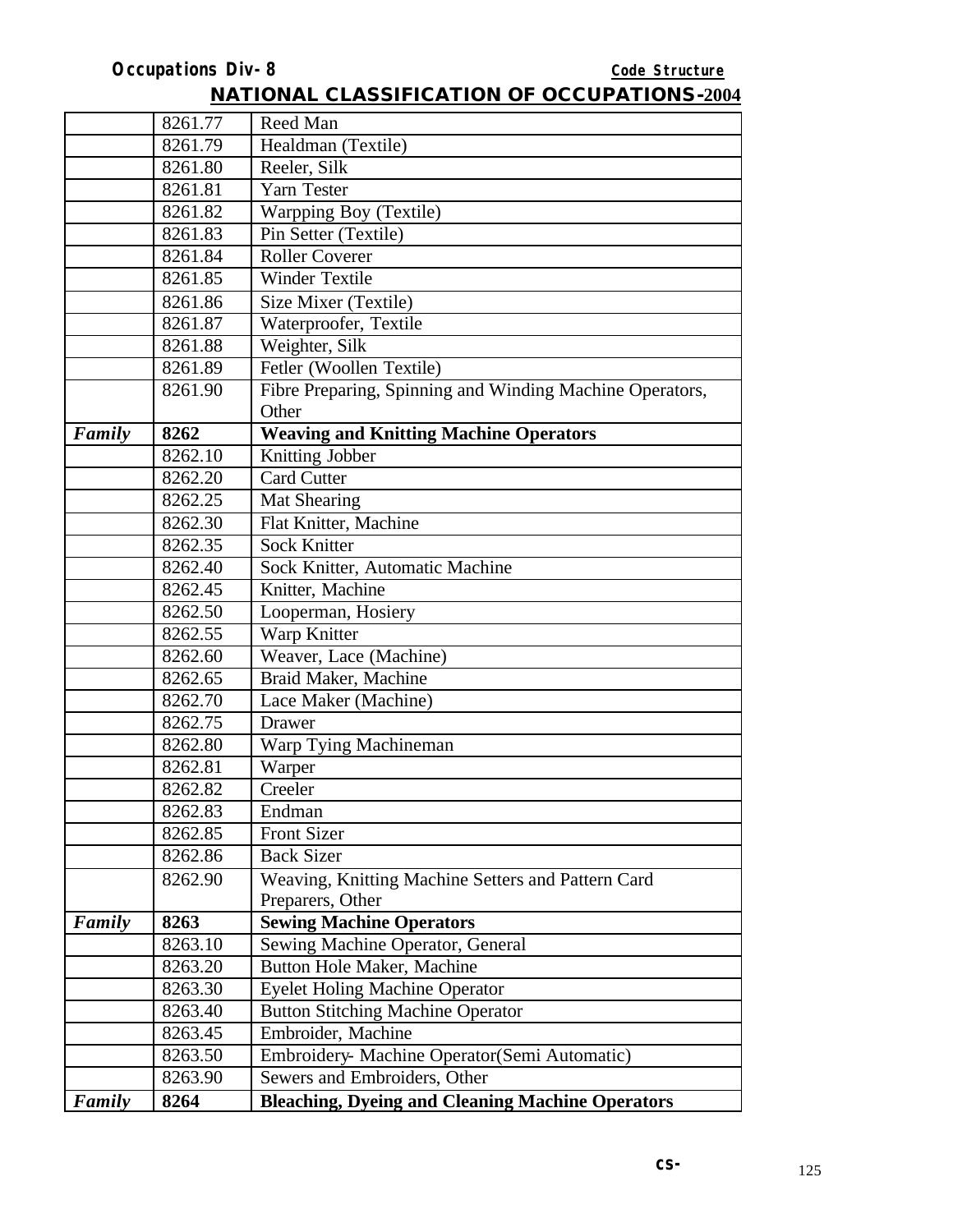| | | |
|---|---|---|
| | 8261.77 | Reed Man |
| | 8261.79 | Healdman (Textile) |
| | 8261.80 | Reeler, Silk |
| | 8261.81 | Yarn Tester |
| | 8261.82 | Warpping Boy (Textile) |
| | 8261.83 | Pin Setter (Textile) |
| | 8261.84 | Roller Coverer |
| | 8261.85 | Winder Textile |
| | 8261.86 | Size Mixer (Textile) |
| | 8261.87 | Waterproofer, Textile |
| | 8261.88 | Weighter, Silk |
| | 8261.89 | Fetler (Woollen Textile) |
| | 8261.90 | Fibre Preparing, Spinning and Winding Machine Operators, Other |
| ***Family*** | **8262** | **Weaving and Knitting Machine Operators** |
| | 8262.10 | Knitting Jobber |
| | 8262.20 | Card Cutter |
| | 8262.25 | Mat Shearing |
| | 8262.30 | Flat Knitter, Machine |
| | 8262.35 | Sock Knitter |
| | 8262.40 | Sock Knitter, Automatic Machine |
| | 8262.45 | Knitter, Machine |
| | 8262.50 | Looperman, Hosiery |
| | 8262.55 | Warp Knitter |
| | 8262.60 | Weaver, Lace (Machine) |
| | 8262.65 | Braid Maker, Machine |
| | 8262.70 | Lace Maker (Machine) |
| | 8262.75 | Drawer |
| | 8262.80 | Warp Tying Machineman |
| | 8262.81 | Warper |
| | 8262.82 | Creeler |
| | 8262.83 | Endman |
| | 8262.85 | Front Sizer |
| | 8262.86 | Back Sizer |
| | 8262.90 | Weaving, Knitting Machine Setters and Pattern Card Preparers, Other |
| ***Family*** | **8263** | **Sewing Machine Operators** |
| | 8263.10 | Sewing Machine Operator, General |
| | 8263.20 | Button Hole Maker, Machine |
| | 8263.30 | Eyelet Holing Machine Operator |
| | 8263.40 | Button Stitching Machine Operator |
| | 8263.45 | Embroider, Machine |
| | 8263.50 | Embroidery- Machine Operator(Semi Automatic) |
| | 8263.90 | Sewers and Embroiders, Other |
| ***Family*** | **8264** | **Bleaching, Dyeing and Cleaning Machine Operators** |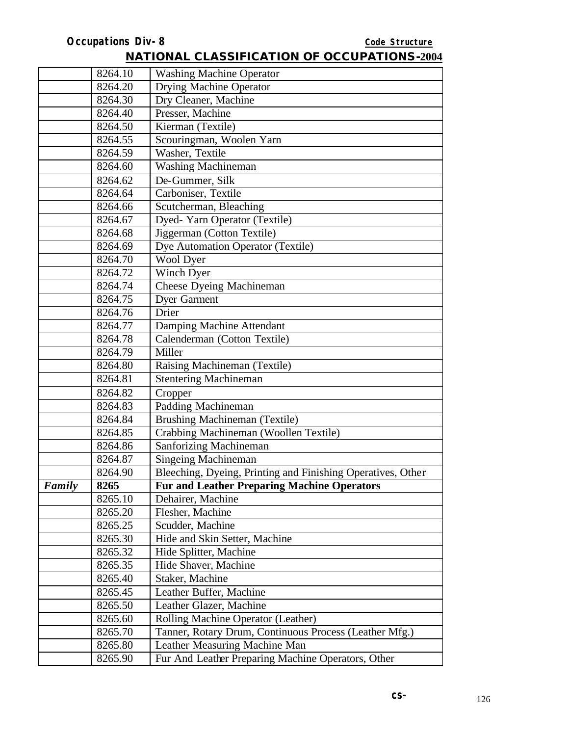| | | |
|---|---|---|
| | 8264.10 | Washing Machine Operator |
| | 8264.20 | Drying Machine Operator |
| | 8264.30 | Dry Cleaner, Machine |
| | 8264.40 | Presser, Machine |
| | 8264.50 | Kierman (Textile) |
| | 8264.55 | Scouringman, Woolen Yarn |
| | 8264.59 | Washer, Textile |
| | 8264.60 | Washing Machineman |
| | 8264.62 | De-Gummer, Silk |
| | 8264.64 | Carboniser, Textile |
| | 8264.66 | Scutcherman, Bleaching |
| | 8264.67 | Dyed- Yarn Operator (Textile) |
| | 8264.68 | Jiggerman (Cotton Textile) |
| | 8264.69 | Dye Automation Operator (Textile) |
| | 8264.70 | Wool Dyer |
| | 8264.72 | Winch Dyer |
| | 8264.74 | Cheese Dyeing Machineman |
| | 8264.75 | Dyer Garment |
| | 8264.76 | Drier |
| | 8264.77 | Damping Machine Attendant |
| | 8264.78 | Calenderman (Cotton Textile) |
| | 8264.79 | Miller |
| | 8264.80 | Raising Machineman (Textile) |
| | 8264.81 | Stentering Machineman |
| | 8264.82 | Cropper |
| | 8264.83 | Padding Machineman |
| | 8264.84 | Brushing Machineman (Textile) |
| | 8264.85 | Crabbing Machineman (Woollen Textile) |
| | 8264.86 | Sanforizing Machineman |
| | 8264.87 | Singeing Machineman |
| | 8264.90 | Bleeching, Dyeing, Printing and Finishing Operatives, Other |
| ***Family*** | **8265** | **Fur and Leather Preparing Machine Operators** |
| | 8265.10 | Dehairer, Machine |
| | 8265.20 | Flesher, Machine |
| | 8265.25 | Scudder, Machine |
| | 8265.30 | Hide and Skin Setter, Machine |
| | 8265.32 | Hide Splitter, Machine |
| | 8265.35 | Hide Shaver, Machine |
| | 8265.40 | Staker, Machine |
| | 8265.45 | Leather Buffer, Machine |
| | 8265.50 | Leather Glazer, Machine |
| | 8265.60 | Rolling Machine Operator (Leather) |
| | 8265.70 | Tanner, Rotary Drum, Continuous Process (Leather Mfg.) |
| | 8265.80 | Leather Measuring Machine Man |
| | 8265.90 | Fur And Leather Preparing Machine Operators, Other |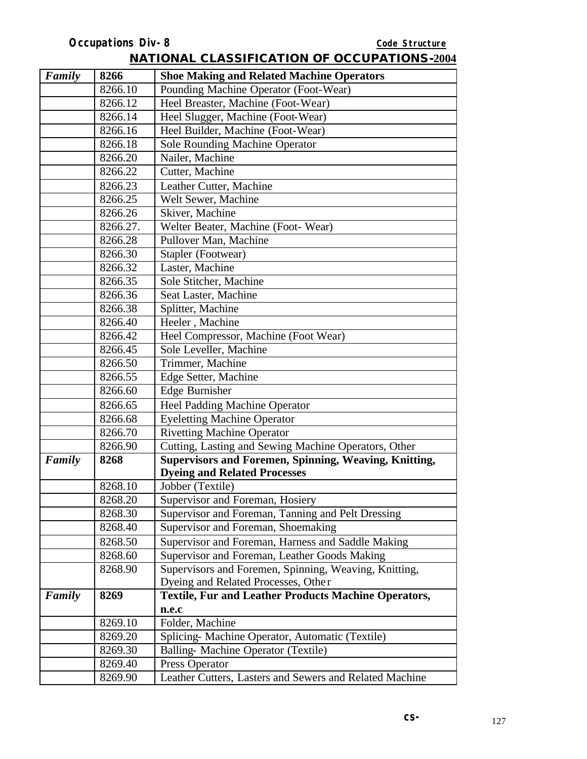**Occupations Div- 8** **Code Structure**

## NATIONAL CLASSIFICATION OF OCCUPATIONS-2004

| | | |
|---|---|---|
| *Family* | **8266** | **Shoe Making and Related Machine Operators** |
| | 8266.10 | Pounding Machine Operator (Foot-Wear) |
| | 8266.12 | Heel Breaster, Machine (Foot-Wear) |
| | 8266.14 | Heel Slugger, Machine (Foot-Wear) |
| | 8266.16 | Heel Builder, Machine (Foot-Wear) |
| | 8266.18 | Sole Rounding Machine Operator |
| | 8266.20 | Nailer, Machine |
| | 8266.22 | Cutter, Machine |
| | 8266.23 | Leather Cutter, Machine |
| | 8266.25 | Welt Sewer, Machine |
| | 8266.26 | Skiver, Machine |
| | 8266.27. | Welter Beater, Machine (Foot- Wear) |
| | 8266.28 | Pullover Man, Machine |
| | 8266.30 | Stapler (Footwear) |
| | 8266.32 | Laster, Machine |
| | 8266.35 | Sole Stitcher, Machine |
| | 8266.36 | Seat Laster, Machine |
| | 8266.38 | Splitter, Machine |
| | 8266.40 | Heeler , Machine |
| | 8266.42 | Heel Compressor, Machine (Foot Wear) |
| | 8266.45 | Sole Leveller, Machine |
| | 8266.50 | Trimmer, Machine |
| | 8266.55 | Edge Setter, Machine |
| | 8266.60 | Edge Burnisher |
| | 8266.65 | Heel Padding Machine Operator |
| | 8266.68 | Eyeletting Machine Operator |
| | 8266.70 | Rivetting Machine Operator |
| | 8266.90 | Cutting, Lasting and Sewing Machine Operators, Other |
| *Family* | **8268** | **Supervisors and Foremen, Spinning, Weaving, Knitting, Dyeing and Related Processes** |
| | 8268.10 | Jobber (Textile) |
| | 8268.20 | Supervisor and Foreman, Hosiery |
| | 8268.30 | Supervisor and Foreman, Tanning and Pelt Dressing |
| | 8268.40 | Supervisor and Foreman, Shoemaking |
| | 8268.50 | Supervisor and Foreman, Harness and Saddle Making |
| | 8268.60 | Supervisor and Foreman, Leather Goods Making |
| | 8268.90 | Supervisors and Foremen, Spinning, Weaving, Knitting, Dyeing and Related Processes, Other |
| *Family* | **8269** | **Textile, Fur and Leather Products Machine Operators, n.e.c** |
| | 8269.10 | Folder, Machine |
| | 8269.20 | Splicing- Machine Operator, Automatic (Textile) |
| | 8269.30 | Balling- Machine Operator (Textile) |
| | 8269.40 | Press Operator |
| | 8269.90 | Leather Cutters, Lasters and Sewers and Related Machine |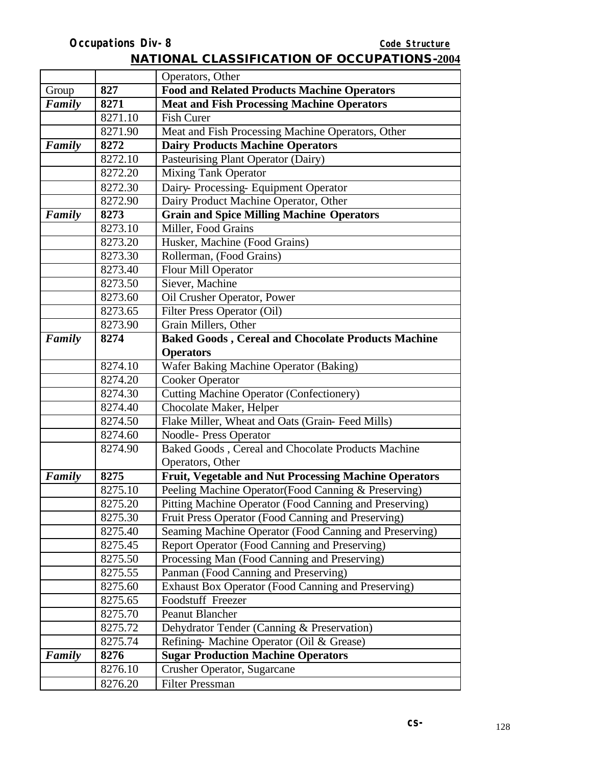| | | Operators, Other |
|---|---|---|
| Group | **827** | **Food and Related Products Machine Operators** |
| ***Family*** | **8271** | **Meat and Fish Processing Machine Operators** |
| | 8271.10 | Fish Curer |
| | 8271.90 | Meat and Fish Processing Machine Operators, Other |
| ***Family*** | **8272** | **Dairy Products Machine Operators** |
| | 8272.10 | Pasteurising Plant Operator (Dairy) |
| | 8272.20 | Mixing Tank Operator |
| | 8272.30 | Dairy- Processing- Equipment Operator |
| | 8272.90 | Dairy Product Machine Operator, Other |
| ***Family*** | **8273** | **Grain and Spice Milling Machine Operators** |
| | 8273.10 | Miller, Food Grains |
| | 8273.20 | Husker, Machine (Food Grains) |
| | 8273.30 | Rollerman, (Food Grains) |
| | 8273.40 | Flour Mill Operator |
| | 8273.50 | Siever, Machine |
| | 8273.60 | Oil Crusher Operator, Power |
| | 8273.65 | Filter Press Operator (Oil) |
| | 8273.90 | Grain Millers, Other |
| ***Family*** | **8274** | **Baked Goods , Cereal and Chocolate Products Machine Operators** |
| | 8274.10 | Wafer Baking Machine Operator (Baking) |
| | 8274.20 | Cooker Operator |
| | 8274.30 | Cutting Machine Operator (Confectionery) |
| | 8274.40 | Chocolate Maker, Helper |
| | 8274.50 | Flake Miller, Wheat and Oats (Grain- Feed Mills) |
| | 8274.60 | Noodle- Press Operator |
| | 8274.90 | Baked Goods , Cereal and Chocolate Products Machine Operators, Other |
| ***Family*** | **8275** | **Fruit, Vegetable and Nut Processing Machine Operators** |
| | 8275.10 | Peeling Machine Operator(Food Canning & Preserving) |
| | 8275.20 | Pitting Machine Operator (Food Canning and Preserving) |
| | 8275.30 | Fruit Press Operator (Food Canning and Preserving) |
| | 8275.40 | Seaming Machine Operator (Food Canning and Preserving) |
| | 8275.45 | Report Operator (Food Canning and Preserving) |
| | 8275.50 | Processing Man (Food Canning and Preserving) |
| | 8275.55 | Panman (Food Canning and Preserving) |
| | 8275.60 | Exhaust Box Operator (Food Canning and Preserving) |
| | 8275.65 | Foodstuff Freezer |
| | 8275.70 | Peanut Blancher |
| | 8275.72 | Dehydrator Tender (Canning & Preservation) |
| | 8275.74 | Refining- Machine Operator (Oil & Grease) |
| ***Family*** | **8276** | **Sugar Production Machine Operators** |
| | 8276.10 | Crusher Operator, Sugarcane |
| | 8276.20 | Filter Pressman |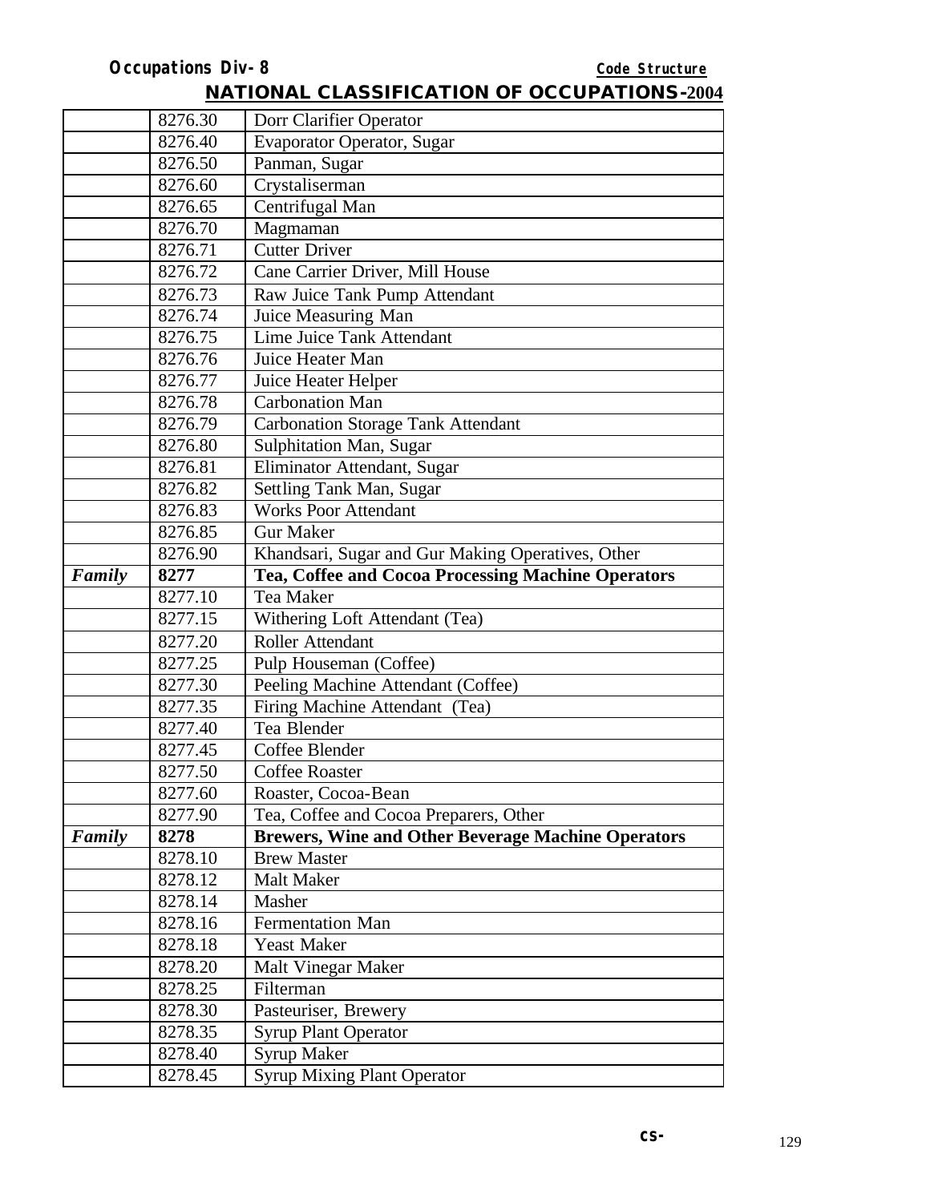**Occupations Div- 8** **Code Structure**

## NATIONAL CLASSIFICATION OF OCCUPATIONS-2004

| | | |
|---|---|---|
| | 8276.30 | Dorr Clarifier Operator |
| | 8276.40 | Evaporator Operator, Sugar |
| | 8276.50 | Panman, Sugar |
| | 8276.60 | Crystaliserman |
| | 8276.65 | Centrifugal Man |
| | 8276.70 | Magmaman |
| | 8276.71 | Cutter Driver |
| | 8276.72 | Cane Carrier Driver, Mill House |
| | 8276.73 | Raw Juice Tank Pump Attendant |
| | 8276.74 | Juice Measuring Man |
| | 8276.75 | Lime Juice Tank Attendant |
| | 8276.76 | Juice Heater Man |
| | 8276.77 | Juice Heater Helper |
| | 8276.78 | Carbonation Man |
| | 8276.79 | Carbonation Storage Tank Attendant |
| | 8276.80 | Sulphitation Man, Sugar |
| | 8276.81 | Eliminator Attendant, Sugar |
| | 8276.82 | Settling Tank Man, Sugar |
| | 8276.83 | Works Poor Attendant |
| | 8276.85 | Gur Maker |
| | 8276.90 | Khandsari, Sugar and Gur Making Operatives, Other |
| ***Family*** | **8277** | **Tea, Coffee and Cocoa Processing Machine Operators** |
| | 8277.10 | Tea Maker |
| | 8277.15 | Withering Loft Attendant (Tea) |
| | 8277.20 | Roller Attendant |
| | 8277.25 | Pulp Houseman (Coffee) |
| | 8277.30 | Peeling Machine Attendant (Coffee) |
| | 8277.35 | Firing Machine Attendant (Tea) |
| | 8277.40 | Tea Blender |
| | 8277.45 | Coffee Blender |
| | 8277.50 | Coffee Roaster |
| | 8277.60 | Roaster, Cocoa-Bean |
| | 8277.90 | Tea, Coffee and Cocoa Preparers, Other |
| ***Family*** | **8278** | **Brewers, Wine and Other Beverage Machine Operators** |
| | 8278.10 | Brew Master |
| | 8278.12 | Malt Maker |
| | 8278.14 | Masher |
| | 8278.16 | Fermentation Man |
| | 8278.18 | Yeast Maker |
| | 8278.20 | Malt Vinegar Maker |
| | 8278.25 | Filterman |
| | 8278.30 | Pasteuriser, Brewery |
| | 8278.35 | Syrup Plant Operator |
| | 8278.40 | Syrup Maker |
| | 8278.45 | Syrup Mixing Plant Operator |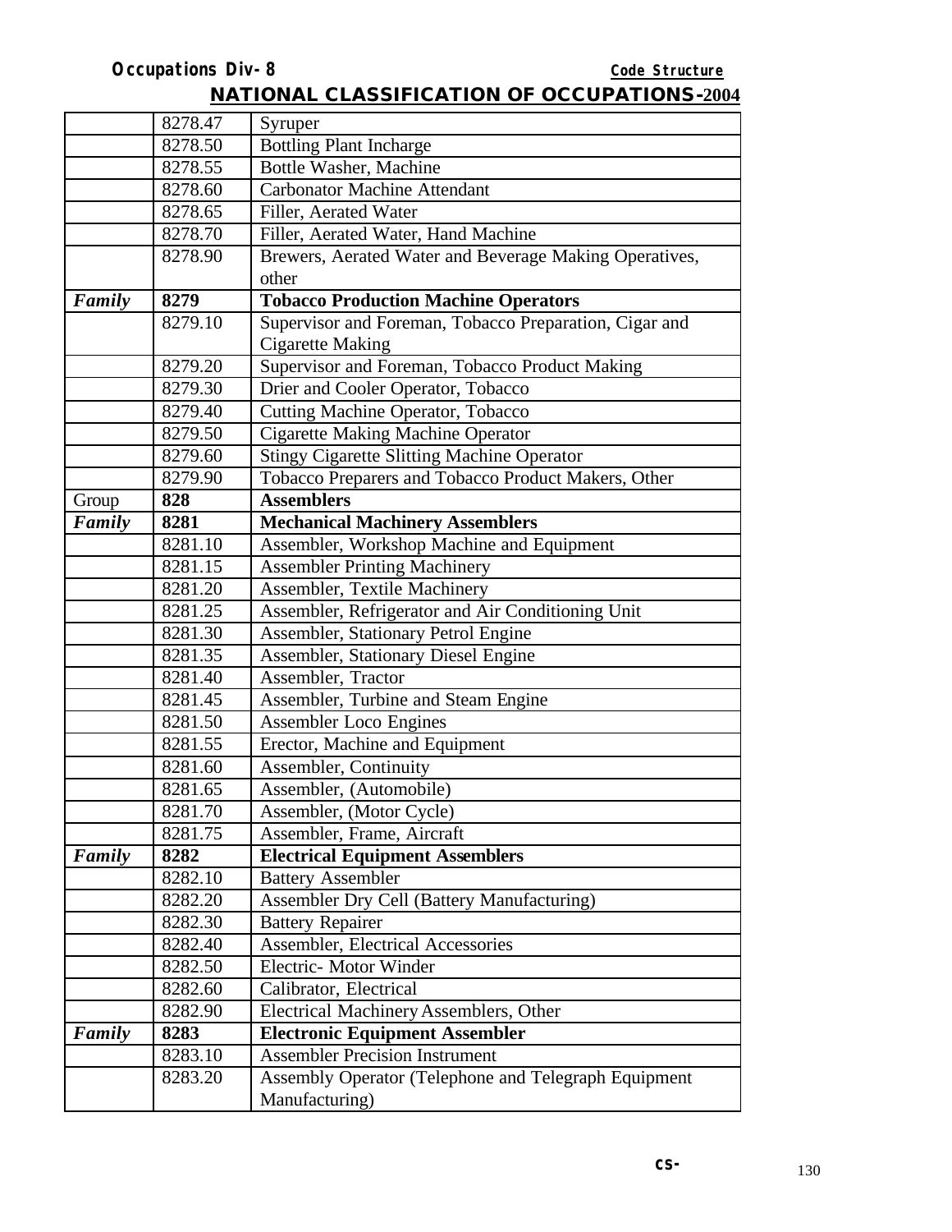| | | |
|---|---|---|
| | 8278.47 | Syruper |
| | 8278.50 | Bottling Plant Incharge |
| | 8278.55 | Bottle Washer, Machine |
| | 8278.60 | Carbonator Machine Attendant |
| | 8278.65 | Filler, Aerated Water |
| | 8278.70 | Filler, Aerated Water, Hand Machine |
| | 8278.90 | Brewers, Aerated Water and Beverage Making Operatives, other |
| ***Family*** | **8279** | **Tobacco Production Machine Operators** |
| | 8279.10 | Supervisor and Foreman, Tobacco Preparation, Cigar and Cigarette Making |
| | 8279.20 | Supervisor and Foreman, Tobacco Product Making |
| | 8279.30 | Drier and Cooler Operator, Tobacco |
| | 8279.40 | Cutting Machine Operator, Tobacco |
| | 8279.50 | Cigarette Making Machine Operator |
| | 8279.60 | Stingy Cigarette Slitting Machine Operator |
| | 8279.90 | Tobacco Preparers and Tobacco Product Makers, Other |
| Group | **828** | **Assemblers** |
| ***Family*** | **8281** | **Mechanical Machinery Assemblers** |
| | 8281.10 | Assembler, Workshop Machine and Equipment |
| | 8281.15 | Assembler Printing Machinery |
| | 8281.20 | Assembler, Textile Machinery |
| | 8281.25 | Assembler, Refrigerator and Air Conditioning Unit |
| | 8281.30 | Assembler, Stationary Petrol Engine |
| | 8281.35 | Assembler, Stationary Diesel Engine |
| | 8281.40 | Assembler, Tractor |
| | 8281.45 | Assembler, Turbine and Steam Engine |
| | 8281.50 | Assembler Loco Engines |
| | 8281.55 | Erector, Machine and Equipment |
| | 8281.60 | Assembler, Continuity |
| | 8281.65 | Assembler, (Automobile) |
| | 8281.70 | Assembler, (Motor Cycle) |
| | 8281.75 | Assembler, Frame, Aircraft |
| ***Family*** | **8282** | **Electrical Equipment Assemblers** |
| | 8282.10 | Battery Assembler |
| | 8282.20 | Assembler Dry Cell (Battery Manufacturing) |
| | 8282.30 | Battery Repairer |
| | 8282.40 | Assembler, Electrical Accessories |
| | 8282.50 | Electric- Motor Winder |
| | 8282.60 | Calibrator, Electrical |
| | 8282.90 | Electrical Machinery Assemblers, Other |
| ***Family*** | **8283** | **Electronic Equipment Assembler** |
| | 8283.10 | Assembler Precision Instrument |
| | 8283.20 | Assembly Operator (Telephone and Telegraph Equipment Manufacturing) |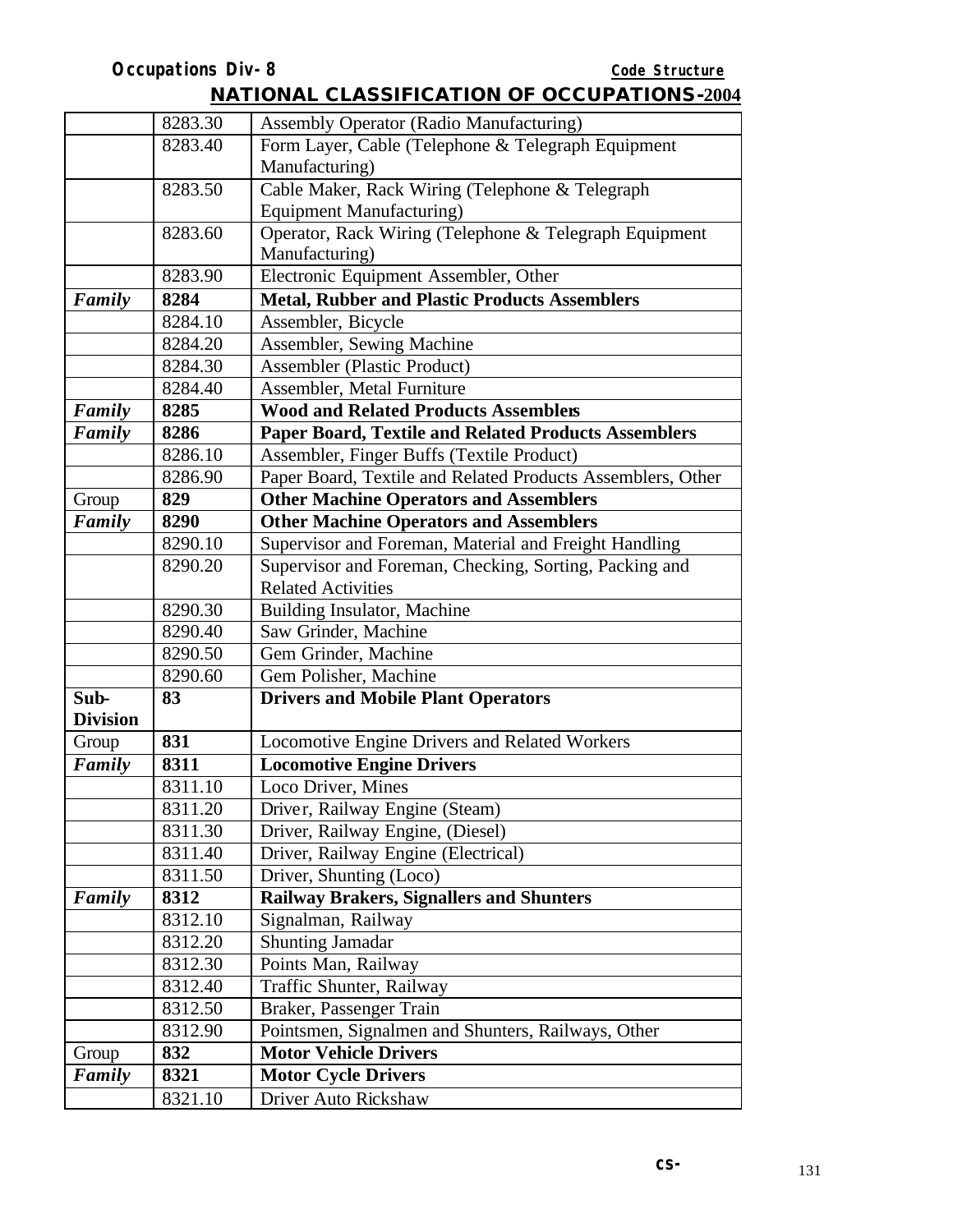| | | |
|---|---|---|
| | 8283.30 | Assembly Operator (Radio Manufacturing) |
| | 8283.40 | Form Layer, Cable (Telephone & Telegraph Equipment Manufacturing) |
| | 8283.50 | Cable Maker, Rack Wiring (Telephone & Telegraph Equipment Manufacturing) |
| | 8283.60 | Operator, Rack Wiring (Telephone & Telegraph Equipment Manufacturing) |
| | 8283.90 | Electronic Equipment Assembler, Other |
| ***Family*** | **8284** | **Metal, Rubber and Plastic Products Assemblers** |
| | 8284.10 | Assembler, Bicycle |
| | 8284.20 | Assembler, Sewing Machine |
| | 8284.30 | Assembler (Plastic Product) |
| | 8284.40 | Assembler, Metal Furniture |
| ***Family*** | **8285** | **Wood and Related Products Assemblers** |
| ***Family*** | **8286** | **Paper Board, Textile and Related Products Assemblers** |
| | 8286.10 | Assembler, Finger Buffs (Textile Product) |
| | 8286.90 | Paper Board, Textile and Related Products Assemblers, Other |
| Group | **829** | **Other Machine Operators and Assemblers** |
| ***Family*** | **8290** | **Other Machine Operators and Assemblers** |
| | 8290.10 | Supervisor and Foreman, Material and Freight Handling |
| | 8290.20 | Supervisor and Foreman, Checking, Sorting, Packing and Related Activities |
| | 8290.30 | Building Insulator, Machine |
| | 8290.40 | Saw Grinder, Machine |
| | 8290.50 | Gem Grinder, Machine |
| | 8290.60 | Gem Polisher, Machine |
| **Sub-Division** | **83** | **Drivers and Mobile Plant Operators** |
| Group | **831** | Locomotive Engine Drivers and Related Workers |
| ***Family*** | **8311** | **Locomotive Engine Drivers** |
| | 8311.10 | Loco Driver, Mines |
| | 8311.20 | Driver, Railway Engine (Steam) |
| | 8311.30 | Driver, Railway Engine, (Diesel) |
| | 8311.40 | Driver, Railway Engine (Electrical) |
| | 8311.50 | Driver, Shunting (Loco) |
| ***Family*** | **8312** | **Railway Brakers, Signallers and Shunters** |
| | 8312.10 | Signalman, Railway |
| | 8312.20 | Shunting Jamadar |
| | 8312.30 | Points Man, Railway |
| | 8312.40 | Traffic Shunter, Railway |
| | 8312.50 | Braker, Passenger Train |
| | 8312.90 | Pointsmen, Signalmen and Shunters, Railways, Other |
| Group | **832** | **Motor Vehicle Drivers** |
| ***Family*** | **8321** | **Motor Cycle Drivers** |
| | 8321.10 | Driver Auto Rickshaw |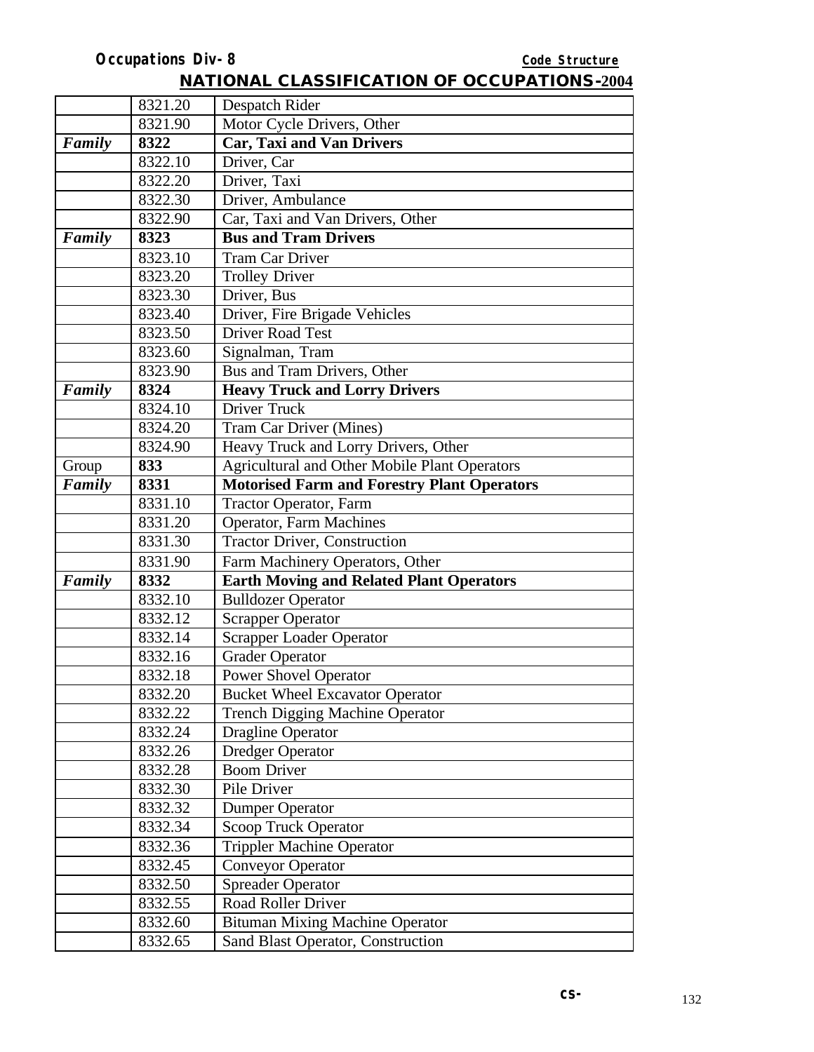| | | |
|---|---|---|
| | 8321.20 | Despatch Rider |
| | 8321.90 | Motor Cycle Drivers, Other |
| ***Family*** | **8322** | **Car, Taxi and Van Drivers** |
| | 8322.10 | Driver, Car |
| | 8322.20 | Driver, Taxi |
| | 8322.30 | Driver, Ambulance |
| | 8322.90 | Car, Taxi and Van Drivers, Other |
| ***Family*** | **8323** | **Bus and Tram Drivers** |
| | 8323.10 | Tram Car Driver |
| | 8323.20 | Trolley Driver |
| | 8323.30 | Driver, Bus |
| | 8323.40 | Driver, Fire Brigade Vehicles |
| | 8323.50 | Driver Road Test |
| | 8323.60 | Signalman, Tram |
| | 8323.90 | Bus and Tram Drivers, Other |
| ***Family*** | **8324** | **Heavy Truck and Lorry Drivers** |
| | 8324.10 | Driver Truck |
| | 8324.20 | Tram Car Driver (Mines) |
| | 8324.90 | Heavy Truck and Lorry Drivers, Other |
| Group | **833** | Agricultural and Other Mobile Plant Operators |
| ***Family*** | **8331** | **Motorised Farm and Forestry Plant Operators** |
| | 8331.10 | Tractor Operator, Farm |
| | 8331.20 | Operator, Farm Machines |
| | 8331.30 | Tractor Driver, Construction |
| | 8331.90 | Farm Machinery Operators, Other |
| ***Family*** | **8332** | **Earth Moving and Related Plant Operators** |
| | 8332.10 | Bulldozer Operator |
| | 8332.12 | Scrapper Operator |
| | 8332.14 | Scrapper Loader Operator |
| | 8332.16 | Grader Operator |
| | 8332.18 | Power Shovel Operator |
| | 8332.20 | Bucket Wheel Excavator Operator |
| | 8332.22 | Trench Digging Machine Operator |
| | 8332.24 | Dragline Operator |
| | 8332.26 | Dredger Operator |
| | 8332.28 | Boom Driver |
| | 8332.30 | Pile Driver |
| | 8332.32 | Dumper Operator |
| | 8332.34 | Scoop Truck Operator |
| | 8332.36 | Trippler Machine Operator |
| | 8332.45 | Conveyor Operator |
| | 8332.50 | Spreader Operator |
| | 8332.55 | Road Roller Driver |
| | 8332.60 | Bituman Mixing Machine Operator |
| | 8332.65 | Sand Blast Operator, Construction |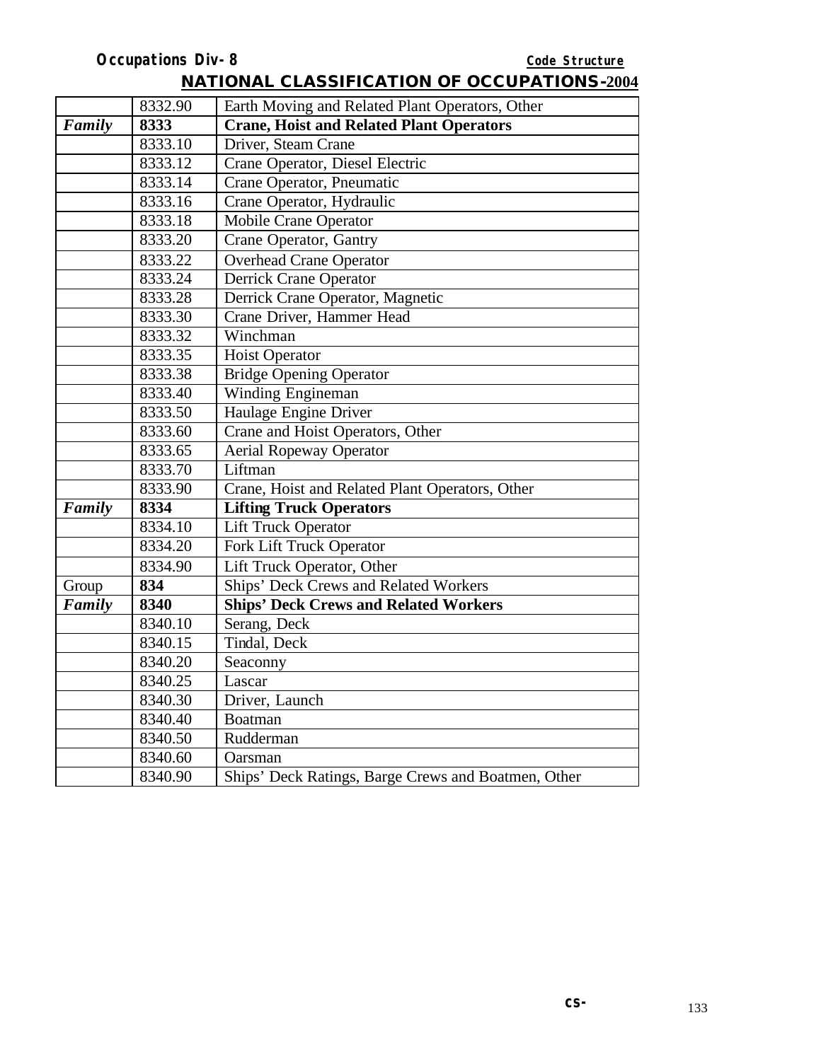| | | |
|---|---|---|
| | 8332.90 | Earth Moving and Related Plant Operators, Other |
| ***Family*** | **8333** | **Crane, Hoist and Related Plant Operators** |
| | 8333.10 | Driver, Steam Crane |
| | 8333.12 | Crane Operator, Diesel Electric |
| | 8333.14 | Crane Operator, Pneumatic |
| | 8333.16 | Crane Operator, Hydraulic |
| | 8333.18 | Mobile Crane Operator |
| | 8333.20 | Crane Operator, Gantry |
| | 8333.22 | Overhead Crane Operator |
| | 8333.24 | Derrick Crane Operator |
| | 8333.28 | Derrick Crane Operator, Magnetic |
| | 8333.30 | Crane Driver, Hammer Head |
| | 8333.32 | Winchman |
| | 8333.35 | Hoist Operator |
| | 8333.38 | Bridge Opening Operator |
| | 8333.40 | Winding Engineman |
| | 8333.50 | Haulage Engine Driver |
| | 8333.60 | Crane and Hoist Operators, Other |
| | 8333.65 | Aerial Ropeway Operator |
| | 8333.70 | Liftman |
| | 8333.90 | Crane, Hoist and Related Plant Operators, Other |
| ***Family*** | **8334** | **Lifting Truck Operators** |
| | 8334.10 | Lift Truck Operator |
| | 8334.20 | Fork Lift Truck Operator |
| | 8334.90 | Lift Truck Operator, Other |
| Group | **834** | Ships' Deck Crews and Related Workers |
| ***Family*** | **8340** | **Ships' Deck Crews and Related Workers** |
| | 8340.10 | Serang, Deck |
| | 8340.15 | Tindal, Deck |
| | 8340.20 | Seaconny |
| | 8340.25 | Lascar |
| | 8340.30 | Driver, Launch |
| | 8340.40 | Boatman |
| | 8340.50 | Rudderman |
| | 8340.60 | Oarsman |
| | 8340.90 | Ships' Deck Ratings, Barge Crews and Boatmen, Other |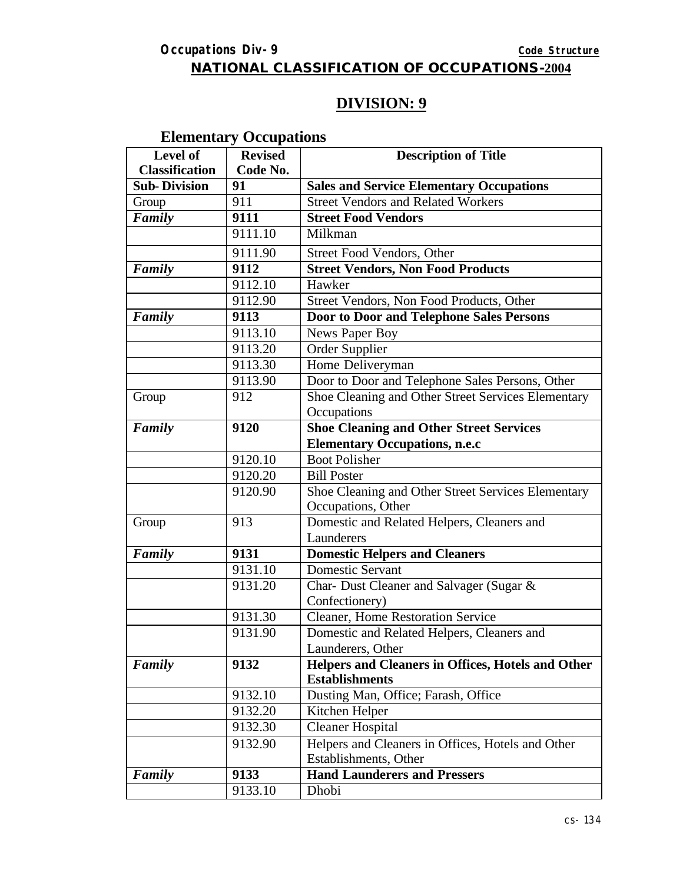## NATIONAL CLASSIFICATION OF OCCUPATIONS-2004

## DIVISION: 9

### Elementary Occupations

| Level of Classification | Revised Code No. | Description of Title |
|---|---|---|
| **Sub- Division** | **91** | **Sales and Service Elementary Occupations** |
| Group | 911 | Street Vendors and Related Workers |
| ***Family*** | **9111** | **Street Food Vendors** |
| | 9111.10 | Milkman |
| | 9111.90 | Street Food Vendors, Other |
| ***Family*** | **9112** | **Street Vendors, Non Food Products** |
| | 9112.10 | Hawker |
| | 9112.90 | Street Vendors, Non Food Products, Other |
| ***Family*** | **9113** | **Door to Door and Telephone Sales Persons** |
| | 9113.10 | News Paper Boy |
| | 9113.20 | Order Supplier |
| | 9113.30 | Home Deliveryman |
| | 9113.90 | Door to Door and Telephone Sales Persons, Other |
| Group | 912 | Shoe Cleaning and Other Street Services Elementary Occupations |
| ***Family*** | **9120** | **Shoe Cleaning and Other Street Services Elementary Occupations, n.e.c** |
| | 9120.10 | Boot Polisher |
| | 9120.20 | Bill Poster |
| | 9120.90 | Shoe Cleaning and Other Street Services Elementary Occupations, Other |
| Group | 913 | Domestic and Related Helpers, Cleaners and Launderers |
| ***Family*** | **9131** | **Domestic Helpers and Cleaners** |
| | 9131.10 | Domestic Servant |
| | 9131.20 | Char- Dust Cleaner and Salvager (Sugar & Confectionery) |
| | 9131.30 | Cleaner, Home Restoration Service |
| | 9131.90 | Domestic and Related Helpers, Cleaners and Launderers, Other |
| ***Family*** | **9132** | **Helpers and Cleaners in Offices, Hotels and Other Establishments** |
| | 9132.10 | Dusting Man, Office; Farash, Office |
| | 9132.20 | Kitchen Helper |
| | 9132.30 | Cleaner Hospital |
| | 9132.90 | Helpers and Cleaners in Offices, Hotels and Other Establishments, Other |
| ***Family*** | **9133** | **Hand Launderers and Pressers** |
| | 9133.10 | Dhobi |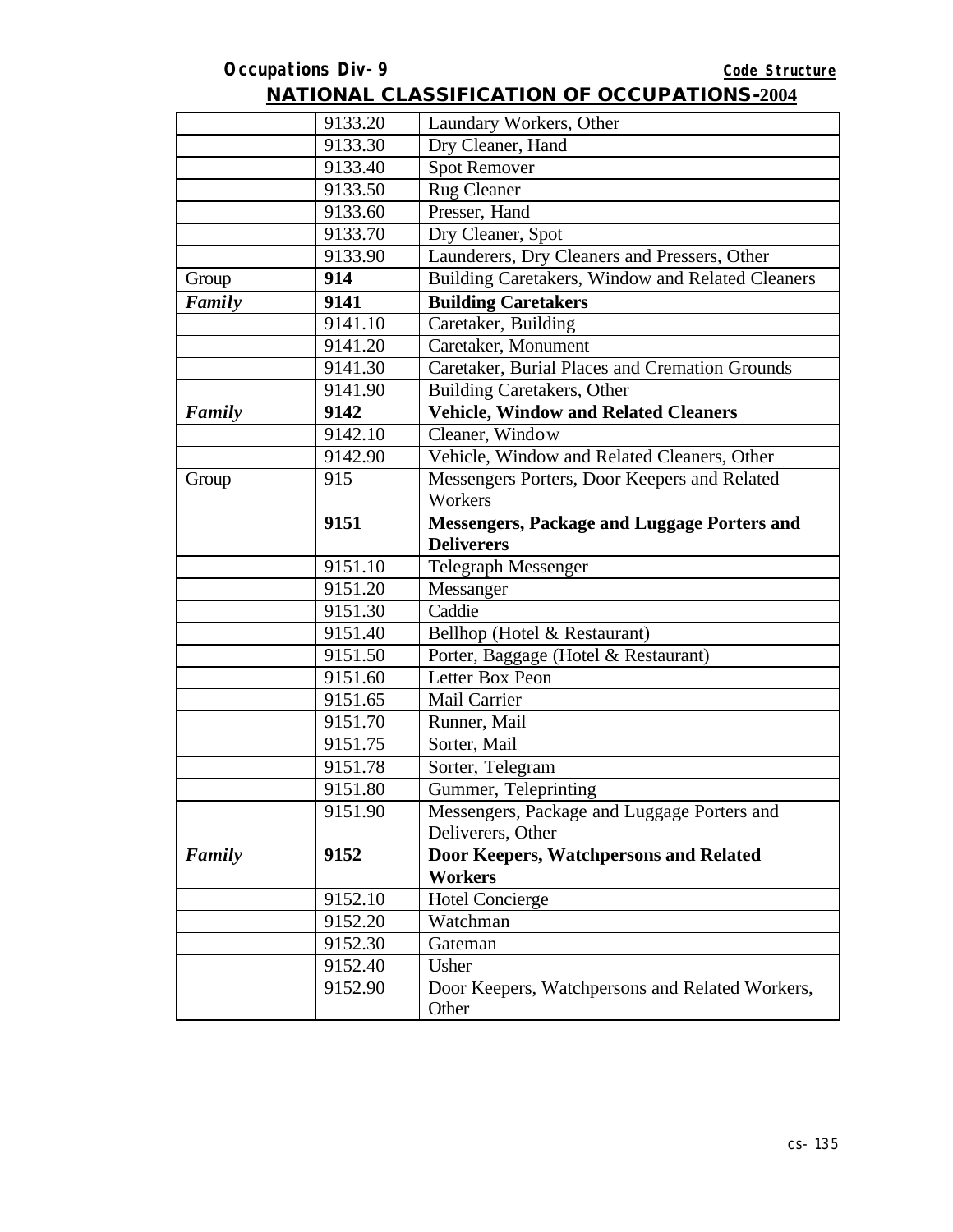## NATIONAL CLASSIFICATION OF OCCUPATIONS-2004

| | | |
|---|---|---|
| | 9133.20 | Laundary Workers, Other |
| | 9133.30 | Dry Cleaner, Hand |
| | 9133.40 | Spot Remover |
| | 9133.50 | Rug Cleaner |
| | 9133.60 | Presser, Hand |
| | 9133.70 | Dry Cleaner, Spot |
| | 9133.90 | Launderers, Dry Cleaners and Pressers, Other |
| Group | **914** | Building Caretakers, Window and Related Cleaners |
| ***Family*** | **9141** | **Building Caretakers** |
| | 9141.10 | Caretaker, Building |
| | 9141.20 | Caretaker, Monument |
| | 9141.30 | Caretaker, Burial Places and Cremation Grounds |
| | 9141.90 | Building Caretakers, Other |
| ***Family*** | **9142** | **Vehicle, Window and Related Cleaners** |
| | 9142.10 | Cleaner, Window |
| | 9142.90 | Vehicle, Window and Related Cleaners, Other |
| Group | 915 | Messengers Porters, Door Keepers and Related Workers |
| | **9151** | **Messengers, Package and Luggage Porters and Deliverers** |
| | 9151.10 | Telegraph Messenger |
| | 9151.20 | Messanger |
| | 9151.30 | Caddie |
| | 9151.40 | Bellhop (Hotel & Restaurant) |
| | 9151.50 | Porter, Baggage (Hotel & Restaurant) |
| | 9151.60 | Letter Box Peon |
| | 9151.65 | Mail Carrier |
| | 9151.70 | Runner, Mail |
| | 9151.75 | Sorter, Mail |
| | 9151.78 | Sorter, Telegram |
| | 9151.80 | Gummer, Teleprinting |
| | 9151.90 | Messengers, Package and Luggage Porters and Deliverers, Other |
| ***Family*** | **9152** | **Door Keepers, Watchpersons and Related Workers** |
| | 9152.10 | Hotel Concierge |
| | 9152.20 | Watchman |
| | 9152.30 | Gateman |
| | 9152.40 | Usher |
| | 9152.90 | Door Keepers, Watchpersons and Related Workers, Other |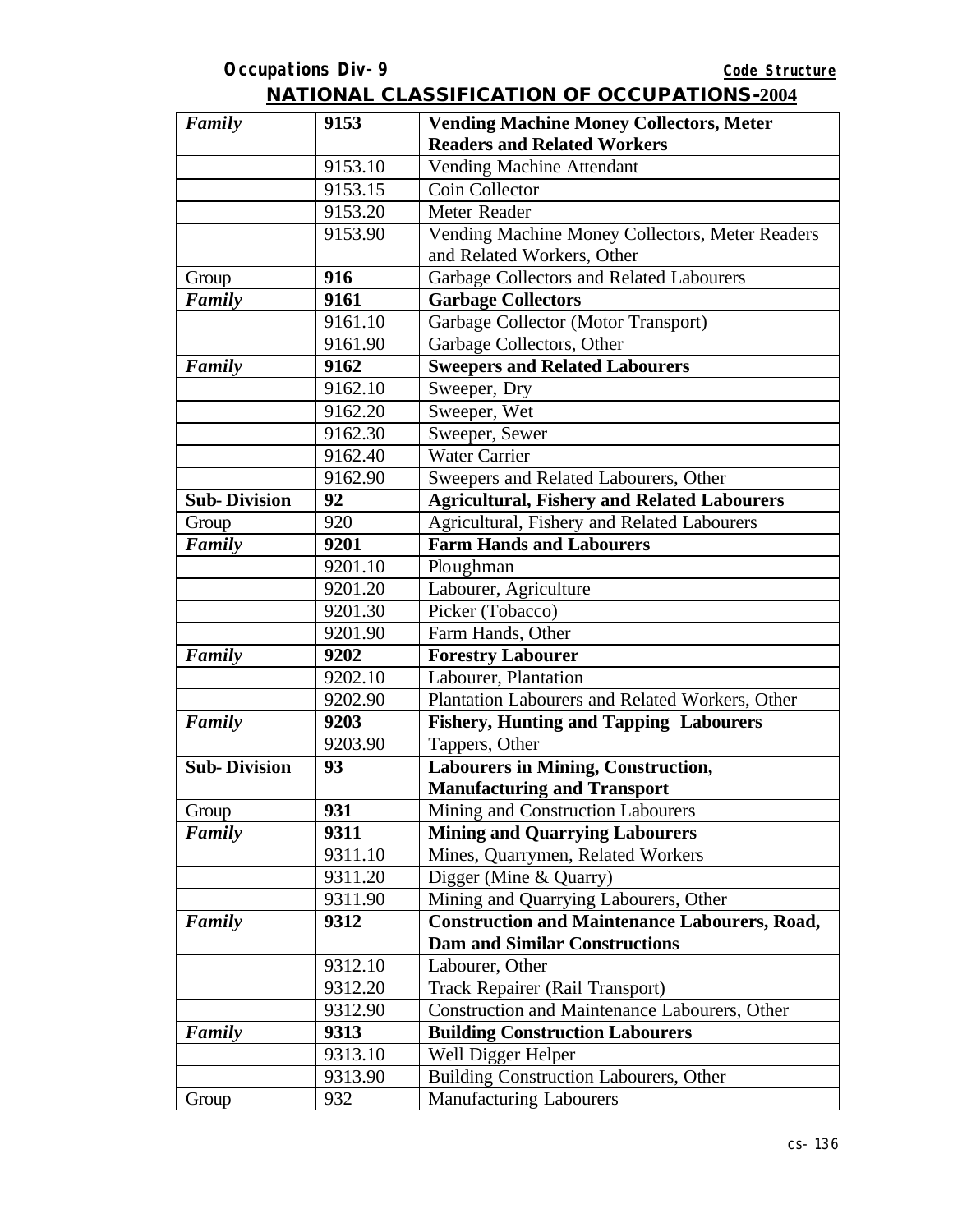## NATIONAL CLASSIFICATION OF OCCUPATIONS-2004

| | | |
|---|---|---|
| ***Family*** | **9153** | **Vending Machine Money Collectors, Meter Readers and Related Workers** |
| | 9153.10 | Vending Machine Attendant |
| | 9153.15 | Coin Collector |
| | 9153.20 | Meter Reader |
| | 9153.90 | Vending Machine Money Collectors, Meter Readers and Related Workers, Other |
| Group | **916** | Garbage Collectors and Related Labourers |
| ***Family*** | **9161** | **Garbage Collectors** |
| | 9161.10 | Garbage Collector (Motor Transport) |
| | 9161.90 | Garbage Collectors, Other |
| ***Family*** | **9162** | **Sweepers and Related Labourers** |
| | 9162.10 | Sweeper, Dry |
| | 9162.20 | Sweeper, Wet |
| | 9162.30 | Sweeper, Sewer |
| | 9162.40 | Water Carrier |
| | 9162.90 | Sweepers and Related Labourers, Other |
| **Sub-Division** | **92** | **Agricultural, Fishery and Related Labourers** |
| Group | 920 | Agricultural, Fishery and Related Labourers |
| ***Family*** | **9201** | **Farm Hands and Labourers** |
| | 9201.10 | Ploughman |
| | 9201.20 | Labourer, Agriculture |
| | 9201.30 | Picker (Tobacco) |
| | 9201.90 | Farm Hands, Other |
| ***Family*** | **9202** | **Forestry Labourer** |
| | 9202.10 | Labourer, Plantation |
| | 9202.90 | Plantation Labourers and Related Workers, Other |
| ***Family*** | **9203** | **Fishery, Hunting and Tapping Labourers** |
| | 9203.90 | Tappers, Other |
| **Sub-Division** | **93** | **Labourers in Mining, Construction, Manufacturing and Transport** |
| Group | **931** | Mining and Construction Labourers |
| ***Family*** | **9311** | **Mining and Quarrying Labourers** |
| | 9311.10 | Mines, Quarrymen, Related Workers |
| | 9311.20 | Digger (Mine & Quarry) |
| | 9311.90 | Mining and Quarrying Labourers, Other |
| ***Family*** | **9312** | **Construction and Maintenance Labourers, Road, Dam and Similar Constructions** |
| | 9312.10 | Labourer, Other |
| | 9312.20 | Track Repairer (Rail Transport) |
| | 9312.90 | Construction and Maintenance Labourers, Other |
| ***Family*** | **9313** | **Building Construction Labourers** |
| | 9313.10 | Well Digger Helper |
| | 9313.90 | Building Construction Labourers, Other |
| Group | 932 | Manufacturing Labourers |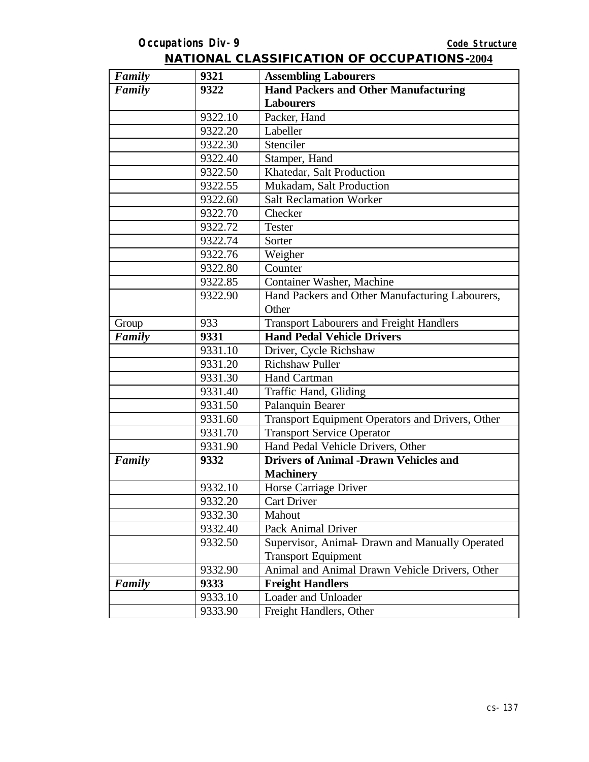| *Family* | **9321** | **Assembling Labourers** |
|---|---|---|
| ***Family*** | **9322** | **Hand Packers and Other Manufacturing Labourers** |
| | 9322.10 | Packer, Hand |
| | 9322.20 | Labeller |
| | 9322.30 | Stenciler |
| | 9322.40 | Stamper, Hand |
| | 9322.50 | Khatedar, Salt Production |
| | 9322.55 | Mukadam, Salt Production |
| | 9322.60 | Salt Reclamation Worker |
| | 9322.70 | Checker |
| | 9322.72 | Tester |
| | 9322.74 | Sorter |
| | 9322.76 | Weigher |
| | 9322.80 | Counter |
| | 9322.85 | Container Washer, Machine |
| | 9322.90 | Hand Packers and Other Manufacturing Labourers, Other |
| Group | 933 | Transport Labourers and Freight Handlers |
| ***Family*** | **9331** | **Hand Pedal Vehicle Drivers** |
| | 9331.10 | Driver, Cycle Richshaw |
| | 9331.20 | Richshaw Puller |
| | 9331.30 | Hand Cartman |
| | 9331.40 | Traffic Hand, Gliding |
| | 9331.50 | Palanquin Bearer |
| | 9331.60 | Transport Equipment Operators and Drivers, Other |
| | 9331.70 | Transport Service Operator |
| | 9331.90 | Hand Pedal Vehicle Drivers, Other |
| ***Family*** | **9332** | **Drivers of Animal -Drawn Vehicles and Machinery** |
| | 9332.10 | Horse Carriage Driver |
| | 9332.20 | Cart Driver |
| | 9332.30 | Mahout |
| | 9332.40 | Pack Animal Driver |
| | 9332.50 | Supervisor, Animal- Drawn and Manually Operated Transport Equipment |
| | 9332.90 | Animal and Animal Drawn Vehicle Drivers, Other |
| ***Family*** | **9333** | **Freight Handlers** |
| | 9333.10 | Loader and Unloader |
| | 9333.90 | Freight Handlers, Other |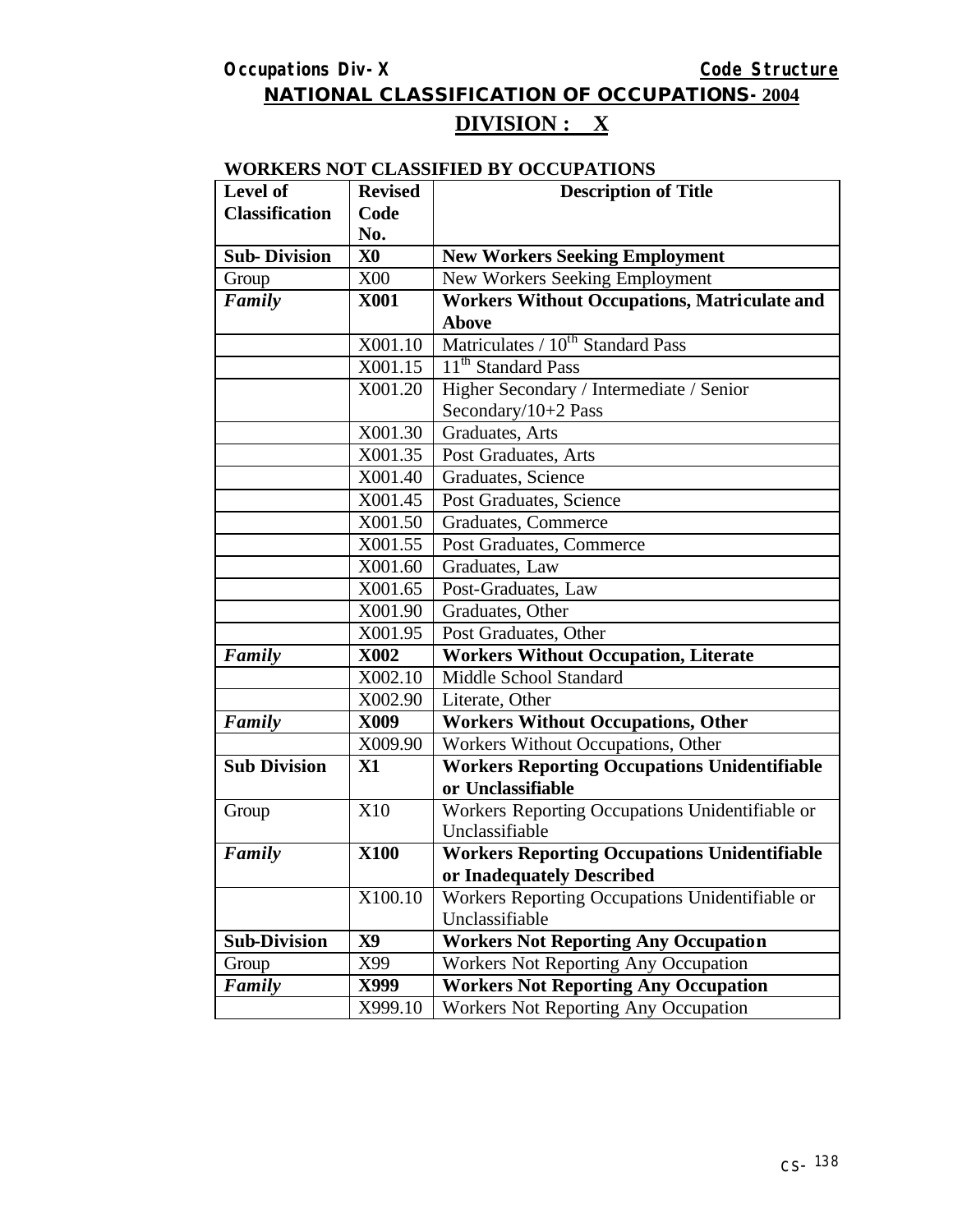# NATIONAL CLASSIFICATION OF OCCUPATIONS- 2004

## DIVISION : X

### WORKERS NOT CLASSIFIED BY OCCUPATIONS

| Level of Classification | Revised Code No. | Description of Title |
|---|---|---|
| **Sub- Division** | **X0** | **New Workers Seeking Employment** |
| Group | X00 | New Workers Seeking Employment |
| ***Family*** | **X001** | **Workers Without Occupations, Matriculate and Above** |
| | X001.10 | Matriculates / 10th Standard Pass |
| | X001.15 | 11th Standard Pass |
| | X001.20 | Higher Secondary / Intermediate / Senior Secondary/10+2 Pass |
| | X001.30 | Graduates, Arts |
| | X001.35 | Post Graduates, Arts |
| | X001.40 | Graduates, Science |
| | X001.45 | Post Graduates, Science |
| | X001.50 | Graduates, Commerce |
| | X001.55 | Post Graduates, Commerce |
| | X001.60 | Graduates, Law |
| | X001.65 | Post-Graduates, Law |
| | X001.90 | Graduates, Other |
| | X001.95 | Post Graduates, Other |
| ***Family*** | **X002** | **Workers Without Occupation, Literate** |
| | X002.10 | Middle School Standard |
| | X002.90 | Literate, Other |
| ***Family*** | **X009** | **Workers Without Occupations, Other** |
| | X009.90 | Workers Without Occupations, Other |
| **Sub Division** | **X1** | **Workers Reporting Occupations Unidentifiable or Unclassifiable** |
| Group | X10 | Workers Reporting Occupations Unidentifiable or Unclassifiable |
| ***Family*** | **X100** | **Workers Reporting Occupations Unidentifiable or Inadequately Described** |
| | X100.10 | Workers Reporting Occupations Unidentifiable or Unclassifiable |
| **Sub-Division** | **X9** | **Workers Not Reporting Any Occupation** |
| Group | X99 | Workers Not Reporting Any Occupation |
| ***Family*** | **X999** | **Workers Not Reporting Any Occupation** |
| | X999.10 | Workers Not Reporting Any Occupation |